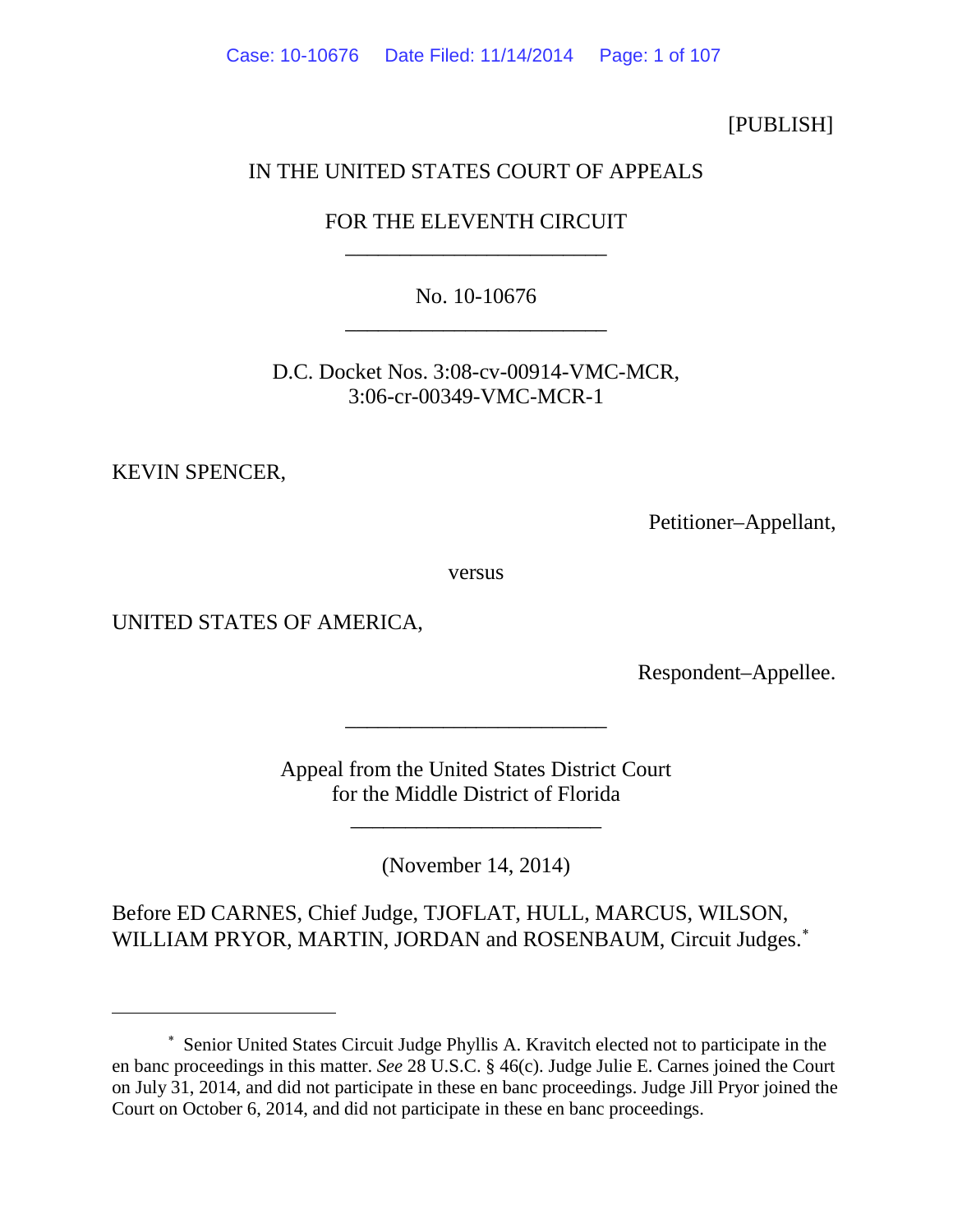[PUBLISH]

IN THE UNITED STATES COURT OF APPEALS

FOR THE ELEVENTH CIRCUIT

________________________

No. 10-10676

________________________

D.C. Docket Nos. 3:08-cv-00914-VMC-MCR,
3:06-cr-00349-VMC-MCR-1

KEVIN SPENCER,

Petitioner–Appellant,

versus

UNITED STATES OF AMERICA,

Respondent–Appellee.

________________________

Appeal from the United States District Court
for the Middle District of Florida

________________________

(November 14, 2014)

Before ED CARNES, Chief Judge, TJOFLAT, HULL, MARCUS, WILSON, WILLIAM PRYOR, MARTIN, JORDAN and ROSENBAUM, Circuit Judges.[*]

---

[*] Senior United States Circuit Judge Phyllis A. Kravitch elected not to participate in the en banc proceedings in this matter. *See* 28 U.S.C. § 46(c). Judge Julie E. Carnes joined the Court on July 31, 2014, and did not participate in these en banc proceedings. Judge Jill Pryor joined the Court on October 6, 2014, and did not participate in these en banc proceedings.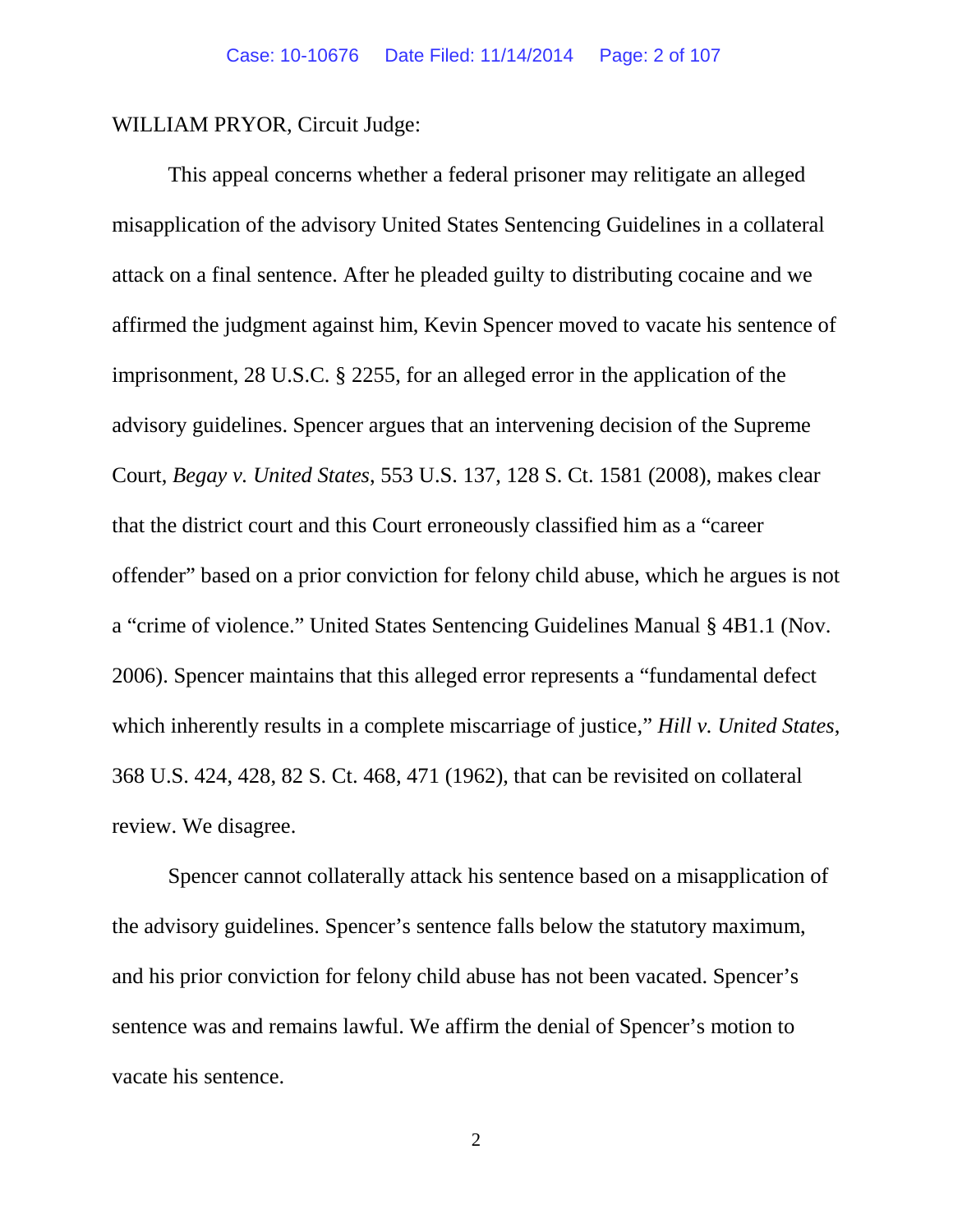WILLIAM PRYOR, Circuit Judge:

This appeal concerns whether a federal prisoner may relitigate an alleged misapplication of the advisory United States Sentencing Guidelines in a collateral attack on a final sentence. After he pleaded guilty to distributing cocaine and we affirmed the judgment against him, Kevin Spencer moved to vacate his sentence of imprisonment, 28 U.S.C. § 2255, for an alleged error in the application of the advisory guidelines. Spencer argues that an intervening decision of the Supreme Court, *Begay v. United States*, 553 U.S. 137, 128 S. Ct. 1581 (2008), makes clear that the district court and this Court erroneously classified him as a "career offender" based on a prior conviction for felony child abuse, which he argues is not a "crime of violence." United States Sentencing Guidelines Manual § 4B1.1 (Nov. 2006). Spencer maintains that this alleged error represents a "fundamental defect which inherently results in a complete miscarriage of justice," *Hill v. United States*, 368 U.S. 424, 428, 82 S. Ct. 468, 471 (1962), that can be revisited on collateral review. We disagree.

Spencer cannot collaterally attack his sentence based on a misapplication of the advisory guidelines. Spencer's sentence falls below the statutory maximum, and his prior conviction for felony child abuse has not been vacated. Spencer's sentence was and remains lawful. We affirm the denial of Spencer's motion to vacate his sentence.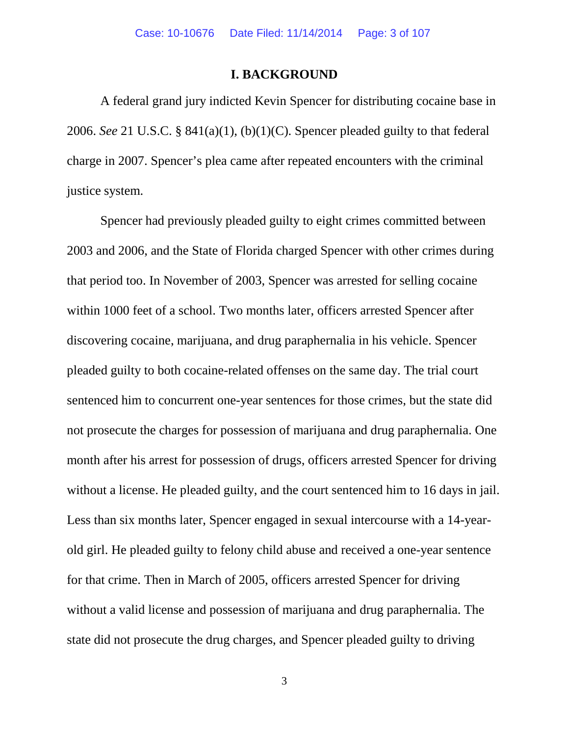# I. BACKGROUND

A federal grand jury indicted Kevin Spencer for distributing cocaine base in 2006. *See* 21 U.S.C. § 841(a)(1), (b)(1)(C). Spencer pleaded guilty to that federal charge in 2007. Spencer's plea came after repeated encounters with the criminal justice system.

Spencer had previously pleaded guilty to eight crimes committed between 2003 and 2006, and the State of Florida charged Spencer with other crimes during that period too. In November of 2003, Spencer was arrested for selling cocaine within 1000 feet of a school. Two months later, officers arrested Spencer after discovering cocaine, marijuana, and drug paraphernalia in his vehicle. Spencer pleaded guilty to both cocaine-related offenses on the same day. The trial court sentenced him to concurrent one-year sentences for those crimes, but the state did not prosecute the charges for possession of marijuana and drug paraphernalia. One month after his arrest for possession of drugs, officers arrested Spencer for driving without a license. He pleaded guilty, and the court sentenced him to 16 days in jail. Less than six months later, Spencer engaged in sexual intercourse with a 14-year-old girl. He pleaded guilty to felony child abuse and received a one-year sentence for that crime. Then in March of 2005, officers arrested Spencer for driving without a valid license and possession of marijuana and drug paraphernalia. The state did not prosecute the drug charges, and Spencer pleaded guilty to driving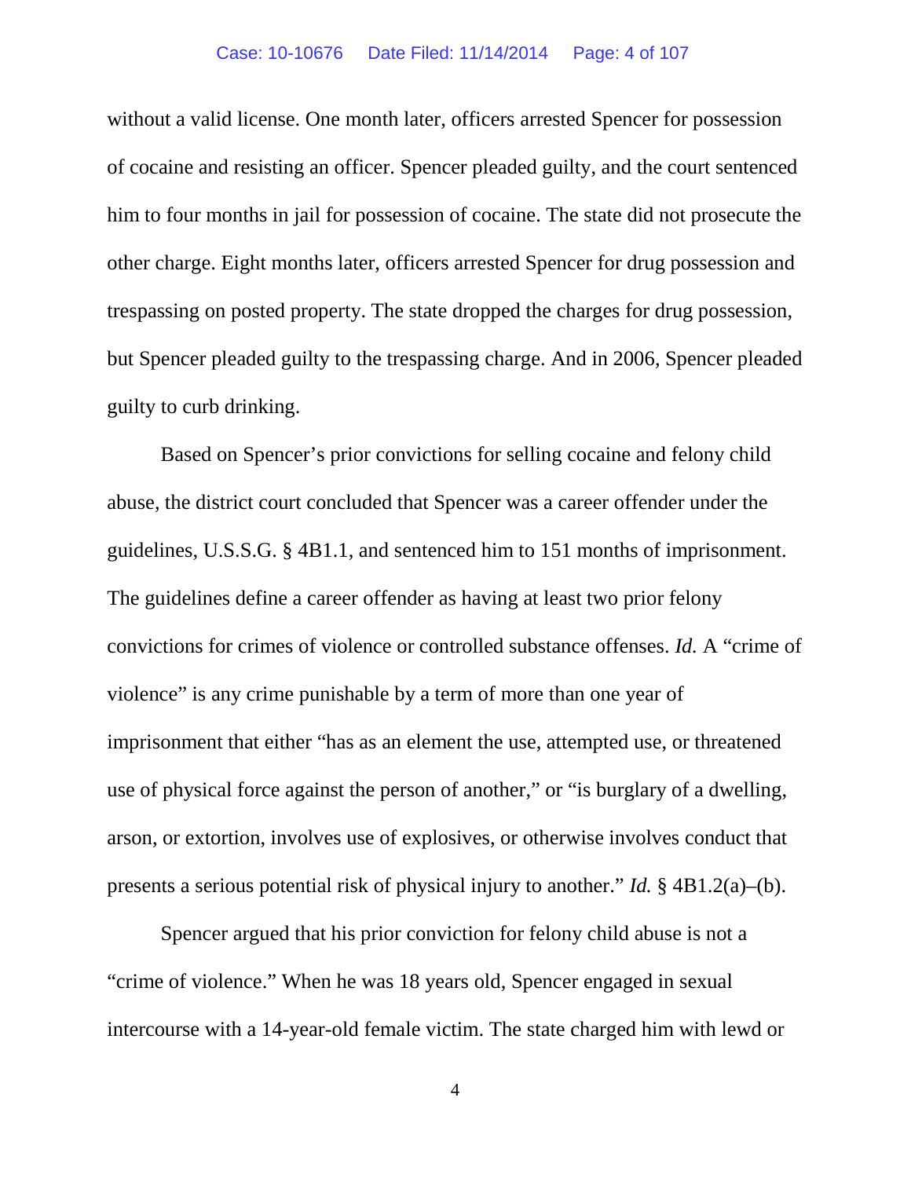without a valid license. One month later, officers arrested Spencer for possession of cocaine and resisting an officer. Spencer pleaded guilty, and the court sentenced him to four months in jail for possession of cocaine. The state did not prosecute the other charge. Eight months later, officers arrested Spencer for drug possession and trespassing on posted property. The state dropped the charges for drug possession, but Spencer pleaded guilty to the trespassing charge. And in 2006, Spencer pleaded guilty to curb drinking.

Based on Spencer's prior convictions for selling cocaine and felony child abuse, the district court concluded that Spencer was a career offender under the guidelines, U.S.S.G. § 4B1.1, and sentenced him to 151 months of imprisonment. The guidelines define a career offender as having at least two prior felony convictions for crimes of violence or controlled substance offenses. *Id.* A "crime of violence" is any crime punishable by a term of more than one year of imprisonment that either "has as an element the use, attempted use, or threatened use of physical force against the person of another," or "is burglary of a dwelling, arson, or extortion, involves use of explosives, or otherwise involves conduct that presents a serious potential risk of physical injury to another." *Id.* § 4B1.2(a)–(b).

Spencer argued that his prior conviction for felony child abuse is not a "crime of violence." When he was 18 years old, Spencer engaged in sexual intercourse with a 14-year-old female victim. The state charged him with lewd or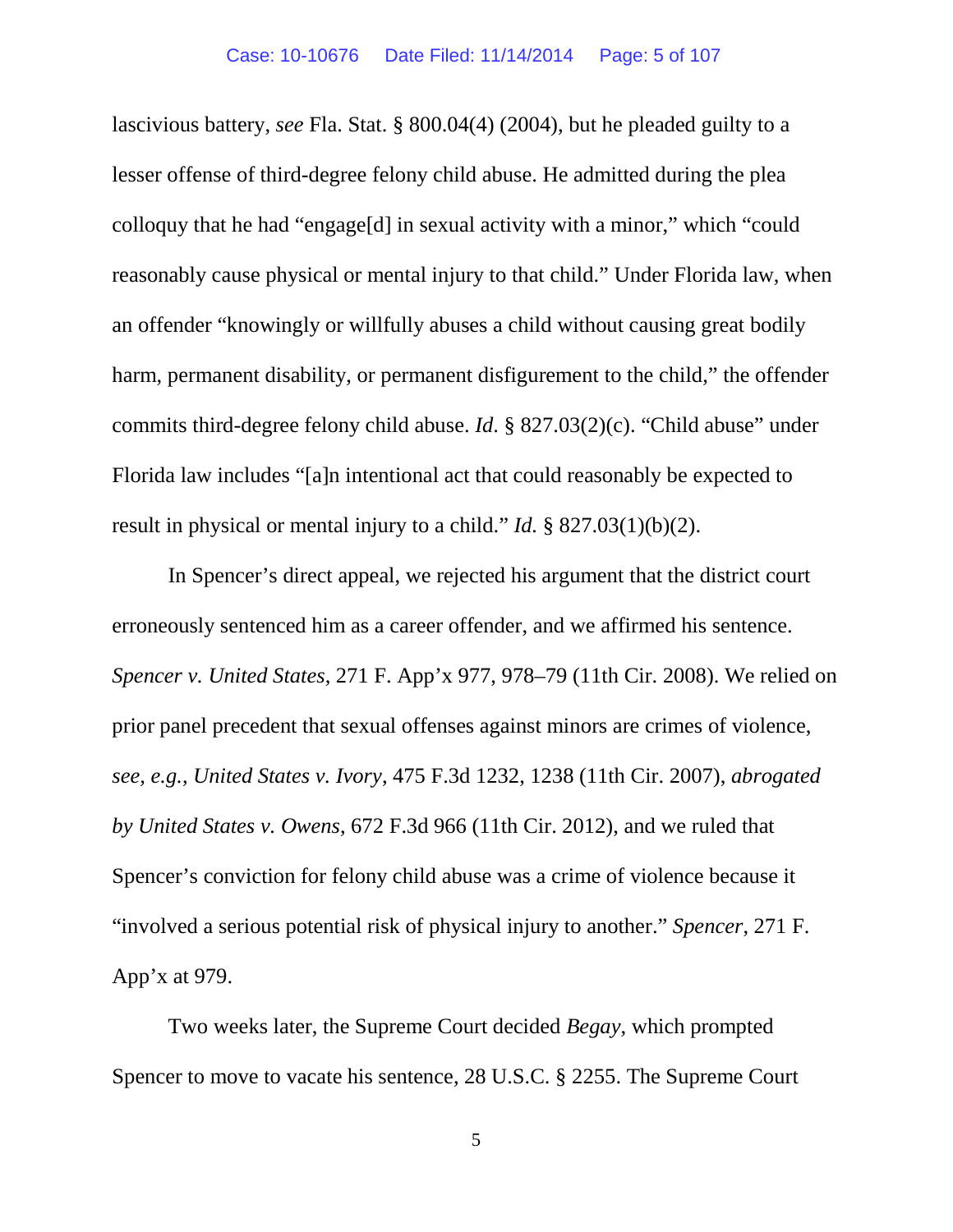lascivious battery, *see* Fla. Stat. § 800.04(4) (2004), but he pleaded guilty to a lesser offense of third-degree felony child abuse. He admitted during the plea colloquy that he had "engage[d] in sexual activity with a minor," which "could reasonably cause physical or mental injury to that child." Under Florida law, when an offender "knowingly or willfully abuses a child without causing great bodily harm, permanent disability, or permanent disfigurement to the child," the offender commits third-degree felony child abuse. *Id*. § 827.03(2)(c). "Child abuse" under Florida law includes "[a]n intentional act that could reasonably be expected to result in physical or mental injury to a child." *Id.* § 827.03(1)(b)(2).

In Spencer's direct appeal, we rejected his argument that the district court erroneously sentenced him as a career offender, and we affirmed his sentence. *Spencer v. United States*, 271 F. App'x 977, 978–79 (11th Cir. 2008). We relied on prior panel precedent that sexual offenses against minors are crimes of violence, *see, e.g.*, *United States v. Ivory*, 475 F.3d 1232, 1238 (11th Cir. 2007), *abrogated by United States v. Owens*, 672 F.3d 966 (11th Cir. 2012), and we ruled that Spencer's conviction for felony child abuse was a crime of violence because it "involved a serious potential risk of physical injury to another." *Spencer*, 271 F. App'x at 979.

Two weeks later, the Supreme Court decided *Begay*, which prompted Spencer to move to vacate his sentence, 28 U.S.C. § 2255. The Supreme Court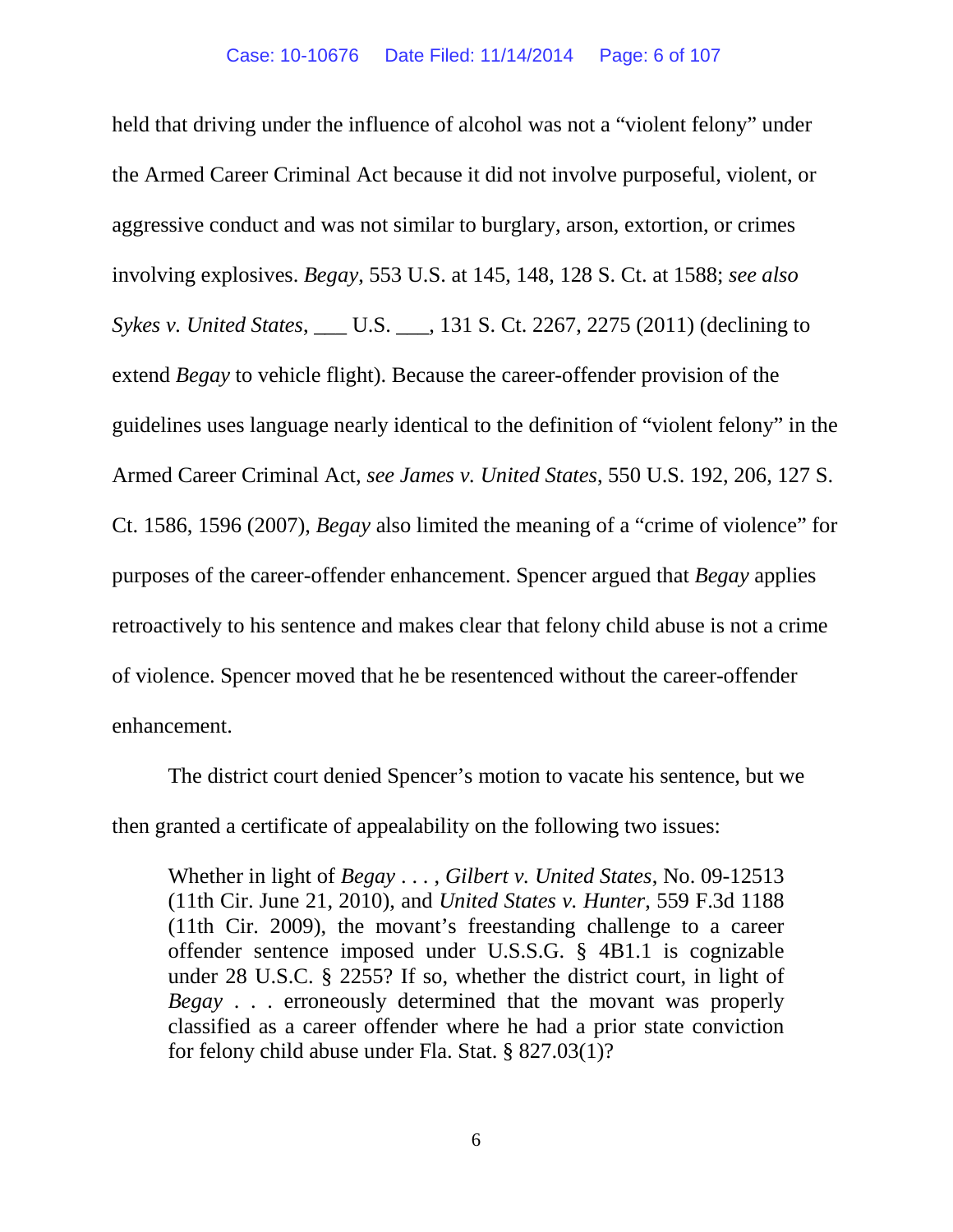held that driving under the influence of alcohol was not a "violent felony" under the Armed Career Criminal Act because it did not involve purposeful, violent, or aggressive conduct and was not similar to burglary, arson, extortion, or crimes involving explosives. *Begay*, 553 U.S. at 145, 148, 128 S. Ct. at 1588; *see also Sykes v. United States*, ___ U.S. ___, 131 S. Ct. 2267, 2275 (2011) (declining to extend *Begay* to vehicle flight). Because the career-offender provision of the guidelines uses language nearly identical to the definition of "violent felony" in the Armed Career Criminal Act, *see James v. United States*, 550 U.S. 192, 206, 127 S. Ct. 1586, 1596 (2007), *Begay* also limited the meaning of a "crime of violence" for purposes of the career-offender enhancement. Spencer argued that *Begay* applies retroactively to his sentence and makes clear that felony child abuse is not a crime of violence. Spencer moved that he be resentenced without the career-offender enhancement.

The district court denied Spencer's motion to vacate his sentence, but we then granted a certificate of appealability on the following two issues:

> Whether in light of *Begay* . . . , *Gilbert v. United States*, No. 09-12513 (11th Cir. June 21, 2010), and *United States v. Hunter*, 559 F.3d 1188 (11th Cir. 2009), the movant's freestanding challenge to a career offender sentence imposed under U.S.S.G. § 4B1.1 is cognizable under 28 U.S.C. § 2255? If so, whether the district court, in light of *Begay* . . . erroneously determined that the movant was properly classified as a career offender where he had a prior state conviction for felony child abuse under Fla. Stat. § 827.03(1)?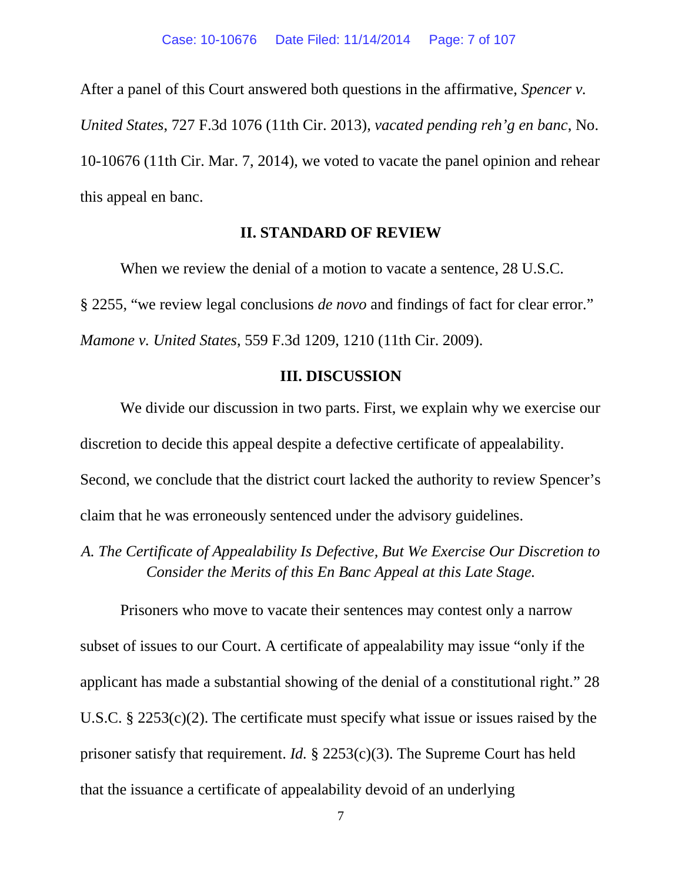After a panel of this Court answered both questions in the affirmative, *Spencer v. United States*, 727 F.3d 1076 (11th Cir. 2013), *vacated pending reh'g en banc*, No. 10-10676 (11th Cir. Mar. 7, 2014), we voted to vacate the panel opinion and rehear this appeal en banc.

## II. STANDARD OF REVIEW

When we review the denial of a motion to vacate a sentence, 28 U.S.C. § 2255, "we review legal conclusions *de novo* and findings of fact for clear error." *Mamone v. United States*, 559 F.3d 1209, 1210 (11th Cir. 2009).

## III. DISCUSSION

We divide our discussion in two parts. First, we explain why we exercise our discretion to decide this appeal despite a defective certificate of appealability. Second, we conclude that the district court lacked the authority to review Spencer's claim that he was erroneously sentenced under the advisory guidelines.

### *A. The Certificate of Appealability Is Defective, But We Exercise Our Discretion to Consider the Merits of this En Banc Appeal at this Late Stage.*

Prisoners who move to vacate their sentences may contest only a narrow subset of issues to our Court. A certificate of appealability may issue "only if the applicant has made a substantial showing of the denial of a constitutional right." 28 U.S.C. § 2253(c)(2). The certificate must specify what issue or issues raised by the prisoner satisfy that requirement. *Id.* § 2253(c)(3). The Supreme Court has held that the issuance a certificate of appealability devoid of an underlying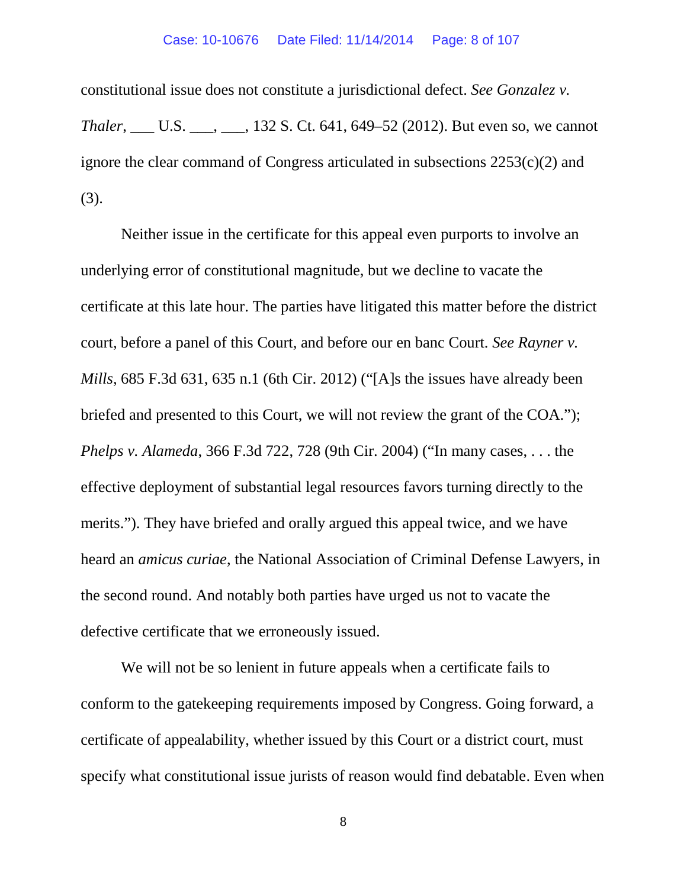constitutional issue does not constitute a jurisdictional defect. *See Gonzalez v. Thaler*, ___ U.S. ___, ___, 132 S. Ct. 641, 649–52 (2012). But even so, we cannot ignore the clear command of Congress articulated in subsections 2253(c)(2) and (3).

Neither issue in the certificate for this appeal even purports to involve an underlying error of constitutional magnitude, but we decline to vacate the certificate at this late hour. The parties have litigated this matter before the district court, before a panel of this Court, and before our en banc Court. *See Rayner v. Mills*, 685 F.3d 631, 635 n.1 (6th Cir. 2012) ("[A]s the issues have already been briefed and presented to this Court, we will not review the grant of the COA."); *Phelps v. Alameda*, 366 F.3d 722, 728 (9th Cir. 2004) ("In many cases, . . . the effective deployment of substantial legal resources favors turning directly to the merits."). They have briefed and orally argued this appeal twice, and we have heard an *amicus curiae*, the National Association of Criminal Defense Lawyers, in the second round. And notably both parties have urged us not to vacate the defective certificate that we erroneously issued.

We will not be so lenient in future appeals when a certificate fails to conform to the gatekeeping requirements imposed by Congress. Going forward, a certificate of appealability, whether issued by this Court or a district court, must specify what constitutional issue jurists of reason would find debatable. Even when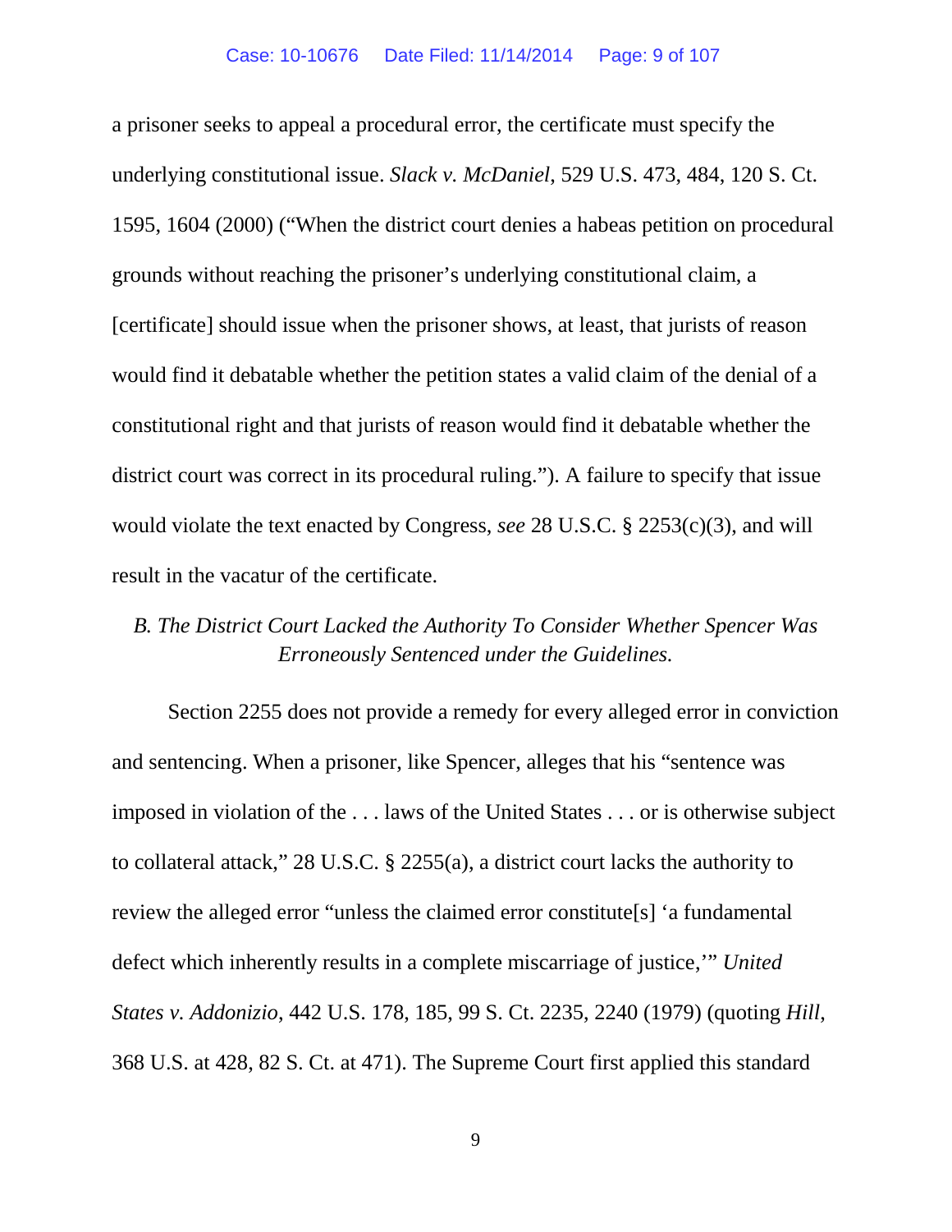a prisoner seeks to appeal a procedural error, the certificate must specify the underlying constitutional issue. *Slack v. McDaniel*, 529 U.S. 473, 484, 120 S. Ct. 1595, 1604 (2000) ("When the district court denies a habeas petition on procedural grounds without reaching the prisoner's underlying constitutional claim, a [certificate] should issue when the prisoner shows, at least, that jurists of reason would find it debatable whether the petition states a valid claim of the denial of a constitutional right and that jurists of reason would find it debatable whether the district court was correct in its procedural ruling."). A failure to specify that issue would violate the text enacted by Congress, *see* 28 U.S.C. § 2253(c)(3), and will result in the vacatur of the certificate.

### *B. The District Court Lacked the Authority To Consider Whether Spencer Was Erroneously Sentenced under the Guidelines.*

Section 2255 does not provide a remedy for every alleged error in conviction and sentencing. When a prisoner, like Spencer, alleges that his "sentence was imposed in violation of the . . . laws of the United States . . . or is otherwise subject to collateral attack," 28 U.S.C. § 2255(a), a district court lacks the authority to review the alleged error "unless the claimed error constitute[s] 'a fundamental defect which inherently results in a complete miscarriage of justice,'" *United States v. Addonizio*, 442 U.S. 178, 185, 99 S. Ct. 2235, 2240 (1979) (quoting *Hill*, 368 U.S. at 428, 82 S. Ct. at 471). The Supreme Court first applied this standard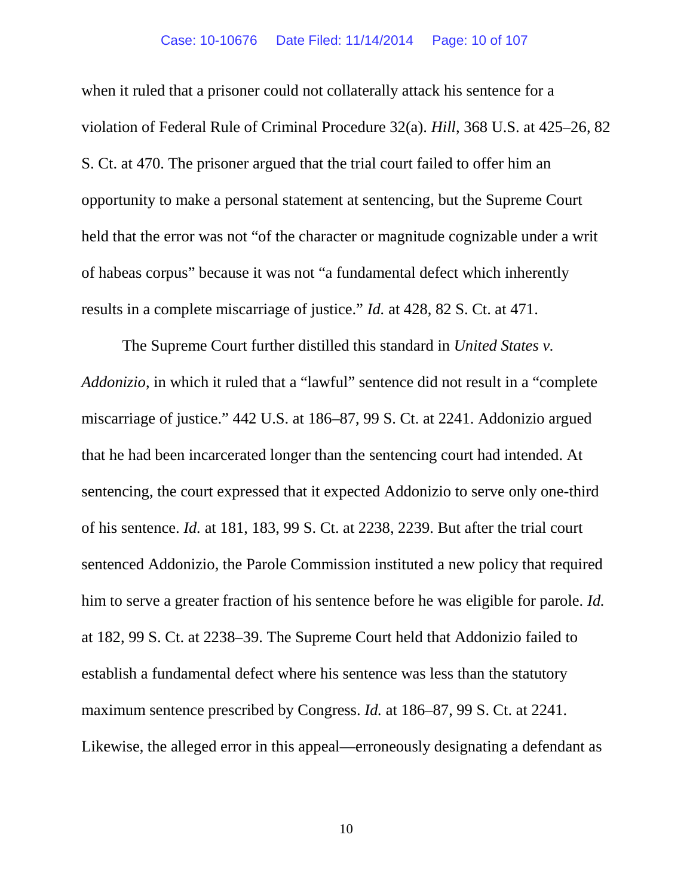when it ruled that a prisoner could not collaterally attack his sentence for a violation of Federal Rule of Criminal Procedure 32(a). *Hill*, 368 U.S. at 425–26, 82 S. Ct. at 470. The prisoner argued that the trial court failed to offer him an opportunity to make a personal statement at sentencing, but the Supreme Court held that the error was not "of the character or magnitude cognizable under a writ of habeas corpus" because it was not "a fundamental defect which inherently results in a complete miscarriage of justice." *Id.* at 428, 82 S. Ct. at 471.

The Supreme Court further distilled this standard in *United States v. Addonizio*, in which it ruled that a "lawful" sentence did not result in a "complete miscarriage of justice." 442 U.S. at 186–87, 99 S. Ct. at 2241. Addonizio argued that he had been incarcerated longer than the sentencing court had intended. At sentencing, the court expressed that it expected Addonizio to serve only one-third of his sentence. *Id.* at 181, 183, 99 S. Ct. at 2238, 2239. But after the trial court sentenced Addonizio, the Parole Commission instituted a new policy that required him to serve a greater fraction of his sentence before he was eligible for parole. *Id.* at 182, 99 S. Ct. at 2238–39. The Supreme Court held that Addonizio failed to establish a fundamental defect where his sentence was less than the statutory maximum sentence prescribed by Congress. *Id.* at 186–87, 99 S. Ct. at 2241. Likewise, the alleged error in this appeal—erroneously designating a defendant as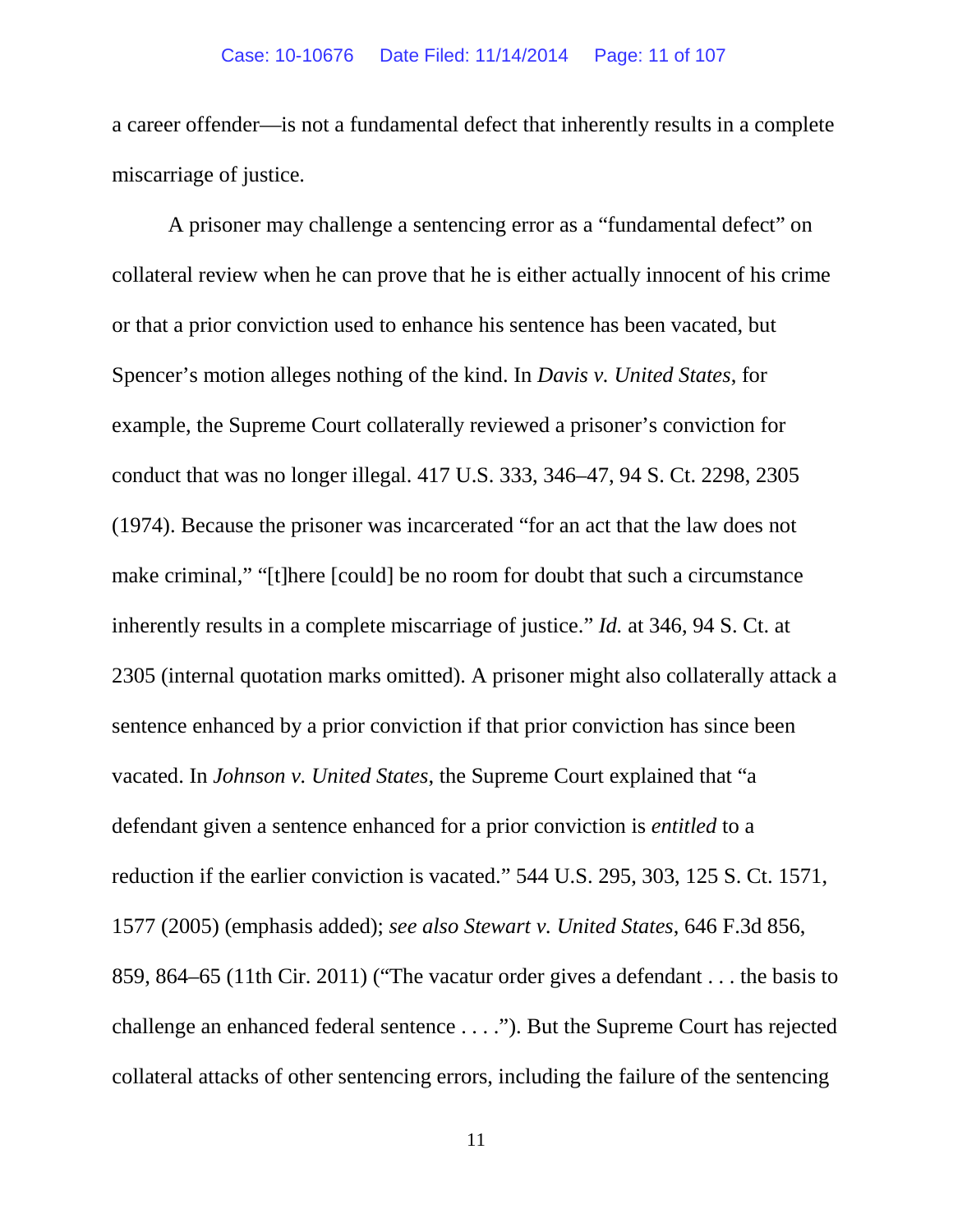a career offender—is not a fundamental defect that inherently results in a complete miscarriage of justice.

A prisoner may challenge a sentencing error as a "fundamental defect" on collateral review when he can prove that he is either actually innocent of his crime or that a prior conviction used to enhance his sentence has been vacated, but Spencer's motion alleges nothing of the kind. In *Davis v. United States*, for example, the Supreme Court collaterally reviewed a prisoner's conviction for conduct that was no longer illegal. 417 U.S. 333, 346–47, 94 S. Ct. 2298, 2305 (1974). Because the prisoner was incarcerated "for an act that the law does not make criminal," "[t]here [could] be no room for doubt that such a circumstance inherently results in a complete miscarriage of justice." *Id.* at 346, 94 S. Ct. at 2305 (internal quotation marks omitted). A prisoner might also collaterally attack a sentence enhanced by a prior conviction if that prior conviction has since been vacated. In *Johnson v. United States*, the Supreme Court explained that "a defendant given a sentence enhanced for a prior conviction is *entitled* to a reduction if the earlier conviction is vacated." 544 U.S. 295, 303, 125 S. Ct. 1571, 1577 (2005) (emphasis added); *see also Stewart v. United States*, 646 F.3d 856, 859, 864–65 (11th Cir. 2011) ("The vacatur order gives a defendant . . . the basis to challenge an enhanced federal sentence . . . ."). But the Supreme Court has rejected collateral attacks of other sentencing errors, including the failure of the sentencing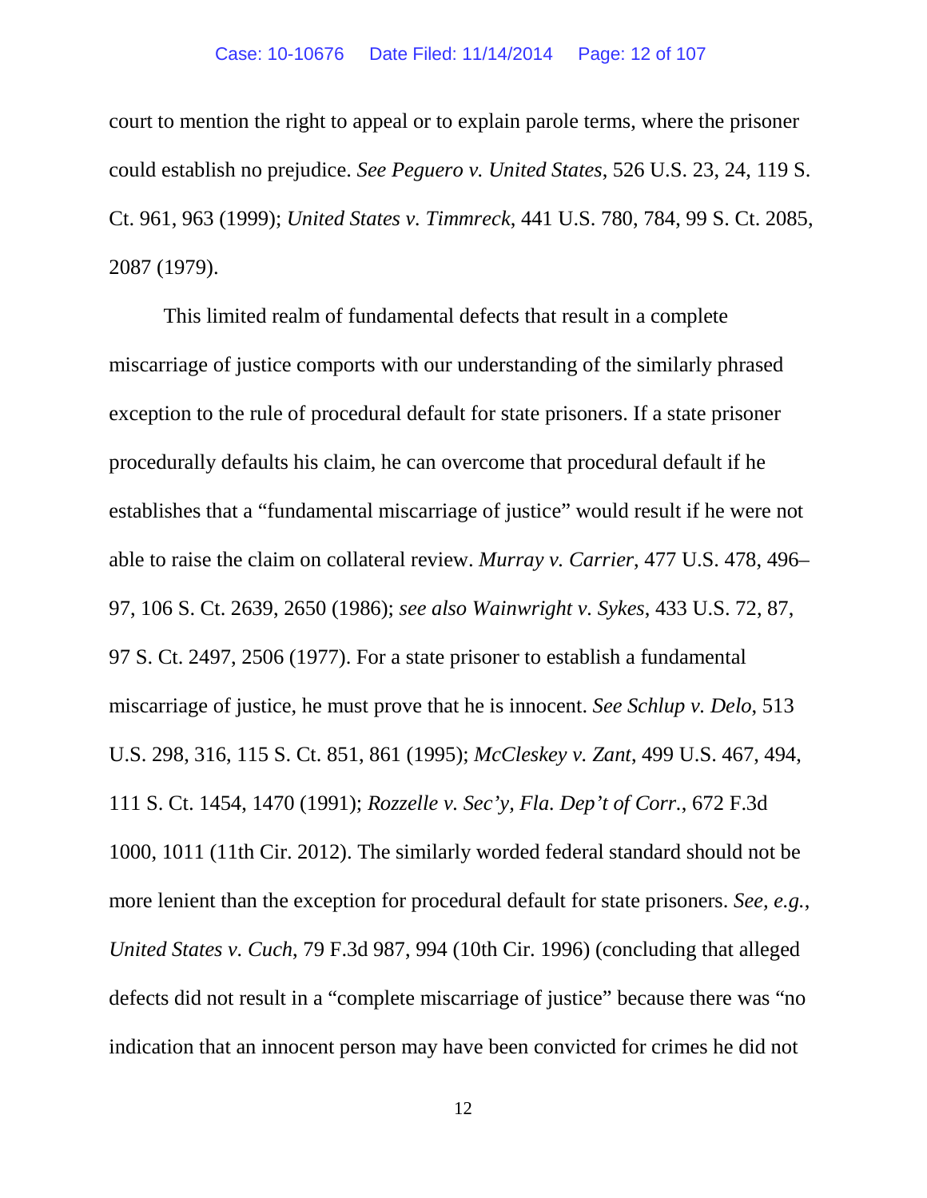court to mention the right to appeal or to explain parole terms, where the prisoner could establish no prejudice. *See Peguero v. United States*, 526 U.S. 23, 24, 119 S. Ct. 961, 963 (1999); *United States v. Timmreck*, 441 U.S. 780, 784, 99 S. Ct. 2085, 2087 (1979).

This limited realm of fundamental defects that result in a complete miscarriage of justice comports with our understanding of the similarly phrased exception to the rule of procedural default for state prisoners. If a state prisoner procedurally defaults his claim, he can overcome that procedural default if he establishes that a "fundamental miscarriage of justice" would result if he were not able to raise the claim on collateral review. *Murray v. Carrier*, 477 U.S. 478, 496–97, 106 S. Ct. 2639, 2650 (1986); *see also Wainwright v. Sykes*, 433 U.S. 72, 87, 97 S. Ct. 2497, 2506 (1977). For a state prisoner to establish a fundamental miscarriage of justice, he must prove that he is innocent. *See Schlup v. Delo*, 513 U.S. 298, 316, 115 S. Ct. 851, 861 (1995); *McCleskey v. Zant*, 499 U.S. 467, 494, 111 S. Ct. 1454, 1470 (1991); *Rozzelle v. Sec'y, Fla. Dep't of Corr.*, 672 F.3d 1000, 1011 (11th Cir. 2012). The similarly worded federal standard should not be more lenient than the exception for procedural default for state prisoners. *See, e.g.*, *United States v. Cuch*, 79 F.3d 987, 994 (10th Cir. 1996) (concluding that alleged defects did not result in a "complete miscarriage of justice" because there was "no indication that an innocent person may have been convicted for crimes he did not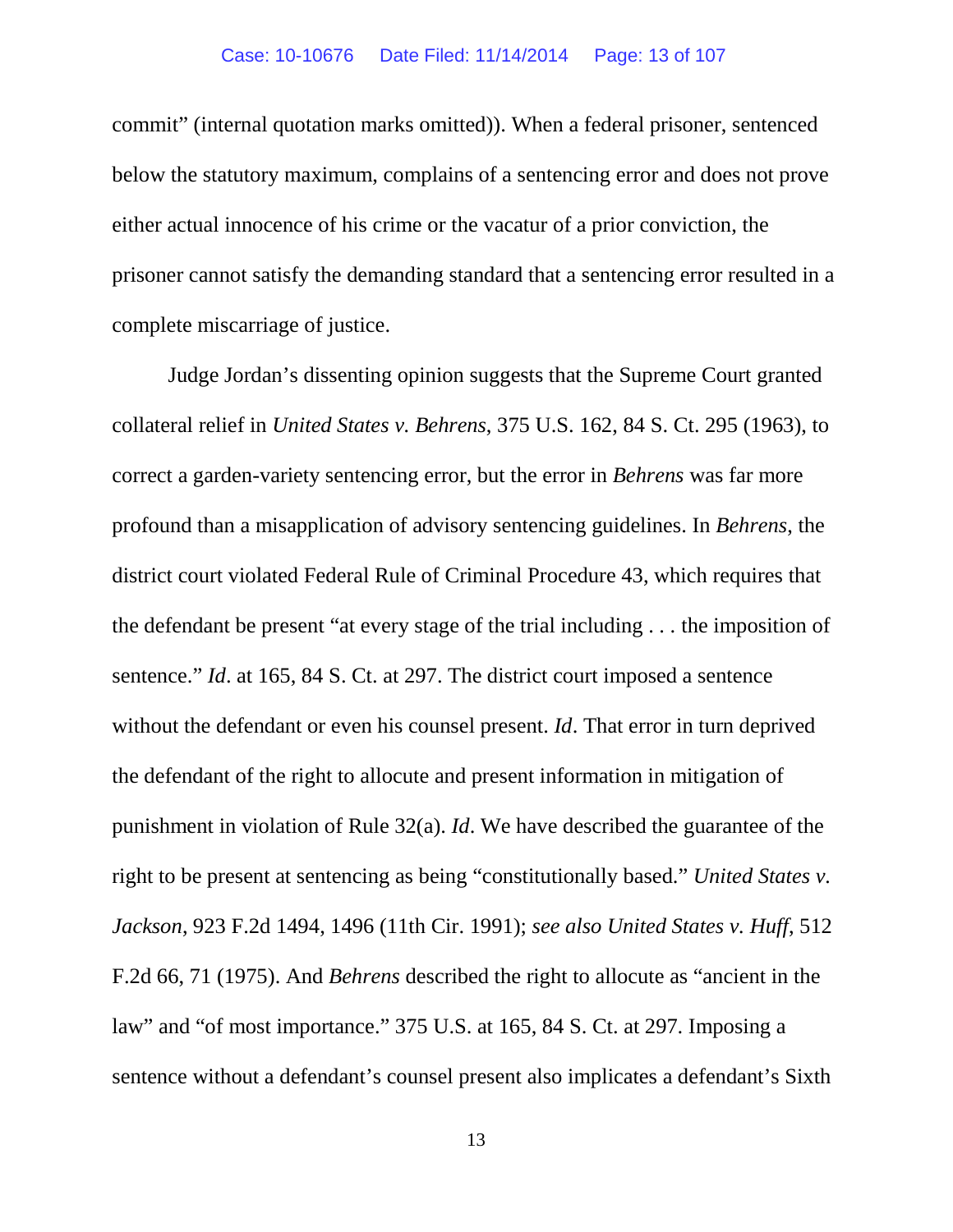commit" (internal quotation marks omitted)). When a federal prisoner, sentenced below the statutory maximum, complains of a sentencing error and does not prove either actual innocence of his crime or the vacatur of a prior conviction, the prisoner cannot satisfy the demanding standard that a sentencing error resulted in a complete miscarriage of justice.

Judge Jordan's dissenting opinion suggests that the Supreme Court granted collateral relief in *United States v. Behrens*, 375 U.S. 162, 84 S. Ct. 295 (1963), to correct a garden-variety sentencing error, but the error in *Behrens* was far more profound than a misapplication of advisory sentencing guidelines. In *Behrens,* the district court violated Federal Rule of Criminal Procedure 43, which requires that the defendant be present "at every stage of the trial including . . . the imposition of sentence." *Id*. at 165, 84 S. Ct. at 297. The district court imposed a sentence without the defendant or even his counsel present. *Id*. That error in turn deprived the defendant of the right to allocute and present information in mitigation of punishment in violation of Rule 32(a). *Id*. We have described the guarantee of the right to be present at sentencing as being "constitutionally based." *United States v. Jackson*, 923 F.2d 1494, 1496 (11th Cir. 1991); *see also United States v. Huff*, 512 F.2d 66, 71 (1975). And *Behrens* described the right to allocute as "ancient in the law" and "of most importance." 375 U.S. at 165, 84 S. Ct. at 297. Imposing a sentence without a defendant's counsel present also implicates a defendant's Sixth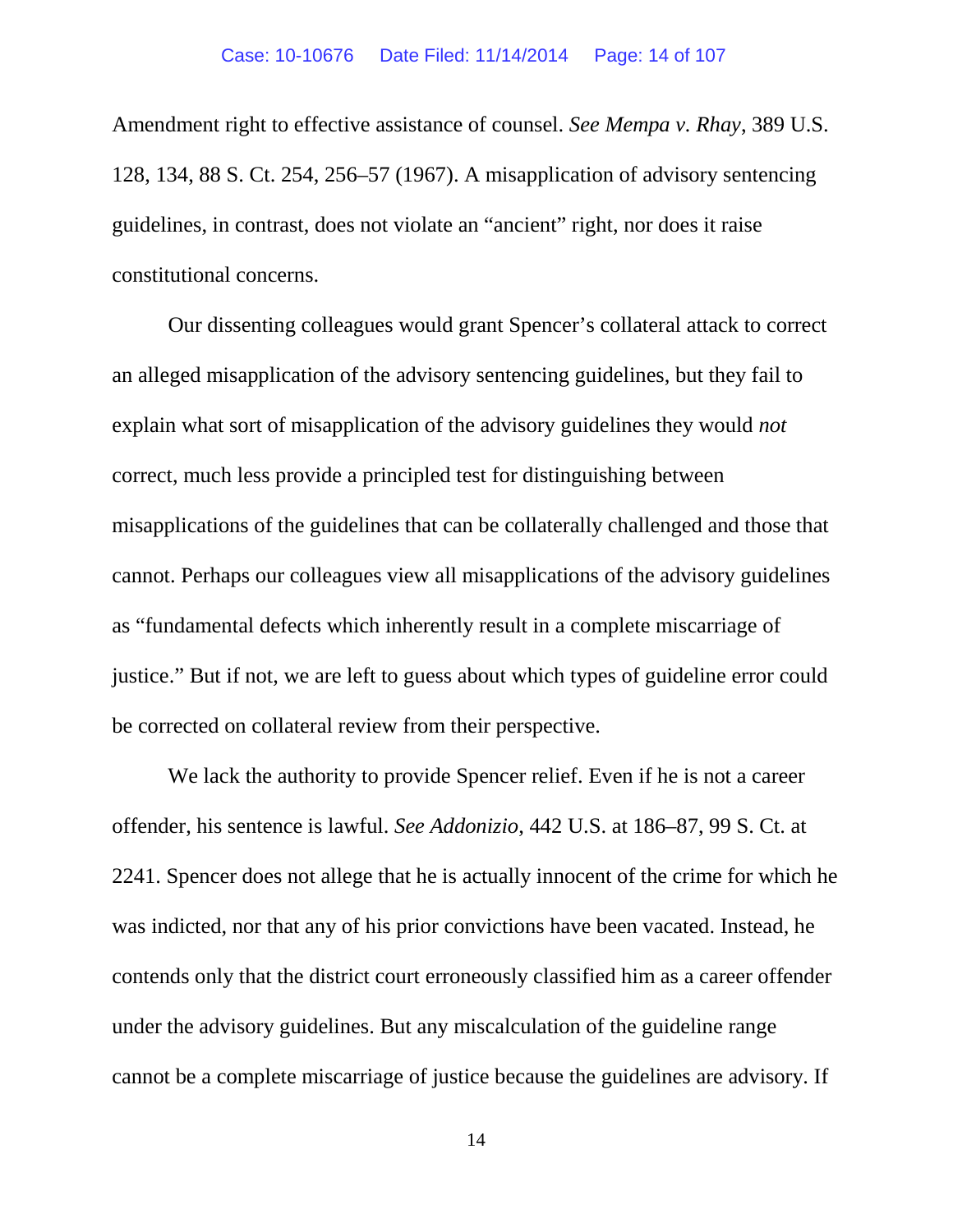Amendment right to effective assistance of counsel. *See Mempa v. Rhay*, 389 U.S. 128, 134, 88 S. Ct. 254, 256–57 (1967). A misapplication of advisory sentencing guidelines, in contrast, does not violate an "ancient" right, nor does it raise constitutional concerns.

Our dissenting colleagues would grant Spencer's collateral attack to correct an alleged misapplication of the advisory sentencing guidelines, but they fail to explain what sort of misapplication of the advisory guidelines they would *not* correct, much less provide a principled test for distinguishing between misapplications of the guidelines that can be collaterally challenged and those that cannot. Perhaps our colleagues view all misapplications of the advisory guidelines as "fundamental defects which inherently result in a complete miscarriage of justice." But if not, we are left to guess about which types of guideline error could be corrected on collateral review from their perspective.

We lack the authority to provide Spencer relief. Even if he is not a career offender, his sentence is lawful. *See Addonizio*, 442 U.S. at 186–87, 99 S. Ct. at 2241. Spencer does not allege that he is actually innocent of the crime for which he was indicted, nor that any of his prior convictions have been vacated. Instead, he contends only that the district court erroneously classified him as a career offender under the advisory guidelines. But any miscalculation of the guideline range cannot be a complete miscarriage of justice because the guidelines are advisory. If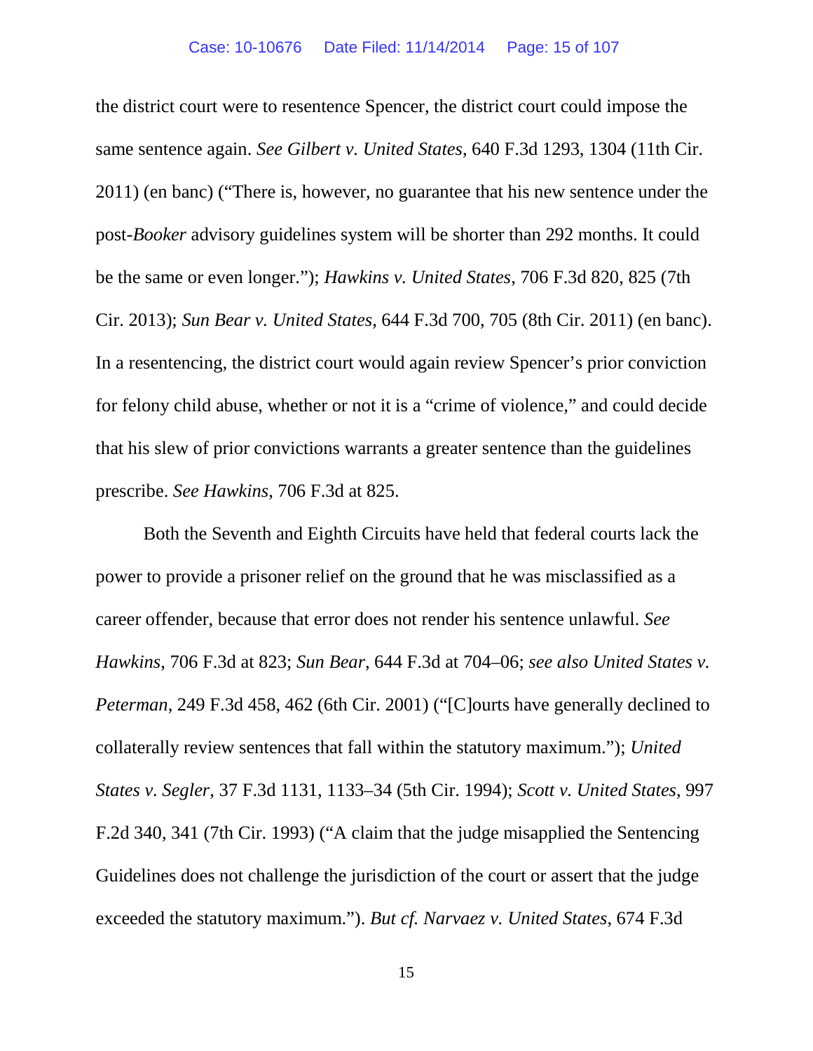the district court were to resentence Spencer, the district court could impose the same sentence again. *See Gilbert v. United States*, 640 F.3d 1293, 1304 (11th Cir. 2011) (en banc) ("There is, however, no guarantee that his new sentence under the post-*Booker* advisory guidelines system will be shorter than 292 months. It could be the same or even longer."); *Hawkins v. United States*, 706 F.3d 820, 825 (7th Cir. 2013); *Sun Bear v. United States*, 644 F.3d 700, 705 (8th Cir. 2011) (en banc). In a resentencing, the district court would again review Spencer's prior conviction for felony child abuse, whether or not it is a "crime of violence," and could decide that his slew of prior convictions warrants a greater sentence than the guidelines prescribe. *See Hawkins*, 706 F.3d at 825.

Both the Seventh and Eighth Circuits have held that federal courts lack the power to provide a prisoner relief on the ground that he was misclassified as a career offender, because that error does not render his sentence unlawful. *See Hawkins*, 706 F.3d at 823; *Sun Bear*, 644 F.3d at 704–06; *see also United States v. Peterman*, 249 F.3d 458, 462 (6th Cir. 2001) ("[C]ourts have generally declined to collaterally review sentences that fall within the statutory maximum."); *United States v. Segler*, 37 F.3d 1131, 1133–34 (5th Cir. 1994); *Scott v. United States*, 997 F.2d 340, 341 (7th Cir. 1993) ("A claim that the judge misapplied the Sentencing Guidelines does not challenge the jurisdiction of the court or assert that the judge exceeded the statutory maximum."). *But cf. Narvaez v. United States*, 674 F.3d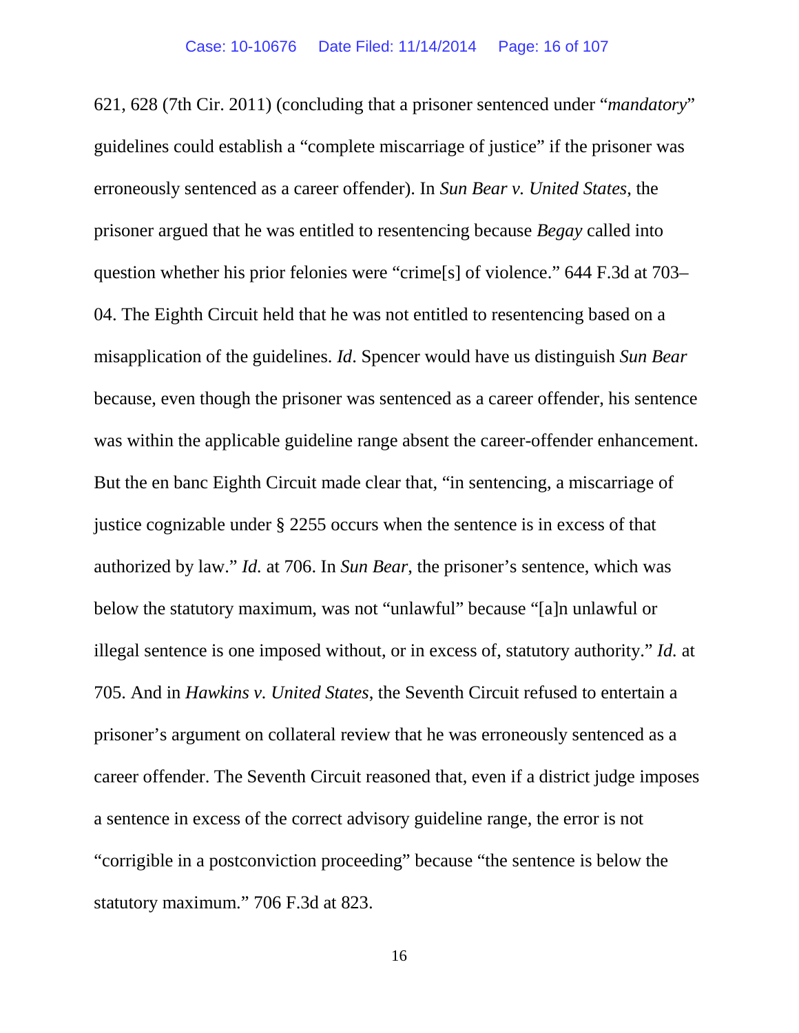621, 628 (7th Cir. 2011) (concluding that a prisoner sentenced under "*mandatory*" guidelines could establish a "complete miscarriage of justice" if the prisoner was erroneously sentenced as a career offender). In *Sun Bear v. United States*, the prisoner argued that he was entitled to resentencing because *Begay* called into question whether his prior felonies were "crime[s] of violence." 644 F.3d at 703–04. The Eighth Circuit held that he was not entitled to resentencing based on a misapplication of the guidelines. *Id*. Spencer would have us distinguish *Sun Bear* because, even though the prisoner was sentenced as a career offender, his sentence was within the applicable guideline range absent the career-offender enhancement. But the en banc Eighth Circuit made clear that, "in sentencing, a miscarriage of justice cognizable under § 2255 occurs when the sentence is in excess of that authorized by law." *Id.* at 706. In *Sun Bear*, the prisoner's sentence, which was below the statutory maximum, was not "unlawful" because "[a]n unlawful or illegal sentence is one imposed without, or in excess of, statutory authority." *Id.* at 705. And in *Hawkins v. United States*, the Seventh Circuit refused to entertain a prisoner's argument on collateral review that he was erroneously sentenced as a career offender. The Seventh Circuit reasoned that, even if a district judge imposes a sentence in excess of the correct advisory guideline range, the error is not "corrigible in a postconviction proceeding" because "the sentence is below the statutory maximum." 706 F.3d at 823.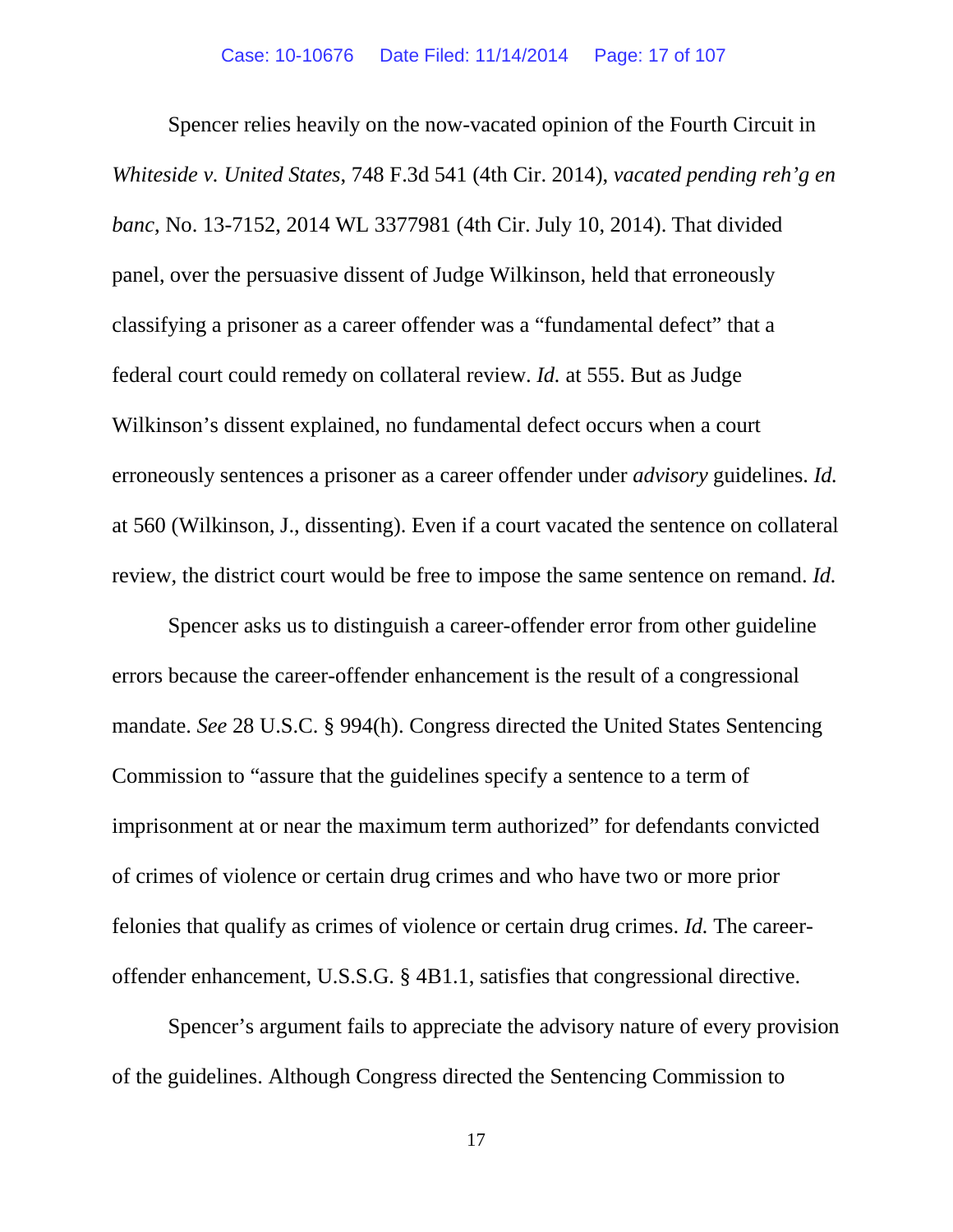Spencer relies heavily on the now-vacated opinion of the Fourth Circuit in *Whiteside v. United States*, 748 F.3d 541 (4th Cir. 2014), *vacated pending reh'g en banc*, No. 13-7152, 2014 WL 3377981 (4th Cir. July 10, 2014). That divided panel, over the persuasive dissent of Judge Wilkinson, held that erroneously classifying a prisoner as a career offender was a "fundamental defect" that a federal court could remedy on collateral review. *Id.* at 555. But as Judge Wilkinson's dissent explained, no fundamental defect occurs when a court erroneously sentences a prisoner as a career offender under *advisory* guidelines. *Id.* at 560 (Wilkinson, J., dissenting). Even if a court vacated the sentence on collateral review, the district court would be free to impose the same sentence on remand. *Id.*

Spencer asks us to distinguish a career-offender error from other guideline errors because the career-offender enhancement is the result of a congressional mandate. *See* 28 U.S.C. § 994(h). Congress directed the United States Sentencing Commission to "assure that the guidelines specify a sentence to a term of imprisonment at or near the maximum term authorized" for defendants convicted of crimes of violence or certain drug crimes and who have two or more prior felonies that qualify as crimes of violence or certain drug crimes. *Id.* The career-offender enhancement, U.S.S.G. § 4B1.1, satisfies that congressional directive.

Spencer's argument fails to appreciate the advisory nature of every provision of the guidelines. Although Congress directed the Sentencing Commission to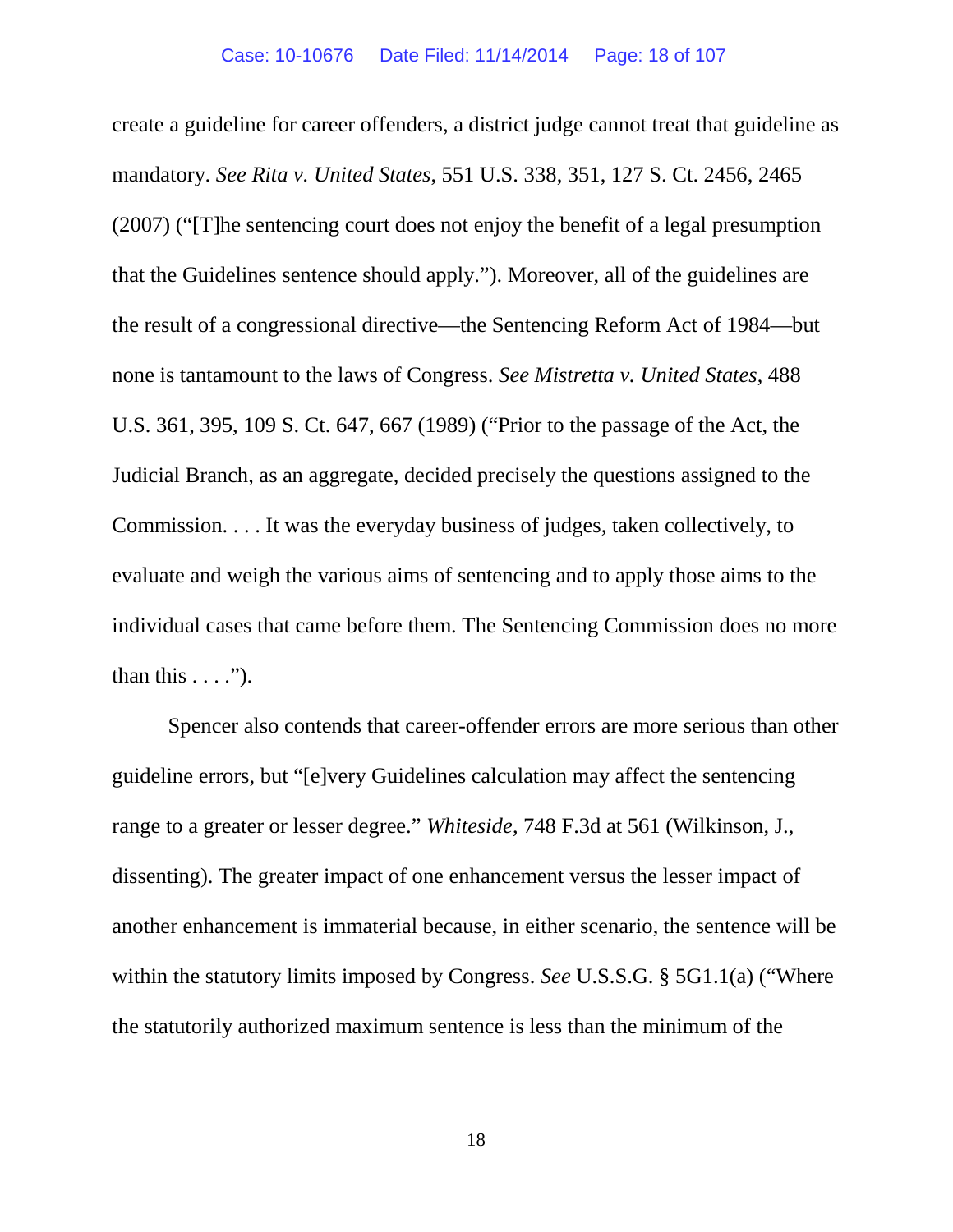create a guideline for career offenders, a district judge cannot treat that guideline as mandatory. *See Rita v. United States*, 551 U.S. 338, 351, 127 S. Ct. 2456, 2465 (2007) ("[T]he sentencing court does not enjoy the benefit of a legal presumption that the Guidelines sentence should apply."). Moreover, all of the guidelines are the result of a congressional directive—the Sentencing Reform Act of 1984—but none is tantamount to the laws of Congress. *See Mistretta v. United States*, 488 U.S. 361, 395, 109 S. Ct. 647, 667 (1989) ("Prior to the passage of the Act, the Judicial Branch, as an aggregate, decided precisely the questions assigned to the Commission. . . . It was the everyday business of judges, taken collectively, to evaluate and weigh the various aims of sentencing and to apply those aims to the individual cases that came before them. The Sentencing Commission does no more than this . . . .").

Spencer also contends that career-offender errors are more serious than other guideline errors, but "[e]very Guidelines calculation may affect the sentencing range to a greater or lesser degree." *Whiteside*, 748 F.3d at 561 (Wilkinson, J., dissenting). The greater impact of one enhancement versus the lesser impact of another enhancement is immaterial because, in either scenario, the sentence will be within the statutory limits imposed by Congress. *See* U.S.S.G. § 5G1.1(a) ("Where the statutorily authorized maximum sentence is less than the minimum of the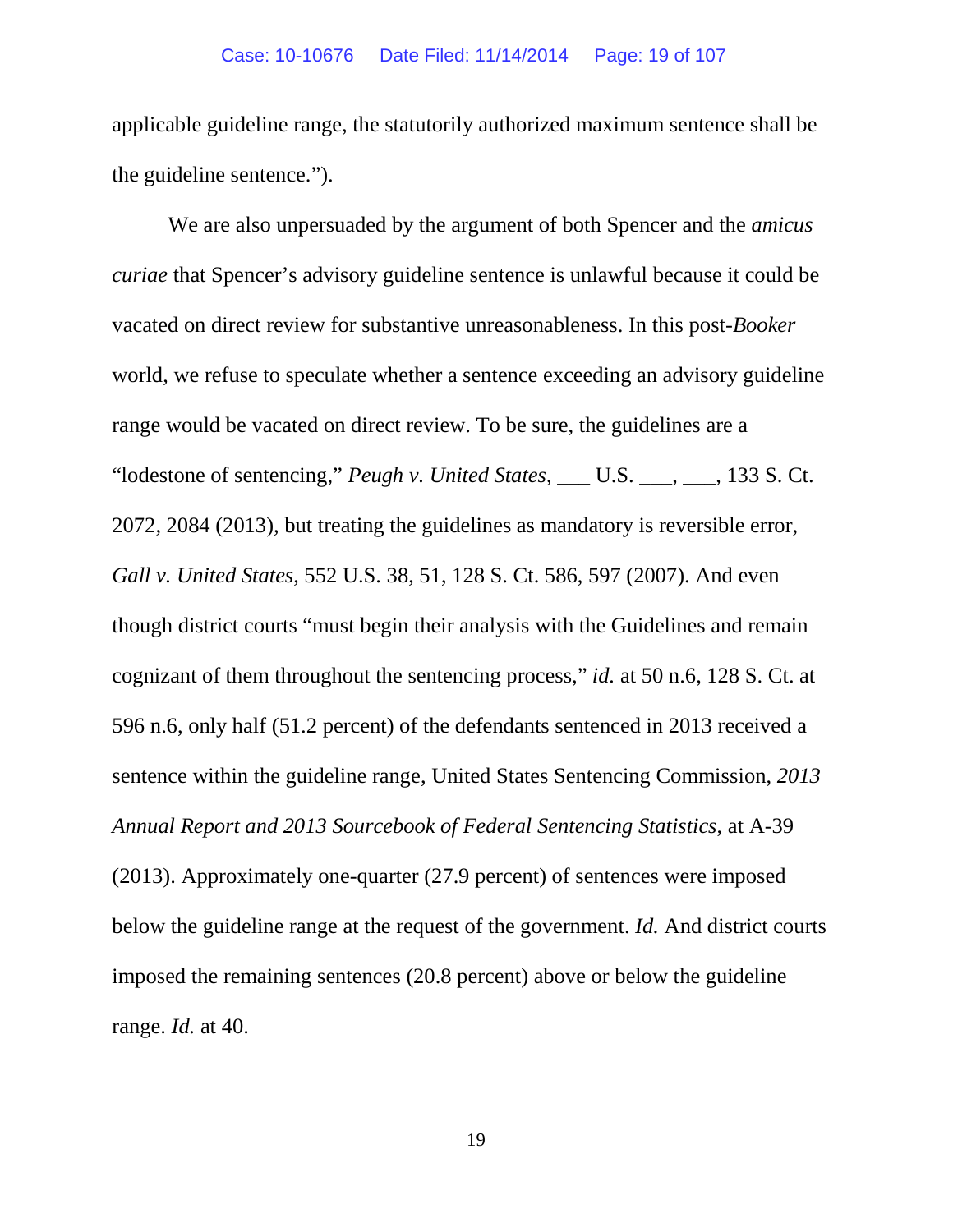applicable guideline range, the statutorily authorized maximum sentence shall be the guideline sentence.").

We are also unpersuaded by the argument of both Spencer and the *amicus curiae* that Spencer's advisory guideline sentence is unlawful because it could be vacated on direct review for substantive unreasonableness. In this post-*Booker* world, we refuse to speculate whether a sentence exceeding an advisory guideline range would be vacated on direct review. To be sure, the guidelines are a "lodestone of sentencing," *Peugh v. United States*, ___ U.S. ___, ___, 133 S. Ct. 2072, 2084 (2013), but treating the guidelines as mandatory is reversible error, *Gall v. United States*, 552 U.S. 38, 51, 128 S. Ct. 586, 597 (2007). And even though district courts "must begin their analysis with the Guidelines and remain cognizant of them throughout the sentencing process," *id.* at 50 n.6, 128 S. Ct. at 596 n.6, only half (51.2 percent) of the defendants sentenced in 2013 received a sentence within the guideline range, United States Sentencing Commission, *2013 Annual Report and 2013 Sourcebook of Federal Sentencing Statistics*, at A-39 (2013). Approximately one-quarter (27.9 percent) of sentences were imposed below the guideline range at the request of the government. *Id.* And district courts imposed the remaining sentences (20.8 percent) above or below the guideline range. *Id.* at 40.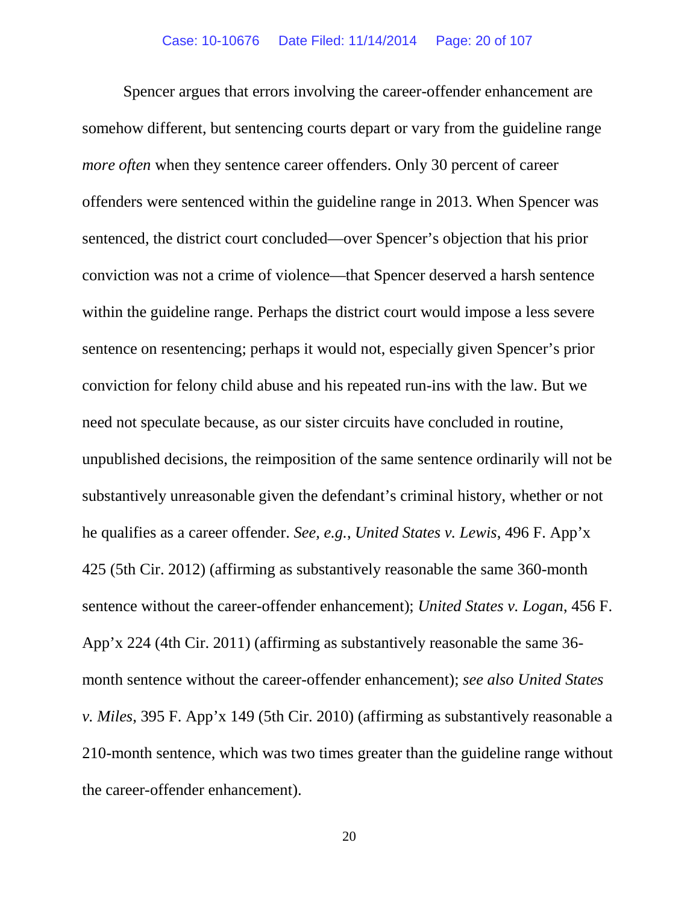Spencer argues that errors involving the career-offender enhancement are somehow different, but sentencing courts depart or vary from the guideline range *more often* when they sentence career offenders. Only 30 percent of career offenders were sentenced within the guideline range in 2013. When Spencer was sentenced, the district court concluded—over Spencer's objection that his prior conviction was not a crime of violence—that Spencer deserved a harsh sentence within the guideline range. Perhaps the district court would impose a less severe sentence on resentencing; perhaps it would not, especially given Spencer's prior conviction for felony child abuse and his repeated run-ins with the law. But we need not speculate because, as our sister circuits have concluded in routine, unpublished decisions, the reimposition of the same sentence ordinarily will not be substantively unreasonable given the defendant's criminal history, whether or not he qualifies as a career offender. *See, e.g.*, *United States v. Lewis*, 496 F. App'x 425 (5th Cir. 2012) (affirming as substantively reasonable the same 360-month sentence without the career-offender enhancement); *United States v. Logan*, 456 F. App'x 224 (4th Cir. 2011) (affirming as substantively reasonable the same 36-month sentence without the career-offender enhancement); *see also United States v. Miles*, 395 F. App'x 149 (5th Cir. 2010) (affirming as substantively reasonable a 210-month sentence, which was two times greater than the guideline range without the career-offender enhancement).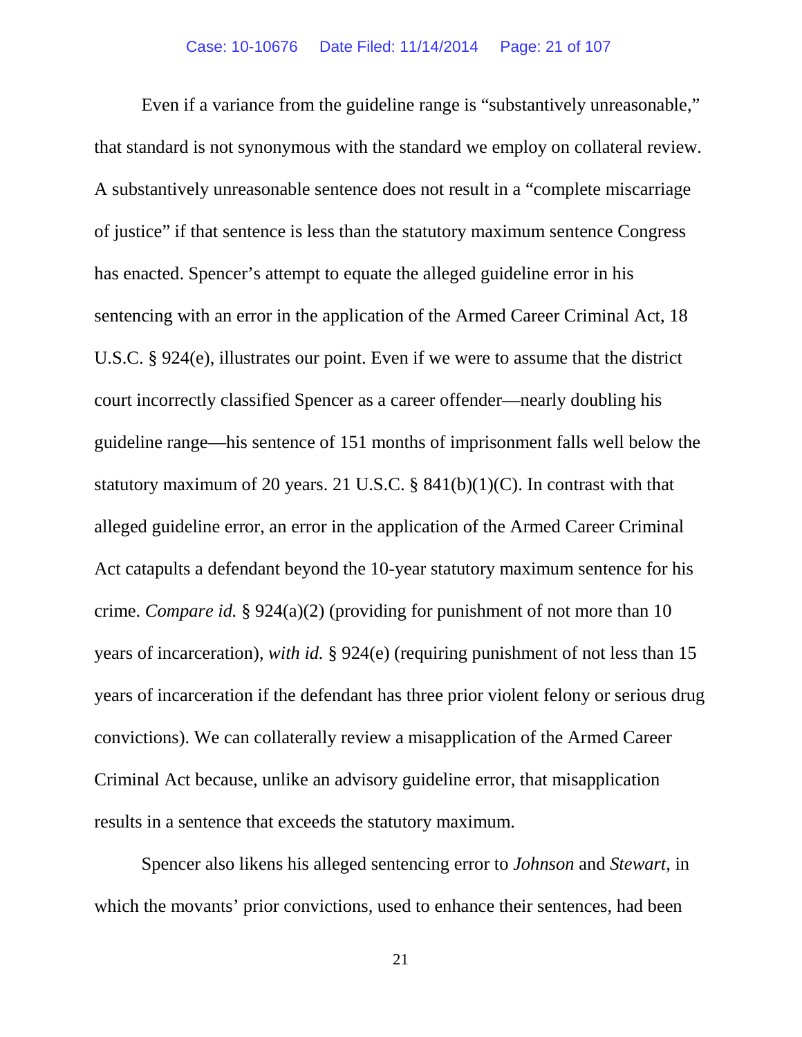Even if a variance from the guideline range is "substantively unreasonable," that standard is not synonymous with the standard we employ on collateral review. A substantively unreasonable sentence does not result in a "complete miscarriage of justice" if that sentence is less than the statutory maximum sentence Congress has enacted. Spencer's attempt to equate the alleged guideline error in his sentencing with an error in the application of the Armed Career Criminal Act, 18 U.S.C. § 924(e), illustrates our point. Even if we were to assume that the district court incorrectly classified Spencer as a career offender—nearly doubling his guideline range—his sentence of 151 months of imprisonment falls well below the statutory maximum of 20 years. 21 U.S.C. § 841(b)(1)(C). In contrast with that alleged guideline error, an error in the application of the Armed Career Criminal Act catapults a defendant beyond the 10-year statutory maximum sentence for his crime. *Compare id.* § 924(a)(2) (providing for punishment of not more than 10 years of incarceration), *with id.* § 924(e) (requiring punishment of not less than 15 years of incarceration if the defendant has three prior violent felony or serious drug convictions). We can collaterally review a misapplication of the Armed Career Criminal Act because, unlike an advisory guideline error, that misapplication results in a sentence that exceeds the statutory maximum.

Spencer also likens his alleged sentencing error to *Johnson* and *Stewart*, in which the movants' prior convictions, used to enhance their sentences, had been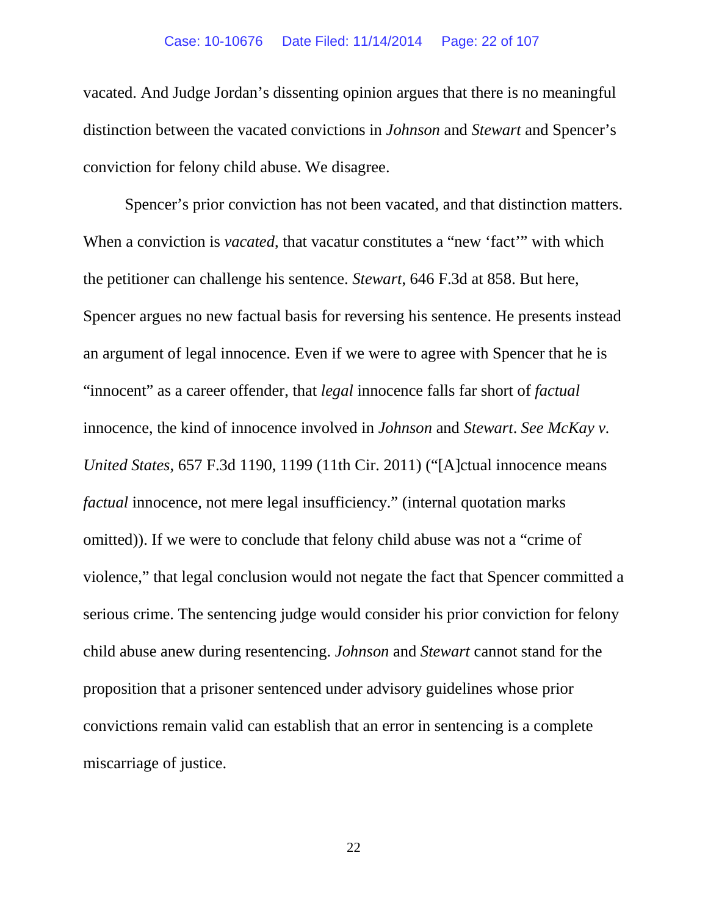vacated. And Judge Jordan's dissenting opinion argues that there is no meaningful distinction between the vacated convictions in *Johnson* and *Stewart* and Spencer's conviction for felony child abuse. We disagree.

Spencer's prior conviction has not been vacated, and that distinction matters. When a conviction is *vacated*, that vacatur constitutes a "new 'fact'" with which the petitioner can challenge his sentence. *Stewart*, 646 F.3d at 858. But here, Spencer argues no new factual basis for reversing his sentence. He presents instead an argument of legal innocence. Even if we were to agree with Spencer that he is "innocent" as a career offender, that *legal* innocence falls far short of *factual* innocence, the kind of innocence involved in *Johnson* and *Stewart*. *See McKay v. United States*, 657 F.3d 1190, 1199 (11th Cir. 2011) ("[A]ctual innocence means *factual* innocence, not mere legal insufficiency." (internal quotation marks omitted)). If we were to conclude that felony child abuse was not a "crime of violence," that legal conclusion would not negate the fact that Spencer committed a serious crime. The sentencing judge would consider his prior conviction for felony child abuse anew during resentencing. *Johnson* and *Stewart* cannot stand for the proposition that a prisoner sentenced under advisory guidelines whose prior convictions remain valid can establish that an error in sentencing is a complete miscarriage of justice.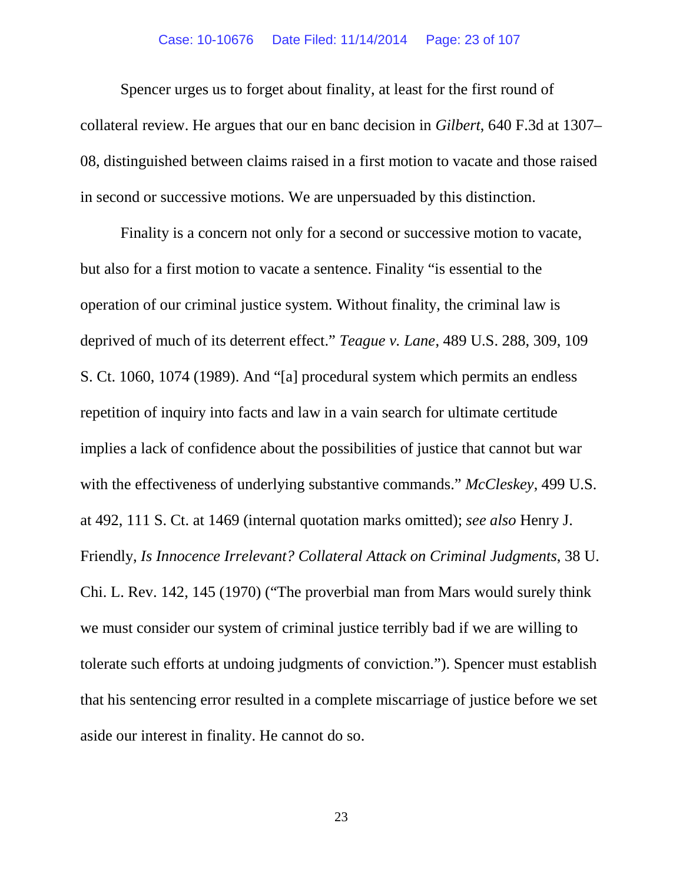Spencer urges us to forget about finality, at least for the first round of collateral review. He argues that our en banc decision in *Gilbert*, 640 F.3d at 1307–08, distinguished between claims raised in a first motion to vacate and those raised in second or successive motions. We are unpersuaded by this distinction.

Finality is a concern not only for a second or successive motion to vacate, but also for a first motion to vacate a sentence. Finality "is essential to the operation of our criminal justice system. Without finality, the criminal law is deprived of much of its deterrent effect." *Teague v. Lane*, 489 U.S. 288, 309, 109 S. Ct. 1060, 1074 (1989). And "[a] procedural system which permits an endless repetition of inquiry into facts and law in a vain search for ultimate certitude implies a lack of confidence about the possibilities of justice that cannot but war with the effectiveness of underlying substantive commands." *McCleskey*, 499 U.S. at 492, 111 S. Ct. at 1469 (internal quotation marks omitted); *see also* Henry J. Friendly, *Is Innocence Irrelevant? Collateral Attack on Criminal Judgments*, 38 U. Chi. L. Rev. 142, 145 (1970) ("The proverbial man from Mars would surely think we must consider our system of criminal justice terribly bad if we are willing to tolerate such efforts at undoing judgments of conviction."). Spencer must establish that his sentencing error resulted in a complete miscarriage of justice before we set aside our interest in finality. He cannot do so.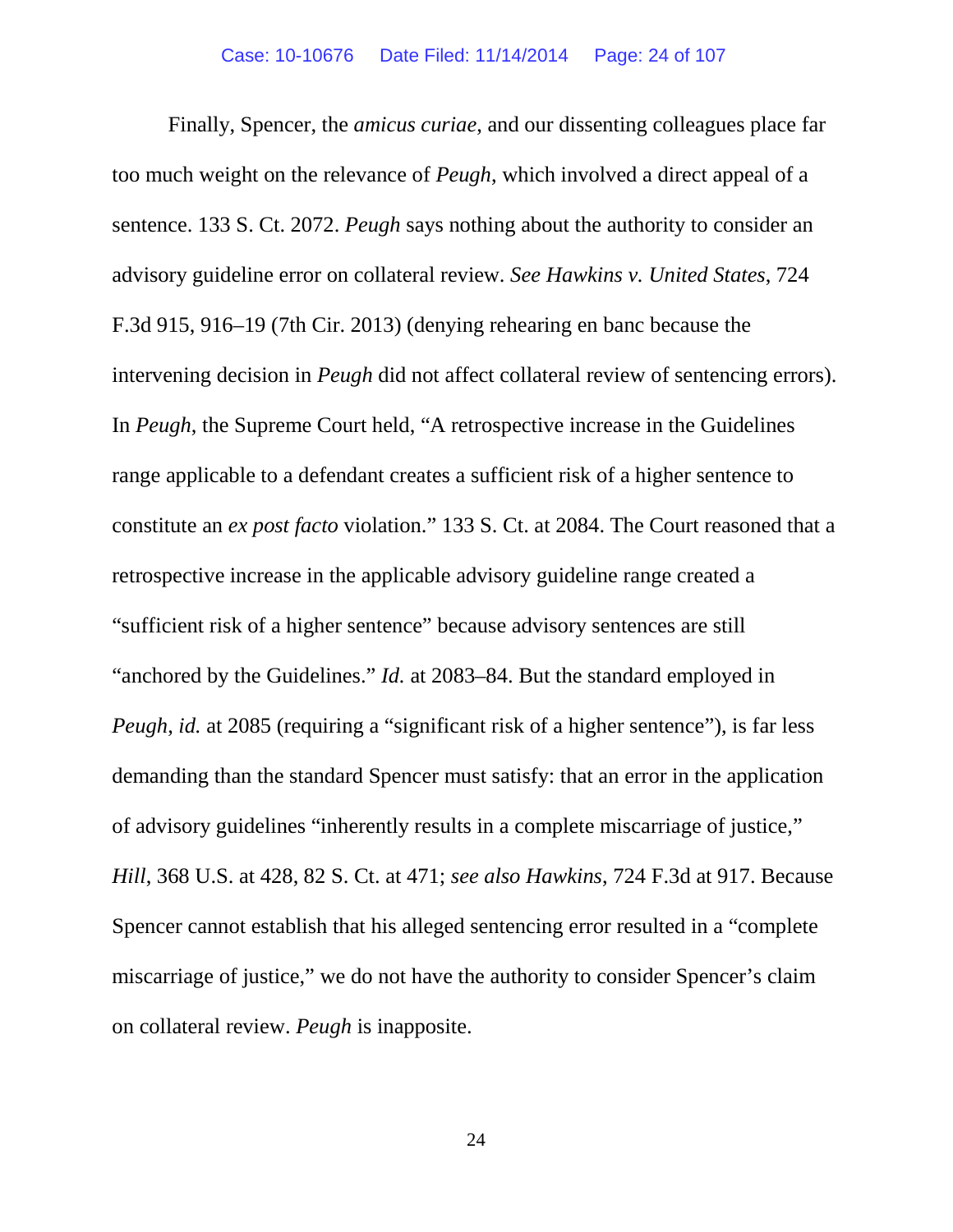Finally, Spencer, the *amicus curiae*, and our dissenting colleagues place far too much weight on the relevance of *Peugh,* which involved a direct appeal of a sentence. 133 S. Ct. 2072. *Peugh* says nothing about the authority to consider an advisory guideline error on collateral review. *See Hawkins v. United States*, 724 F.3d 915, 916–19 (7th Cir. 2013) (denying rehearing en banc because the intervening decision in *Peugh* did not affect collateral review of sentencing errors). In *Peugh*, the Supreme Court held, "A retrospective increase in the Guidelines range applicable to a defendant creates a sufficient risk of a higher sentence to constitute an *ex post facto* violation." 133 S. Ct. at 2084. The Court reasoned that a retrospective increase in the applicable advisory guideline range created a "sufficient risk of a higher sentence" because advisory sentences are still "anchored by the Guidelines." *Id.* at 2083–84. But the standard employed in *Peugh, id.* at 2085 (requiring a "significant risk of a higher sentence"), is far less demanding than the standard Spencer must satisfy: that an error in the application of advisory guidelines "inherently results in a complete miscarriage of justice," *Hill*, 368 U.S. at 428, 82 S. Ct. at 471; *see also Hawkins*, 724 F.3d at 917. Because Spencer cannot establish that his alleged sentencing error resulted in a "complete miscarriage of justice," we do not have the authority to consider Spencer's claim on collateral review. *Peugh* is inapposite.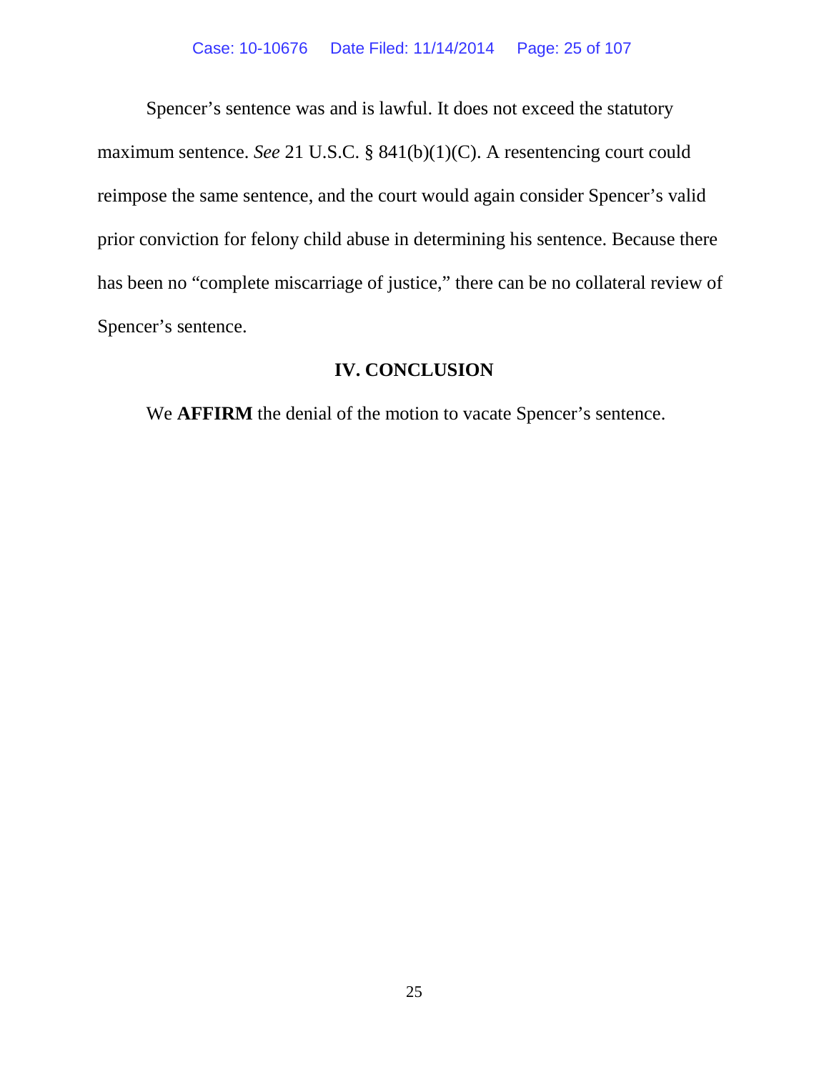Spencer's sentence was and is lawful. It does not exceed the statutory maximum sentence. *See* 21 U.S.C. § 841(b)(1)(C). A resentencing court could reimpose the same sentence, and the court would again consider Spencer's valid prior conviction for felony child abuse in determining his sentence. Because there has been no "complete miscarriage of justice," there can be no collateral review of Spencer's sentence.

## IV. CONCLUSION

We **AFFIRM** the denial of the motion to vacate Spencer's sentence.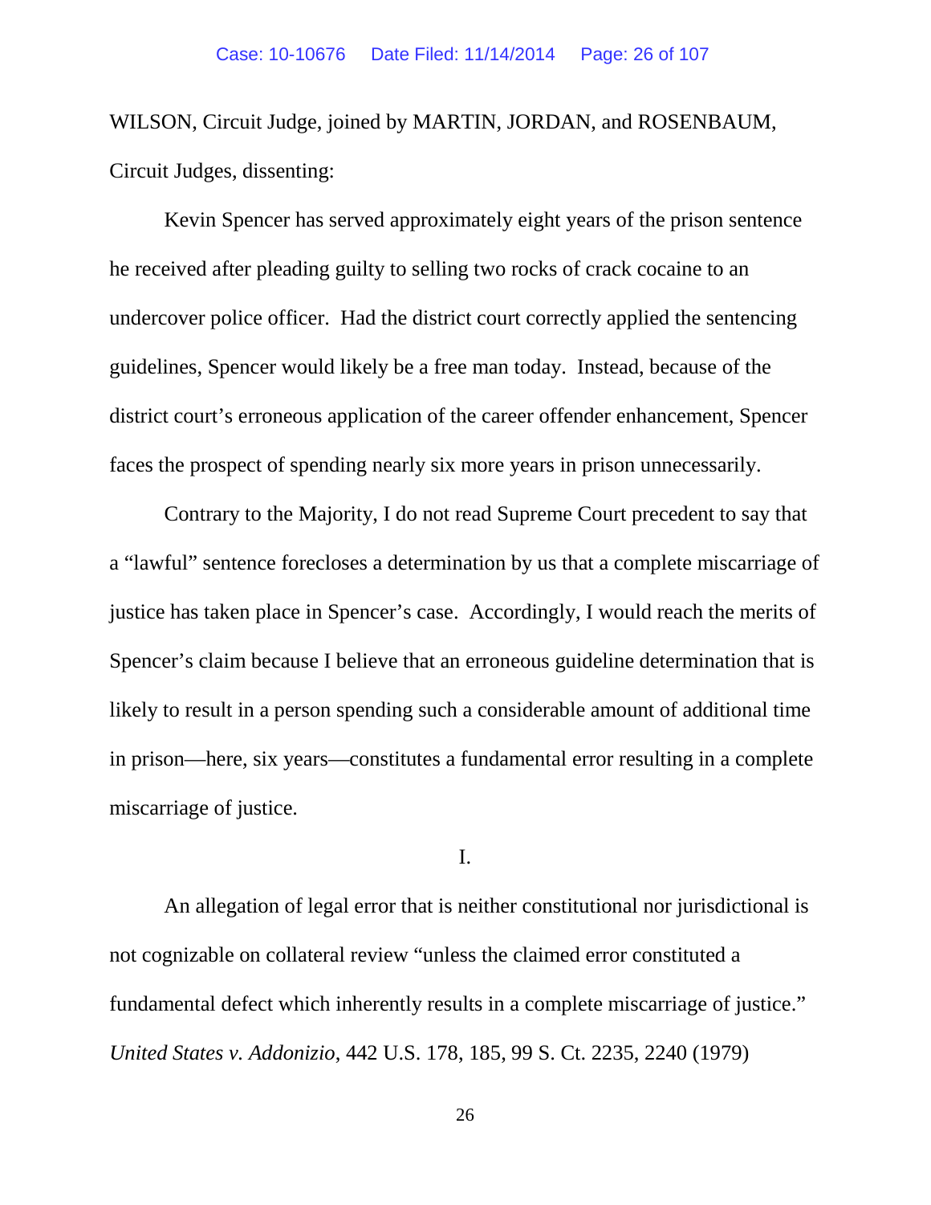WILSON, Circuit Judge, joined by MARTIN, JORDAN, and ROSENBAUM, Circuit Judges, dissenting:

Kevin Spencer has served approximately eight years of the prison sentence he received after pleading guilty to selling two rocks of crack cocaine to an undercover police officer. Had the district court correctly applied the sentencing guidelines, Spencer would likely be a free man today. Instead, because of the district court's erroneous application of the career offender enhancement, Spencer faces the prospect of spending nearly six more years in prison unnecessarily.

Contrary to the Majority, I do not read Supreme Court precedent to say that a "lawful" sentence forecloses a determination by us that a complete miscarriage of justice has taken place in Spencer's case. Accordingly, I would reach the merits of Spencer's claim because I believe that an erroneous guideline determination that is likely to result in a person spending such a considerable amount of additional time in prison—here, six years—constitutes a fundamental error resulting in a complete miscarriage of justice.

I.

An allegation of legal error that is neither constitutional nor jurisdictional is not cognizable on collateral review "unless the claimed error constituted a fundamental defect which inherently results in a complete miscarriage of justice." *United States v. Addonizio*, 442 U.S. 178, 185, 99 S. Ct. 2235, 2240 (1979)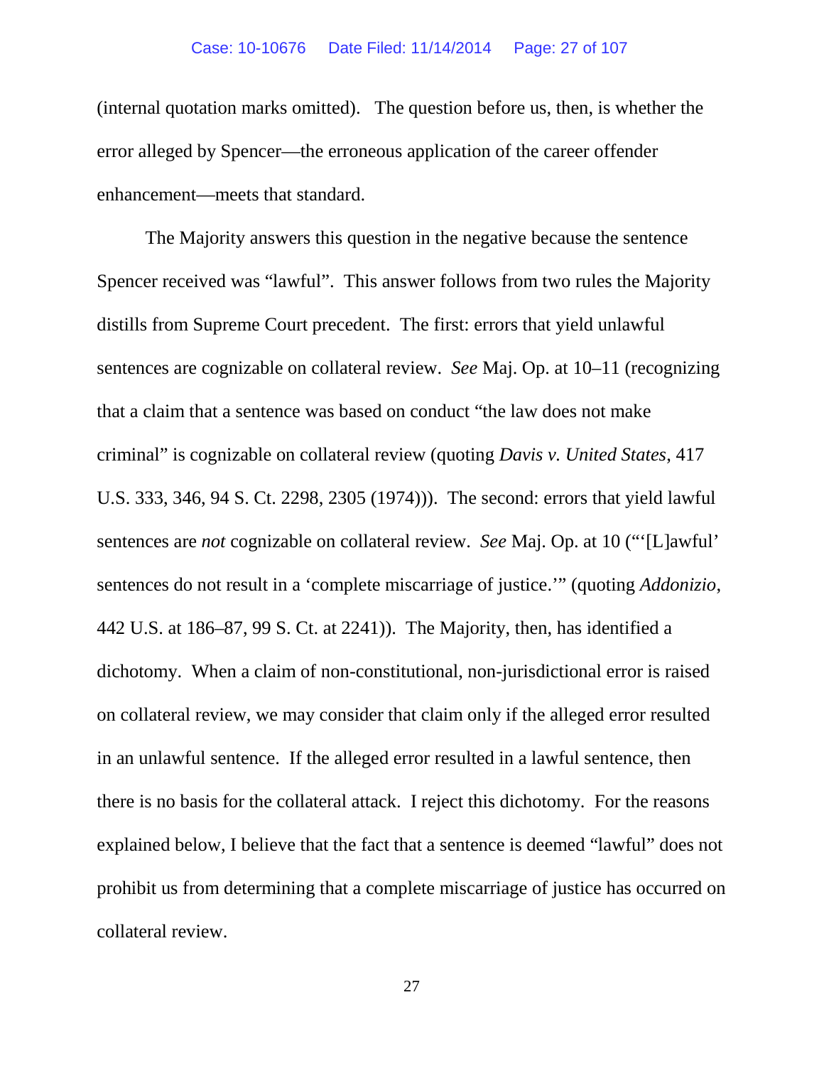(internal quotation marks omitted). The question before us, then, is whether the error alleged by Spencer—the erroneous application of the career offender enhancement—meets that standard.

The Majority answers this question in the negative because the sentence Spencer received was "lawful". This answer follows from two rules the Majority distills from Supreme Court precedent. The first: errors that yield unlawful sentences are cognizable on collateral review. *See* Maj. Op. at 10–11 (recognizing that a claim that a sentence was based on conduct "the law does not make criminal" is cognizable on collateral review (quoting *Davis v. United States*, 417 U.S. 333, 346, 94 S. Ct. 2298, 2305 (1974))). The second: errors that yield lawful sentences are *not* cognizable on collateral review. *See* Maj. Op. at 10 ("'[L]awful' sentences do not result in a 'complete miscarriage of justice.'" (quoting *Addonizio*, 442 U.S. at 186–87, 99 S. Ct. at 2241)). The Majority, then, has identified a dichotomy. When a claim of non-constitutional, non-jurisdictional error is raised on collateral review, we may consider that claim only if the alleged error resulted in an unlawful sentence. If the alleged error resulted in a lawful sentence, then there is no basis for the collateral attack. I reject this dichotomy. For the reasons explained below, I believe that the fact that a sentence is deemed "lawful" does not prohibit us from determining that a complete miscarriage of justice has occurred on collateral review.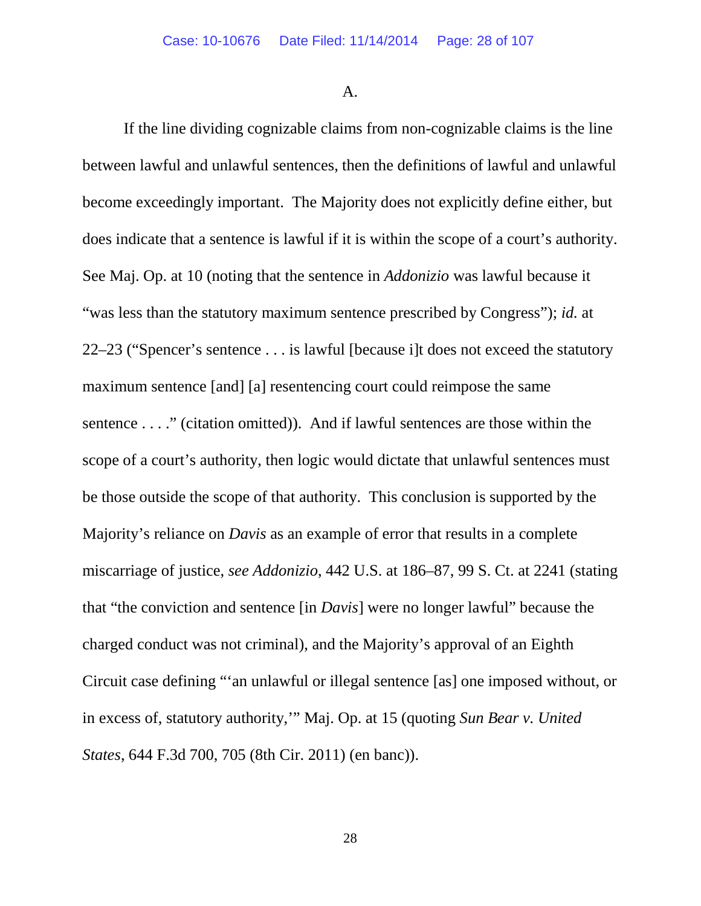A.

If the line dividing cognizable claims from non-cognizable claims is the line between lawful and unlawful sentences, then the definitions of lawful and unlawful become exceedingly important. The Majority does not explicitly define either, but does indicate that a sentence is lawful if it is within the scope of a court's authority. See Maj. Op. at 10 (noting that the sentence in *Addonizio* was lawful because it "was less than the statutory maximum sentence prescribed by Congress"); *id.* at 22–23 ("Spencer's sentence . . . is lawful [because i]t does not exceed the statutory maximum sentence [and] [a] resentencing court could reimpose the same sentence . . . ." (citation omitted)). And if lawful sentences are those within the scope of a court's authority, then logic would dictate that unlawful sentences must be those outside the scope of that authority. This conclusion is supported by the Majority's reliance on *Davis* as an example of error that results in a complete miscarriage of justice, *see Addonizio*, 442 U.S. at 186–87, 99 S. Ct. at 2241 (stating that "the conviction and sentence [in *Davis*] were no longer lawful" because the charged conduct was not criminal), and the Majority's approval of an Eighth Circuit case defining "'an unlawful or illegal sentence [as] one imposed without, or in excess of, statutory authority,'" Maj. Op. at 15 (quoting *Sun Bear v. United States*, 644 F.3d 700, 705 (8th Cir. 2011) (en banc)).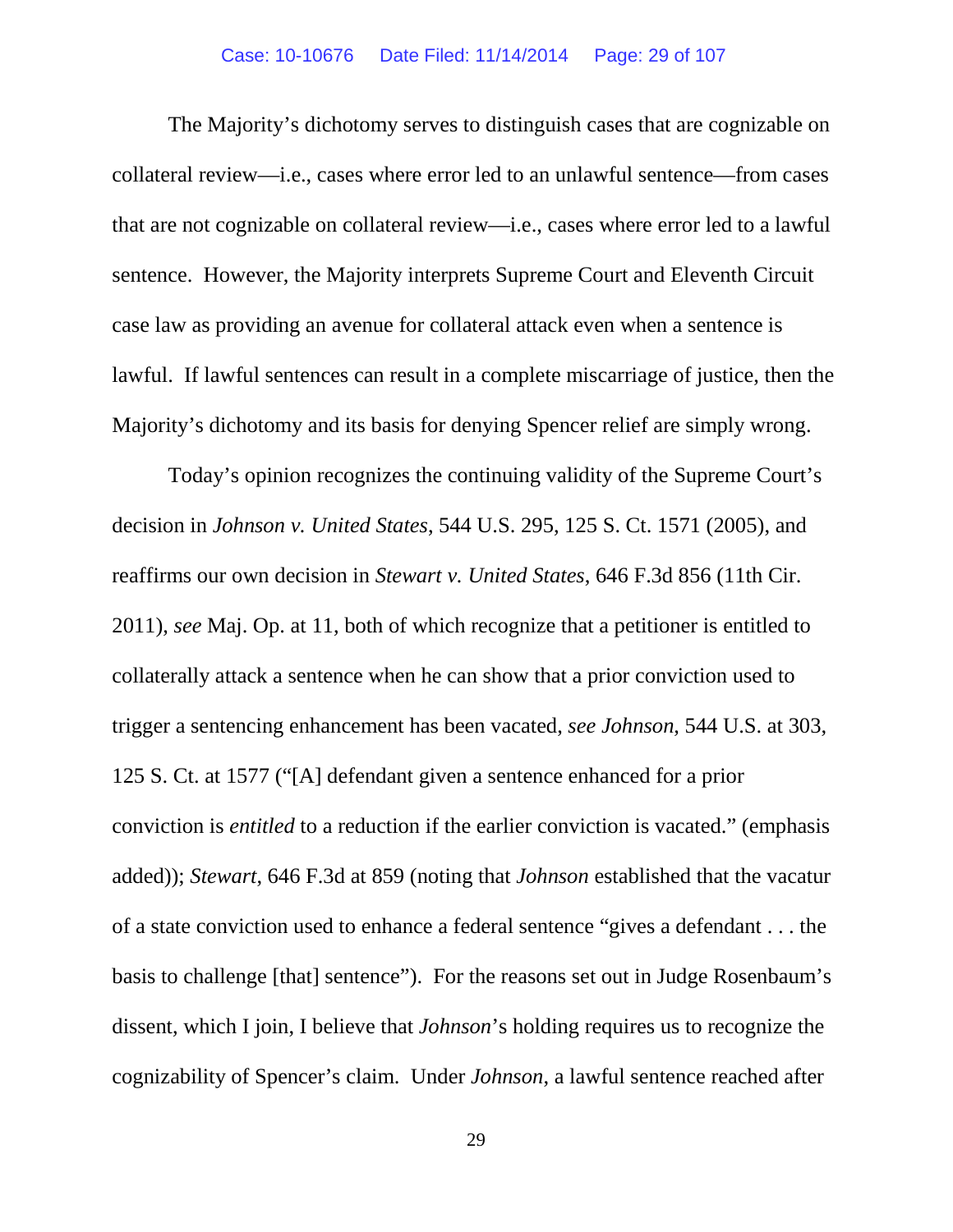The Majority's dichotomy serves to distinguish cases that are cognizable on collateral review—i.e., cases where error led to an unlawful sentence—from cases that are not cognizable on collateral review—i.e., cases where error led to a lawful sentence. However, the Majority interprets Supreme Court and Eleventh Circuit case law as providing an avenue for collateral attack even when a sentence is lawful. If lawful sentences can result in a complete miscarriage of justice, then the Majority's dichotomy and its basis for denying Spencer relief are simply wrong.

Today's opinion recognizes the continuing validity of the Supreme Court's decision in *Johnson v. United States*, 544 U.S. 295, 125 S. Ct. 1571 (2005), and reaffirms our own decision in *Stewart v. United States*, 646 F.3d 856 (11th Cir. 2011), *see* Maj. Op. at 11, both of which recognize that a petitioner is entitled to collaterally attack a sentence when he can show that a prior conviction used to trigger a sentencing enhancement has been vacated, *see Johnson*, 544 U.S. at 303, 125 S. Ct. at 1577 ("[A] defendant given a sentence enhanced for a prior conviction is *entitled* to a reduction if the earlier conviction is vacated." (emphasis added)); *Stewart*, 646 F.3d at 859 (noting that *Johnson* established that the vacatur of a state conviction used to enhance a federal sentence "gives a defendant . . . the basis to challenge [that] sentence"). For the reasons set out in Judge Rosenbaum's dissent, which I join, I believe that *Johnson*'s holding requires us to recognize the cognizability of Spencer's claim. Under *Johnson*, a lawful sentence reached after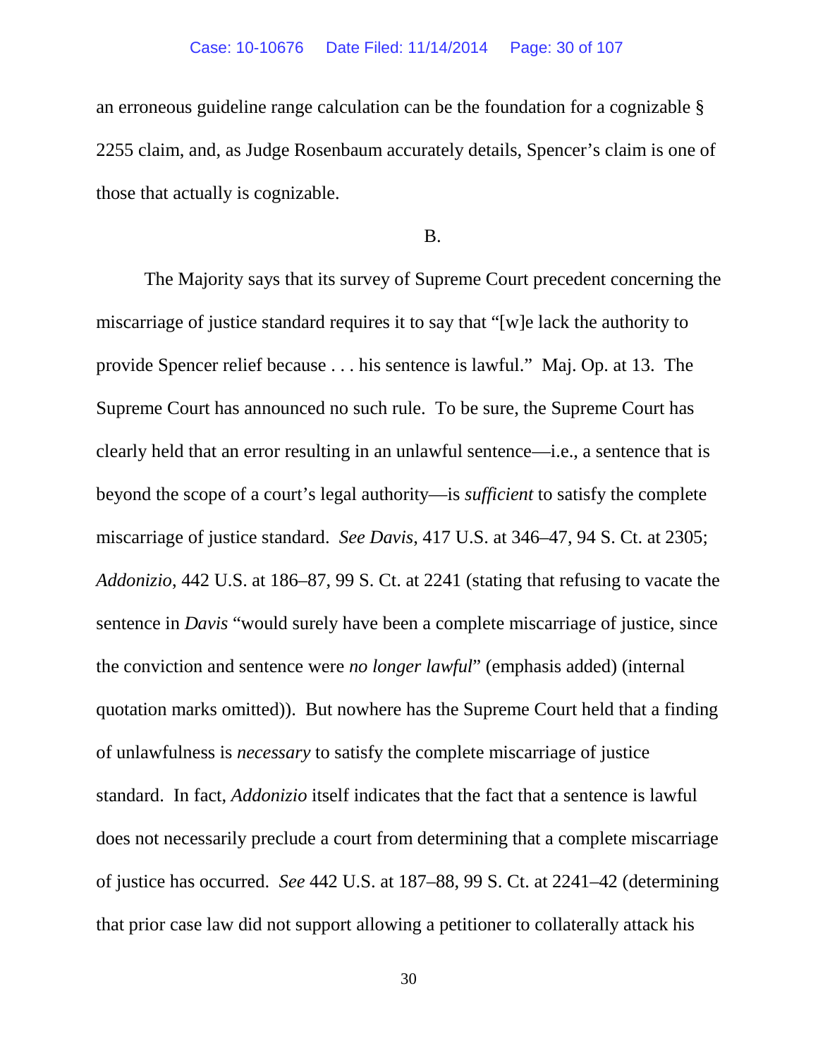an erroneous guideline range calculation can be the foundation for a cognizable § 2255 claim, and, as Judge Rosenbaum accurately details, Spencer's claim is one of those that actually is cognizable.

B.

The Majority says that its survey of Supreme Court precedent concerning the miscarriage of justice standard requires it to say that "[w]e lack the authority to provide Spencer relief because . . . his sentence is lawful." Maj. Op. at 13. The Supreme Court has announced no such rule. To be sure, the Supreme Court has clearly held that an error resulting in an unlawful sentence—i.e., a sentence that is beyond the scope of a court's legal authority—is *sufficient* to satisfy the complete miscarriage of justice standard. *See Davis*, 417 U.S. at 346–47, 94 S. Ct. at 2305; *Addonizio*, 442 U.S. at 186–87, 99 S. Ct. at 2241 (stating that refusing to vacate the sentence in *Davis* "would surely have been a complete miscarriage of justice, since the conviction and sentence were *no longer lawful*" (emphasis added) (internal quotation marks omitted)). But nowhere has the Supreme Court held that a finding of unlawfulness is *necessary* to satisfy the complete miscarriage of justice standard. In fact, *Addonizio* itself indicates that the fact that a sentence is lawful does not necessarily preclude a court from determining that a complete miscarriage of justice has occurred. *See* 442 U.S. at 187–88, 99 S. Ct. at 2241–42 (determining that prior case law did not support allowing a petitioner to collaterally attack his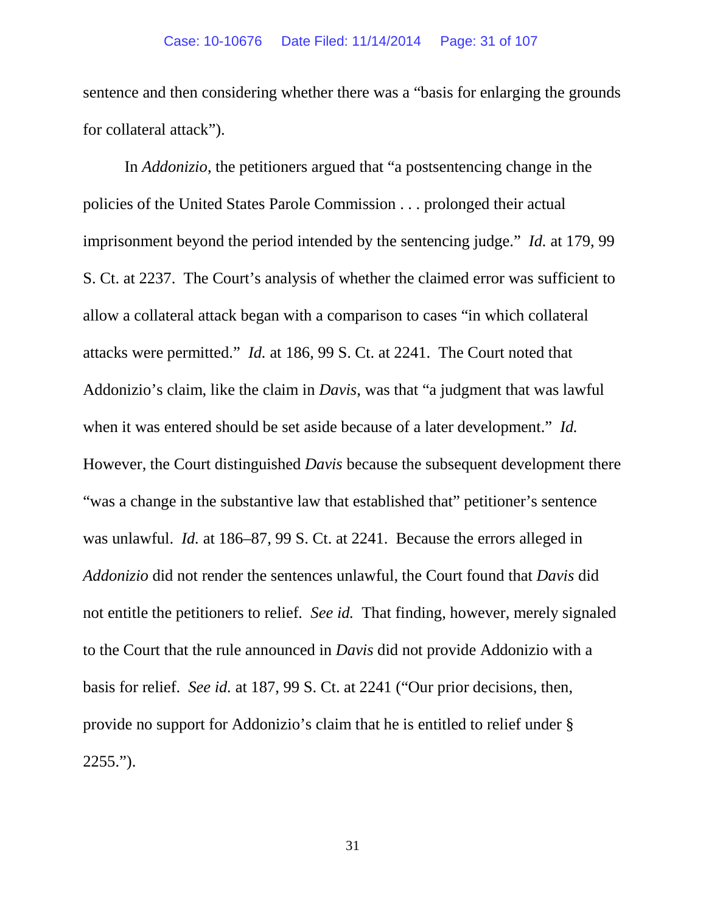sentence and then considering whether there was a "basis for enlarging the grounds for collateral attack").

In *Addonizio*, the petitioners argued that "a postsentencing change in the policies of the United States Parole Commission . . . prolonged their actual imprisonment beyond the period intended by the sentencing judge." *Id.* at 179, 99 S. Ct. at 2237. The Court's analysis of whether the claimed error was sufficient to allow a collateral attack began with a comparison to cases "in which collateral attacks were permitted." *Id.* at 186, 99 S. Ct. at 2241. The Court noted that Addonizio's claim, like the claim in *Davis*, was that "a judgment that was lawful when it was entered should be set aside because of a later development." *Id.* However, the Court distinguished *Davis* because the subsequent development there "was a change in the substantive law that established that" petitioner's sentence was unlawful. *Id.* at 186–87, 99 S. Ct. at 2241. Because the errors alleged in *Addonizio* did not render the sentences unlawful, the Court found that *Davis* did not entitle the petitioners to relief. *See id.* That finding, however, merely signaled to the Court that the rule announced in *Davis* did not provide Addonizio with a basis for relief. *See id.* at 187, 99 S. Ct. at 2241 ("Our prior decisions, then, provide no support for Addonizio's claim that he is entitled to relief under § 2255.").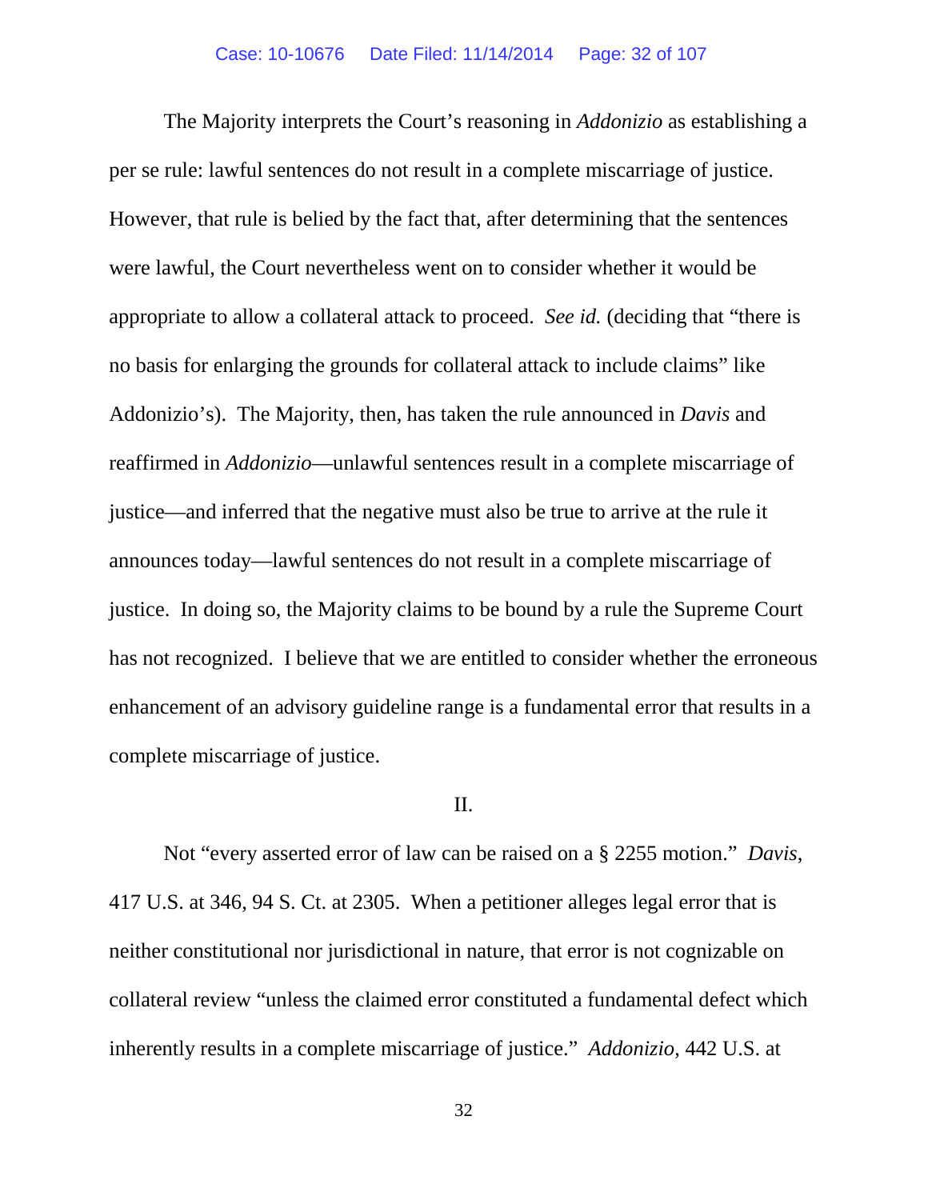The Majority interprets the Court's reasoning in *Addonizio* as establishing a per se rule: lawful sentences do not result in a complete miscarriage of justice. However, that rule is belied by the fact that, after determining that the sentences were lawful, the Court nevertheless went on to consider whether it would be appropriate to allow a collateral attack to proceed. *See id.* (deciding that "there is no basis for enlarging the grounds for collateral attack to include claims" like Addonizio's). The Majority, then, has taken the rule announced in *Davis* and reaffirmed in *Addonizio*—unlawful sentences result in a complete miscarriage of justice—and inferred that the negative must also be true to arrive at the rule it announces today—lawful sentences do not result in a complete miscarriage of justice. In doing so, the Majority claims to be bound by a rule the Supreme Court has not recognized. I believe that we are entitled to consider whether the erroneous enhancement of an advisory guideline range is a fundamental error that results in a complete miscarriage of justice.

## II.

Not "every asserted error of law can be raised on a § 2255 motion." *Davis*, 417 U.S. at 346, 94 S. Ct. at 2305. When a petitioner alleges legal error that is neither constitutional nor jurisdictional in nature, that error is not cognizable on collateral review "unless the claimed error constituted a fundamental defect which inherently results in a complete miscarriage of justice." *Addonizio*, 442 U.S. at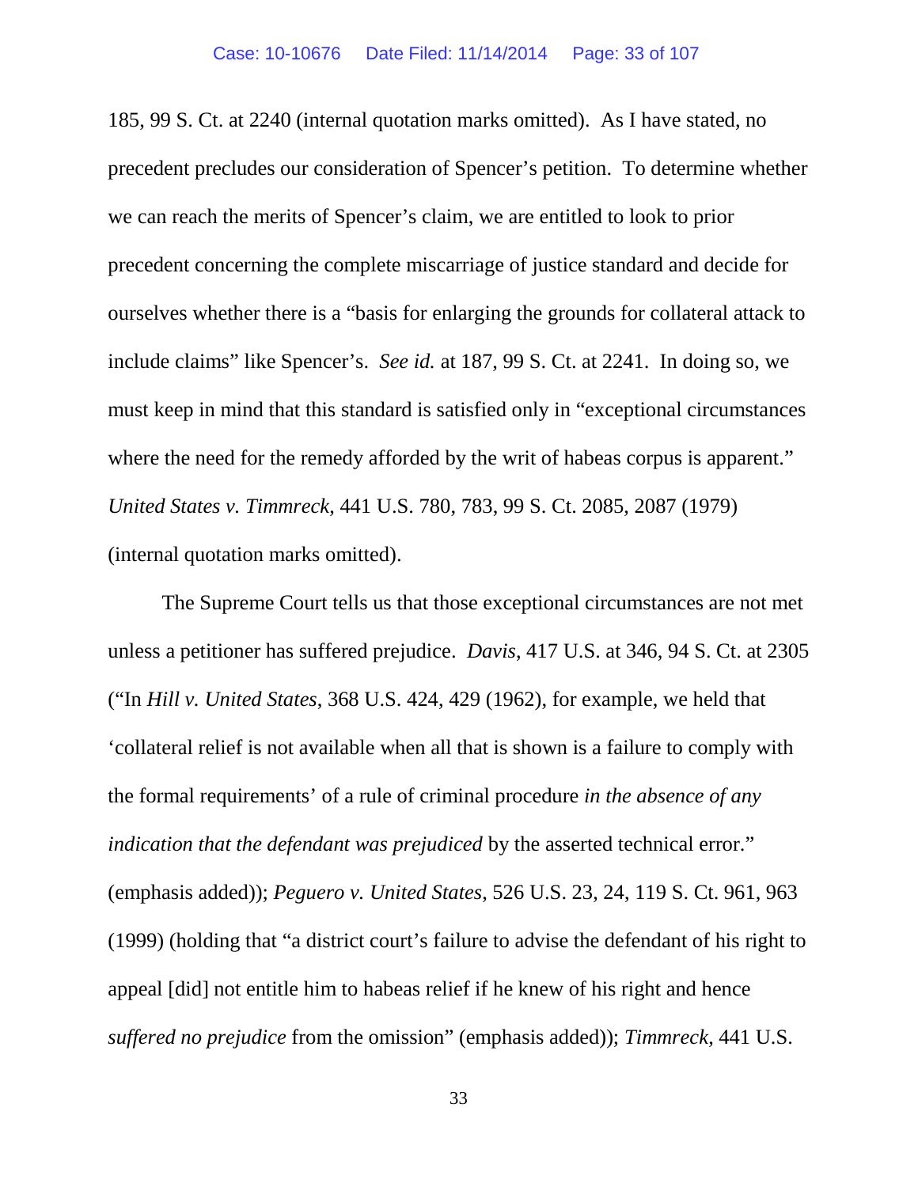185, 99 S. Ct. at 2240 (internal quotation marks omitted). As I have stated, no precedent precludes our consideration of Spencer's petition. To determine whether we can reach the merits of Spencer's claim, we are entitled to look to prior precedent concerning the complete miscarriage of justice standard and decide for ourselves whether there is a "basis for enlarging the grounds for collateral attack to include claims" like Spencer's. *See id.* at 187, 99 S. Ct. at 2241. In doing so, we must keep in mind that this standard is satisfied only in "exceptional circumstances where the need for the remedy afforded by the writ of habeas corpus is apparent." *United States v. Timmreck*, 441 U.S. 780, 783, 99 S. Ct. 2085, 2087 (1979) (internal quotation marks omitted).

The Supreme Court tells us that those exceptional circumstances are not met unless a petitioner has suffered prejudice. *Davis*, 417 U.S. at 346, 94 S. Ct. at 2305 ("In *Hill v. United States*, 368 U.S. 424, 429 (1962), for example, we held that 'collateral relief is not available when all that is shown is a failure to comply with the formal requirements' of a rule of criminal procedure *in the absence of any indication that the defendant was prejudiced* by the asserted technical error." (emphasis added)); *Peguero v. United States*, 526 U.S. 23, 24, 119 S. Ct. 961, 963 (1999) (holding that "a district court's failure to advise the defendant of his right to appeal [did] not entitle him to habeas relief if he knew of his right and hence *suffered no prejudice* from the omission" (emphasis added)); *Timmreck*, 441 U.S.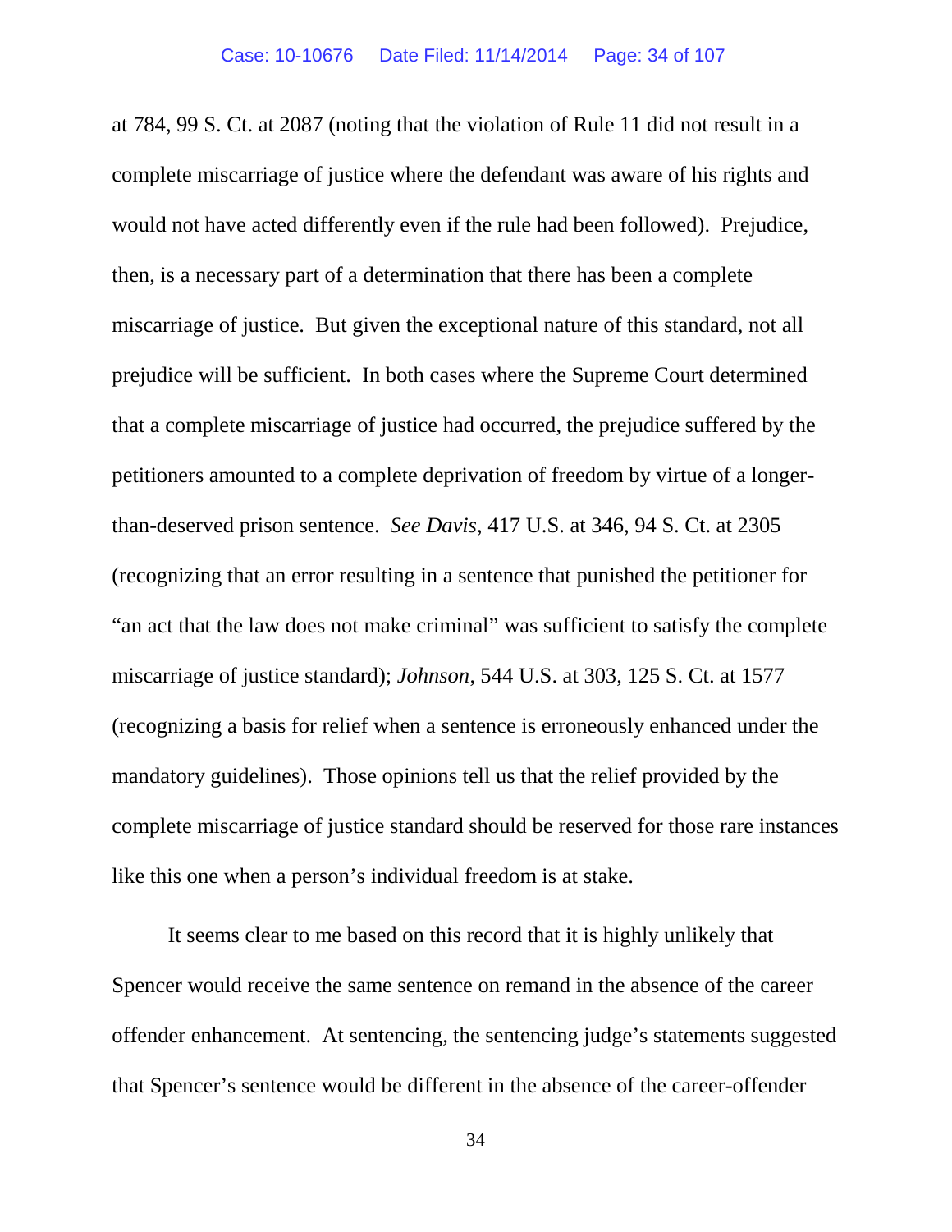at 784, 99 S. Ct. at 2087 (noting that the violation of Rule 11 did not result in a complete miscarriage of justice where the defendant was aware of his rights and would not have acted differently even if the rule had been followed). Prejudice, then, is a necessary part of a determination that there has been a complete miscarriage of justice. But given the exceptional nature of this standard, not all prejudice will be sufficient. In both cases where the Supreme Court determined that a complete miscarriage of justice had occurred, the prejudice suffered by the petitioners amounted to a complete deprivation of freedom by virtue of a longer-than-deserved prison sentence. *See Davis*, 417 U.S. at 346, 94 S. Ct. at 2305 (recognizing that an error resulting in a sentence that punished the petitioner for "an act that the law does not make criminal" was sufficient to satisfy the complete miscarriage of justice standard); *Johnson*, 544 U.S. at 303, 125 S. Ct. at 1577 (recognizing a basis for relief when a sentence is erroneously enhanced under the mandatory guidelines). Those opinions tell us that the relief provided by the complete miscarriage of justice standard should be reserved for those rare instances like this one when a person's individual freedom is at stake.

It seems clear to me based on this record that it is highly unlikely that Spencer would receive the same sentence on remand in the absence of the career offender enhancement. At sentencing, the sentencing judge's statements suggested that Spencer's sentence would be different in the absence of the career-offender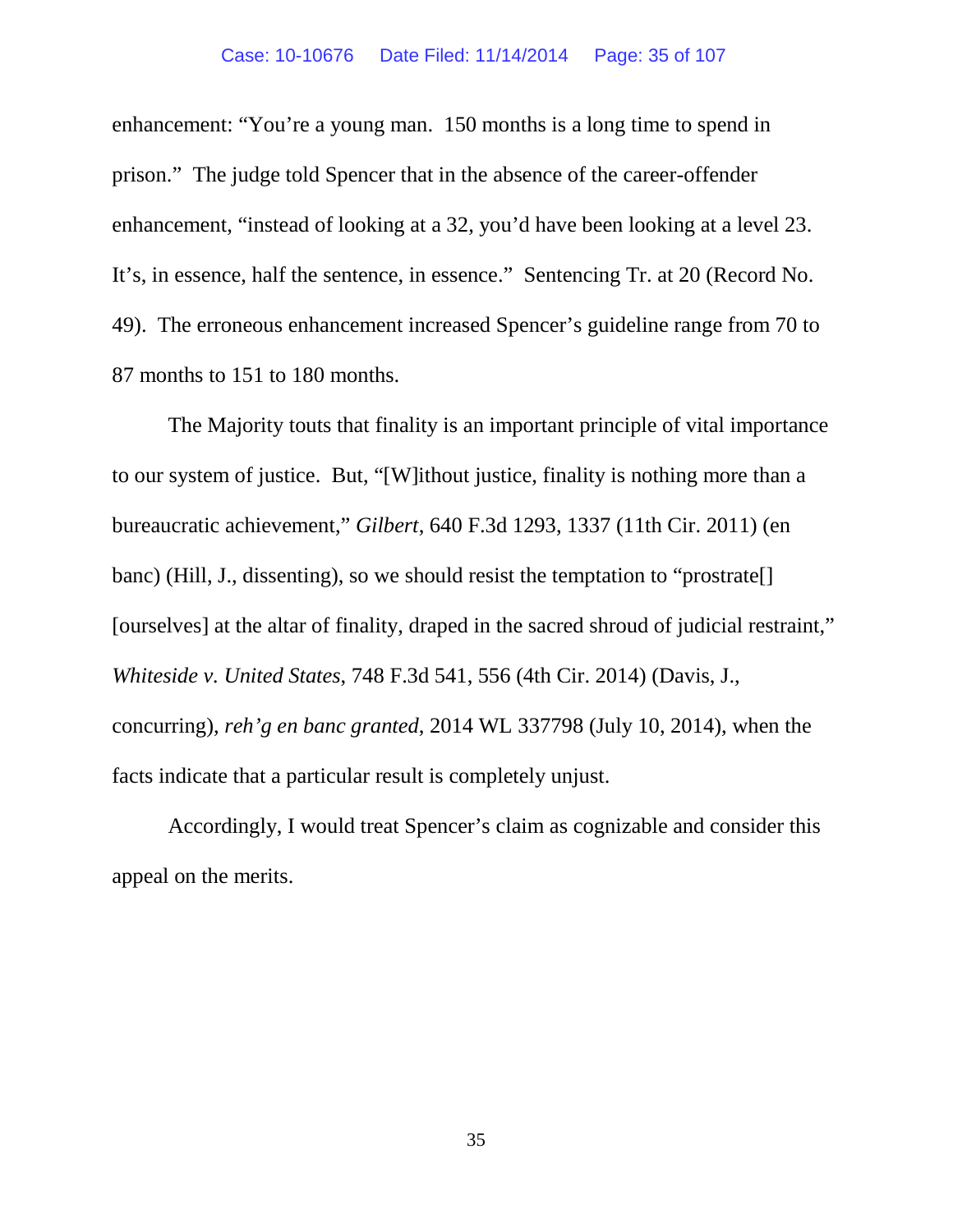enhancement: "You're a young man. 150 months is a long time to spend in prison." The judge told Spencer that in the absence of the career-offender enhancement, "instead of looking at a 32, you'd have been looking at a level 23. It's, in essence, half the sentence, in essence." Sentencing Tr. at 20 (Record No. 49). The erroneous enhancement increased Spencer's guideline range from 70 to 87 months to 151 to 180 months.

The Majority touts that finality is an important principle of vital importance to our system of justice. But, "[W]ithout justice, finality is nothing more than a bureaucratic achievement," *Gilbert*, 640 F.3d 1293, 1337 (11th Cir. 2011) (en banc) (Hill, J., dissenting), so we should resist the temptation to "prostrate[] [ourselves] at the altar of finality, draped in the sacred shroud of judicial restraint," *Whiteside v. United States*, 748 F.3d 541, 556 (4th Cir. 2014) (Davis, J., concurring), *reh'g en banc granted*, 2014 WL 337798 (July 10, 2014), when the facts indicate that a particular result is completely unjust.

Accordingly, I would treat Spencer's claim as cognizable and consider this appeal on the merits.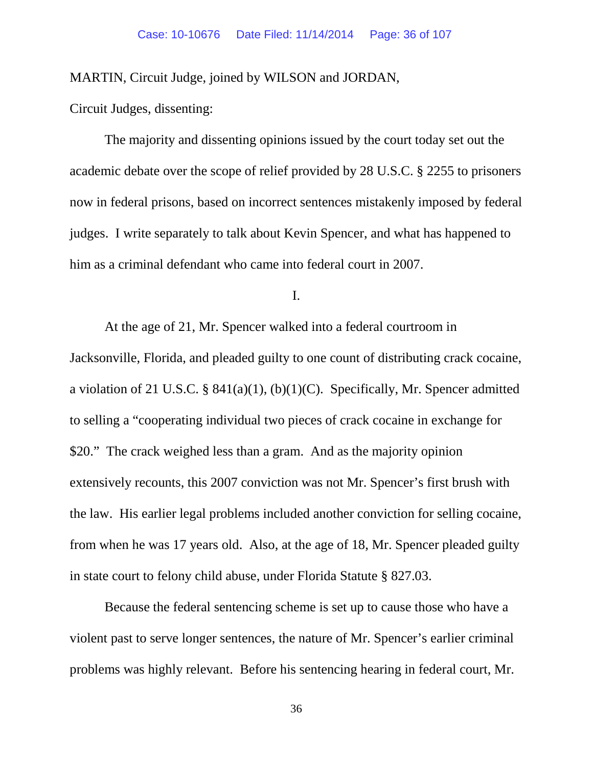MARTIN, Circuit Judge, joined by WILSON and JORDAN, Circuit Judges, dissenting:

The majority and dissenting opinions issued by the court today set out the academic debate over the scope of relief provided by 28 U.S.C. § 2255 to prisoners now in federal prisons, based on incorrect sentences mistakenly imposed by federal judges. I write separately to talk about Kevin Spencer, and what has happened to him as a criminal defendant who came into federal court in 2007.

I.

At the age of 21, Mr. Spencer walked into a federal courtroom in Jacksonville, Florida, and pleaded guilty to one count of distributing crack cocaine, a violation of 21 U.S.C. § 841(a)(1), (b)(1)(C). Specifically, Mr. Spencer admitted to selling a "cooperating individual two pieces of crack cocaine in exchange for $20." The crack weighed less than a gram. And as the majority opinion extensively recounts, this 2007 conviction was not Mr. Spencer's first brush with the law. His earlier legal problems included another conviction for selling cocaine, from when he was 17 years old. Also, at the age of 18, Mr. Spencer pleaded guilty in state court to felony child abuse, under Florida Statute § 827.03.

Because the federal sentencing scheme is set up to cause those who have a violent past to serve longer sentences, the nature of Mr. Spencer's earlier criminal problems was highly relevant. Before his sentencing hearing in federal court, Mr.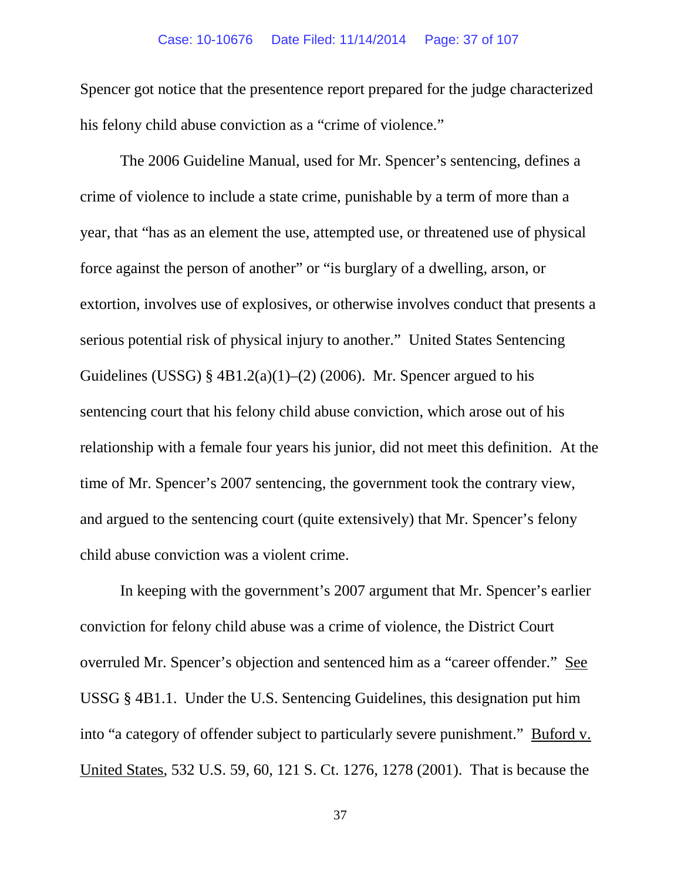Spencer got notice that the presentence report prepared for the judge characterized his felony child abuse conviction as a "crime of violence."

The 2006 Guideline Manual, used for Mr. Spencer's sentencing, defines a crime of violence to include a state crime, punishable by a term of more than a year, that "has as an element the use, attempted use, or threatened use of physical force against the person of another" or "is burglary of a dwelling, arson, or extortion, involves use of explosives, or otherwise involves conduct that presents a serious potential risk of physical injury to another." United States Sentencing Guidelines (USSG) § 4B1.2(a)(1)–(2) (2006). Mr. Spencer argued to his sentencing court that his felony child abuse conviction, which arose out of his relationship with a female four years his junior, did not meet this definition. At the time of Mr. Spencer's 2007 sentencing, the government took the contrary view, and argued to the sentencing court (quite extensively) that Mr. Spencer's felony child abuse conviction was a violent crime.

In keeping with the government's 2007 argument that Mr. Spencer's earlier conviction for felony child abuse was a crime of violence, the District Court overruled Mr. Spencer's objection and sentenced him as a "career offender." See USSG § 4B1.1. Under the U.S. Sentencing Guidelines, this designation put him into "a category of offender subject to particularly severe punishment." Buford v. United States, 532 U.S. 59, 60, 121 S. Ct. 1276, 1278 (2001). That is because the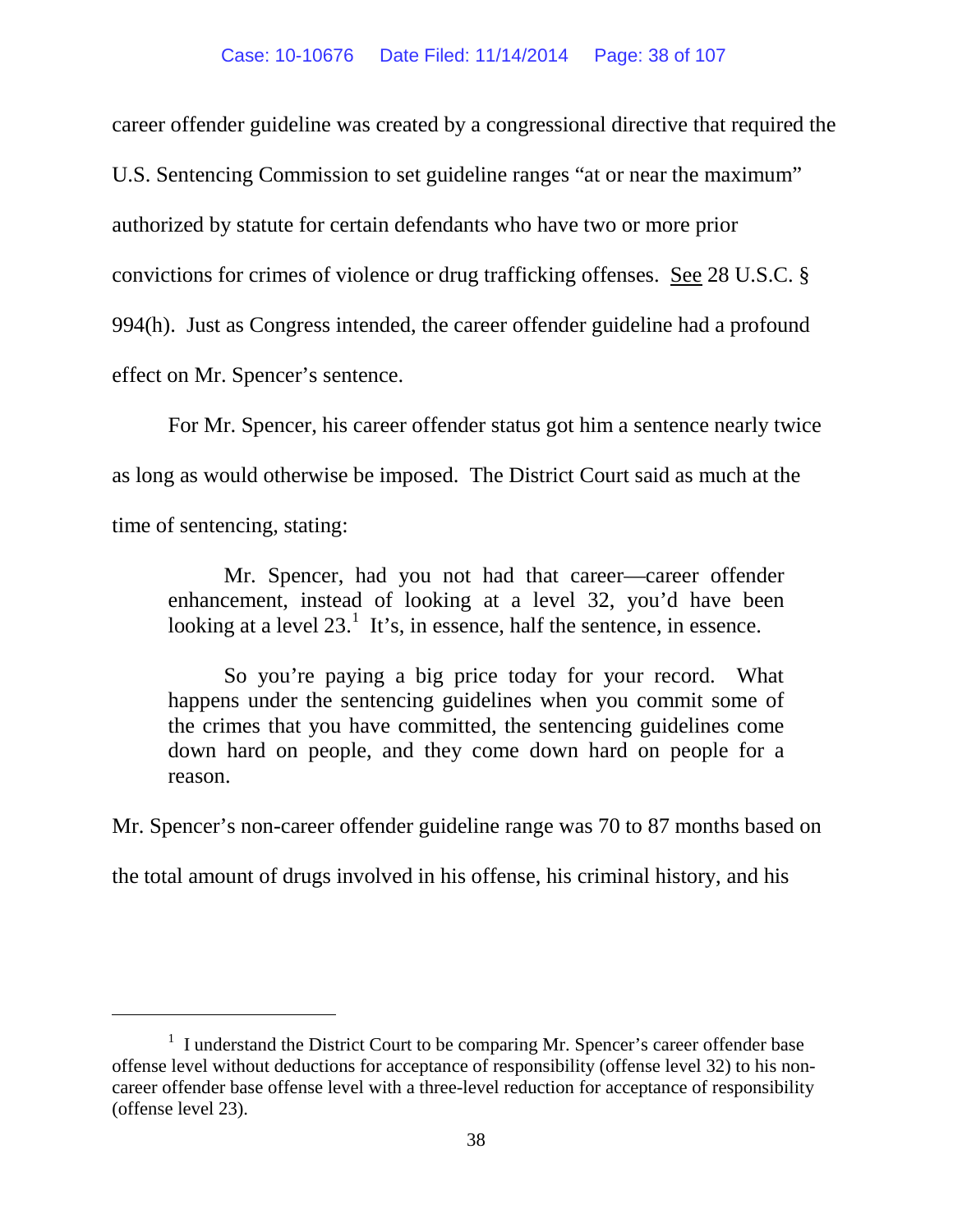career offender guideline was created by a congressional directive that required the U.S. Sentencing Commission to set guideline ranges "at or near the maximum" authorized by statute for certain defendants who have two or more prior convictions for crimes of violence or drug trafficking offenses. See 28 U.S.C. § 994(h). Just as Congress intended, the career offender guideline had a profound effect on Mr. Spencer's sentence.

For Mr. Spencer, his career offender status got him a sentence nearly twice as long as would otherwise be imposed. The District Court said as much at the time of sentencing, stating:

> Mr. Spencer, had you not had that career—career offender enhancement, instead of looking at a level 32, you'd have been looking at a level 23.[1] It's, in essence, half the sentence, in essence.
>
> So you're paying a big price today for your record. What happens under the sentencing guidelines when you commit some of the crimes that you have committed, the sentencing guidelines come down hard on people, and they come down hard on people for a reason.

Mr. Spencer's non-career offender guideline range was 70 to 87 months based on the total amount of drugs involved in his offense, his criminal history, and his

---

[1] I understand the District Court to be comparing Mr. Spencer's career offender base offense level without deductions for acceptance of responsibility (offense level 32) to his non-career offender base offense level with a three-level reduction for acceptance of responsibility (offense level 23).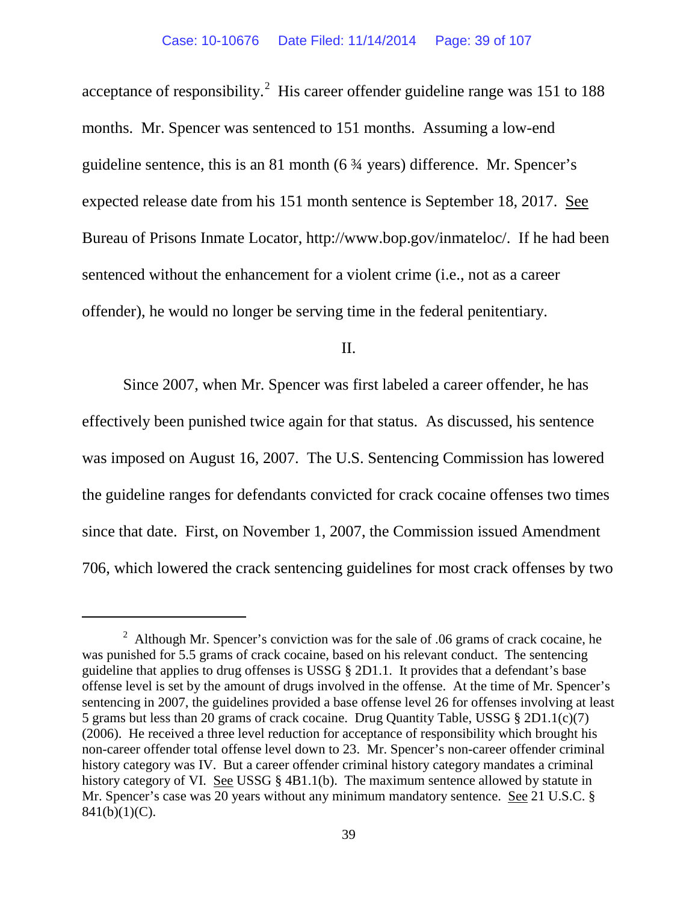acceptance of responsibility.[2] His career offender guideline range was 151 to 188 months. Mr. Spencer was sentenced to 151 months. Assuming a low-end guideline sentence, this is an 81 month (6 ¾ years) difference. Mr. Spencer's expected release date from his 151 month sentence is September 18, 2017. See Bureau of Prisons Inmate Locator, http://www.bop.gov/inmateloc/. If he had been sentenced without the enhancement for a violent crime (i.e., not as a career offender), he would no longer be serving time in the federal penitentiary.

II.

Since 2007, when Mr. Spencer was first labeled a career offender, he has effectively been punished twice again for that status. As discussed, his sentence was imposed on August 16, 2007. The U.S. Sentencing Commission has lowered the guideline ranges for defendants convicted for crack cocaine offenses two times since that date. First, on November 1, 2007, the Commission issued Amendment 706, which lowered the crack sentencing guidelines for most crack offenses by two

---

[2] Although Mr. Spencer's conviction was for the sale of .06 grams of crack cocaine, he was punished for 5.5 grams of crack cocaine, based on his relevant conduct. The sentencing guideline that applies to drug offenses is USSG § 2D1.1. It provides that a defendant's base offense level is set by the amount of drugs involved in the offense. At the time of Mr. Spencer's sentencing in 2007, the guidelines provided a base offense level 26 for offenses involving at least 5 grams but less than 20 grams of crack cocaine. Drug Quantity Table, USSG § 2D1.1(c)(7) (2006). He received a three level reduction for acceptance of responsibility which brought his non-career offender total offense level down to 23. Mr. Spencer's non-career offender criminal history category was IV. But a career offender criminal history category mandates a criminal history category of VI. See USSG § 4B1.1(b). The maximum sentence allowed by statute in Mr. Spencer's case was 20 years without any minimum mandatory sentence. See 21 U.S.C. § 841(b)(1)(C).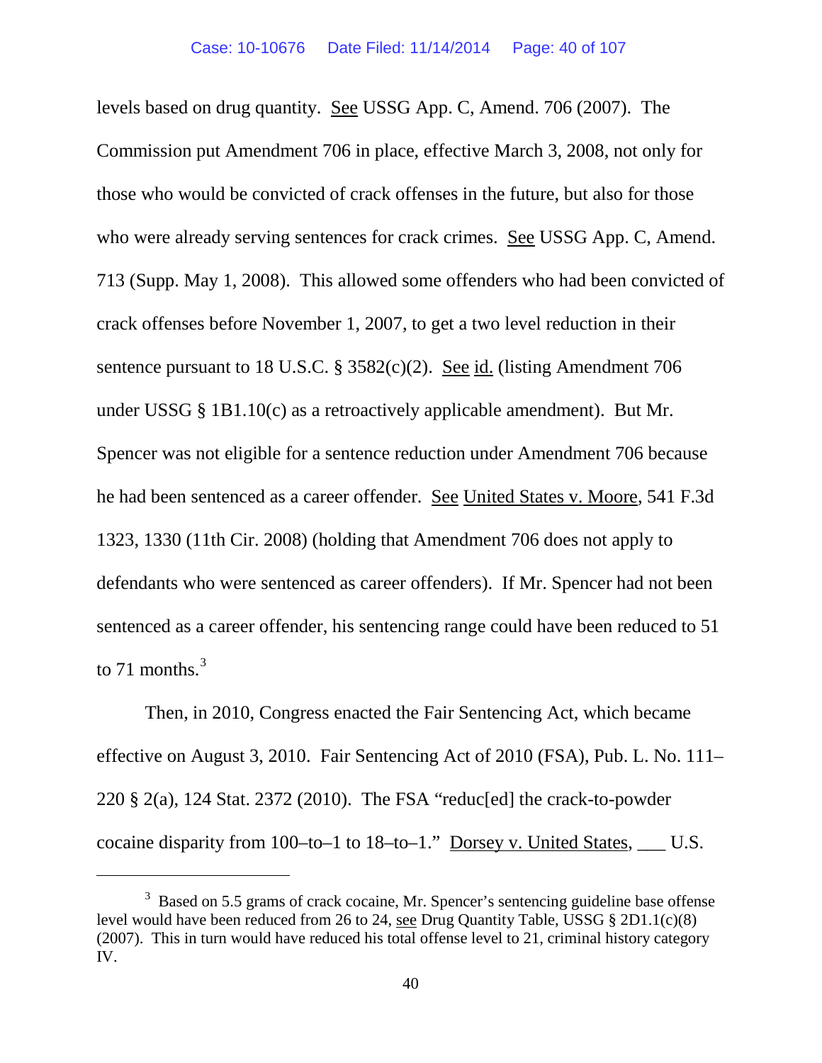levels based on drug quantity. See USSG App. C, Amend. 706 (2007). The Commission put Amendment 706 in place, effective March 3, 2008, not only for those who would be convicted of crack offenses in the future, but also for those who were already serving sentences for crack crimes. See USSG App. C, Amend. 713 (Supp. May 1, 2008). This allowed some offenders who had been convicted of crack offenses before November 1, 2007, to get a two level reduction in their sentence pursuant to 18 U.S.C. § 3582(c)(2). See id. (listing Amendment 706 under USSG § 1B1.10(c) as a retroactively applicable amendment). But Mr. Spencer was not eligible for a sentence reduction under Amendment 706 because he had been sentenced as a career offender. See United States v. Moore, 541 F.3d 1323, 1330 (11th Cir. 2008) (holding that Amendment 706 does not apply to defendants who were sentenced as career offenders). If Mr. Spencer had not been sentenced as a career offender, his sentencing range could have been reduced to 51 to 71 months.[3]

Then, in 2010, Congress enacted the Fair Sentencing Act, which became effective on August 3, 2010. Fair Sentencing Act of 2010 (FSA), Pub. L. No. 111–220 § 2(a), 124 Stat. 2372 (2010). The FSA "reduc[ed] the crack-to-powder cocaine disparity from 100–to–1 to 18–to–1." Dorsey v. United States, ___ U.S.

---

[3] Based on 5.5 grams of crack cocaine, Mr. Spencer's sentencing guideline base offense level would have been reduced from 26 to 24, see Drug Quantity Table, USSG § 2D1.1(c)(8) (2007). This in turn would have reduced his total offense level to 21, criminal history category IV.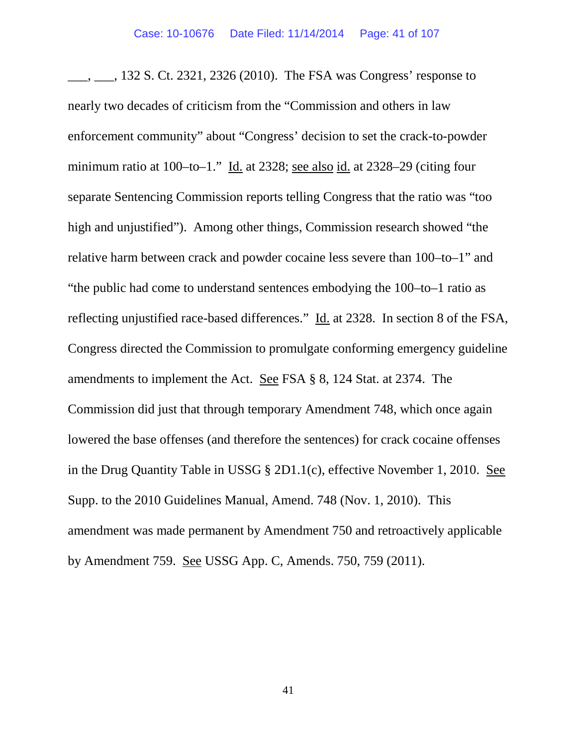___, ___, 132 S. Ct. 2321, 2326 (2010). The FSA was Congress' response to nearly two decades of criticism from the "Commission and others in law enforcement community" about "Congress' decision to set the crack-to-powder minimum ratio at 100–to–1." Id. at 2328; see also id. at 2328–29 (citing four separate Sentencing Commission reports telling Congress that the ratio was "too high and unjustified"). Among other things, Commission research showed "the relative harm between crack and powder cocaine less severe than 100–to–1" and "the public had come to understand sentences embodying the 100–to–1 ratio as reflecting unjustified race-based differences." Id. at 2328. In section 8 of the FSA, Congress directed the Commission to promulgate conforming emergency guideline amendments to implement the Act. See FSA § 8, 124 Stat. at 2374. The Commission did just that through temporary Amendment 748, which once again lowered the base offenses (and therefore the sentences) for crack cocaine offenses in the Drug Quantity Table in USSG § 2D1.1(c), effective November 1, 2010. See Supp. to the 2010 Guidelines Manual, Amend. 748 (Nov. 1, 2010). This amendment was made permanent by Amendment 750 and retroactively applicable by Amendment 759. See USSG App. C, Amends. 750, 759 (2011).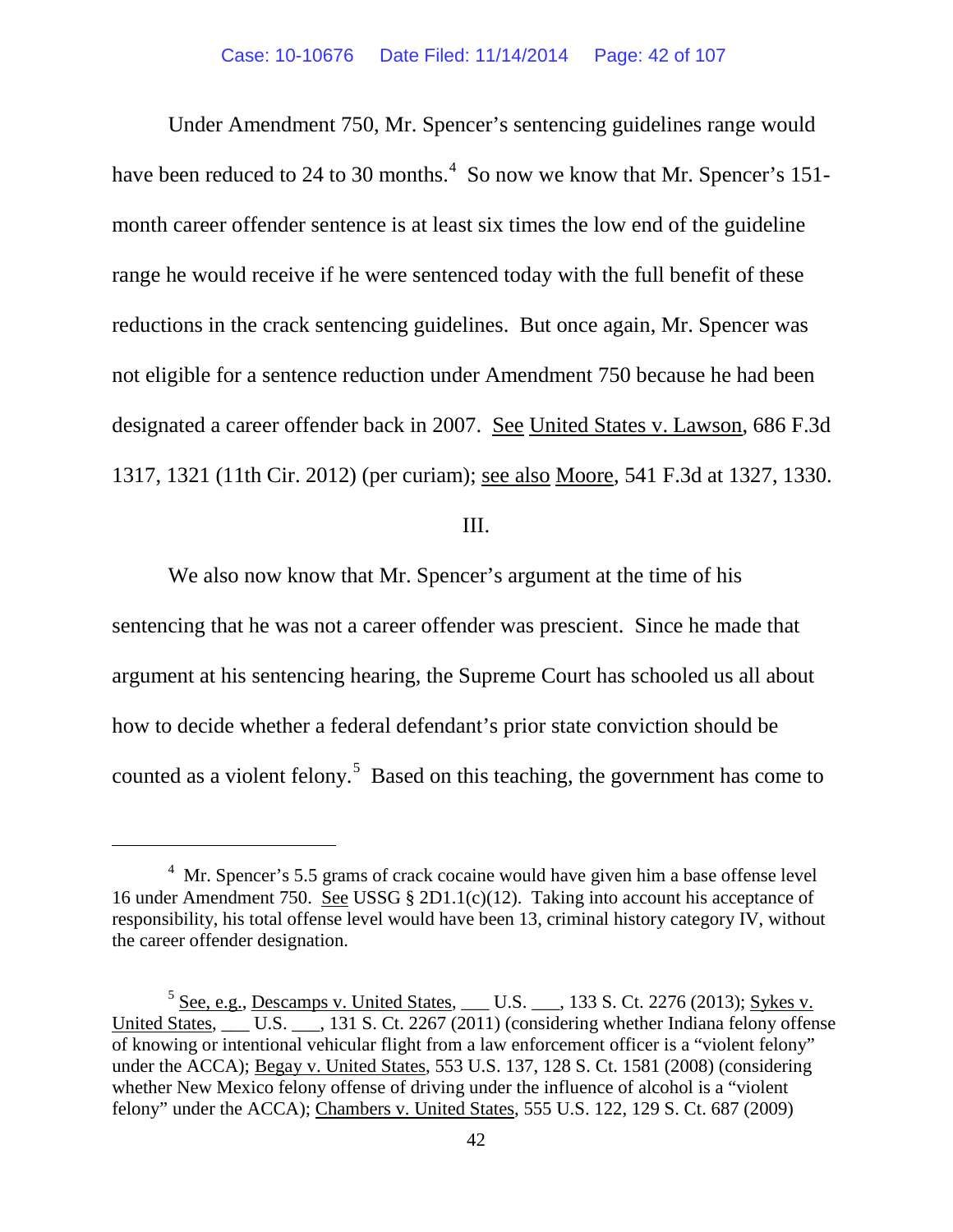Under Amendment 750, Mr. Spencer's sentencing guidelines range would have been reduced to 24 to 30 months.[4] So now we know that Mr. Spencer's 151-month career offender sentence is at least six times the low end of the guideline range he would receive if he were sentenced today with the full benefit of these reductions in the crack sentencing guidelines. But once again, Mr. Spencer was not eligible for a sentence reduction under Amendment 750 because he had been designated a career offender back in 2007. See United States v. Lawson, 686 F.3d 1317, 1321 (11th Cir. 2012) (per curiam); see also Moore, 541 F.3d at 1327, 1330.

III.

We also now know that Mr. Spencer's argument at the time of his sentencing that he was not a career offender was prescient. Since he made that argument at his sentencing hearing, the Supreme Court has schooled us all about how to decide whether a federal defendant's prior state conviction should be counted as a violent felony.[5] Based on this teaching, the government has come to

---

[4] Mr. Spencer's 5.5 grams of crack cocaine would have given him a base offense level 16 under Amendment 750. See USSG § 2D1.1(c)(12). Taking into account his acceptance of responsibility, his total offense level would have been 13, criminal history category IV, without the career offender designation.

[5] See, e.g., Descamps v. United States, ___ U.S. ___, 133 S. Ct. 2276 (2013); Sykes v. United States, ___ U.S. ___, 131 S. Ct. 2267 (2011) (considering whether Indiana felony offense of knowing or intentional vehicular flight from a law enforcement officer is a "violent felony" under the ACCA); Begay v. United States, 553 U.S. 137, 128 S. Ct. 1581 (2008) (considering whether New Mexico felony offense of driving under the influence of alcohol is a "violent felony" under the ACCA); Chambers v. United States, 555 U.S. 122, 129 S. Ct. 687 (2009)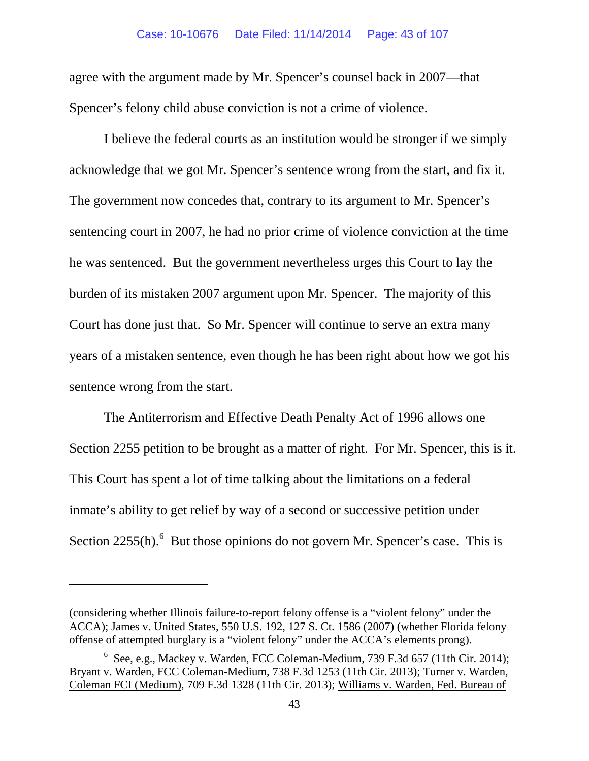agree with the argument made by Mr. Spencer's counsel back in 2007—that Spencer's felony child abuse conviction is not a crime of violence.

I believe the federal courts as an institution would be stronger if we simply acknowledge that we got Mr. Spencer's sentence wrong from the start, and fix it. The government now concedes that, contrary to its argument to Mr. Spencer's sentencing court in 2007, he had no prior crime of violence conviction at the time he was sentenced. But the government nevertheless urges this Court to lay the burden of its mistaken 2007 argument upon Mr. Spencer. The majority of this Court has done just that. So Mr. Spencer will continue to serve an extra many years of a mistaken sentence, even though he has been right about how we got his sentence wrong from the start.

The Antiterrorism and Effective Death Penalty Act of 1996 allows one Section 2255 petition to be brought as a matter of right. For Mr. Spencer, this is it. This Court has spent a lot of time talking about the limitations on a federal inmate's ability to get relief by way of a second or successive petition under Section 2255(h).[6] But those opinions do not govern Mr. Spencer's case. This is

---

(considering whether Illinois failure-to-report felony offense is a "violent felony" under the ACCA); James v. United States, 550 U.S. 192, 127 S. Ct. 1586 (2007) (whether Florida felony offense of attempted burglary is a "violent felony" under the ACCA's elements prong).

[6] See, e.g., Mackey v. Warden, FCC Coleman-Medium, 739 F.3d 657 (11th Cir. 2014); Bryant v. Warden, FCC Coleman-Medium, 738 F.3d 1253 (11th Cir. 2013); Turner v. Warden, Coleman FCI (Medium), 709 F.3d 1328 (11th Cir. 2013); Williams v. Warden, Fed. Bureau of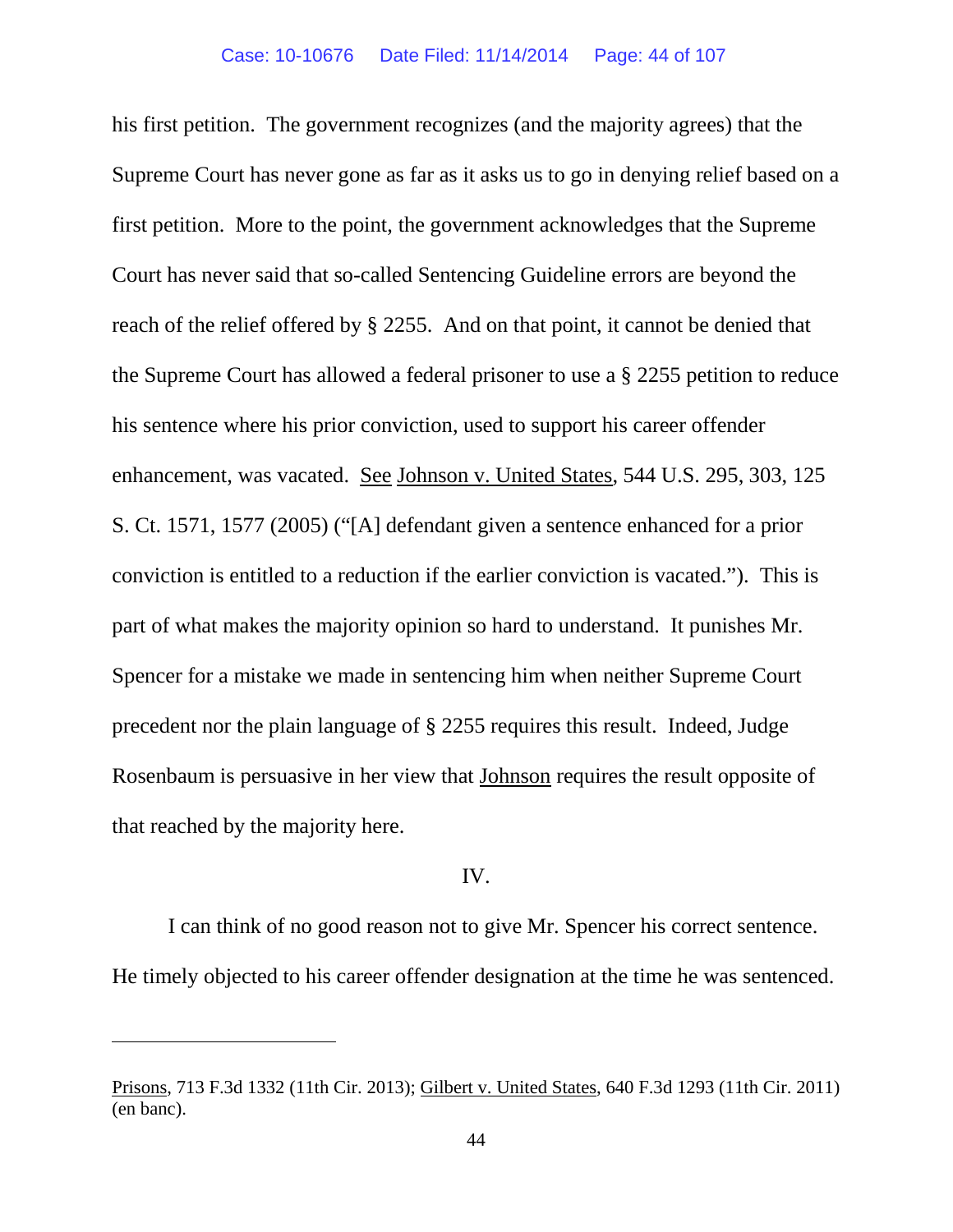his first petition. The government recognizes (and the majority agrees) that the Supreme Court has never gone as far as it asks us to go in denying relief based on a first petition. More to the point, the government acknowledges that the Supreme Court has never said that so-called Sentencing Guideline errors are beyond the reach of the relief offered by § 2255. And on that point, it cannot be denied that the Supreme Court has allowed a federal prisoner to use a § 2255 petition to reduce his sentence where his prior conviction, used to support his career offender enhancement, was vacated. See Johnson v. United States, 544 U.S. 295, 303, 125 S. Ct. 1571, 1577 (2005) ("[A] defendant given a sentence enhanced for a prior conviction is entitled to a reduction if the earlier conviction is vacated."). This is part of what makes the majority opinion so hard to understand. It punishes Mr. Spencer for a mistake we made in sentencing him when neither Supreme Court precedent nor the plain language of § 2255 requires this result. Indeed, Judge Rosenbaum is persuasive in her view that Johnson requires the result opposite of that reached by the majority here.

## IV.

I can think of no good reason not to give Mr. Spencer his correct sentence. He timely objected to his career offender designation at the time he was sentenced.

---

Prisons, 713 F.3d 1332 (11th Cir. 2013); Gilbert v. United States, 640 F.3d 1293 (11th Cir. 2011) (en banc).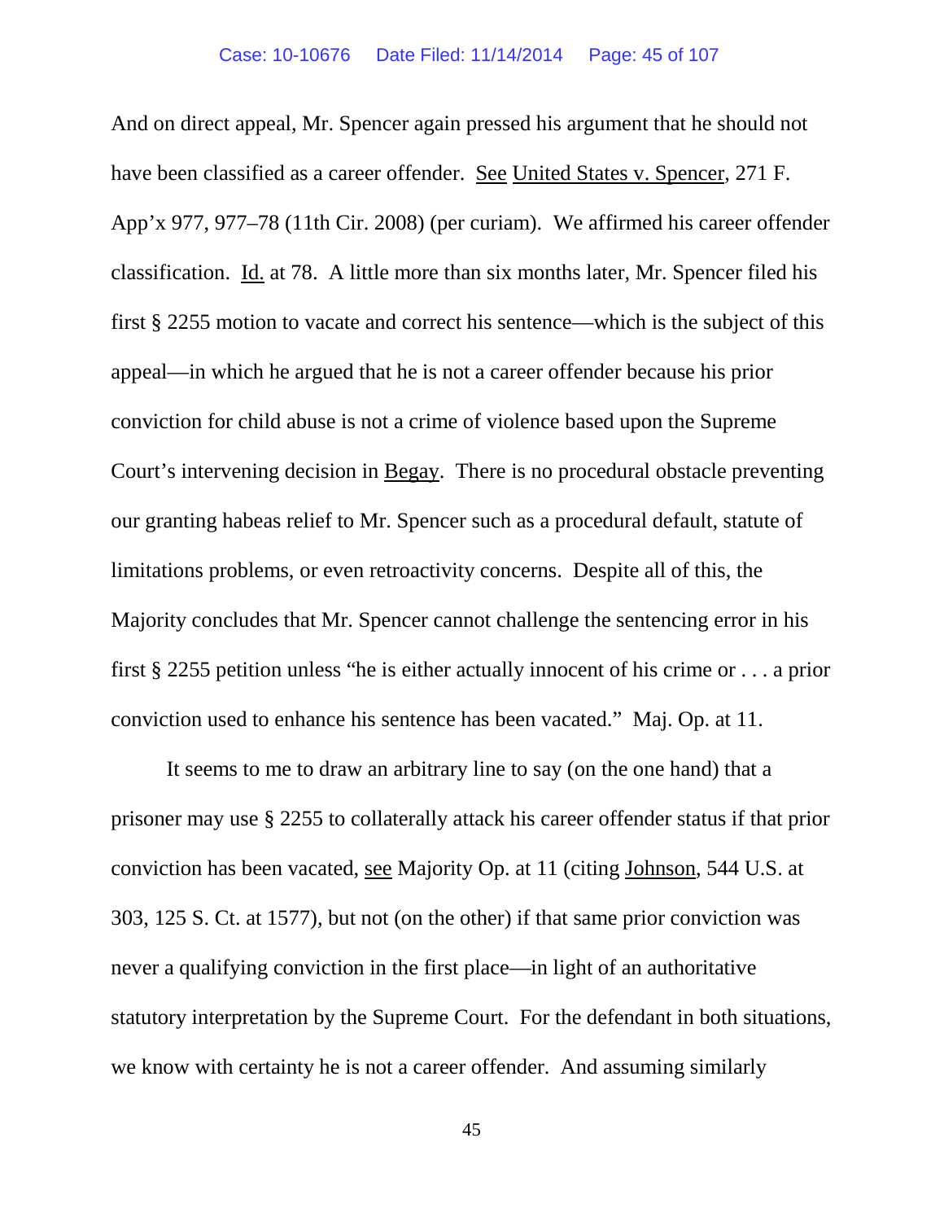And on direct appeal, Mr. Spencer again pressed his argument that he should not have been classified as a career offender. See United States v. Spencer, 271 F. App'x 977, 977–78 (11th Cir. 2008) (per curiam). We affirmed his career offender classification. Id. at 78. A little more than six months later, Mr. Spencer filed his first § 2255 motion to vacate and correct his sentence—which is the subject of this appeal—in which he argued that he is not a career offender because his prior conviction for child abuse is not a crime of violence based upon the Supreme Court's intervening decision in Begay. There is no procedural obstacle preventing our granting habeas relief to Mr. Spencer such as a procedural default, statute of limitations problems, or even retroactivity concerns. Despite all of this, the Majority concludes that Mr. Spencer cannot challenge the sentencing error in his first § 2255 petition unless "he is either actually innocent of his crime or . . . a prior conviction used to enhance his sentence has been vacated." Maj. Op. at 11.

It seems to me to draw an arbitrary line to say (on the one hand) that a prisoner may use § 2255 to collaterally attack his career offender status if that prior conviction has been vacated, see Majority Op. at 11 (citing Johnson, 544 U.S. at 303, 125 S. Ct. at 1577), but not (on the other) if that same prior conviction was never a qualifying conviction in the first place—in light of an authoritative statutory interpretation by the Supreme Court. For the defendant in both situations, we know with certainty he is not a career offender. And assuming similarly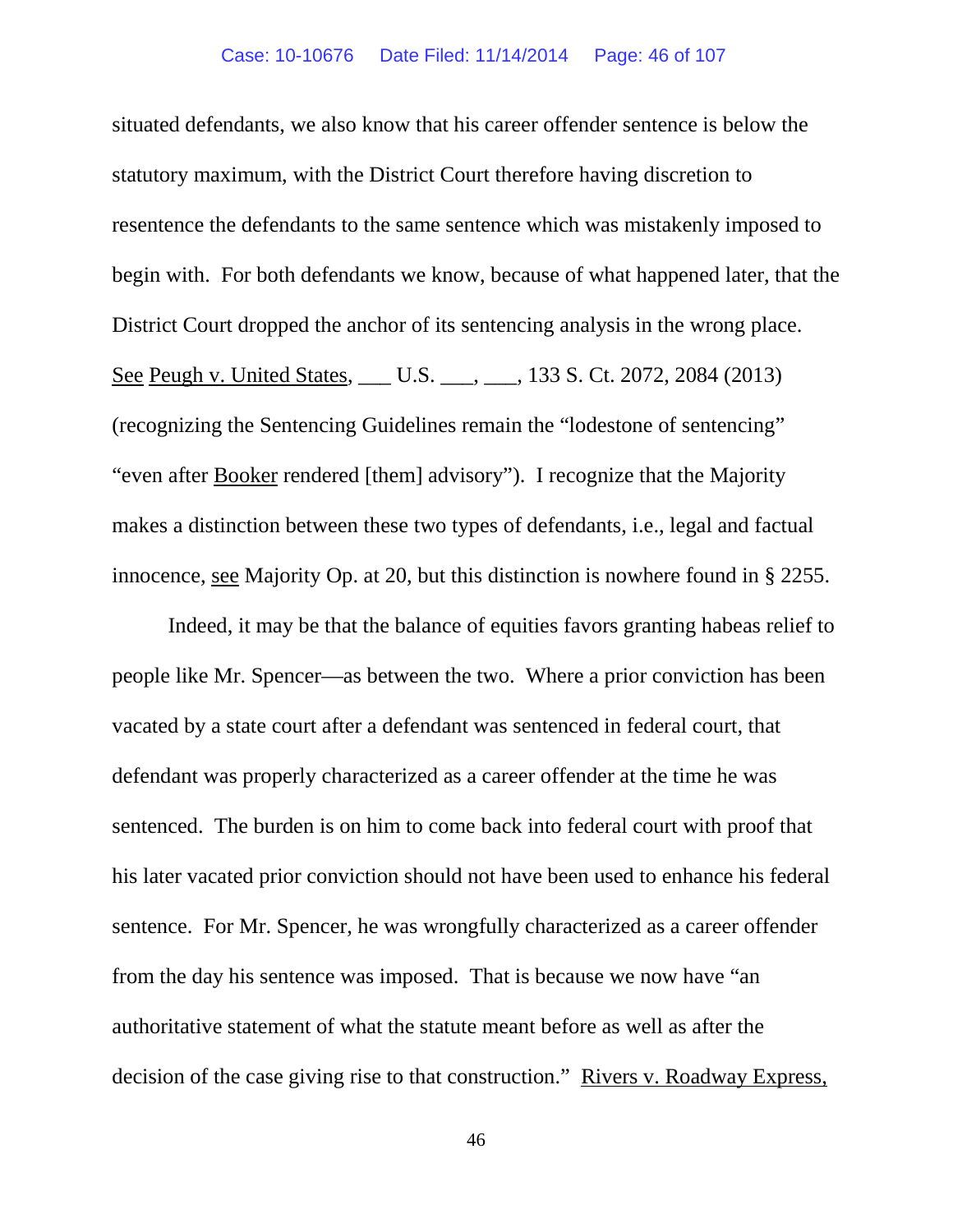situated defendants, we also know that his career offender sentence is below the statutory maximum, with the District Court therefore having discretion to resentence the defendants to the same sentence which was mistakenly imposed to begin with. For both defendants we know, because of what happened later, that the District Court dropped the anchor of its sentencing analysis in the wrong place. See Peugh v. United States, ___ U.S. ___, ___, 133 S. Ct. 2072, 2084 (2013) (recognizing the Sentencing Guidelines remain the "lodestone of sentencing" "even after Booker rendered [them] advisory"). I recognize that the Majority makes a distinction between these two types of defendants, i.e., legal and factual innocence, see Majority Op. at 20, but this distinction is nowhere found in § 2255.

Indeed, it may be that the balance of equities favors granting habeas relief to people like Mr. Spencer—as between the two. Where a prior conviction has been vacated by a state court after a defendant was sentenced in federal court, that defendant was properly characterized as a career offender at the time he was sentenced. The burden is on him to come back into federal court with proof that his later vacated prior conviction should not have been used to enhance his federal sentence. For Mr. Spencer, he was wrongfully characterized as a career offender from the day his sentence was imposed. That is because we now have "an authoritative statement of what the statute meant before as well as after the decision of the case giving rise to that construction." Rivers v. Roadway Express,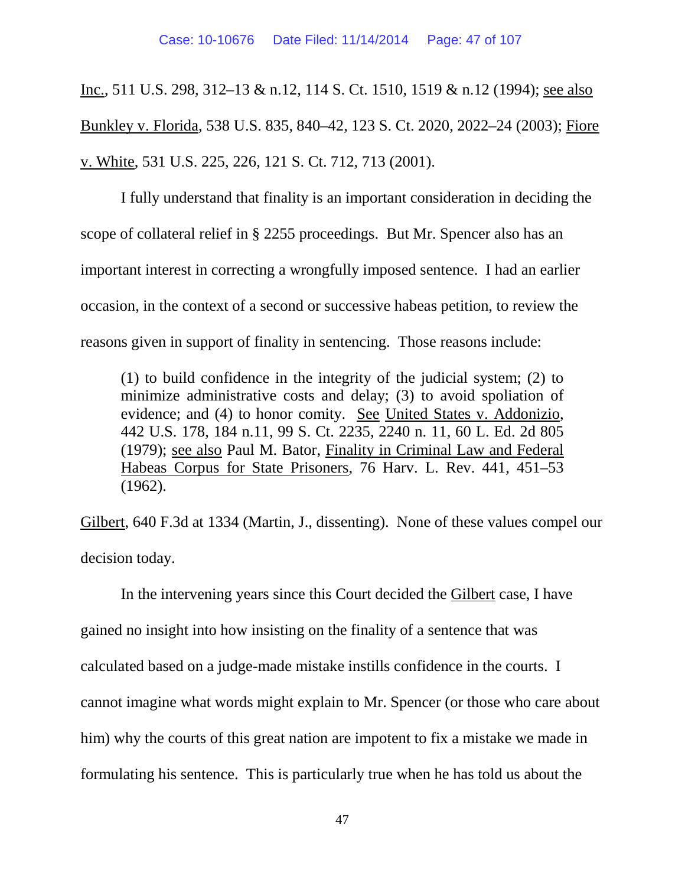Inc., 511 U.S. 298, 312–13 & n.12, 114 S. Ct. 1510, 1519 & n.12 (1994); see also Bunkley v. Florida, 538 U.S. 835, 840–42, 123 S. Ct. 2020, 2022–24 (2003); Fiore v. White, 531 U.S. 225, 226, 121 S. Ct. 712, 713 (2001).

I fully understand that finality is an important consideration in deciding the scope of collateral relief in § 2255 proceedings. But Mr. Spencer also has an important interest in correcting a wrongfully imposed sentence. I had an earlier occasion, in the context of a second or successive habeas petition, to review the reasons given in support of finality in sentencing. Those reasons include:

> (1) to build confidence in the integrity of the judicial system; (2) to minimize administrative costs and delay; (3) to avoid spoliation of evidence; and (4) to honor comity. See United States v. Addonizio, 442 U.S. 178, 184 n.11, 99 S. Ct. 2235, 2240 n. 11, 60 L. Ed. 2d 805 (1979); see also Paul M. Bator, Finality in Criminal Law and Federal Habeas Corpus for State Prisoners, 76 Harv. L. Rev. 441, 451–53 (1962).

Gilbert, 640 F.3d at 1334 (Martin, J., dissenting). None of these values compel our decision today.

In the intervening years since this Court decided the Gilbert case, I have gained no insight into how insisting on the finality of a sentence that was calculated based on a judge-made mistake instills confidence in the courts. I cannot imagine what words might explain to Mr. Spencer (or those who care about him) why the courts of this great nation are impotent to fix a mistake we made in formulating his sentence. This is particularly true when he has told us about the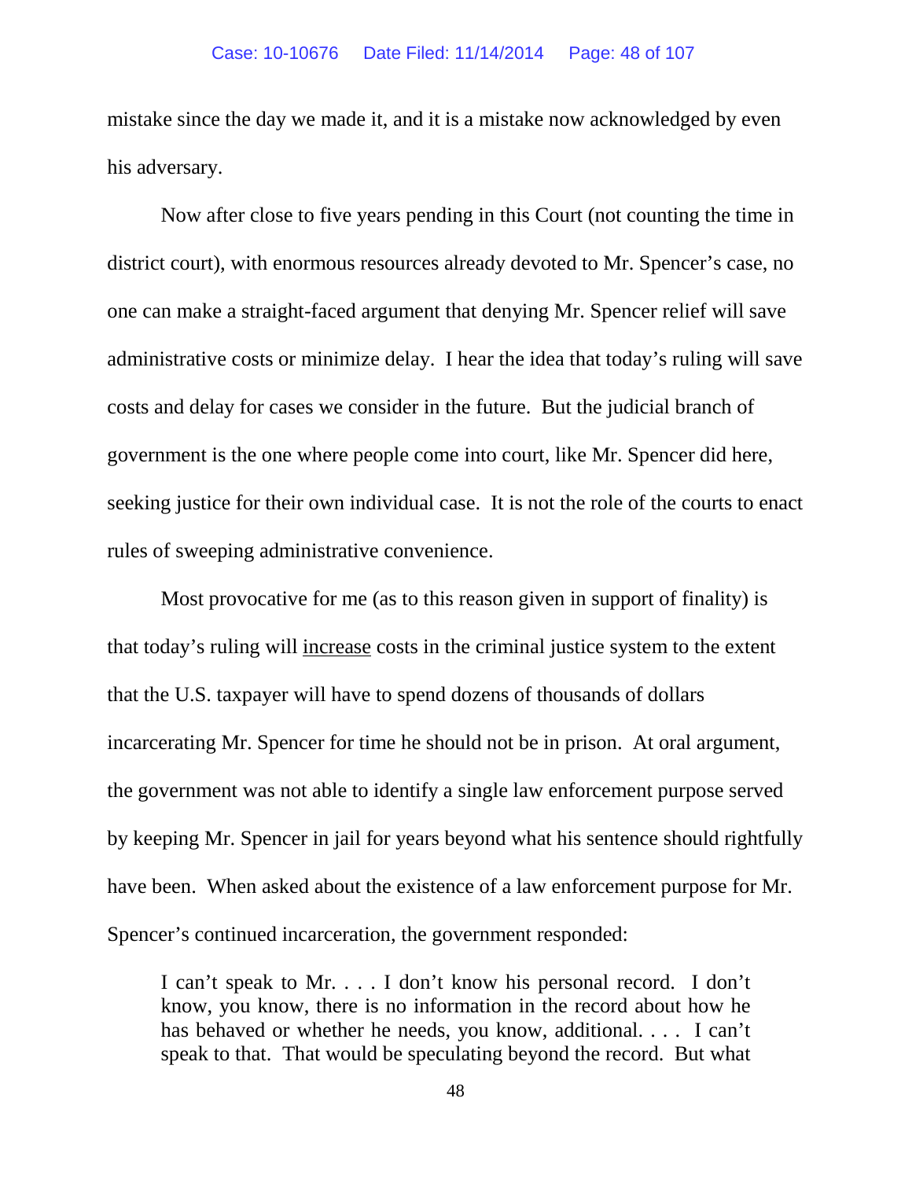mistake since the day we made it, and it is a mistake now acknowledged by even his adversary.

Now after close to five years pending in this Court (not counting the time in district court), with enormous resources already devoted to Mr. Spencer's case, no one can make a straight-faced argument that denying Mr. Spencer relief will save administrative costs or minimize delay. I hear the idea that today's ruling will save costs and delay for cases we consider in the future. But the judicial branch of government is the one where people come into court, like Mr. Spencer did here, seeking justice for their own individual case. It is not the role of the courts to enact rules of sweeping administrative convenience.

Most provocative for me (as to this reason given in support of finality) is that today's ruling will <u>increase</u> costs in the criminal justice system to the extent that the U.S. taxpayer will have to spend dozens of thousands of dollars incarcerating Mr. Spencer for time he should not be in prison. At oral argument, the government was not able to identify a single law enforcement purpose served by keeping Mr. Spencer in jail for years beyond what his sentence should rightfully have been. When asked about the existence of a law enforcement purpose for Mr. Spencer's continued incarceration, the government responded:

> I can't speak to Mr. . . . I don't know his personal record. I don't know, you know, there is no information in the record about how he has behaved or whether he needs, you know, additional. . . . I can't speak to that. That would be speculating beyond the record. But what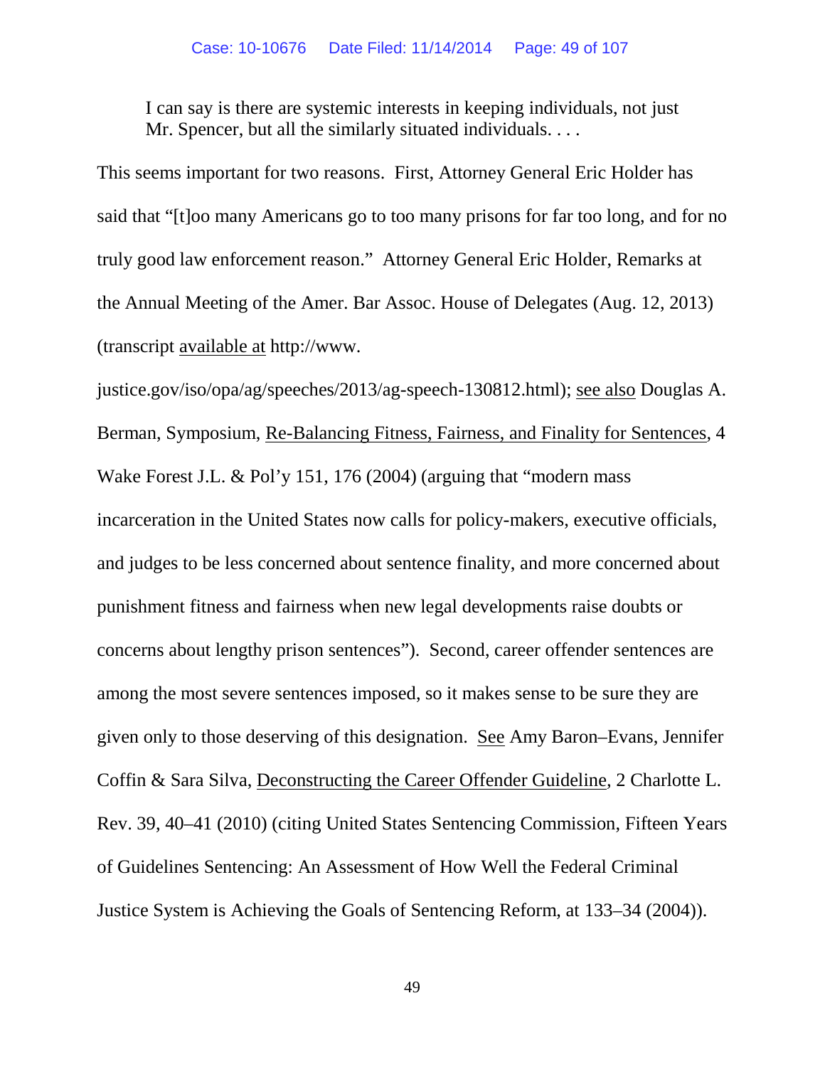> I can say is there are systemic interests in keeping individuals, not just Mr. Spencer, but all the similarly situated individuals. . . .

This seems important for two reasons. First, Attorney General Eric Holder has said that "[t]oo many Americans go to too many prisons for far too long, and for no truly good law enforcement reason." Attorney General Eric Holder, Remarks at the Annual Meeting of the Amer. Bar Assoc. House of Delegates (Aug. 12, 2013) (transcript available at http://www.justice.gov/iso/opa/ag/speeches/2013/ag-speech-130812.html); see also Douglas A. Berman, Symposium, Re-Balancing Fitness, Fairness, and Finality for Sentences, 4 Wake Forest J.L. & Pol'y 151, 176 (2004) (arguing that "modern mass incarceration in the United States now calls for policy-makers, executive officials, and judges to be less concerned about sentence finality, and more concerned about punishment fitness and fairness when new legal developments raise doubts or concerns about lengthy prison sentences"). Second, career offender sentences are among the most severe sentences imposed, so it makes sense to be sure they are given only to those deserving of this designation. See Amy Baron–Evans, Jennifer Coffin & Sara Silva, Deconstructing the Career Offender Guideline, 2 Charlotte L. Rev. 39, 40–41 (2010) (citing United States Sentencing Commission, Fifteen Years of Guidelines Sentencing: An Assessment of How Well the Federal Criminal Justice System is Achieving the Goals of Sentencing Reform, at 133–34 (2004)).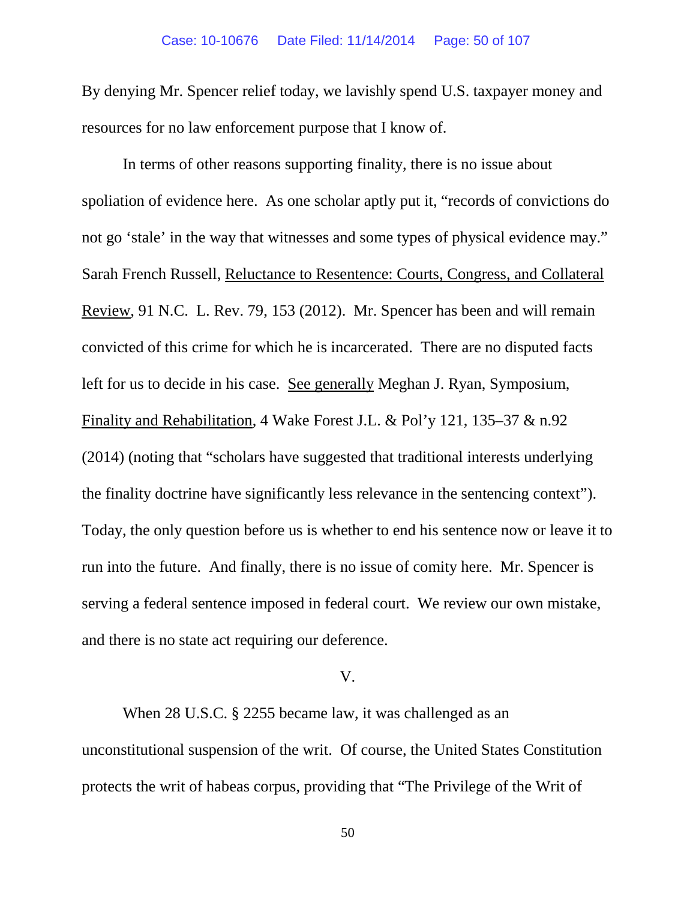By denying Mr. Spencer relief today, we lavishly spend U.S. taxpayer money and resources for no law enforcement purpose that I know of.

In terms of other reasons supporting finality, there is no issue about spoliation of evidence here. As one scholar aptly put it, "records of convictions do not go 'stale' in the way that witnesses and some types of physical evidence may." Sarah French Russell, Reluctance to Resentence: Courts, Congress, and Collateral Review, 91 N.C. L. Rev. 79, 153 (2012). Mr. Spencer has been and will remain convicted of this crime for which he is incarcerated. There are no disputed facts left for us to decide in his case. See generally Meghan J. Ryan, Symposium, Finality and Rehabilitation, 4 Wake Forest J.L. & Pol'y 121, 135–37 & n.92 (2014) (noting that "scholars have suggested that traditional interests underlying the finality doctrine have significantly less relevance in the sentencing context"). Today, the only question before us is whether to end his sentence now or leave it to run into the future. And finally, there is no issue of comity here. Mr. Spencer is serving a federal sentence imposed in federal court. We review our own mistake, and there is no state act requiring our deference.

V.

When 28 U.S.C. § 2255 became law, it was challenged as an unconstitutional suspension of the writ. Of course, the United States Constitution protects the writ of habeas corpus, providing that "The Privilege of the Writ of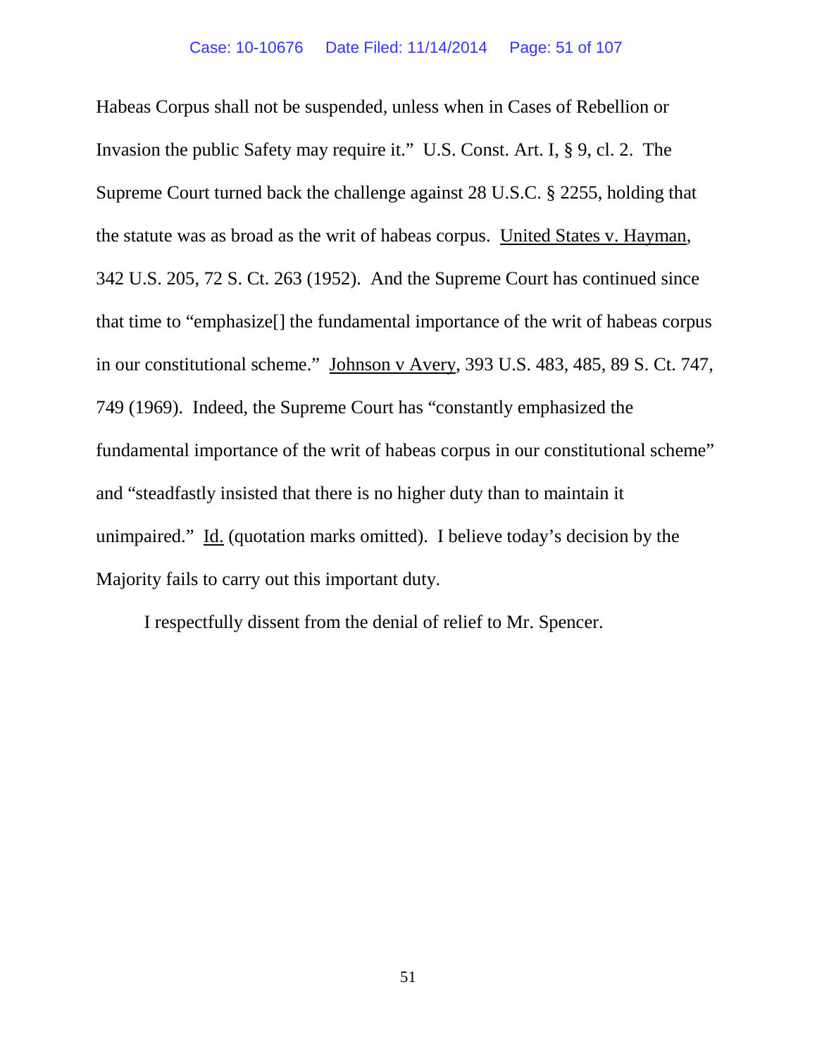Habeas Corpus shall not be suspended, unless when in Cases of Rebellion or Invasion the public Safety may require it." U.S. Const. Art. I, § 9, cl. 2. The Supreme Court turned back the challenge against 28 U.S.C. § 2255, holding that the statute was as broad as the writ of habeas corpus. United States v. Hayman, 342 U.S. 205, 72 S. Ct. 263 (1952). And the Supreme Court has continued since that time to "emphasize[] the fundamental importance of the writ of habeas corpus in our constitutional scheme." Johnson v Avery, 393 U.S. 483, 485, 89 S. Ct. 747, 749 (1969). Indeed, the Supreme Court has "constantly emphasized the fundamental importance of the writ of habeas corpus in our constitutional scheme" and "steadfastly insisted that there is no higher duty than to maintain it unimpaired." Id. (quotation marks omitted). I believe today's decision by the Majority fails to carry out this important duty.

I respectfully dissent from the denial of relief to Mr. Spencer.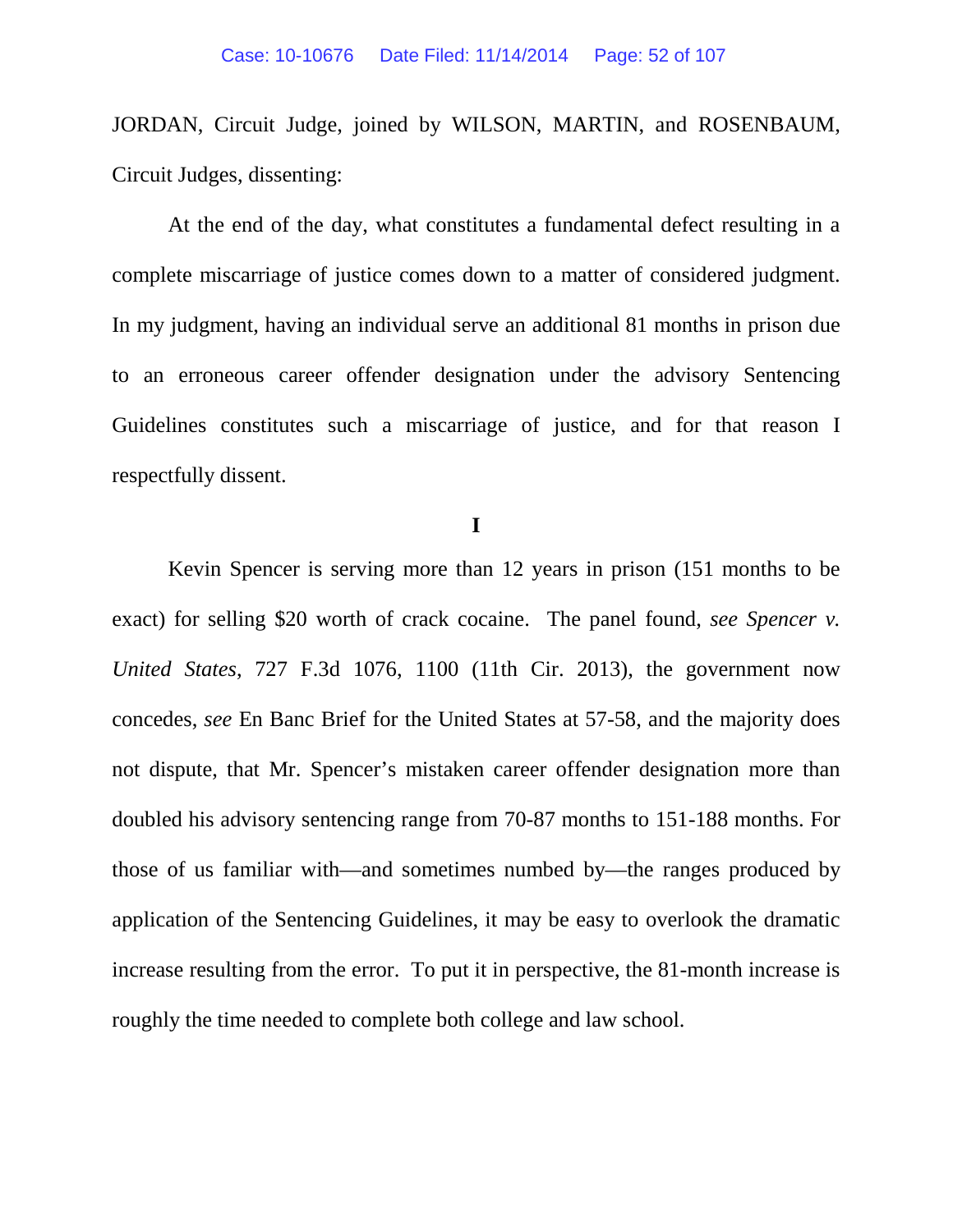JORDAN, Circuit Judge, joined by WILSON, MARTIN, and ROSENBAUM, Circuit Judges, dissenting:

At the end of the day, what constitutes a fundamental defect resulting in a complete miscarriage of justice comes down to a matter of considered judgment. In my judgment, having an individual serve an additional 81 months in prison due to an erroneous career offender designation under the advisory Sentencing Guidelines constitutes such a miscarriage of justice, and for that reason I respectfully dissent.

**I**

Kevin Spencer is serving more than 12 years in prison (151 months to be exact) for selling $20 worth of crack cocaine. The panel found, *see Spencer v. United States*, 727 F.3d 1076, 1100 (11th Cir. 2013), the government now concedes, *see* En Banc Brief for the United States at 57-58, and the majority does not dispute, that Mr. Spencer's mistaken career offender designation more than doubled his advisory sentencing range from 70-87 months to 151-188 months. For those of us familiar with—and sometimes numbed by—the ranges produced by application of the Sentencing Guidelines, it may be easy to overlook the dramatic increase resulting from the error. To put it in perspective, the 81-month increase is roughly the time needed to complete both college and law school.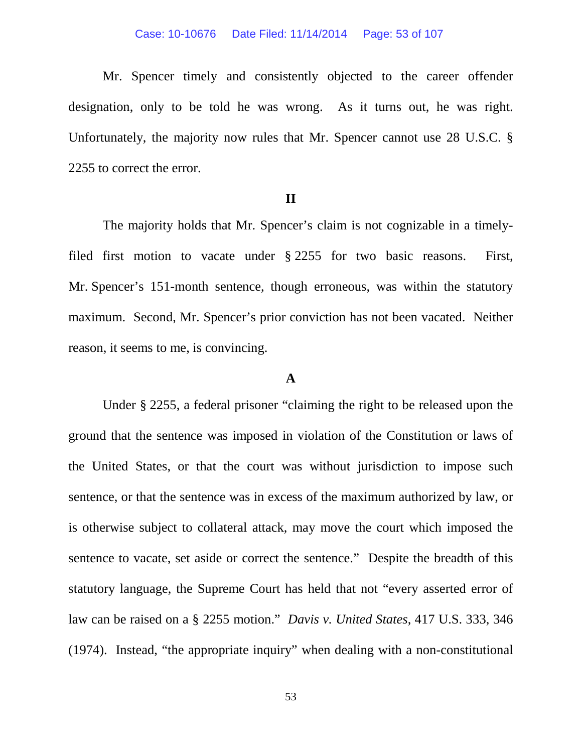Mr. Spencer timely and consistently objected to the career offender designation, only to be told he was wrong. As it turns out, he was right. Unfortunately, the majority now rules that Mr. Spencer cannot use 28 U.S.C. § 2255 to correct the error.

## II

The majority holds that Mr. Spencer's claim is not cognizable in a timely-filed first motion to vacate under § 2255 for two basic reasons. First, Mr. Spencer's 151-month sentence, though erroneous, was within the statutory maximum. Second, Mr. Spencer's prior conviction has not been vacated. Neither reason, it seems to me, is convincing.

### A

Under § 2255, a federal prisoner "claiming the right to be released upon the ground that the sentence was imposed in violation of the Constitution or laws of the United States, or that the court was without jurisdiction to impose such sentence, or that the sentence was in excess of the maximum authorized by law, or is otherwise subject to collateral attack, may move the court which imposed the sentence to vacate, set aside or correct the sentence." Despite the breadth of this statutory language, the Supreme Court has held that not "every asserted error of law can be raised on a § 2255 motion." *Davis v. United States*, 417 U.S. 333, 346 (1974). Instead, "the appropriate inquiry" when dealing with a non-constitutional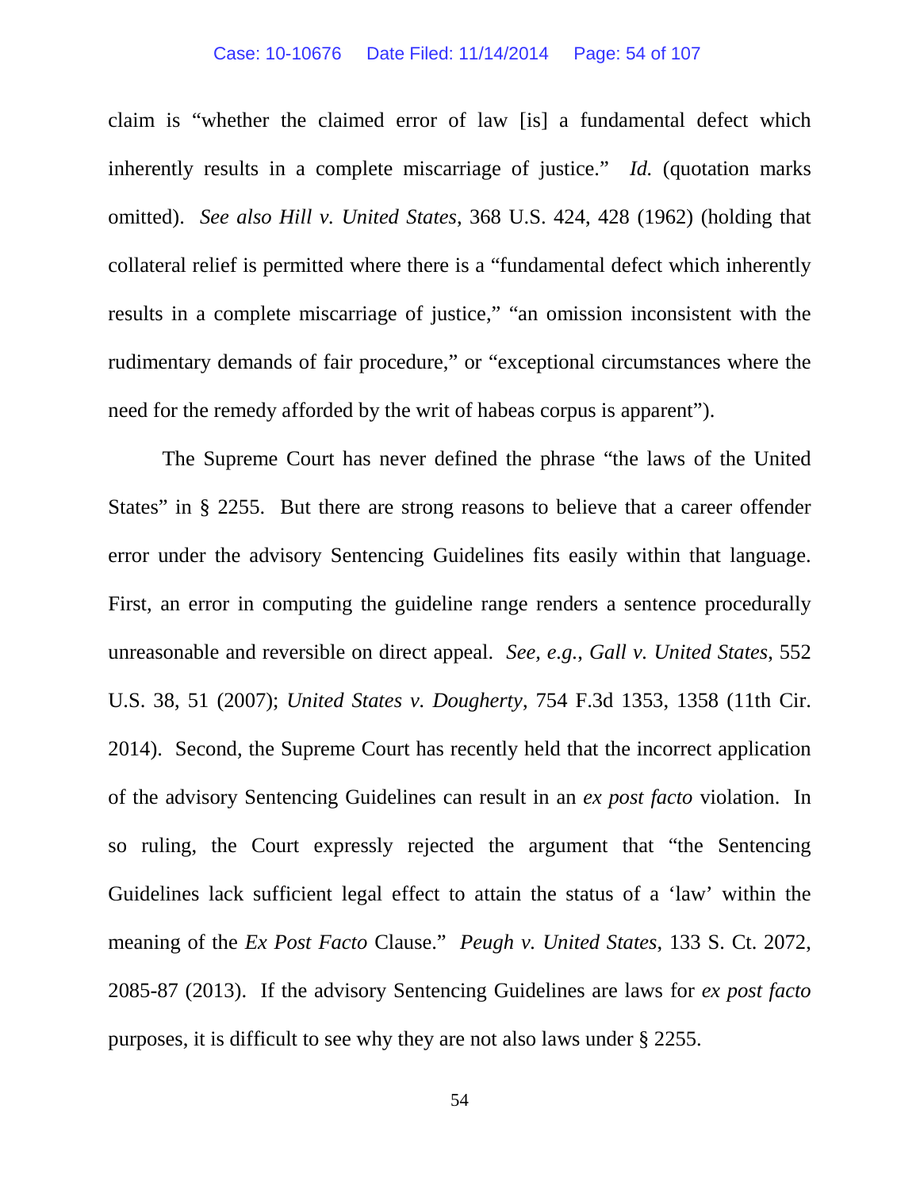claim is "whether the claimed error of law [is] a fundamental defect which inherently results in a complete miscarriage of justice." *Id.* (quotation marks omitted). *See also Hill v. United States*, 368 U.S. 424, 428 (1962) (holding that collateral relief is permitted where there is a "fundamental defect which inherently results in a complete miscarriage of justice," "an omission inconsistent with the rudimentary demands of fair procedure," or "exceptional circumstances where the need for the remedy afforded by the writ of habeas corpus is apparent").

The Supreme Court has never defined the phrase "the laws of the United States" in § 2255. But there are strong reasons to believe that a career offender error under the advisory Sentencing Guidelines fits easily within that language. First, an error in computing the guideline range renders a sentence procedurally unreasonable and reversible on direct appeal. *See, e.g.*, *Gall v. United States*, 552 U.S. 38, 51 (2007); *United States v. Dougherty*, 754 F.3d 1353, 1358 (11th Cir. 2014). Second, the Supreme Court has recently held that the incorrect application of the advisory Sentencing Guidelines can result in an *ex post facto* violation. In so ruling, the Court expressly rejected the argument that "the Sentencing Guidelines lack sufficient legal effect to attain the status of a 'law' within the meaning of the *Ex Post Facto* Clause." *Peugh v. United States*, 133 S. Ct. 2072, 2085-87 (2013). If the advisory Sentencing Guidelines are laws for *ex post facto* purposes, it is difficult to see why they are not also laws under § 2255.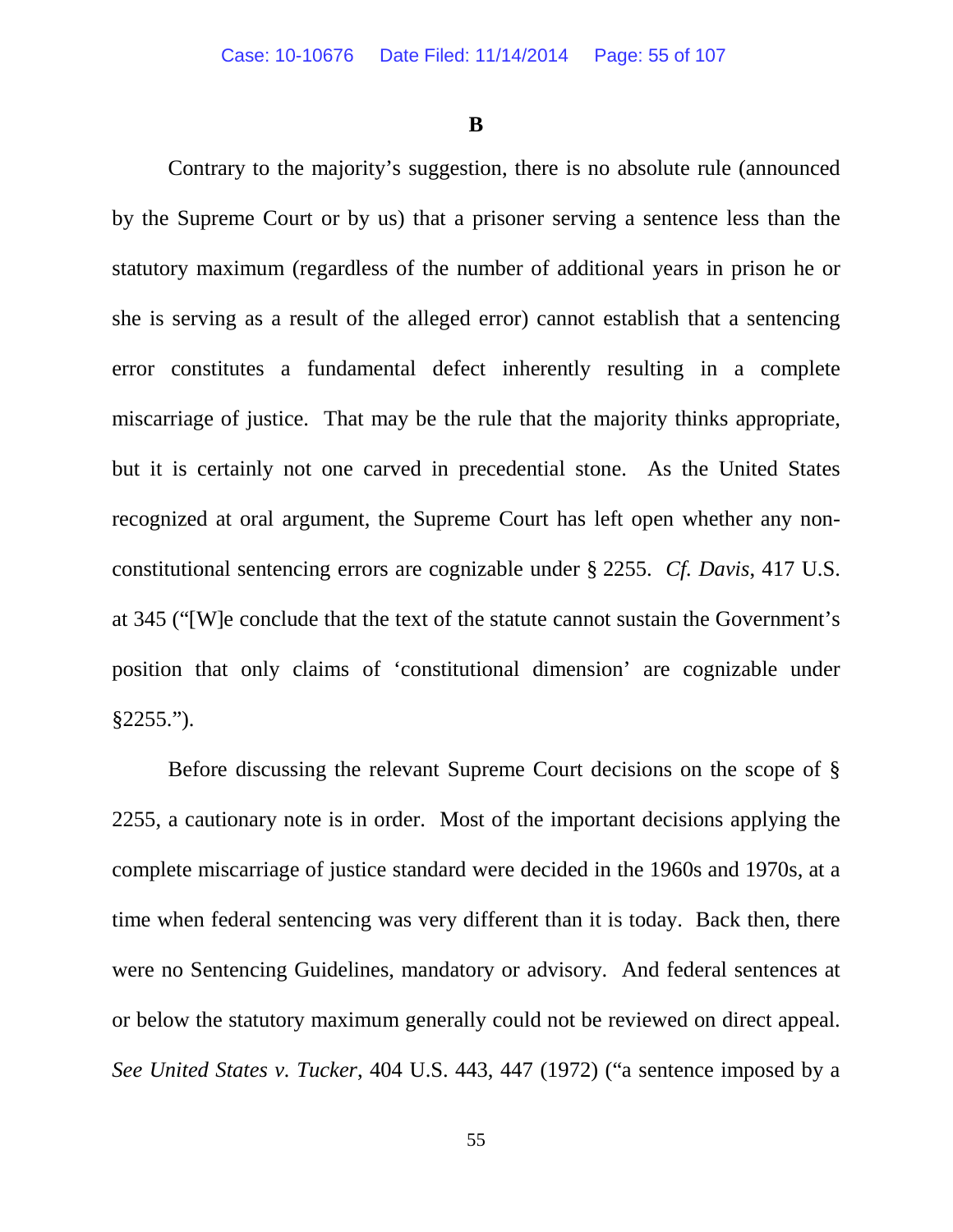**B**

Contrary to the majority's suggestion, there is no absolute rule (announced by the Supreme Court or by us) that a prisoner serving a sentence less than the statutory maximum (regardless of the number of additional years in prison he or she is serving as a result of the alleged error) cannot establish that a sentencing error constitutes a fundamental defect inherently resulting in a complete miscarriage of justice. That may be the rule that the majority thinks appropriate, but it is certainly not one carved in precedential stone. As the United States recognized at oral argument, the Supreme Court has left open whether any non-constitutional sentencing errors are cognizable under § 2255. *Cf. Davis*, 417 U.S. at 345 ("[W]e conclude that the text of the statute cannot sustain the Government's position that only claims of 'constitutional dimension' are cognizable under §2255.").

Before discussing the relevant Supreme Court decisions on the scope of § 2255, a cautionary note is in order. Most of the important decisions applying the complete miscarriage of justice standard were decided in the 1960s and 1970s, at a time when federal sentencing was very different than it is today. Back then, there were no Sentencing Guidelines, mandatory or advisory. And federal sentences at or below the statutory maximum generally could not be reviewed on direct appeal. *See United States v. Tucker*, 404 U.S. 443, 447 (1972) ("a sentence imposed by a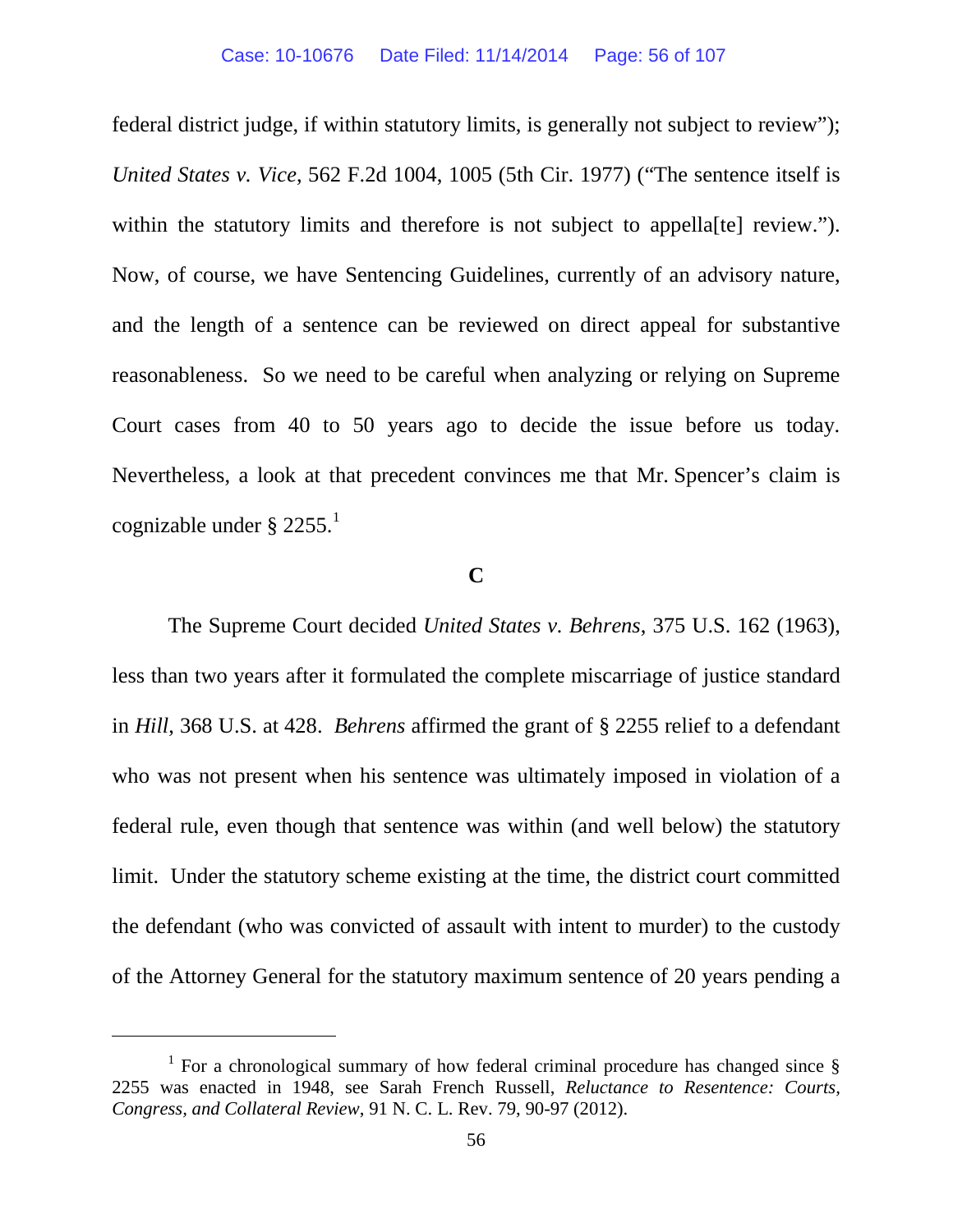federal district judge, if within statutory limits, is generally not subject to review"); *United States v. Vice*, 562 F.2d 1004, 1005 (5th Cir. 1977) ("The sentence itself is within the statutory limits and therefore is not subject to appella[te] review."). Now, of course, we have Sentencing Guidelines, currently of an advisory nature, and the length of a sentence can be reviewed on direct appeal for substantive reasonableness. So we need to be careful when analyzing or relying on Supreme Court cases from 40 to 50 years ago to decide the issue before us today. Nevertheless, a look at that precedent convinces me that Mr. Spencer's claim is cognizable under § 2255.[1]

**C**

The Supreme Court decided *United States v. Behrens*, 375 U.S. 162 (1963), less than two years after it formulated the complete miscarriage of justice standard in *Hill*, 368 U.S. at 428. *Behrens* affirmed the grant of § 2255 relief to a defendant who was not present when his sentence was ultimately imposed in violation of a federal rule, even though that sentence was within (and well below) the statutory limit. Under the statutory scheme existing at the time, the district court committed the defendant (who was convicted of assault with intent to murder) to the custody of the Attorney General for the statutory maximum sentence of 20 years pending a

---

[1] For a chronological summary of how federal criminal procedure has changed since § 2255 was enacted in 1948, see Sarah French Russell, *Reluctance to Resentence: Courts, Congress, and Collateral Review*, 91 N. C. L. Rev. 79, 90-97 (2012).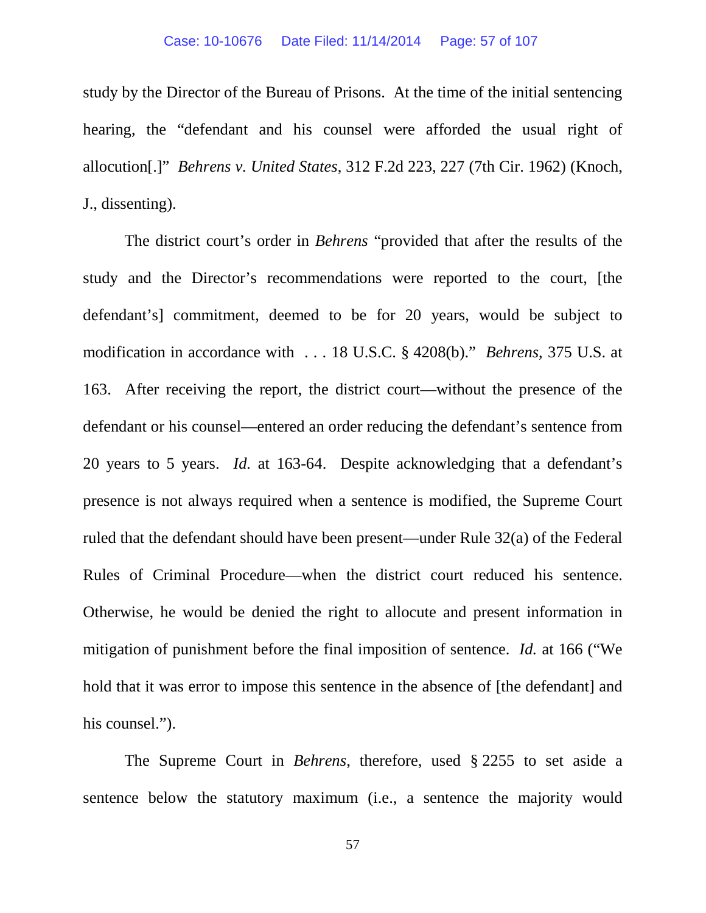study by the Director of the Bureau of Prisons. At the time of the initial sentencing hearing, the "defendant and his counsel were afforded the usual right of allocution[.]" *Behrens v. United States*, 312 F.2d 223, 227 (7th Cir. 1962) (Knoch, J., dissenting).

The district court's order in *Behrens* "provided that after the results of the study and the Director's recommendations were reported to the court, [the defendant's] commitment, deemed to be for 20 years, would be subject to modification in accordance with . . . 18 U.S.C. § 4208(b)." *Behrens*, 375 U.S. at 163. After receiving the report, the district court—without the presence of the defendant or his counsel—entered an order reducing the defendant's sentence from 20 years to 5 years. *Id.* at 163-64. Despite acknowledging that a defendant's presence is not always required when a sentence is modified, the Supreme Court ruled that the defendant should have been present—under Rule 32(a) of the Federal Rules of Criminal Procedure—when the district court reduced his sentence. Otherwise, he would be denied the right to allocute and present information in mitigation of punishment before the final imposition of sentence. *Id.* at 166 ("We hold that it was error to impose this sentence in the absence of [the defendant] and his counsel.").

The Supreme Court in *Behrens*, therefore, used § 2255 to set aside a sentence below the statutory maximum (i.e., a sentence the majority would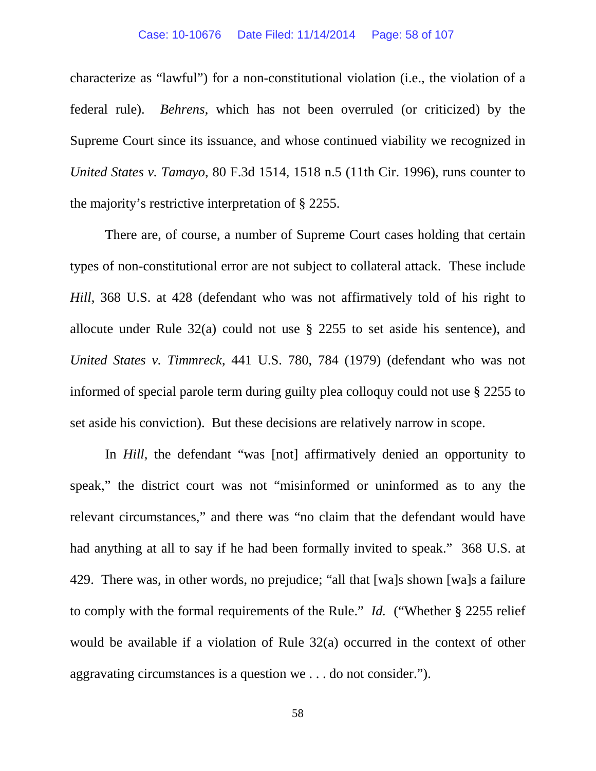characterize as "lawful") for a non-constitutional violation (i.e., the violation of a federal rule). *Behrens*, which has not been overruled (or criticized) by the Supreme Court since its issuance, and whose continued viability we recognized in *United States v. Tamayo*, 80 F.3d 1514, 1518 n.5 (11th Cir. 1996), runs counter to the majority's restrictive interpretation of § 2255.

There are, of course, a number of Supreme Court cases holding that certain types of non-constitutional error are not subject to collateral attack. These include *Hill*, 368 U.S. at 428 (defendant who was not affirmatively told of his right to allocute under Rule 32(a) could not use § 2255 to set aside his sentence), and *United States v. Timmreck*, 441 U.S. 780, 784 (1979) (defendant who was not informed of special parole term during guilty plea colloquy could not use § 2255 to set aside his conviction). But these decisions are relatively narrow in scope.

In *Hill*, the defendant "was [not] affirmatively denied an opportunity to speak," the district court was not "misinformed or uninformed as to any the relevant circumstances," and there was "no claim that the defendant would have had anything at all to say if he had been formally invited to speak." 368 U.S. at 429. There was, in other words, no prejudice; "all that [wa]s shown [wa]s a failure to comply with the formal requirements of the Rule." *Id.* ("Whether § 2255 relief would be available if a violation of Rule 32(a) occurred in the context of other aggravating circumstances is a question we . . . do not consider.").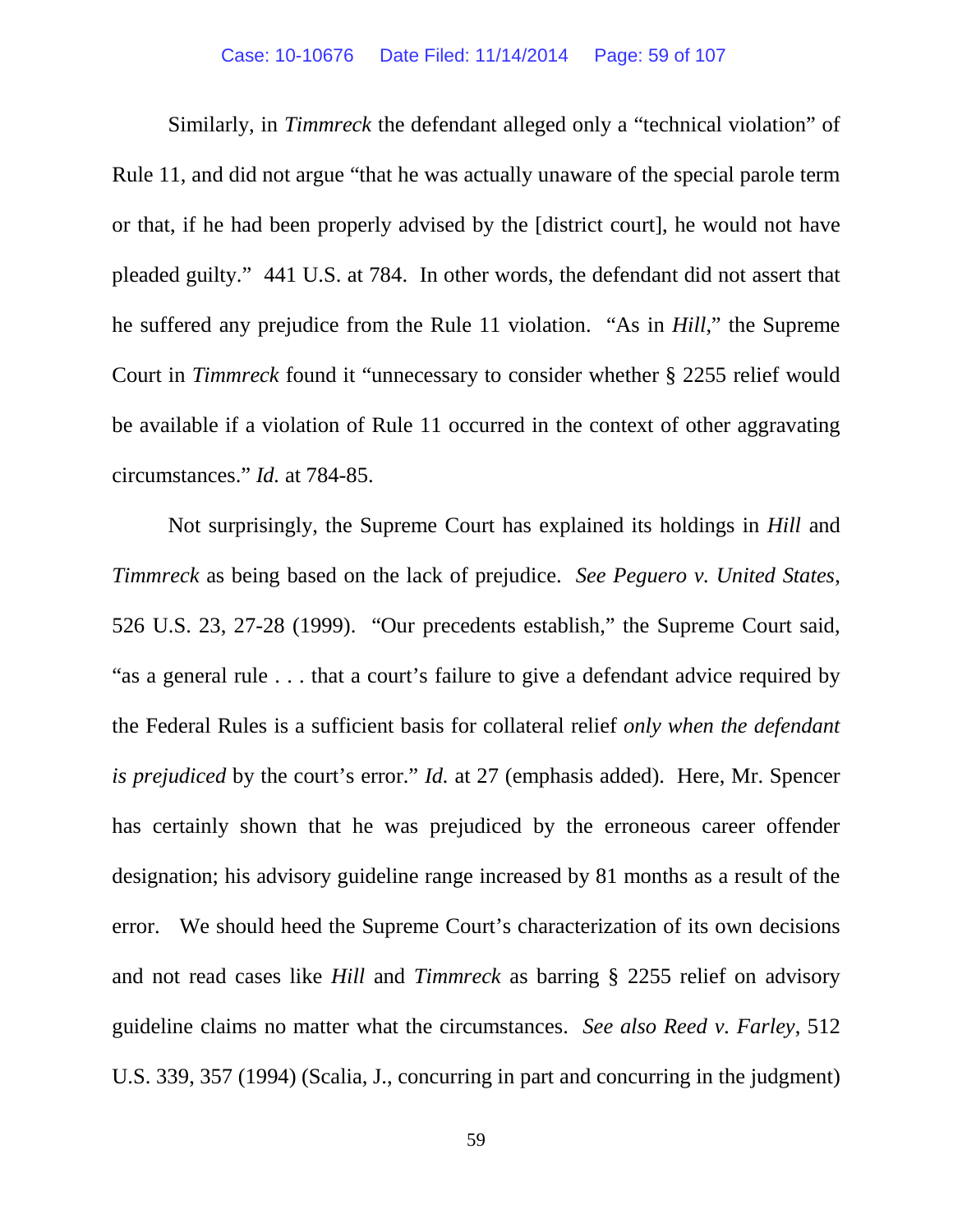Similarly, in *Timmreck* the defendant alleged only a "technical violation" of Rule 11, and did not argue "that he was actually unaware of the special parole term or that, if he had been properly advised by the [district court], he would not have pleaded guilty." 441 U.S. at 784. In other words, the defendant did not assert that he suffered any prejudice from the Rule 11 violation. "As in *Hill*," the Supreme Court in *Timmreck* found it "unnecessary to consider whether § 2255 relief would be available if a violation of Rule 11 occurred in the context of other aggravating circumstances." *Id.* at 784-85.

Not surprisingly, the Supreme Court has explained its holdings in *Hill* and *Timmreck* as being based on the lack of prejudice. *See Peguero v. United States*, 526 U.S. 23, 27-28 (1999). "Our precedents establish," the Supreme Court said, "as a general rule . . . that a court's failure to give a defendant advice required by the Federal Rules is a sufficient basis for collateral relief *only when the defendant is prejudiced* by the court's error." *Id.* at 27 (emphasis added). Here, Mr. Spencer has certainly shown that he was prejudiced by the erroneous career offender designation; his advisory guideline range increased by 81 months as a result of the error. We should heed the Supreme Court's characterization of its own decisions and not read cases like *Hill* and *Timmreck* as barring § 2255 relief on advisory guideline claims no matter what the circumstances. *See also Reed v. Farley*, 512 U.S. 339, 357 (1994) (Scalia, J., concurring in part and concurring in the judgment)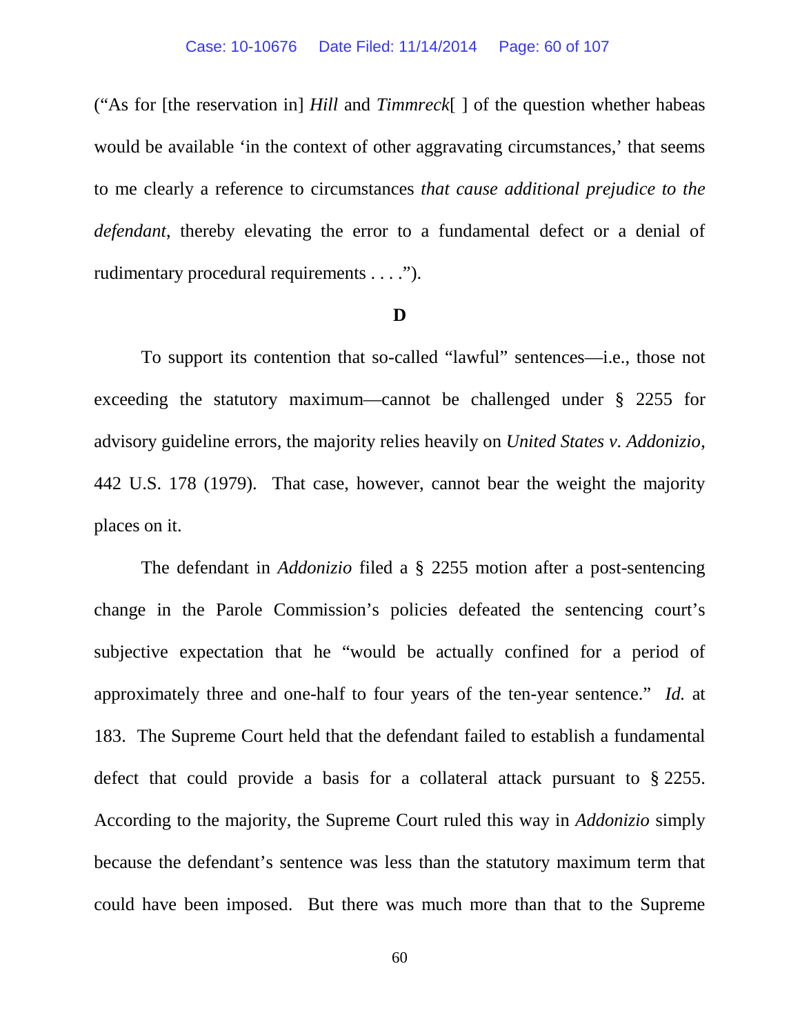("As for [the reservation in] *Hill* and *Timmreck*[ ] of the question whether habeas would be available 'in the context of other aggravating circumstances,' that seems to me clearly a reference to circumstances *that cause additional prejudice to the defendant*, thereby elevating the error to a fundamental defect or a denial of rudimentary procedural requirements . . . .").

### D

To support its contention that so-called "lawful" sentences—i.e., those not exceeding the statutory maximum—cannot be challenged under § 2255 for advisory guideline errors, the majority relies heavily on *United States v. Addonizio*, 442 U.S. 178 (1979). That case, however, cannot bear the weight the majority places on it.

The defendant in *Addonizio* filed a § 2255 motion after a post-sentencing change in the Parole Commission's policies defeated the sentencing court's subjective expectation that he "would be actually confined for a period of approximately three and one-half to four years of the ten-year sentence." *Id.* at 183. The Supreme Court held that the defendant failed to establish a fundamental defect that could provide a basis for a collateral attack pursuant to § 2255. According to the majority, the Supreme Court ruled this way in *Addonizio* simply because the defendant's sentence was less than the statutory maximum term that could have been imposed. But there was much more than that to the Supreme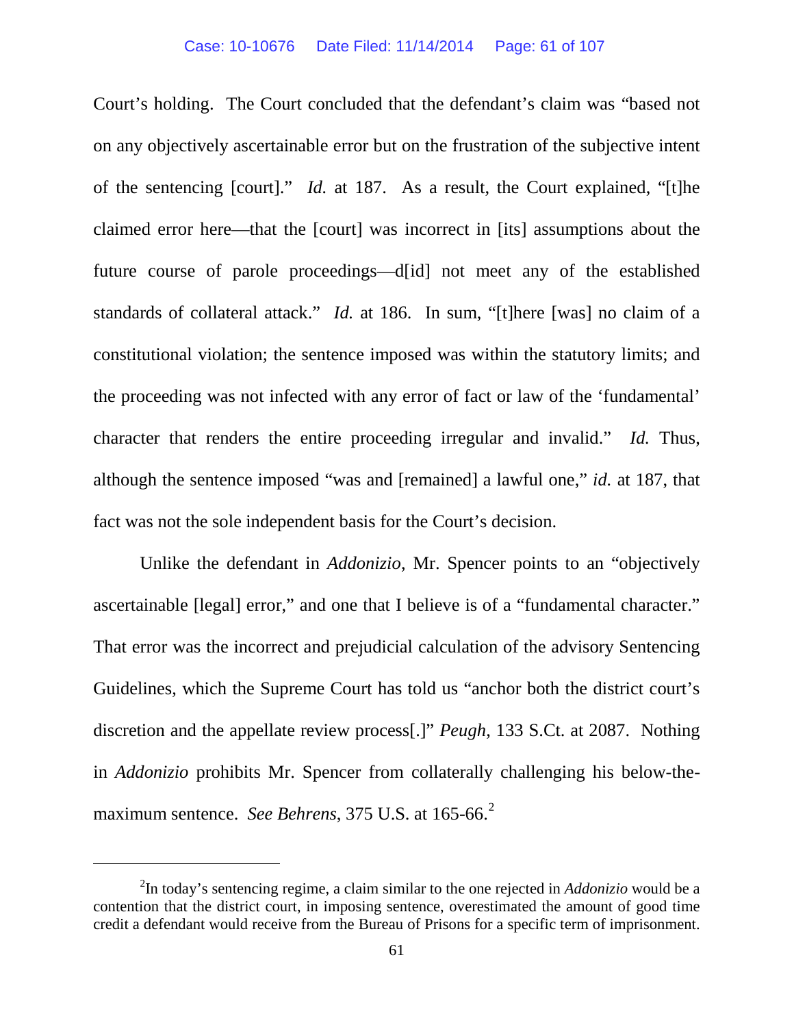Court's holding. The Court concluded that the defendant's claim was "based not on any objectively ascertainable error but on the frustration of the subjective intent of the sentencing [court]." *Id.* at 187. As a result, the Court explained, "[t]he claimed error here—that the [court] was incorrect in [its] assumptions about the future course of parole proceedings—d[id] not meet any of the established standards of collateral attack." *Id.* at 186. In sum, "[t]here [was] no claim of a constitutional violation; the sentence imposed was within the statutory limits; and the proceeding was not infected with any error of fact or law of the 'fundamental' character that renders the entire proceeding irregular and invalid." *Id.* Thus, although the sentence imposed "was and [remained] a lawful one," *id.* at 187, that fact was not the sole independent basis for the Court's decision.

Unlike the defendant in *Addonizio*, Mr. Spencer points to an "objectively ascertainable [legal] error," and one that I believe is of a "fundamental character." That error was the incorrect and prejudicial calculation of the advisory Sentencing Guidelines, which the Supreme Court has told us "anchor both the district court's discretion and the appellate review process[.]" *Peugh*, 133 S.Ct. at 2087. Nothing in *Addonizio* prohibits Mr. Spencer from collaterally challenging his below-the-maximum sentence. *See Behrens*, 375 U.S. at 165-66.[2]

---

[2]In today's sentencing regime, a claim similar to the one rejected in *Addonizio* would be a contention that the district court, in imposing sentence, overestimated the amount of good time credit a defendant would receive from the Bureau of Prisons for a specific term of imprisonment.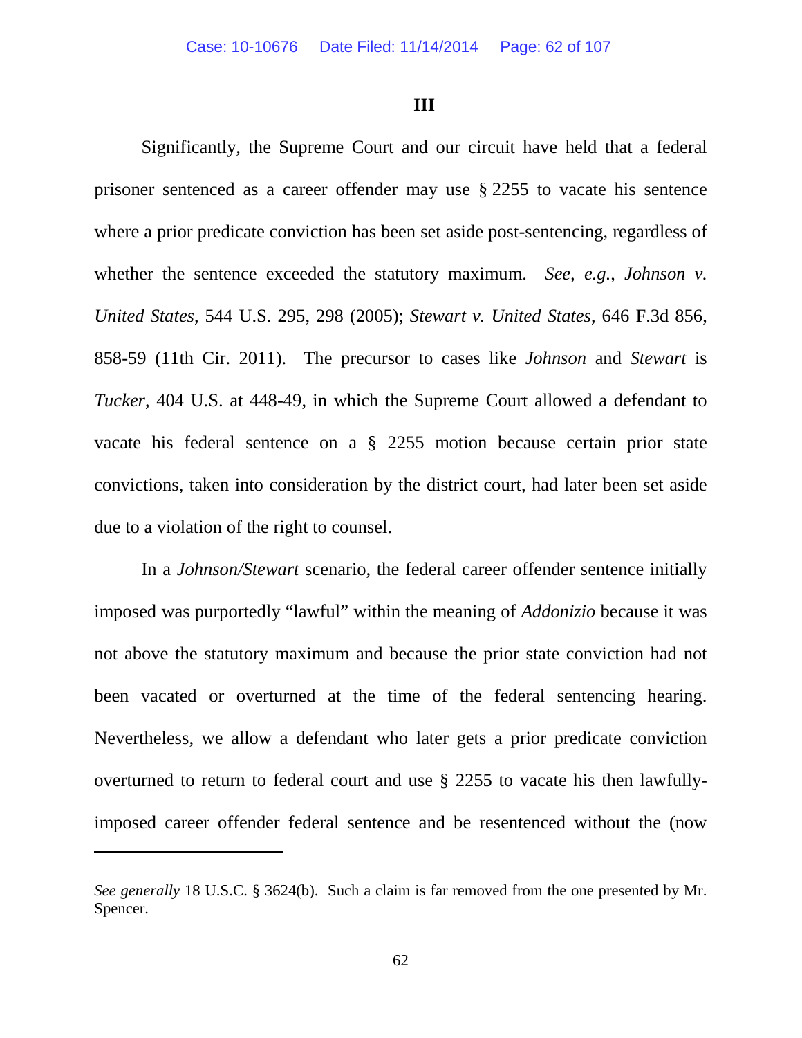### III

Significantly, the Supreme Court and our circuit have held that a federal prisoner sentenced as a career offender may use § 2255 to vacate his sentence where a prior predicate conviction has been set aside post-sentencing, regardless of whether the sentence exceeded the statutory maximum. *See, e.g.*, *Johnson v. United States*, 544 U.S. 295, 298 (2005); *Stewart v. United States*, 646 F.3d 856, 858-59 (11th Cir. 2011). The precursor to cases like *Johnson* and *Stewart* is *Tucker*, 404 U.S. at 448-49, in which the Supreme Court allowed a defendant to vacate his federal sentence on a § 2255 motion because certain prior state convictions, taken into consideration by the district court, had later been set aside due to a violation of the right to counsel.

In a *Johnson/Stewart* scenario, the federal career offender sentence initially imposed was purportedly "lawful" within the meaning of *Addonizio* because it was not above the statutory maximum and because the prior state conviction had not been vacated or overturned at the time of the federal sentencing hearing. Nevertheless, we allow a defendant who later gets a prior predicate conviction overturned to return to federal court and use § 2255 to vacate his then lawfully-imposed career offender federal sentence and be resentenced without the (now

---

*See generally* 18 U.S.C. § 3624(b). Such a claim is far removed from the one presented by Mr. Spencer.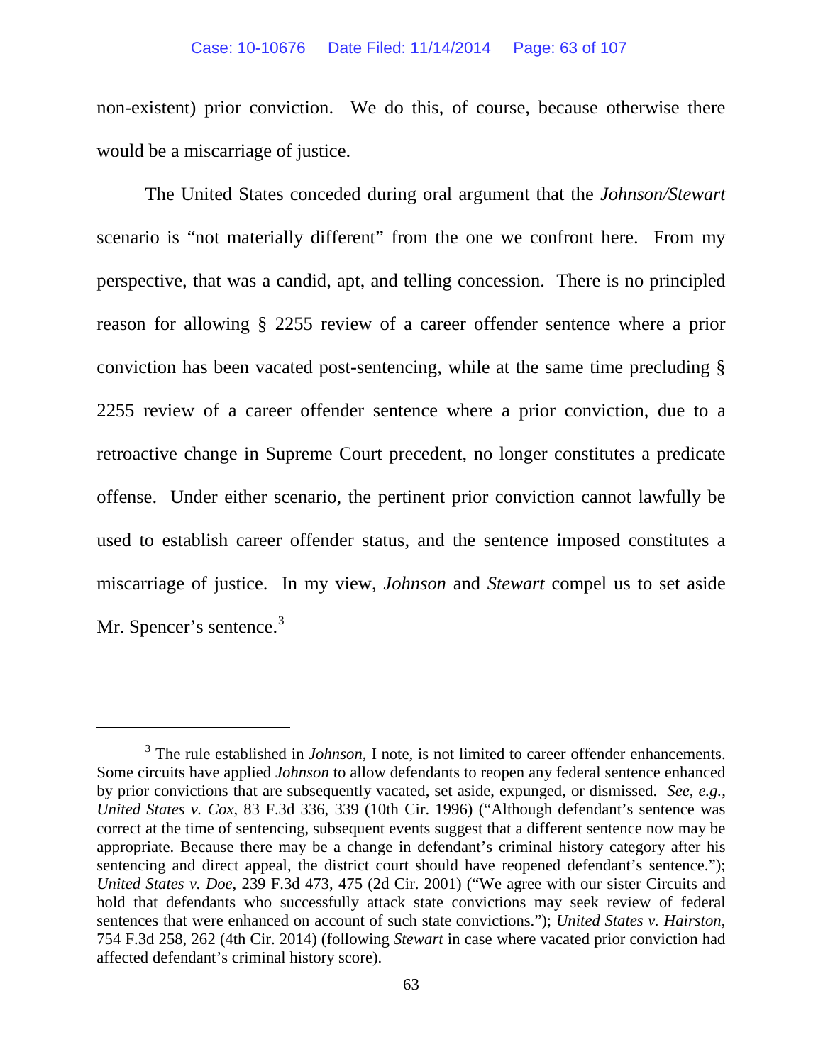non-existent) prior conviction. We do this, of course, because otherwise there would be a miscarriage of justice.

The United States conceded during oral argument that the *Johnson/Stewart* scenario is "not materially different" from the one we confront here. From my perspective, that was a candid, apt, and telling concession. There is no principled reason for allowing § 2255 review of a career offender sentence where a prior conviction has been vacated post-sentencing, while at the same time precluding § 2255 review of a career offender sentence where a prior conviction, due to a retroactive change in Supreme Court precedent, no longer constitutes a predicate offense. Under either scenario, the pertinent prior conviction cannot lawfully be used to establish career offender status, and the sentence imposed constitutes a miscarriage of justice. In my view, *Johnson* and *Stewart* compel us to set aside Mr. Spencer's sentence.[3]

---

[3] The rule established in *Johnson*, I note, is not limited to career offender enhancements. Some circuits have applied *Johnson* to allow defendants to reopen any federal sentence enhanced by prior convictions that are subsequently vacated, set aside, expunged, or dismissed. *See, e.g.*, *United States v. Cox*, 83 F.3d 336, 339 (10th Cir. 1996) ("Although defendant's sentence was correct at the time of sentencing, subsequent events suggest that a different sentence now may be appropriate. Because there may be a change in defendant's criminal history category after his sentencing and direct appeal, the district court should have reopened defendant's sentence."); *United States v. Doe*, 239 F.3d 473, 475 (2d Cir. 2001) ("We agree with our sister Circuits and hold that defendants who successfully attack state convictions may seek review of federal sentences that were enhanced on account of such state convictions."); *United States v. Hairston*, 754 F.3d 258, 262 (4th Cir. 2014) (following *Stewart* in case where vacated prior conviction had affected defendant's criminal history score).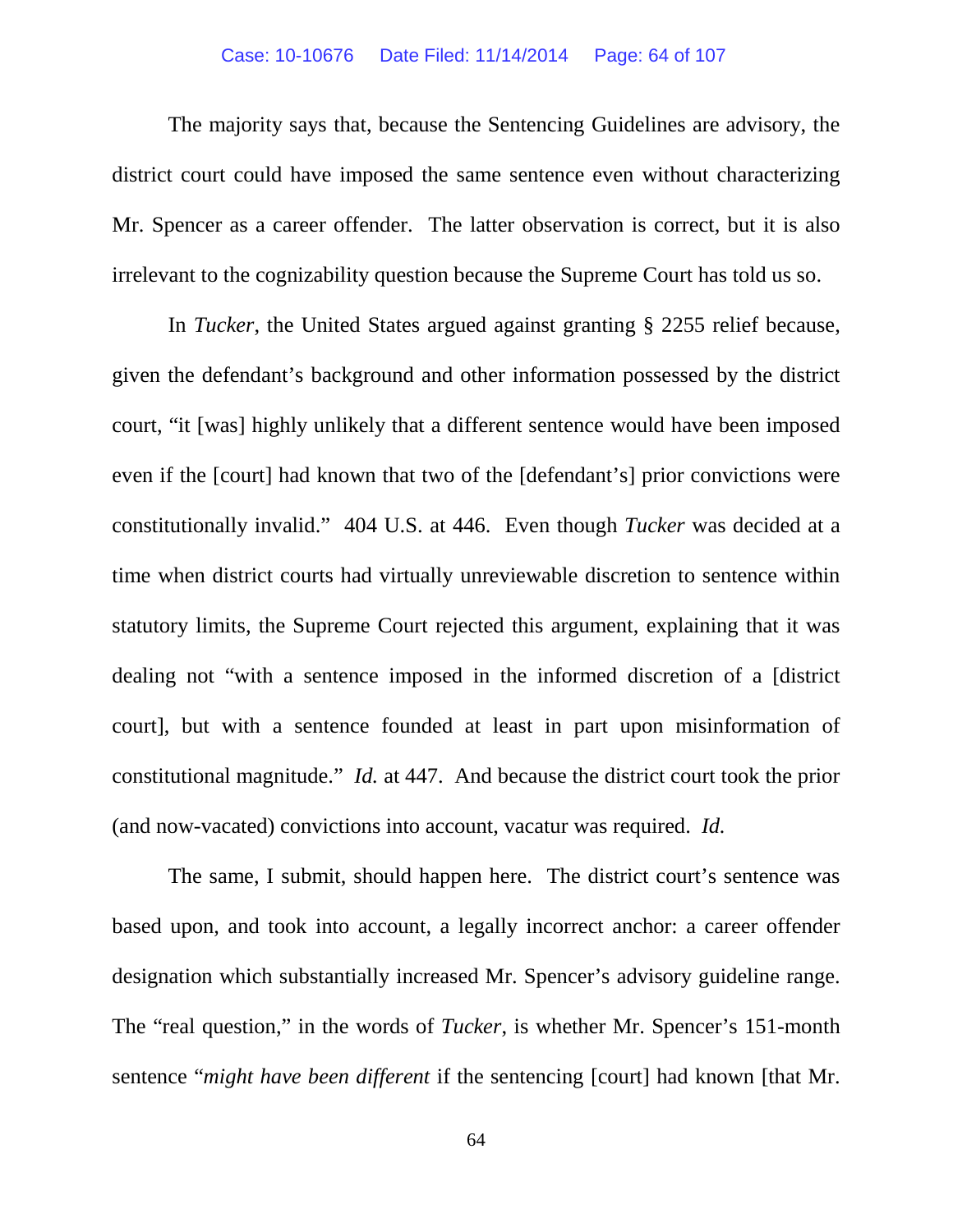The majority says that, because the Sentencing Guidelines are advisory, the district court could have imposed the same sentence even without characterizing Mr. Spencer as a career offender. The latter observation is correct, but it is also irrelevant to the cognizability question because the Supreme Court has told us so.

In *Tucker*, the United States argued against granting § 2255 relief because, given the defendant's background and other information possessed by the district court, "it [was] highly unlikely that a different sentence would have been imposed even if the [court] had known that two of the [defendant's] prior convictions were constitutionally invalid." 404 U.S. at 446. Even though *Tucker* was decided at a time when district courts had virtually unreviewable discretion to sentence within statutory limits, the Supreme Court rejected this argument, explaining that it was dealing not "with a sentence imposed in the informed discretion of a [district court], but with a sentence founded at least in part upon misinformation of constitutional magnitude." *Id.* at 447. And because the district court took the prior (and now-vacated) convictions into account, vacatur was required. *Id.*

The same, I submit, should happen here. The district court's sentence was based upon, and took into account, a legally incorrect anchor: a career offender designation which substantially increased Mr. Spencer's advisory guideline range. The "real question," in the words of *Tucker*, is whether Mr. Spencer's 151-month sentence "*might have been different* if the sentencing [court] had known [that Mr.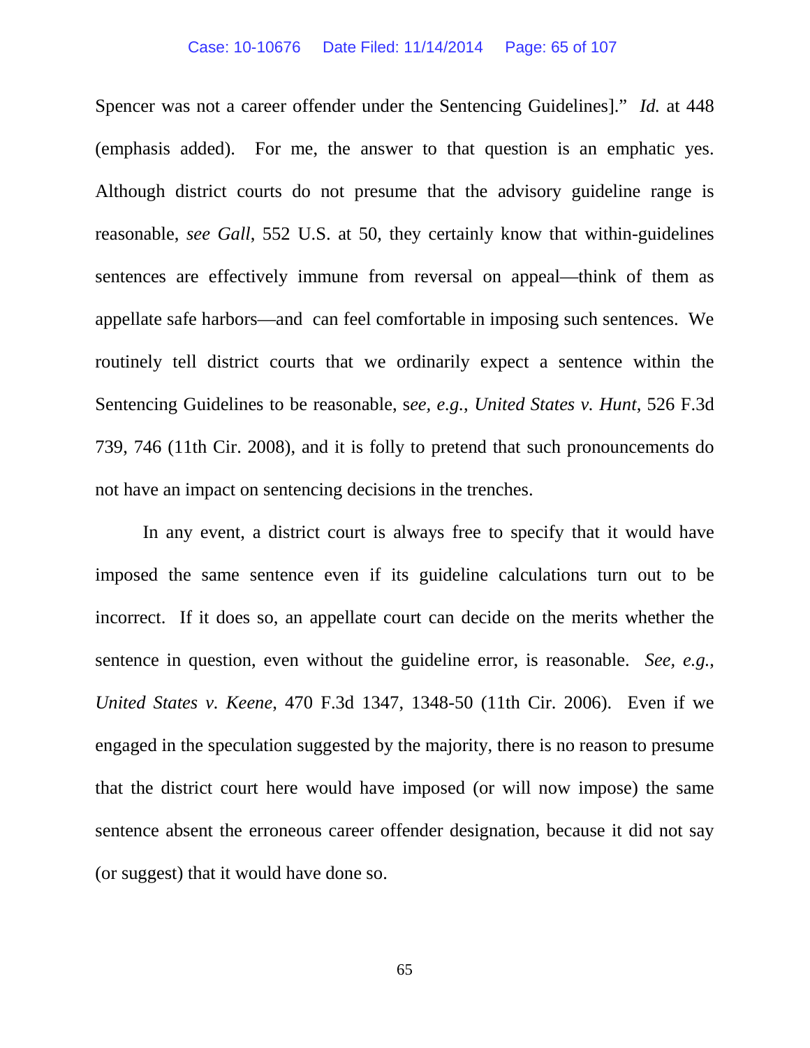Spencer was not a career offender under the Sentencing Guidelines]." *Id.* at 448 (emphasis added). For me, the answer to that question is an emphatic yes. Although district courts do not presume that the advisory guideline range is reasonable, *see Gall*, 552 U.S. at 50, they certainly know that within-guidelines sentences are effectively immune from reversal on appeal—think of them as appellate safe harbors—and can feel comfortable in imposing such sentences. We routinely tell district courts that we ordinarily expect a sentence within the Sentencing Guidelines to be reasonable, s*ee, e.g.*, *United States v. Hunt*, 526 F.3d 739, 746 (11th Cir. 2008), and it is folly to pretend that such pronouncements do not have an impact on sentencing decisions in the trenches.

In any event, a district court is always free to specify that it would have imposed the same sentence even if its guideline calculations turn out to be incorrect. If it does so, an appellate court can decide on the merits whether the sentence in question, even without the guideline error, is reasonable. *See, e.g.*, *United States v. Keene*, 470 F.3d 1347, 1348-50 (11th Cir. 2006). Even if we engaged in the speculation suggested by the majority, there is no reason to presume that the district court here would have imposed (or will now impose) the same sentence absent the erroneous career offender designation, because it did not say (or suggest) that it would have done so.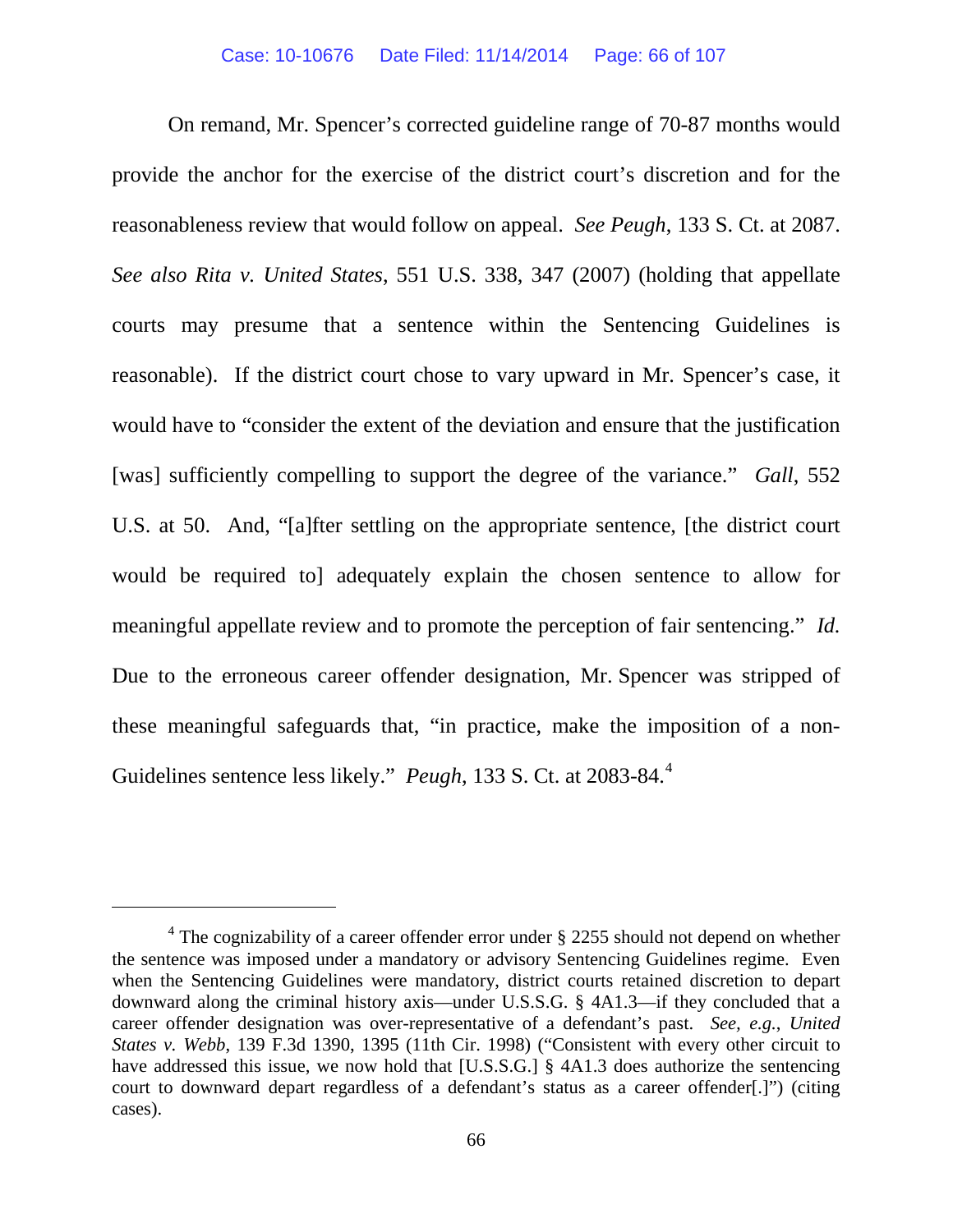On remand, Mr. Spencer's corrected guideline range of 70-87 months would provide the anchor for the exercise of the district court's discretion and for the reasonableness review that would follow on appeal. *See Peugh*, 133 S. Ct. at 2087. *See also Rita v. United States*, 551 U.S. 338, 347 (2007) (holding that appellate courts may presume that a sentence within the Sentencing Guidelines is reasonable). If the district court chose to vary upward in Mr. Spencer's case, it would have to "consider the extent of the deviation and ensure that the justification [was] sufficiently compelling to support the degree of the variance." *Gall*, 552 U.S. at 50. And, "[a]fter settling on the appropriate sentence, [the district court would be required to] adequately explain the chosen sentence to allow for meaningful appellate review and to promote the perception of fair sentencing." *Id.* Due to the erroneous career offender designation, Mr. Spencer was stripped of these meaningful safeguards that, "in practice, make the imposition of a non-Guidelines sentence less likely." *Peugh*, 133 S. Ct. at 2083-84.[4]

[4] The cognizability of a career offender error under § 2255 should not depend on whether the sentence was imposed under a mandatory or advisory Sentencing Guidelines regime. Even when the Sentencing Guidelines were mandatory, district courts retained discretion to depart downward along the criminal history axis—under U.S.S.G. § 4A1.3—if they concluded that a career offender designation was over-representative of a defendant's past. *See, e.g.*, *United States v. Webb*, 139 F.3d 1390, 1395 (11th Cir. 1998) ("Consistent with every other circuit to have addressed this issue, we now hold that [U.S.S.G.] § 4A1.3 does authorize the sentencing court to downward depart regardless of a defendant's status as a career offender[.]") (citing cases).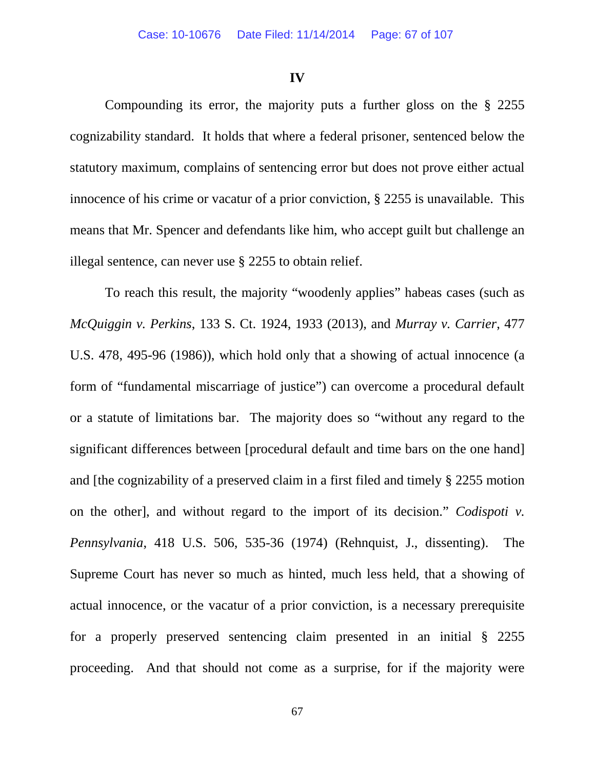**IV**

Compounding its error, the majority puts a further gloss on the § 2255 cognizability standard. It holds that where a federal prisoner, sentenced below the statutory maximum, complains of sentencing error but does not prove either actual innocence of his crime or vacatur of a prior conviction, § 2255 is unavailable. This means that Mr. Spencer and defendants like him, who accept guilt but challenge an illegal sentence, can never use § 2255 to obtain relief.

To reach this result, the majority "woodenly applies" habeas cases (such as *McQuiggin v. Perkins*, 133 S. Ct. 1924, 1933 (2013), and *Murray v. Carrier*, 477 U.S. 478, 495-96 (1986)), which hold only that a showing of actual innocence (a form of "fundamental miscarriage of justice") can overcome a procedural default or a statute of limitations bar. The majority does so "without any regard to the significant differences between [procedural default and time bars on the one hand] and [the cognizability of a preserved claim in a first filed and timely § 2255 motion on the other], and without regard to the import of its decision." *Codispoti v. Pennsylvania*, 418 U.S. 506, 535-36 (1974) (Rehnquist, J., dissenting). The Supreme Court has never so much as hinted, much less held, that a showing of actual innocence, or the vacatur of a prior conviction, is a necessary prerequisite for a properly preserved sentencing claim presented in an initial § 2255 proceeding. And that should not come as a surprise, for if the majority were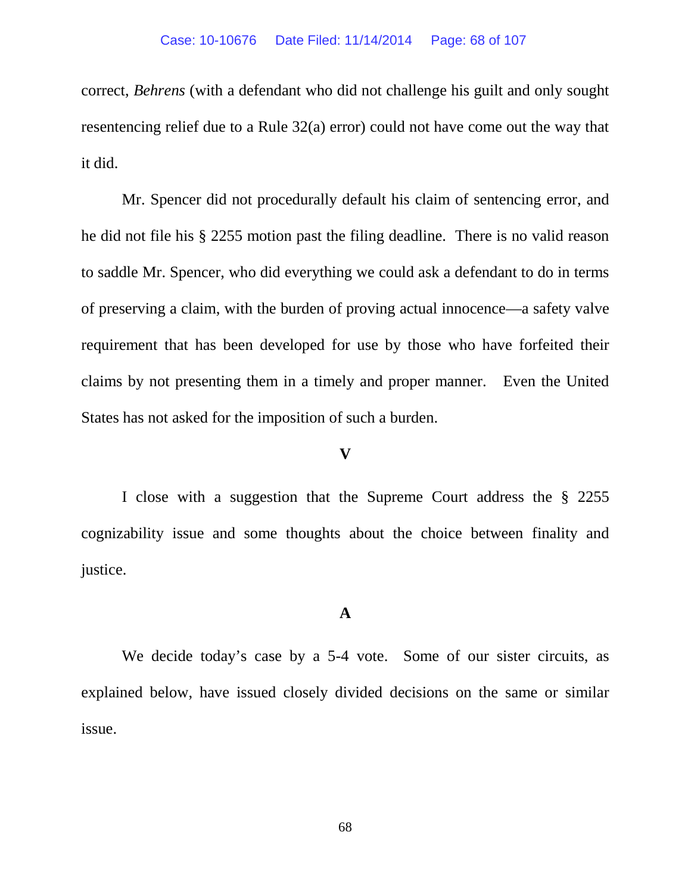correct, *Behrens* (with a defendant who did not challenge his guilt and only sought resentencing relief due to a Rule 32(a) error) could not have come out the way that it did.

Mr. Spencer did not procedurally default his claim of sentencing error, and he did not file his § 2255 motion past the filing deadline. There is no valid reason to saddle Mr. Spencer, who did everything we could ask a defendant to do in terms of preserving a claim, with the burden of proving actual innocence—a safety valve requirement that has been developed for use by those who have forfeited their claims by not presenting them in a timely and proper manner. Even the United States has not asked for the imposition of such a burden.

## V

I close with a suggestion that the Supreme Court address the § 2255 cognizability issue and some thoughts about the choice between finality and justice.

### A

We decide today's case by a 5-4 vote. Some of our sister circuits, as explained below, have issued closely divided decisions on the same or similar issue.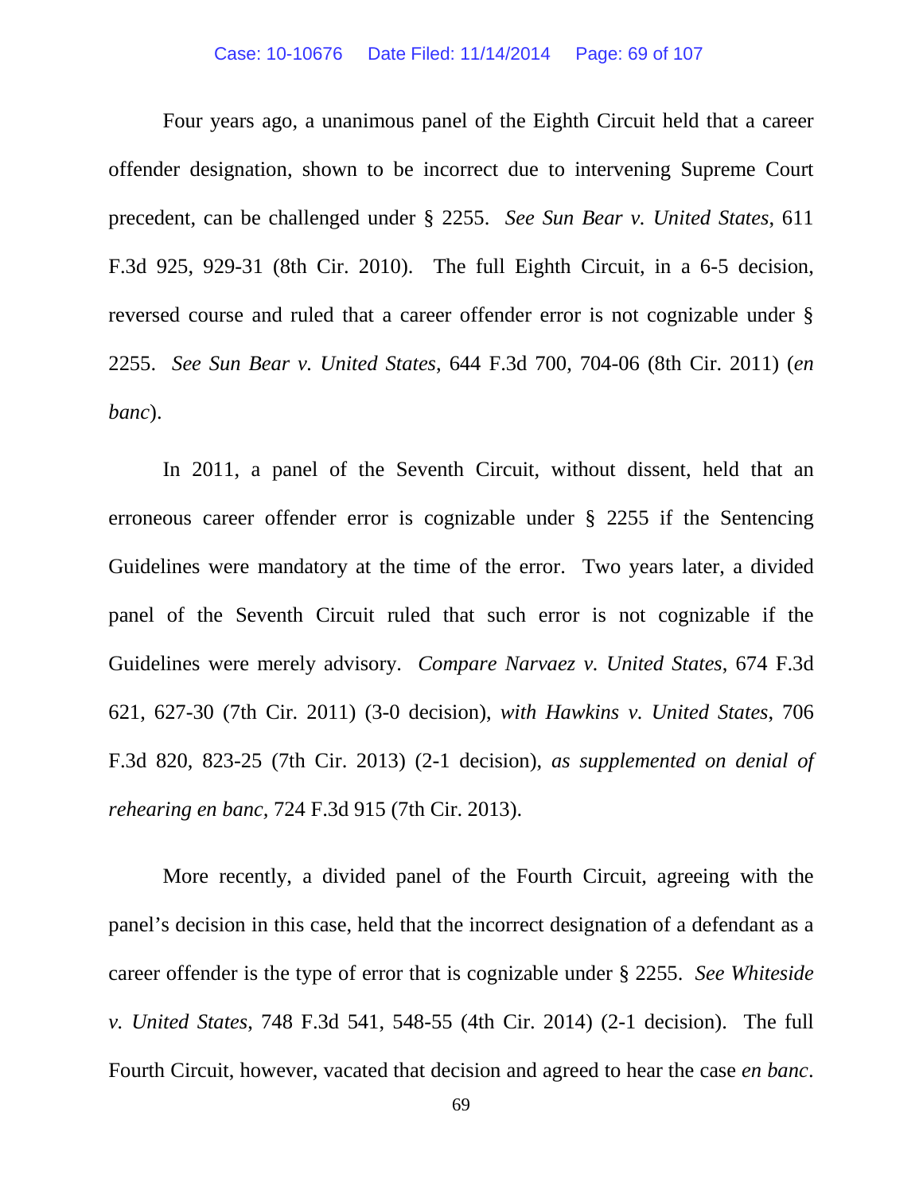Four years ago, a unanimous panel of the Eighth Circuit held that a career offender designation, shown to be incorrect due to intervening Supreme Court precedent, can be challenged under § 2255. *See Sun Bear v. United States*, 611 F.3d 925, 929-31 (8th Cir. 2010). The full Eighth Circuit, in a 6-5 decision, reversed course and ruled that a career offender error is not cognizable under § 2255. *See Sun Bear v. United States*, 644 F.3d 700, 704-06 (8th Cir. 2011) (*en banc*).

In 2011, a panel of the Seventh Circuit, without dissent, held that an erroneous career offender error is cognizable under § 2255 if the Sentencing Guidelines were mandatory at the time of the error. Two years later, a divided panel of the Seventh Circuit ruled that such error is not cognizable if the Guidelines were merely advisory. *Compare Narvaez v. United States*, 674 F.3d 621, 627-30 (7th Cir. 2011) (3-0 decision), *with Hawkins v. United States*, 706 F.3d 820, 823-25 (7th Cir. 2013) (2-1 decision), *as supplemented on denial of rehearing en banc*, 724 F.3d 915 (7th Cir. 2013).

More recently, a divided panel of the Fourth Circuit, agreeing with the panel's decision in this case, held that the incorrect designation of a defendant as a career offender is the type of error that is cognizable under § 2255. *See Whiteside v. United States*, 748 F.3d 541, 548-55 (4th Cir. 2014) (2-1 decision). The full Fourth Circuit, however, vacated that decision and agreed to hear the case *en banc*.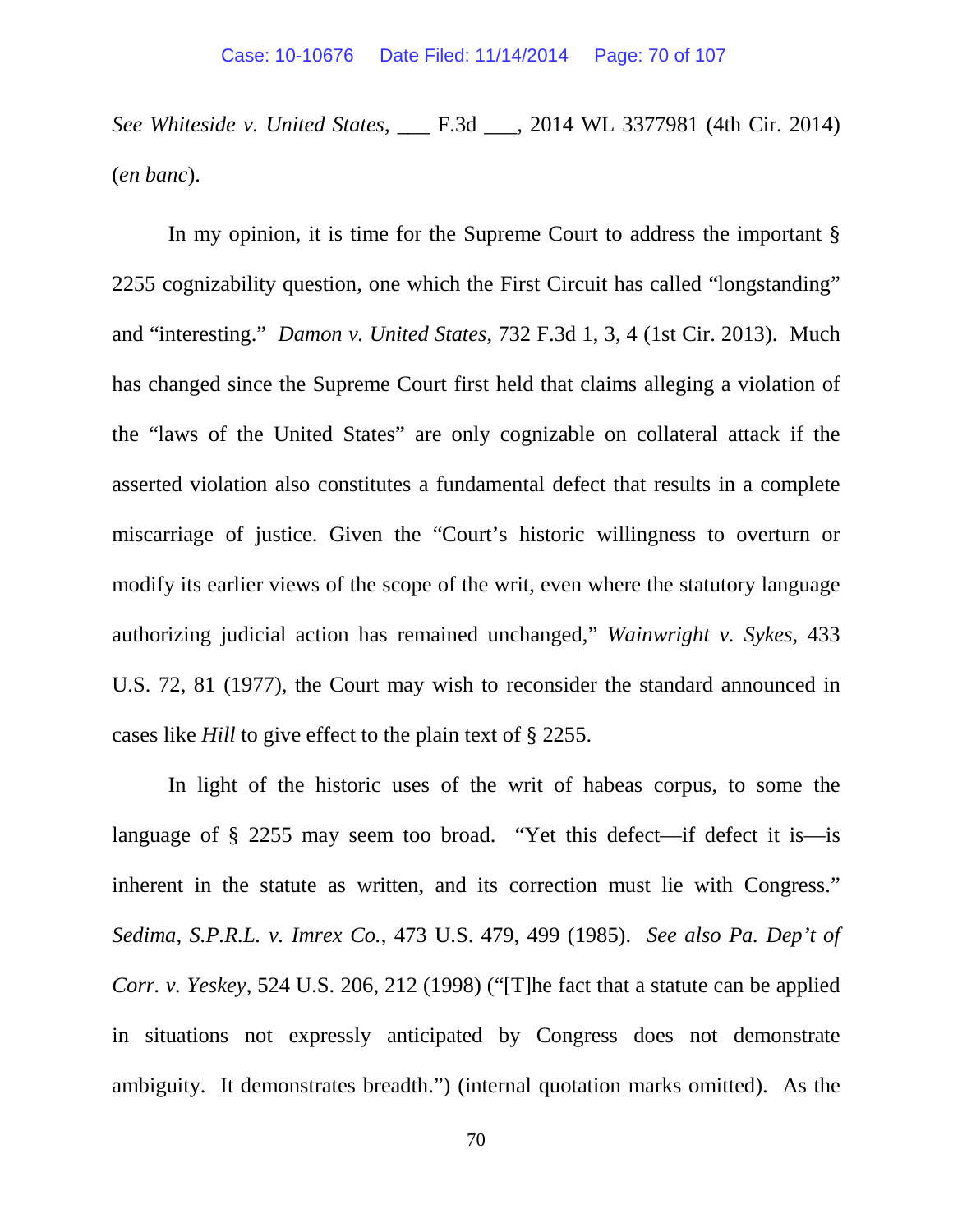*See Whiteside v. United States*, ___ F.3d ___, 2014 WL 3377981 (4th Cir. 2014) (*en banc*).

In my opinion, it is time for the Supreme Court to address the important § 2255 cognizability question, one which the First Circuit has called "longstanding" and "interesting." *Damon v. United States*, 732 F.3d 1, 3, 4 (1st Cir. 2013). Much has changed since the Supreme Court first held that claims alleging a violation of the "laws of the United States" are only cognizable on collateral attack if the asserted violation also constitutes a fundamental defect that results in a complete miscarriage of justice. Given the "Court's historic willingness to overturn or modify its earlier views of the scope of the writ, even where the statutory language authorizing judicial action has remained unchanged," *Wainwright v. Sykes*, 433 U.S. 72, 81 (1977), the Court may wish to reconsider the standard announced in cases like *Hill* to give effect to the plain text of § 2255.

In light of the historic uses of the writ of habeas corpus, to some the language of § 2255 may seem too broad. "Yet this defect—if defect it is—is inherent in the statute as written, and its correction must lie with Congress." *Sedima, S.P.R.L. v. Imrex Co.*, 473 U.S. 479, 499 (1985). *See also Pa. Dep't of Corr. v. Yeskey*, 524 U.S. 206, 212 (1998) ("[T]he fact that a statute can be applied in situations not expressly anticipated by Congress does not demonstrate ambiguity. It demonstrates breadth.") (internal quotation marks omitted). As the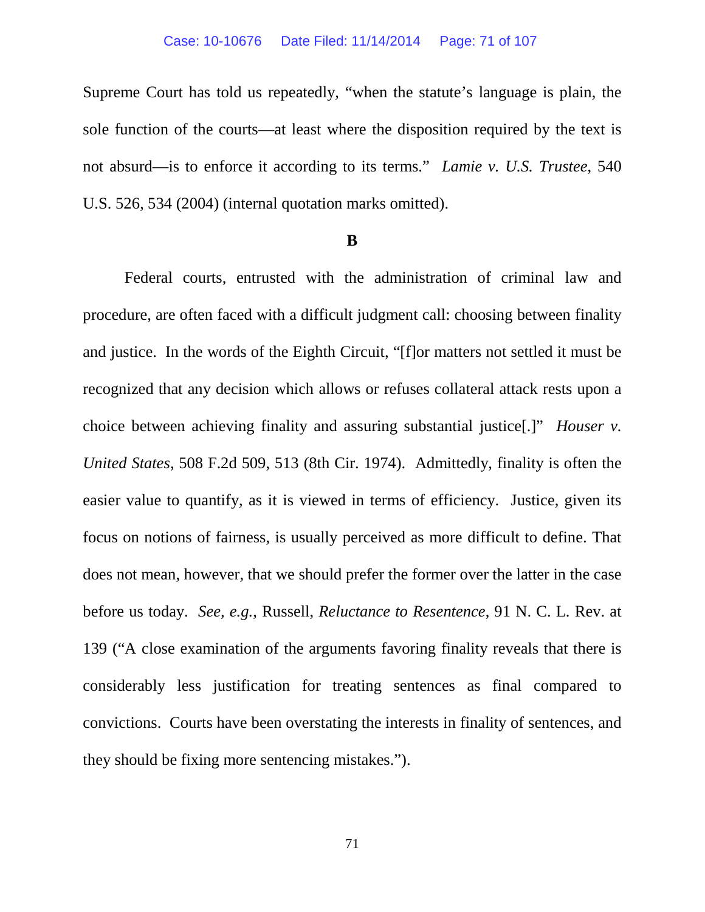Supreme Court has told us repeatedly, "when the statute's language is plain, the sole function of the courts—at least where the disposition required by the text is not absurd—is to enforce it according to its terms." *Lamie v. U.S. Trustee*, 540 U.S. 526, 534 (2004) (internal quotation marks omitted).

**B**

Federal courts, entrusted with the administration of criminal law and procedure, are often faced with a difficult judgment call: choosing between finality and justice. In the words of the Eighth Circuit, "[f]or matters not settled it must be recognized that any decision which allows or refuses collateral attack rests upon a choice between achieving finality and assuring substantial justice[.]" *Houser v. United States*, 508 F.2d 509, 513 (8th Cir. 1974). Admittedly, finality is often the easier value to quantify, as it is viewed in terms of efficiency. Justice, given its focus on notions of fairness, is usually perceived as more difficult to define. That does not mean, however, that we should prefer the former over the latter in the case before us today. *See, e.g.*, Russell, *Reluctance to Resentence*, 91 N. C. L. Rev. at 139 ("A close examination of the arguments favoring finality reveals that there is considerably less justification for treating sentences as final compared to convictions. Courts have been overstating the interests in finality of sentences, and they should be fixing more sentencing mistakes.").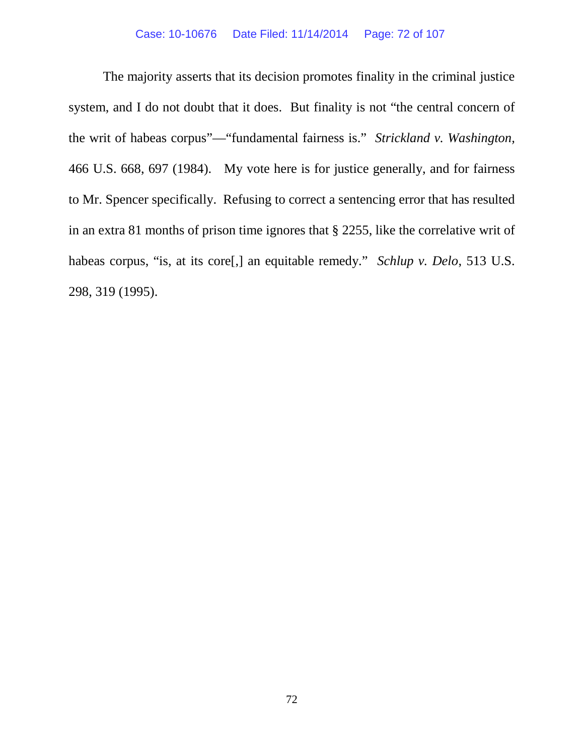The majority asserts that its decision promotes finality in the criminal justice system, and I do not doubt that it does. But finality is not "the central concern of the writ of habeas corpus"—"fundamental fairness is." *Strickland v. Washington*, 466 U.S. 668, 697 (1984). My vote here is for justice generally, and for fairness to Mr. Spencer specifically. Refusing to correct a sentencing error that has resulted in an extra 81 months of prison time ignores that § 2255, like the correlative writ of habeas corpus, "is, at its core[,] an equitable remedy." *Schlup v. Delo*, 513 U.S. 298, 319 (1995).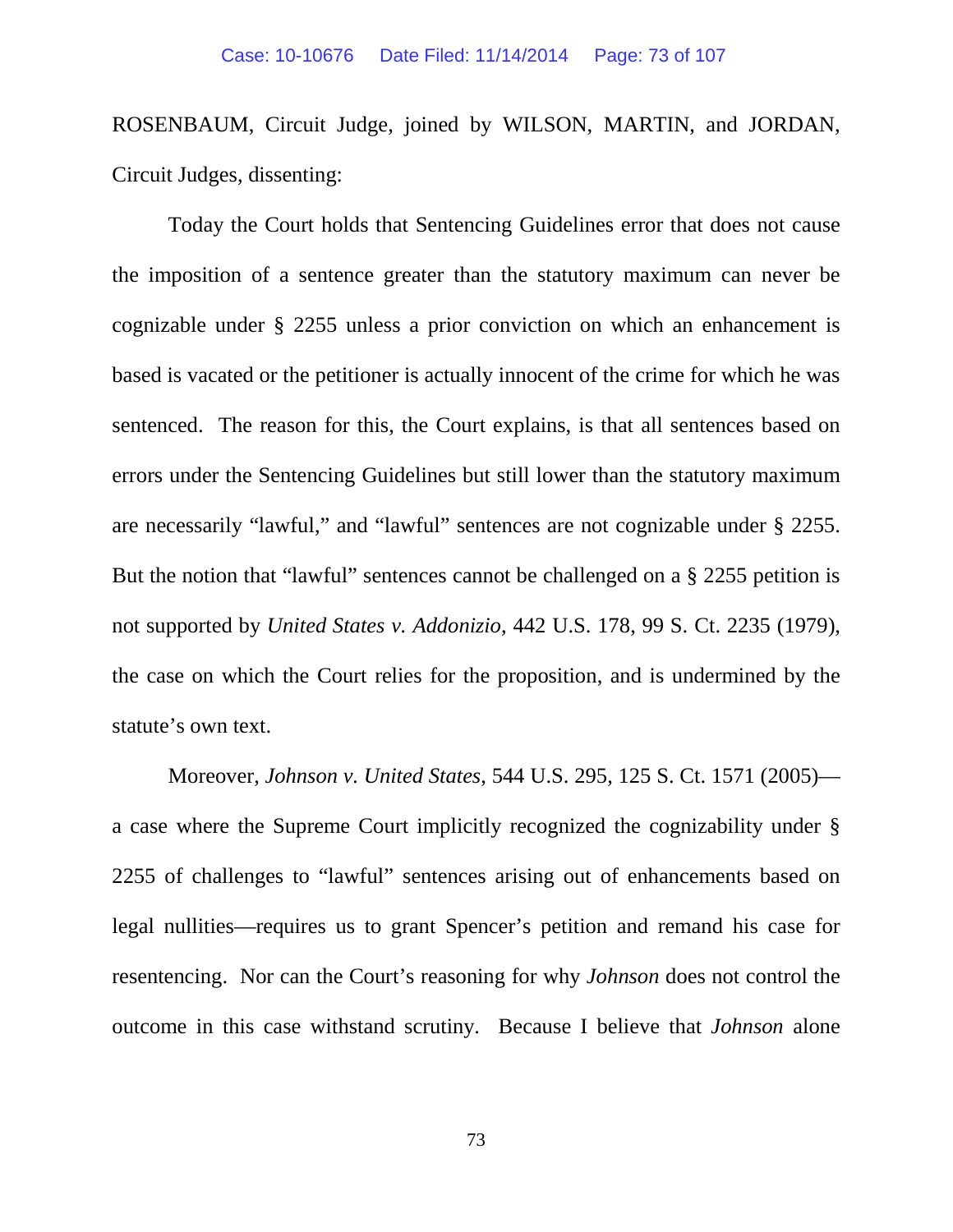ROSENBAUM, Circuit Judge, joined by WILSON, MARTIN, and JORDAN, Circuit Judges, dissenting:

Today the Court holds that Sentencing Guidelines error that does not cause the imposition of a sentence greater than the statutory maximum can never be cognizable under § 2255 unless a prior conviction on which an enhancement is based is vacated or the petitioner is actually innocent of the crime for which he was sentenced. The reason for this, the Court explains, is that all sentences based on errors under the Sentencing Guidelines but still lower than the statutory maximum are necessarily "lawful," and "lawful" sentences are not cognizable under § 2255. But the notion that "lawful" sentences cannot be challenged on a § 2255 petition is not supported by *United States v. Addonizio*, 442 U.S. 178, 99 S. Ct. 2235 (1979), the case on which the Court relies for the proposition, and is undermined by the statute's own text.

Moreover, *Johnson v. United States*, 544 U.S. 295, 125 S. Ct. 1571 (2005)—a case where the Supreme Court implicitly recognized the cognizability under § 2255 of challenges to "lawful" sentences arising out of enhancements based on legal nullities—requires us to grant Spencer's petition and remand his case for resentencing. Nor can the Court's reasoning for why *Johnson* does not control the outcome in this case withstand scrutiny. Because I believe that *Johnson* alone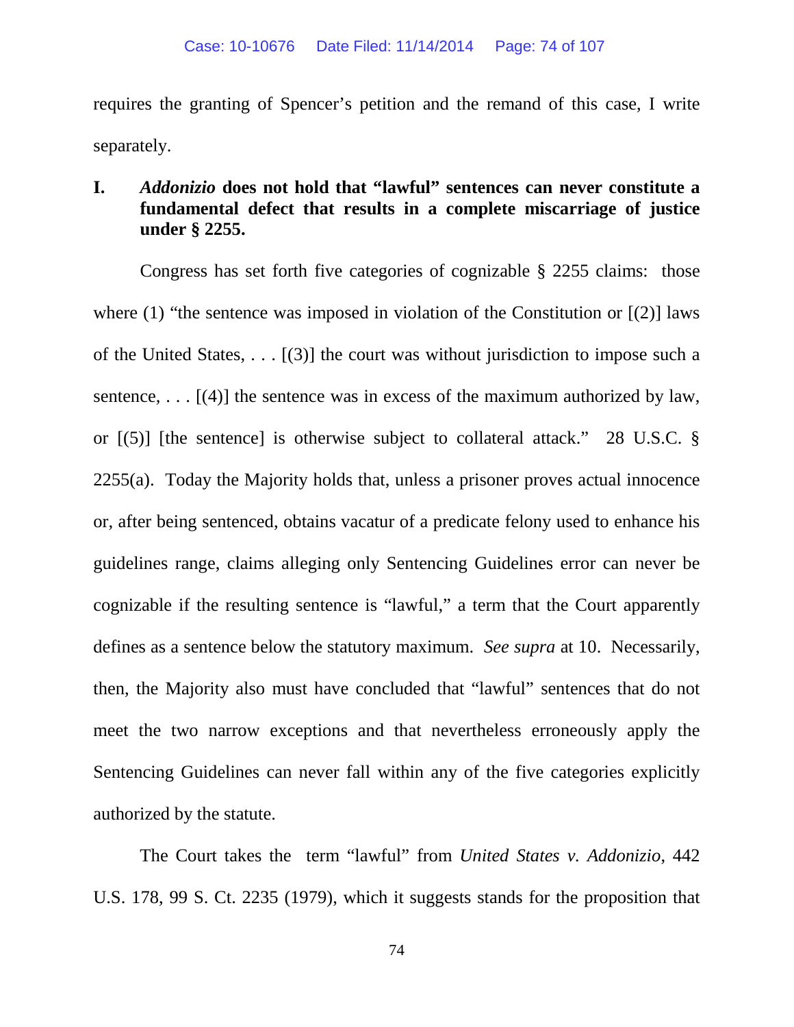requires the granting of Spencer's petition and the remand of this case, I write separately.

## I. *Addonizio* does not hold that "lawful" sentences can never constitute a fundamental defect that results in a complete miscarriage of justice under § 2255.

Congress has set forth five categories of cognizable § 2255 claims: those where (1) "the sentence was imposed in violation of the Constitution or [(2)] laws of the United States, . . . [(3)] the court was without jurisdiction to impose such a sentence, . . . [(4)] the sentence was in excess of the maximum authorized by law, or [(5)] [the sentence] is otherwise subject to collateral attack." 28 U.S.C. § 2255(a). Today the Majority holds that, unless a prisoner proves actual innocence or, after being sentenced, obtains vacatur of a predicate felony used to enhance his guidelines range, claims alleging only Sentencing Guidelines error can never be cognizable if the resulting sentence is "lawful," a term that the Court apparently defines as a sentence below the statutory maximum. *See supra* at 10. Necessarily, then, the Majority also must have concluded that "lawful" sentences that do not meet the two narrow exceptions and that nevertheless erroneously apply the Sentencing Guidelines can never fall within any of the five categories explicitly authorized by the statute.

The Court takes the term "lawful" from *United States v. Addonizio*, 442 U.S. 178, 99 S. Ct. 2235 (1979), which it suggests stands for the proposition that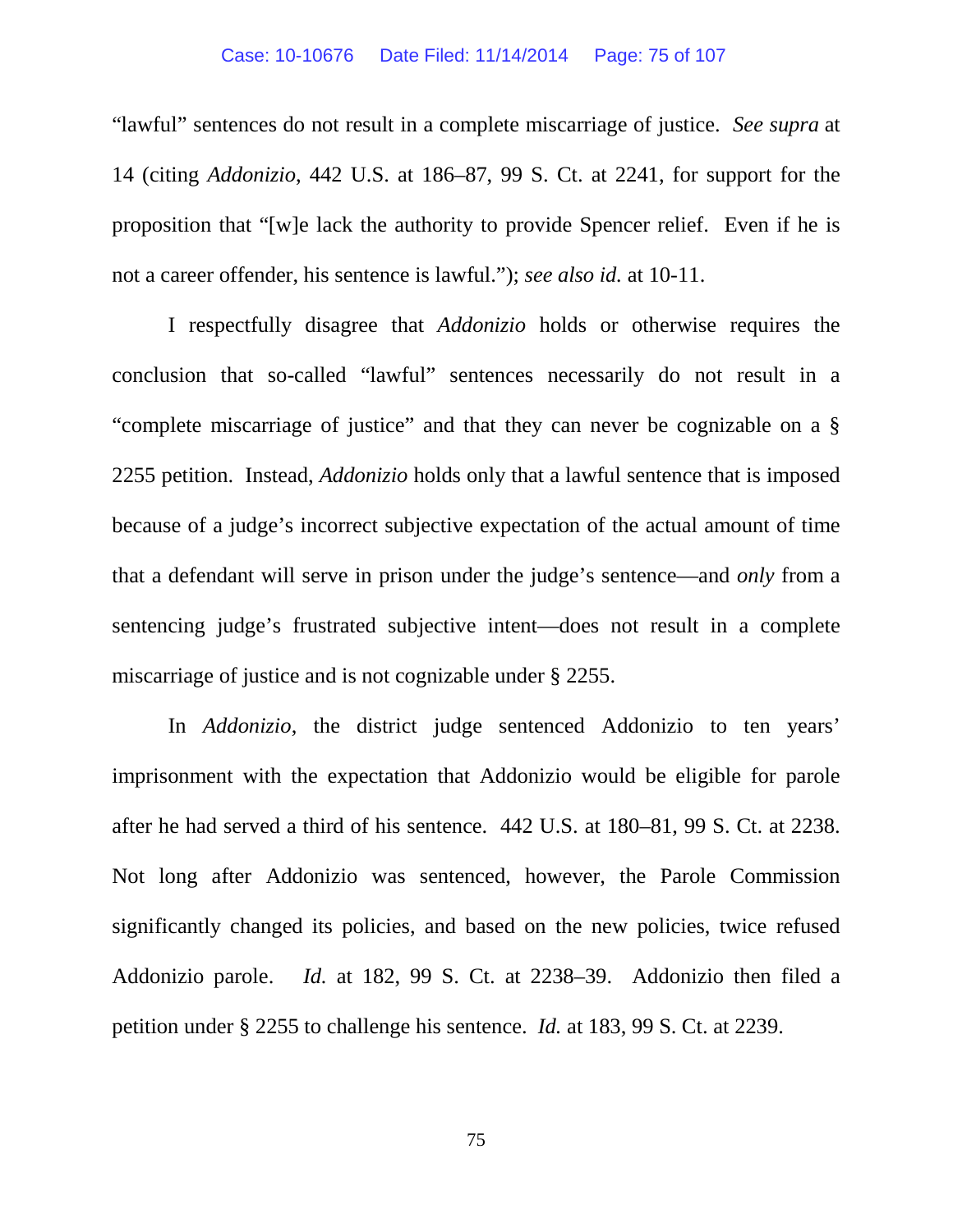"lawful" sentences do not result in a complete miscarriage of justice. *See supra* at 14 (citing *Addonizio*, 442 U.S. at 186–87, 99 S. Ct. at 2241, for support for the proposition that "[w]e lack the authority to provide Spencer relief. Even if he is not a career offender, his sentence is lawful."); *see also id.* at 10-11.

I respectfully disagree that *Addonizio* holds or otherwise requires the conclusion that so-called "lawful" sentences necessarily do not result in a "complete miscarriage of justice" and that they can never be cognizable on a § 2255 petition. Instead, *Addonizio* holds only that a lawful sentence that is imposed because of a judge's incorrect subjective expectation of the actual amount of time that a defendant will serve in prison under the judge's sentence—and *only* from a sentencing judge's frustrated subjective intent—does not result in a complete miscarriage of justice and is not cognizable under § 2255.

In *Addonizio*, the district judge sentenced Addonizio to ten years' imprisonment with the expectation that Addonizio would be eligible for parole after he had served a third of his sentence. 442 U.S. at 180–81, 99 S. Ct. at 2238. Not long after Addonizio was sentenced, however, the Parole Commission significantly changed its policies, and based on the new policies, twice refused Addonizio parole. *Id.* at 182, 99 S. Ct. at 2238–39. Addonizio then filed a petition under § 2255 to challenge his sentence. *Id.* at 183, 99 S. Ct. at 2239.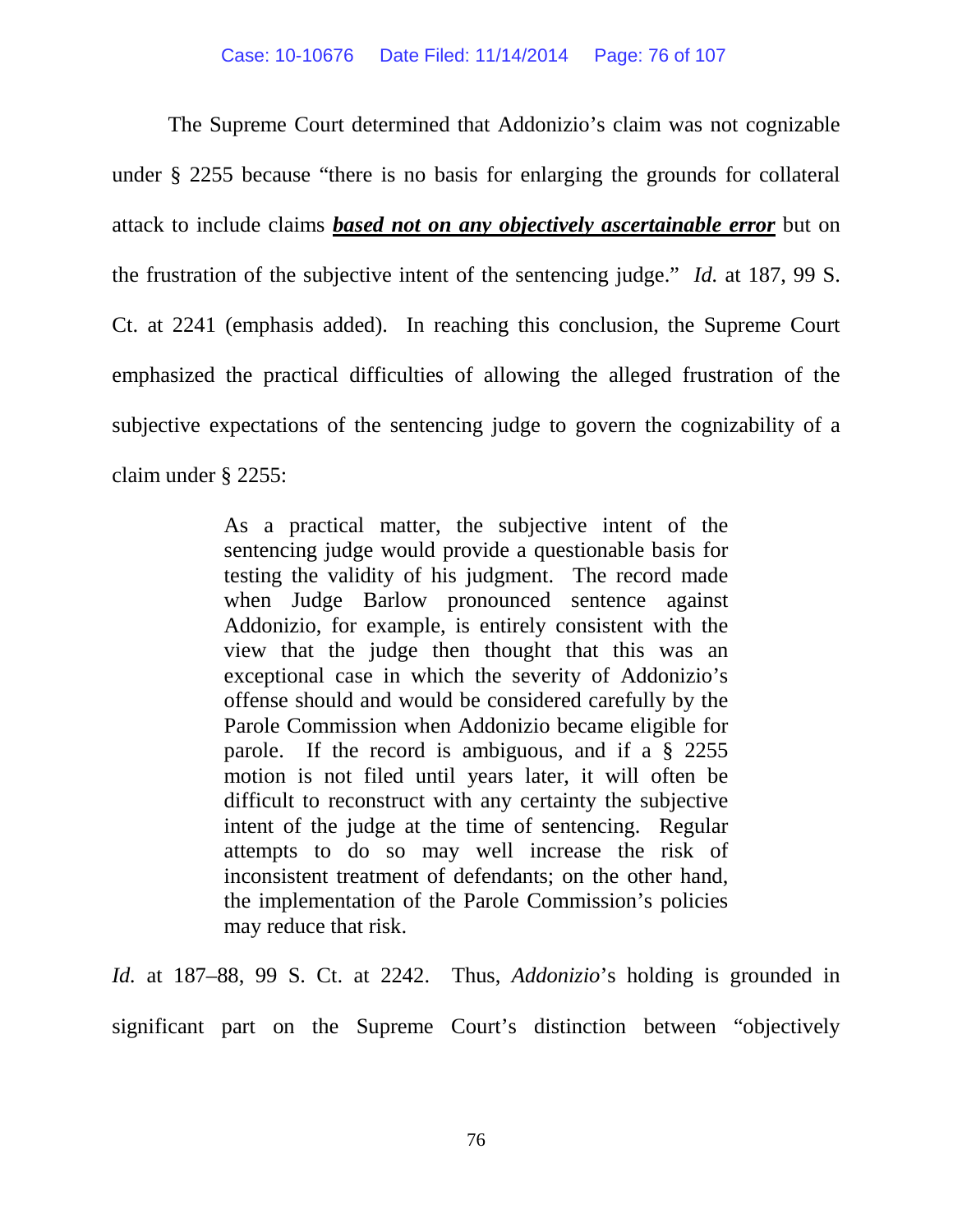The Supreme Court determined that Addonizio's claim was not cognizable under § 2255 because "there is no basis for enlarging the grounds for collateral attack to include claims ***<u>based not on any objectively ascertainable error</u>*** but on the frustration of the subjective intent of the sentencing judge." *Id.* at 187, 99 S. Ct. at 2241 (emphasis added). In reaching this conclusion, the Supreme Court emphasized the practical difficulties of allowing the alleged frustration of the subjective expectations of the sentencing judge to govern the cognizability of a claim under § 2255:

> As a practical matter, the subjective intent of the sentencing judge would provide a questionable basis for testing the validity of his judgment. The record made when Judge Barlow pronounced sentence against Addonizio, for example, is entirely consistent with the view that the judge then thought that this was an exceptional case in which the severity of Addonizio's offense should and would be considered carefully by the Parole Commission when Addonizio became eligible for parole. If the record is ambiguous, and if a § 2255 motion is not filed until years later, it will often be difficult to reconstruct with any certainty the subjective intent of the judge at the time of sentencing. Regular attempts to do so may well increase the risk of inconsistent treatment of defendants; on the other hand, the implementation of the Parole Commission's policies may reduce that risk.

*Id.* at 187–88, 99 S. Ct. at 2242. Thus, *Addonizio*'s holding is grounded in significant part on the Supreme Court's distinction between "objectively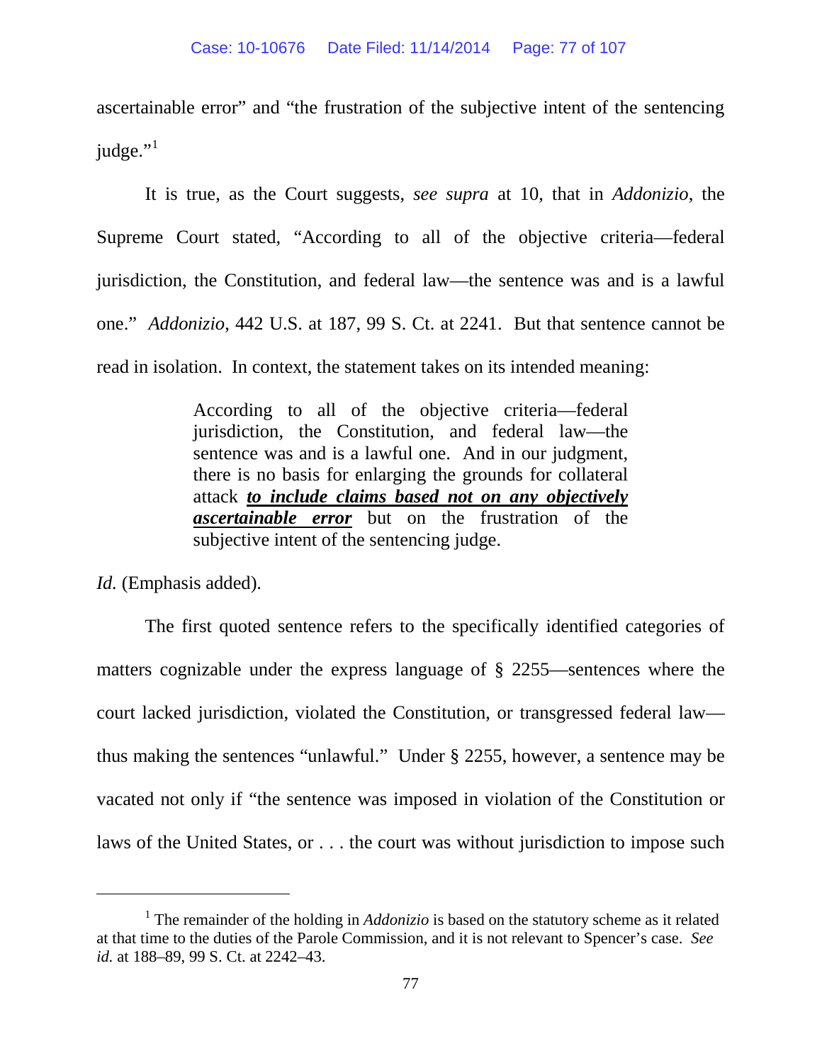ascertainable error" and "the frustration of the subjective intent of the sentencing judge."[1]

It is true, as the Court suggests, *see supra* at 10, that in *Addonizio*, the Supreme Court stated, "According to all of the objective criteria—federal jurisdiction, the Constitution, and federal law—the sentence was and is a lawful one." *Addonizio*, 442 U.S. at 187, 99 S. Ct. at 2241. But that sentence cannot be read in isolation. In context, the statement takes on its intended meaning:

> According to all of the objective criteria—federal jurisdiction, the Constitution, and federal law—the sentence was and is a lawful one. And in our judgment, there is no basis for enlarging the grounds for collateral attack ***to include claims based not on any objectively ascertainable error*** but on the frustration of the subjective intent of the sentencing judge.

*Id.* (Emphasis added).

The first quoted sentence refers to the specifically identified categories of matters cognizable under the express language of § 2255—sentences where the court lacked jurisdiction, violated the Constitution, or transgressed federal law—thus making the sentences "unlawful." Under § 2255, however, a sentence may be vacated not only if "the sentence was imposed in violation of the Constitution or laws of the United States, or . . . the court was without jurisdiction to impose such

---

[1] The remainder of the holding in *Addonizio* is based on the statutory scheme as it related at that time to the duties of the Parole Commission, and it is not relevant to Spencer's case. *See id.* at 188–89, 99 S. Ct. at 2242–43.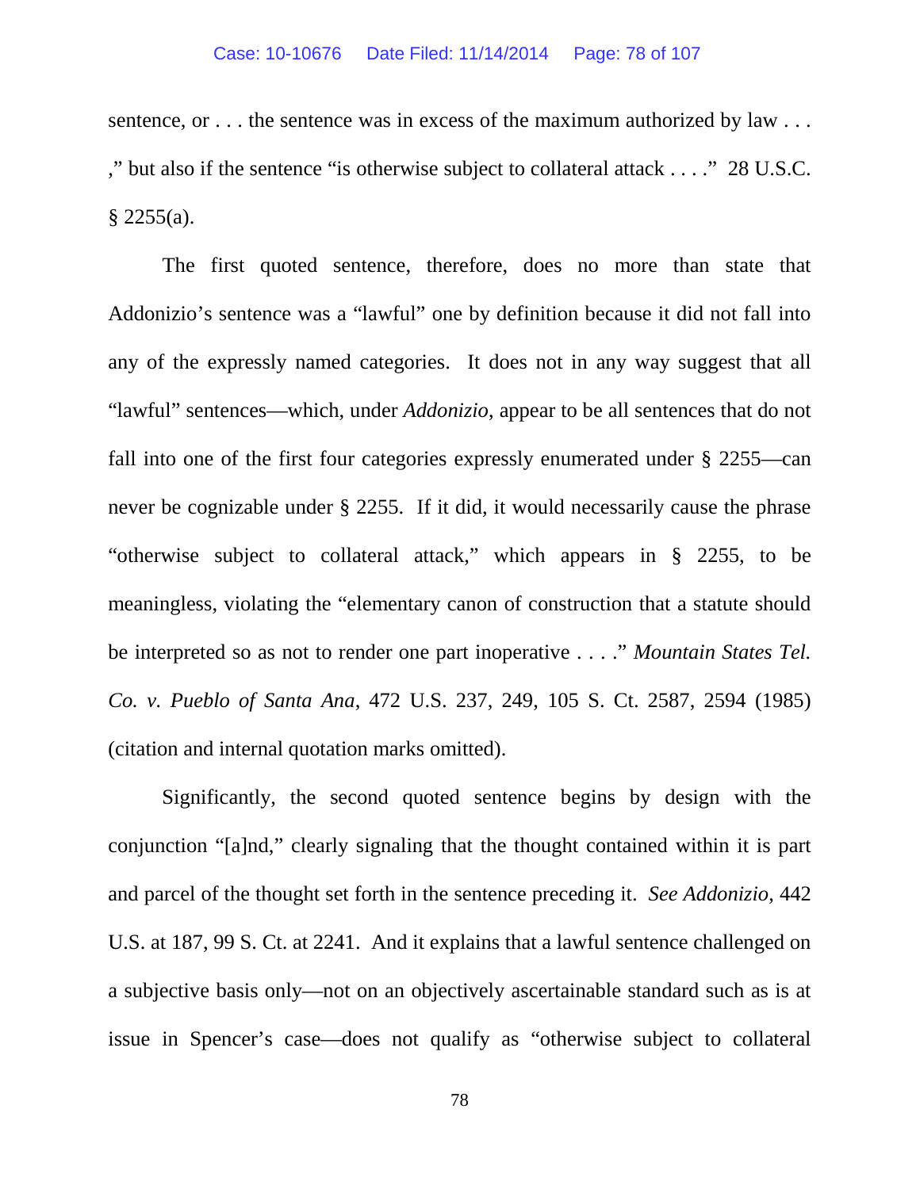sentence, or . . . the sentence was in excess of the maximum authorized by law . . . ," but also if the sentence "is otherwise subject to collateral attack . . . ." 28 U.S.C. § 2255(a).

The first quoted sentence, therefore, does no more than state that Addonizio's sentence was a "lawful" one by definition because it did not fall into any of the expressly named categories. It does not in any way suggest that all "lawful" sentences—which, under *Addonizio*, appear to be all sentences that do not fall into one of the first four categories expressly enumerated under § 2255—can never be cognizable under § 2255. If it did, it would necessarily cause the phrase "otherwise subject to collateral attack," which appears in § 2255, to be meaningless, violating the "elementary canon of construction that a statute should be interpreted so as not to render one part inoperative . . . ." *Mountain States Tel. Co. v. Pueblo of Santa Ana*, 472 U.S. 237, 249, 105 S. Ct. 2587, 2594 (1985) (citation and internal quotation marks omitted).

Significantly, the second quoted sentence begins by design with the conjunction "[a]nd," clearly signaling that the thought contained within it is part and parcel of the thought set forth in the sentence preceding it. *See Addonizio*, 442 U.S. at 187, 99 S. Ct. at 2241. And it explains that a lawful sentence challenged on a subjective basis only—not on an objectively ascertainable standard such as is at issue in Spencer's case—does not qualify as "otherwise subject to collateral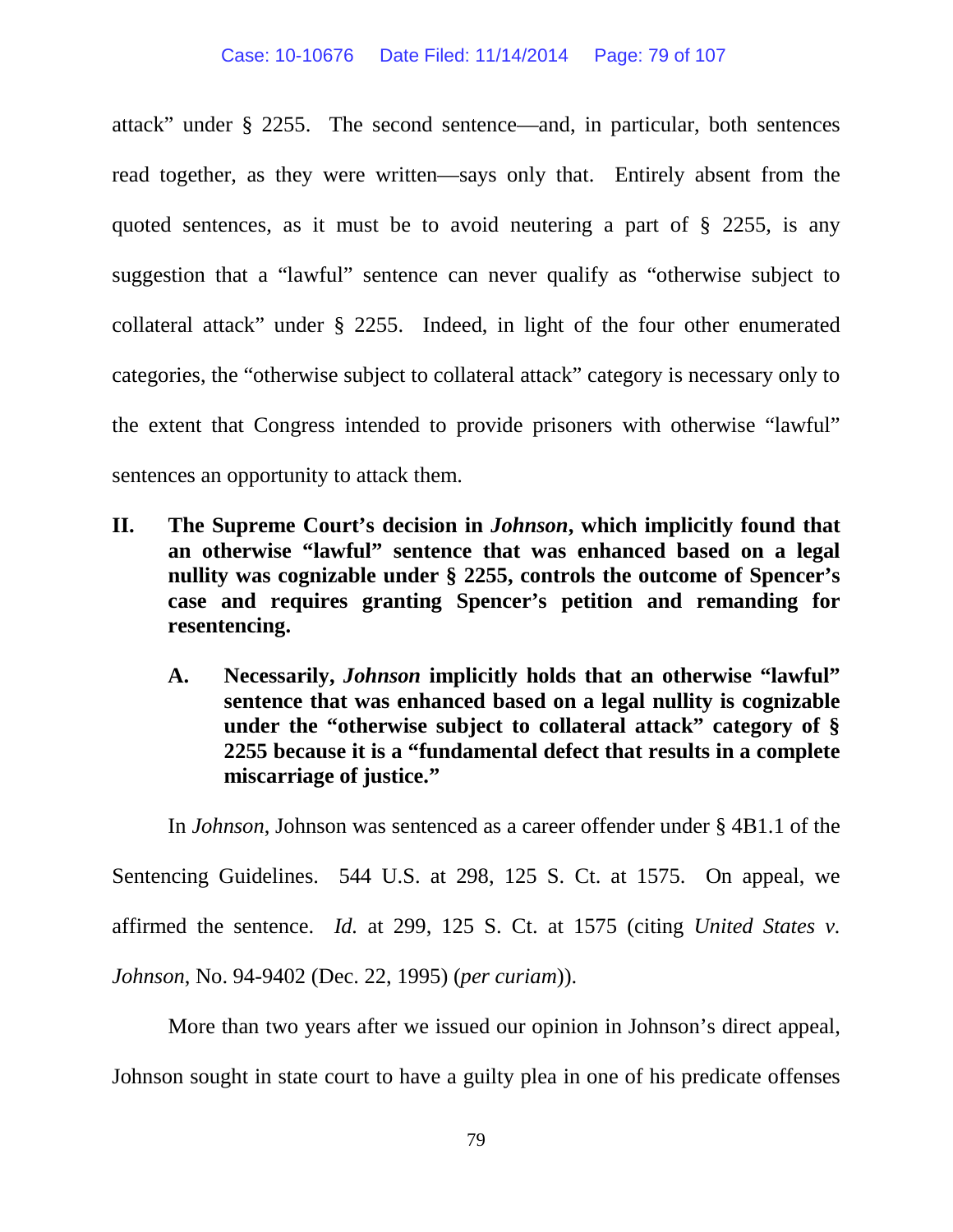attack" under § 2255. The second sentence—and, in particular, both sentences read together, as they were written—says only that. Entirely absent from the quoted sentences, as it must be to avoid neutering a part of § 2255, is any suggestion that a "lawful" sentence can never qualify as "otherwise subject to collateral attack" under § 2255. Indeed, in light of the four other enumerated categories, the "otherwise subject to collateral attack" category is necessary only to the extent that Congress intended to provide prisoners with otherwise "lawful" sentences an opportunity to attack them.

## II. The Supreme Court's decision in *Johnson*, which implicitly found that an otherwise "lawful" sentence that was enhanced based on a legal nullity was cognizable under § 2255, controls the outcome of Spencer's case and requires granting Spencer's petition and remanding for resentencing.

### A. Necessarily, *Johnson* implicitly holds that an otherwise "lawful" sentence that was enhanced based on a legal nullity is cognizable under the "otherwise subject to collateral attack" category of § 2255 because it is a "fundamental defect that results in a complete miscarriage of justice."

In *Johnson*, Johnson was sentenced as a career offender under § 4B1.1 of the Sentencing Guidelines. 544 U.S. at 298, 125 S. Ct. at 1575. On appeal, we affirmed the sentence. *Id.* at 299, 125 S. Ct. at 1575 (citing *United States v. Johnson*, No. 94-9402 (Dec. 22, 1995) (*per curiam*)).

More than two years after we issued our opinion in Johnson's direct appeal, Johnson sought in state court to have a guilty plea in one of his predicate offenses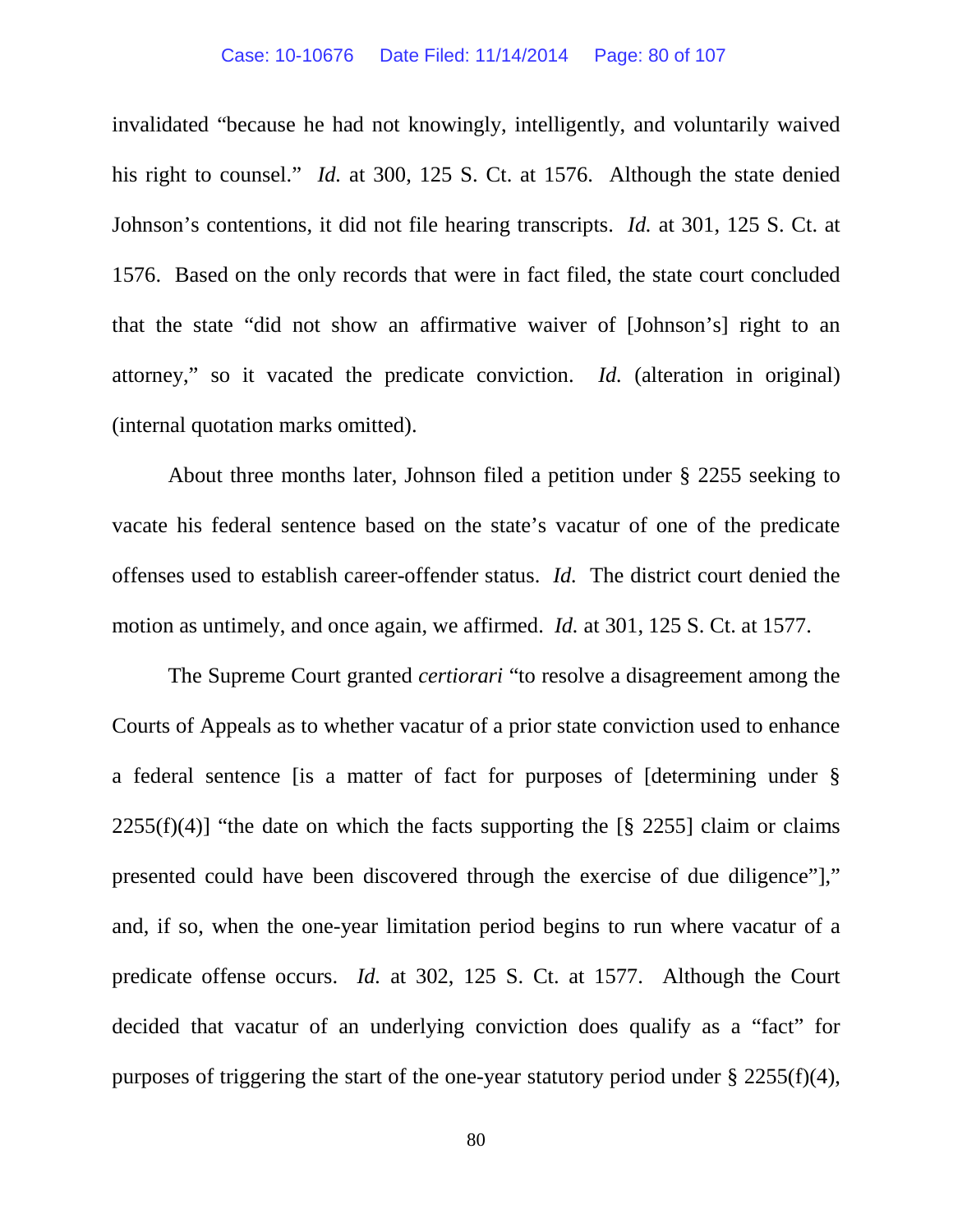invalidated "because he had not knowingly, intelligently, and voluntarily waived his right to counsel." *Id.* at 300, 125 S. Ct. at 1576. Although the state denied Johnson's contentions, it did not file hearing transcripts. *Id.* at 301, 125 S. Ct. at 1576. Based on the only records that were in fact filed, the state court concluded that the state "did not show an affirmative waiver of [Johnson's] right to an attorney," so it vacated the predicate conviction. *Id.* (alteration in original) (internal quotation marks omitted).

About three months later, Johnson filed a petition under § 2255 seeking to vacate his federal sentence based on the state's vacatur of one of the predicate offenses used to establish career-offender status. *Id.* The district court denied the motion as untimely, and once again, we affirmed. *Id.* at 301, 125 S. Ct. at 1577.

The Supreme Court granted *certiorari* "to resolve a disagreement among the Courts of Appeals as to whether vacatur of a prior state conviction used to enhance a federal sentence [is a matter of fact for purposes of [determining under § 2255(f)(4)] "the date on which the facts supporting the [§ 2255] claim or claims presented could have been discovered through the exercise of due diligence"]," and, if so, when the one-year limitation period begins to run where vacatur of a predicate offense occurs. *Id.* at 302, 125 S. Ct. at 1577. Although the Court decided that vacatur of an underlying conviction does qualify as a "fact" for purposes of triggering the start of the one-year statutory period under § 2255(f)(4),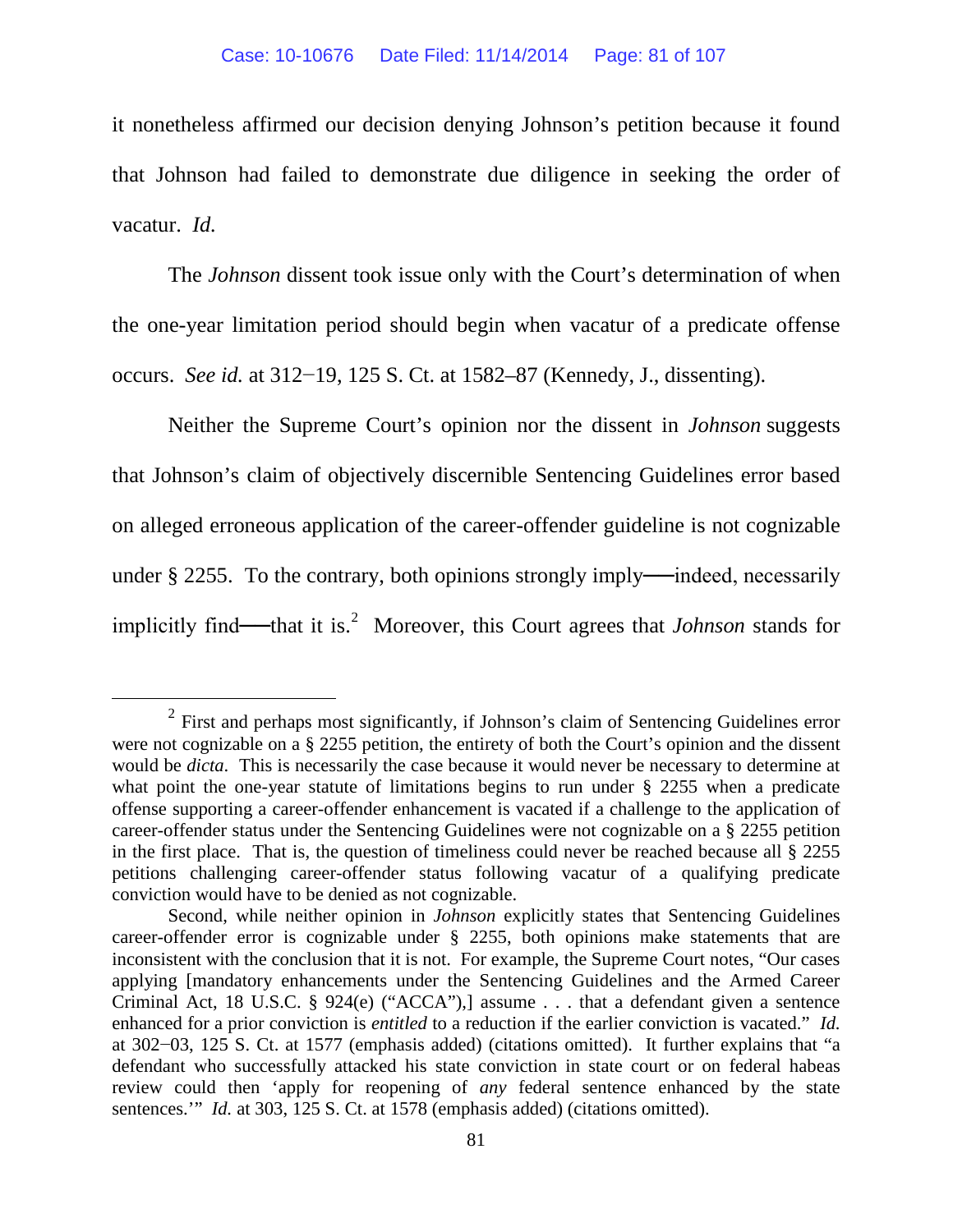it nonetheless affirmed our decision denying Johnson's petition because it found that Johnson had failed to demonstrate due diligence in seeking the order of vacatur. *Id.*

The *Johnson* dissent took issue only with the Court's determination of when the one-year limitation period should begin when vacatur of a predicate offense occurs. *See id.* at 312−19, 125 S. Ct. at 1582–87 (Kennedy, J., dissenting).

Neither the Supreme Court's opinion nor the dissent in *Johnson* suggests that Johnson's claim of objectively discernible Sentencing Guidelines error based on alleged erroneous application of the career-offender guideline is not cognizable under § 2255. To the contrary, both opinions strongly imply—indeed, necessarily implicitly find—that it is.[2] Moreover, this Court agrees that *Johnson* stands for

---

[2] First and perhaps most significantly, if Johnson's claim of Sentencing Guidelines error were not cognizable on a § 2255 petition, the entirety of both the Court's opinion and the dissent would be *dicta*. This is necessarily the case because it would never be necessary to determine at what point the one-year statute of limitations begins to run under § 2255 when a predicate offense supporting a career-offender enhancement is vacated if a challenge to the application of career-offender status under the Sentencing Guidelines were not cognizable on a § 2255 petition in the first place. That is, the question of timeliness could never be reached because all § 2255 petitions challenging career-offender status following vacatur of a qualifying predicate conviction would have to be denied as not cognizable.

Second, while neither opinion in *Johnson* explicitly states that Sentencing Guidelines career-offender error is cognizable under § 2255, both opinions make statements that are inconsistent with the conclusion that it is not. For example, the Supreme Court notes, "Our cases applying [mandatory enhancements under the Sentencing Guidelines and the Armed Career Criminal Act, 18 U.S.C. § 924(e) ("ACCA"),] assume . . . that a defendant given a sentence enhanced for a prior conviction is *entitled* to a reduction if the earlier conviction is vacated." *Id.* at 302−03, 125 S. Ct. at 1577 (emphasis added) (citations omitted). It further explains that "a defendant who successfully attacked his state conviction in state court or on federal habeas review could then 'apply for reopening of *any* federal sentence enhanced by the state sentences.'" *Id.* at 303, 125 S. Ct. at 1578 (emphasis added) (citations omitted).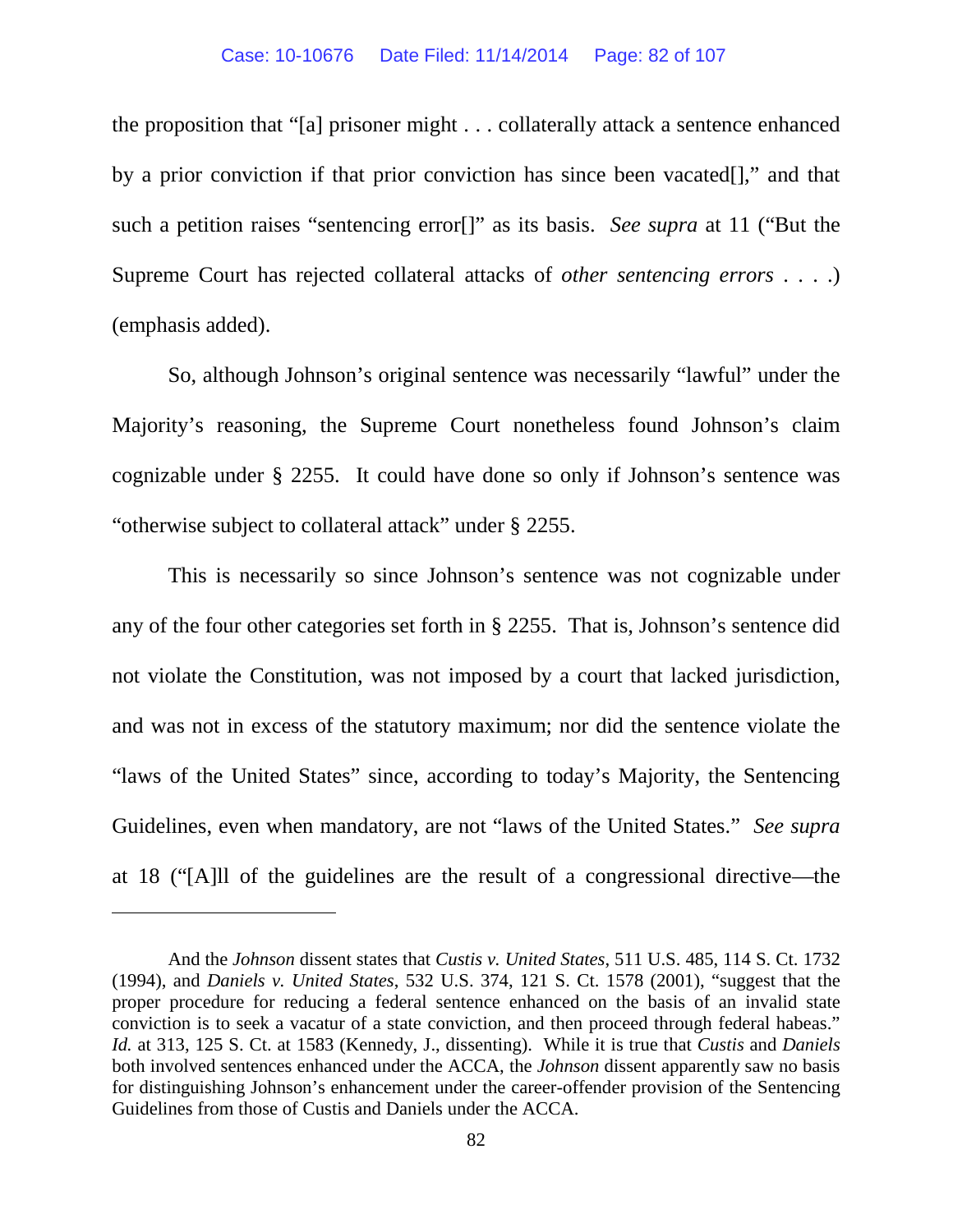the proposition that "[a] prisoner might . . . collaterally attack a sentence enhanced by a prior conviction if that prior conviction has since been vacated[]," and that such a petition raises "sentencing error[]" as its basis. *See supra* at 11 ("But the Supreme Court has rejected collateral attacks of *other sentencing errors* . . . .) (emphasis added).

So, although Johnson's original sentence was necessarily "lawful" under the Majority's reasoning, the Supreme Court nonetheless found Johnson's claim cognizable under § 2255. It could have done so only if Johnson's sentence was "otherwise subject to collateral attack" under § 2255.

This is necessarily so since Johnson's sentence was not cognizable under any of the four other categories set forth in § 2255. That is, Johnson's sentence did not violate the Constitution, was not imposed by a court that lacked jurisdiction, and was not in excess of the statutory maximum; nor did the sentence violate the "laws of the United States" since, according to today's Majority, the Sentencing Guidelines, even when mandatory, are not "laws of the United States." *See supra* at 18 ("[A]ll of the guidelines are the result of a congressional directive—the

---

And the *Johnson* dissent states that *Custis v. United States*, 511 U.S. 485, 114 S. Ct. 1732 (1994), and *Daniels v. United States*, 532 U.S. 374, 121 S. Ct. 1578 (2001), "suggest that the proper procedure for reducing a federal sentence enhanced on the basis of an invalid state conviction is to seek a vacatur of a state conviction, and then proceed through federal habeas." *Id.* at 313, 125 S. Ct. at 1583 (Kennedy, J., dissenting). While it is true that *Custis* and *Daniels* both involved sentences enhanced under the ACCA, the *Johnson* dissent apparently saw no basis for distinguishing Johnson's enhancement under the career-offender provision of the Sentencing Guidelines from those of Custis and Daniels under the ACCA.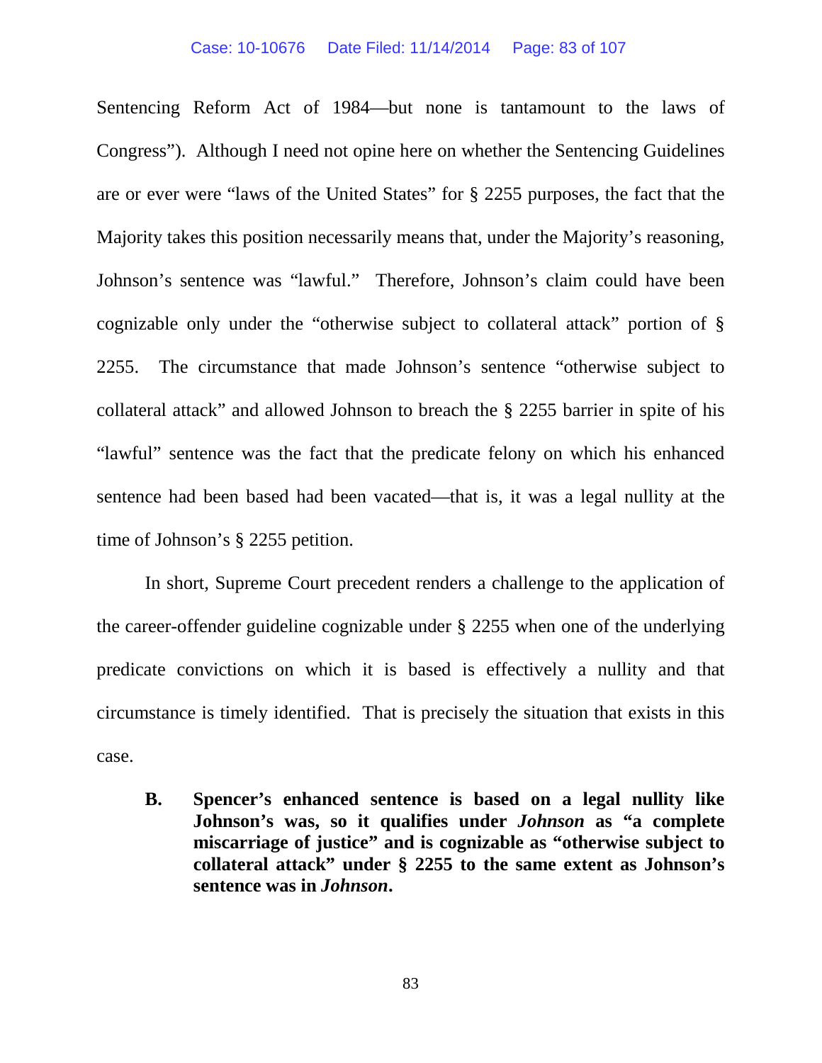Sentencing Reform Act of 1984—but none is tantamount to the laws of Congress"). Although I need not opine here on whether the Sentencing Guidelines are or ever were "laws of the United States" for § 2255 purposes, the fact that the Majority takes this position necessarily means that, under the Majority's reasoning, Johnson's sentence was "lawful." Therefore, Johnson's claim could have been cognizable only under the "otherwise subject to collateral attack" portion of § 2255. The circumstance that made Johnson's sentence "otherwise subject to collateral attack" and allowed Johnson to breach the § 2255 barrier in spite of his "lawful" sentence was the fact that the predicate felony on which his enhanced sentence had been based had been vacated—that is, it was a legal nullity at the time of Johnson's § 2255 petition.

In short, Supreme Court precedent renders a challenge to the application of the career-offender guideline cognizable under § 2255 when one of the underlying predicate convictions on which it is based is effectively a nullity and that circumstance is timely identified. That is precisely the situation that exists in this case.

**B. Spencer's enhanced sentence is based on a legal nullity like Johnson's was, so it qualifies under *Johnson* as "a complete miscarriage of justice" and is cognizable as "otherwise subject to collateral attack" under § 2255 to the same extent as Johnson's sentence was in *Johnson*.**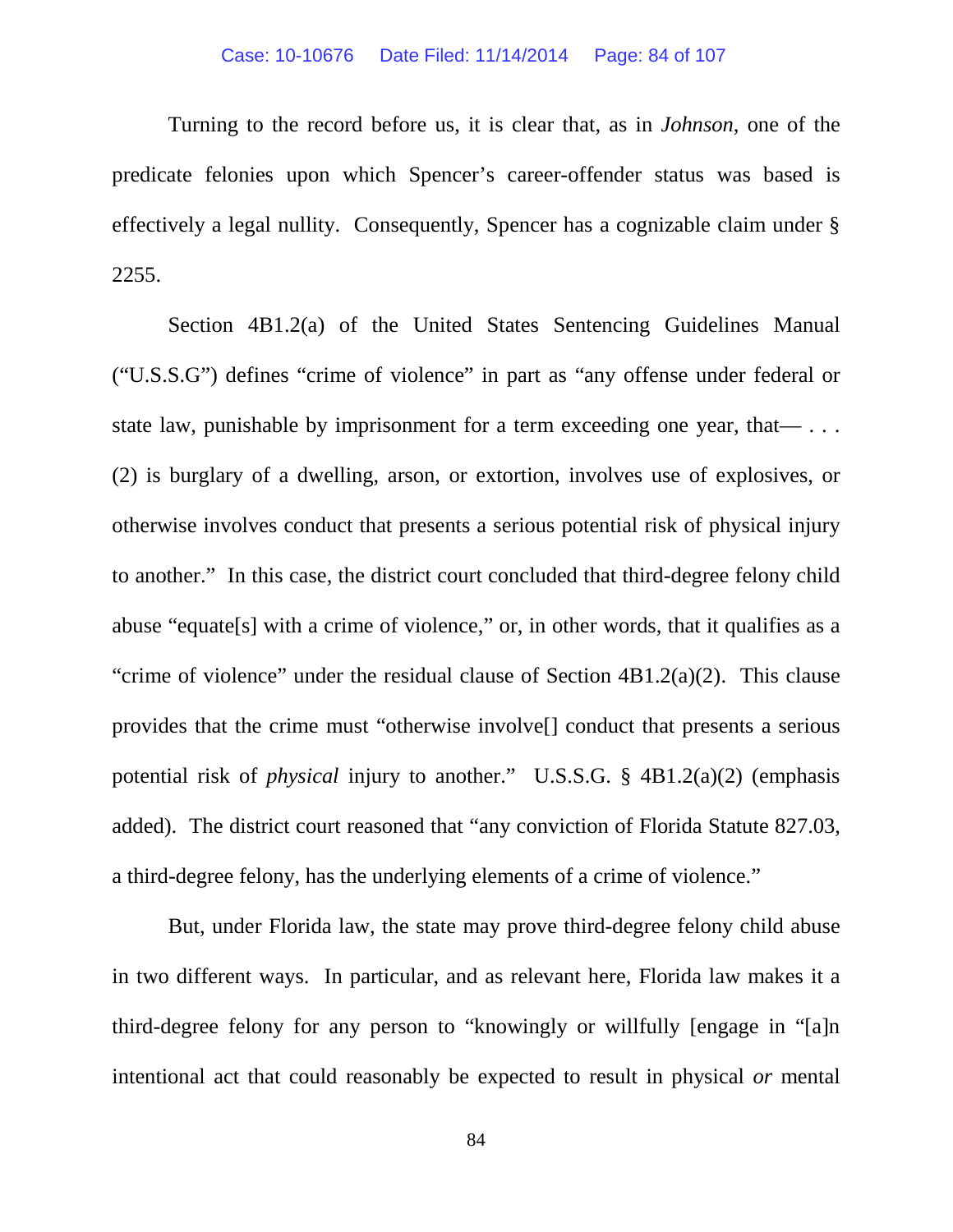Turning to the record before us, it is clear that, as in *Johnson*, one of the predicate felonies upon which Spencer's career-offender status was based is effectively a legal nullity. Consequently, Spencer has a cognizable claim under § 2255.

Section 4B1.2(a) of the United States Sentencing Guidelines Manual ("U.S.S.G") defines "crime of violence" in part as "any offense under federal or state law, punishable by imprisonment for a term exceeding one year, that— . . . (2) is burglary of a dwelling, arson, or extortion, involves use of explosives, or otherwise involves conduct that presents a serious potential risk of physical injury to another." In this case, the district court concluded that third-degree felony child abuse "equate[s] with a crime of violence," or, in other words, that it qualifies as a "crime of violence" under the residual clause of Section 4B1.2(a)(2). This clause provides that the crime must "otherwise involve[] conduct that presents a serious potential risk of *physical* injury to another." U.S.S.G. § 4B1.2(a)(2) (emphasis added). The district court reasoned that "any conviction of Florida Statute 827.03, a third-degree felony, has the underlying elements of a crime of violence."

But, under Florida law, the state may prove third-degree felony child abuse in two different ways. In particular, and as relevant here, Florida law makes it a third-degree felony for any person to "knowingly or willfully [engage in "[a]n intentional act that could reasonably be expected to result in physical *or* mental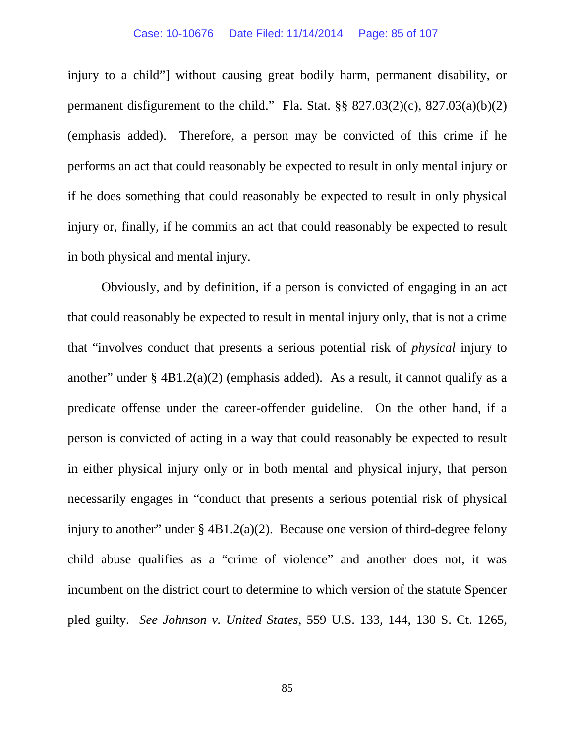injury to a child"] without causing great bodily harm, permanent disability, or permanent disfigurement to the child." Fla. Stat. §§ 827.03(2)(c), 827.03(a)(b)(2) (emphasis added). Therefore, a person may be convicted of this crime if he performs an act that could reasonably be expected to result in only mental injury or if he does something that could reasonably be expected to result in only physical injury or, finally, if he commits an act that could reasonably be expected to result in both physical and mental injury.

Obviously, and by definition, if a person is convicted of engaging in an act that could reasonably be expected to result in mental injury only, that is not a crime that "involves conduct that presents a serious potential risk of *physical* injury to another" under § 4B1.2(a)(2) (emphasis added). As a result, it cannot qualify as a predicate offense under the career-offender guideline. On the other hand, if a person is convicted of acting in a way that could reasonably be expected to result in either physical injury only or in both mental and physical injury, that person necessarily engages in "conduct that presents a serious potential risk of physical injury to another" under § 4B1.2(a)(2). Because one version of third-degree felony child abuse qualifies as a "crime of violence" and another does not, it was incumbent on the district court to determine to which version of the statute Spencer pled guilty. *See Johnson v. United States*, 559 U.S. 133, 144, 130 S. Ct. 1265,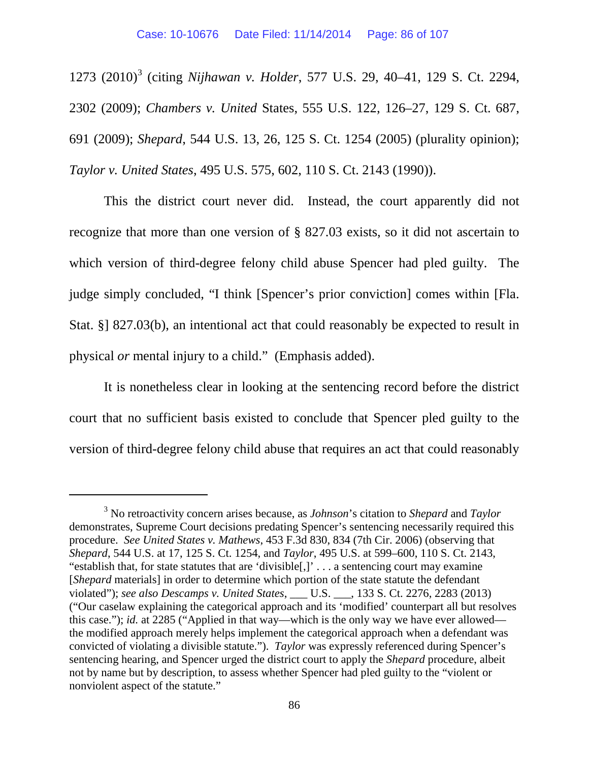1273 (2010)[3] (citing *Nijhawan v. Holder*, 577 U.S. 29, 40–41, 129 S. Ct. 2294, 2302 (2009); *Chambers v. United* States, 555 U.S. 122, 126–27, 129 S. Ct. 687, 691 (2009); *Shepard*, 544 U.S. 13, 26, 125 S. Ct. 1254 (2005) (plurality opinion); *Taylor v. United States*, 495 U.S. 575, 602, 110 S. Ct. 2143 (1990)).

This the district court never did. Instead, the court apparently did not recognize that more than one version of § 827.03 exists, so it did not ascertain to which version of third-degree felony child abuse Spencer had pled guilty. The judge simply concluded, "I think [Spencer's prior conviction] comes within [Fla. Stat. §] 827.03(b), an intentional act that could reasonably be expected to result in physical *or* mental injury to a child." (Emphasis added).

It is nonetheless clear in looking at the sentencing record before the district court that no sufficient basis existed to conclude that Spencer pled guilty to the version of third-degree felony child abuse that requires an act that could reasonably

---

[3] No retroactivity concern arises because, as *Johnson*'s citation to *Shepard* and *Taylor* demonstrates, Supreme Court decisions predating Spencer's sentencing necessarily required this procedure. *See United States v. Mathews*, 453 F.3d 830, 834 (7th Cir. 2006) (observing that *Shepard*, 544 U.S. at 17, 125 S. Ct. 1254, and *Taylor*, 495 U.S. at 599–600, 110 S. Ct. 2143, "establish that, for state statutes that are 'divisible[,]' . . . a sentencing court may examine [*Shepard* materials] in order to determine which portion of the state statute the defendant violated"); *see also Descamps v. United States*, ___ U.S. ___, 133 S. Ct. 2276, 2283 (2013) ("Our caselaw explaining the categorical approach and its 'modified' counterpart all but resolves this case."); *id.* at 2285 ("Applied in that way—which is the only way we have ever allowed—the modified approach merely helps implement the categorical approach when a defendant was convicted of violating a divisible statute."). *Taylor* was expressly referenced during Spencer's sentencing hearing, and Spencer urged the district court to apply the *Shepard* procedure, albeit not by name but by description, to assess whether Spencer had pled guilty to the "violent or nonviolent aspect of the statute."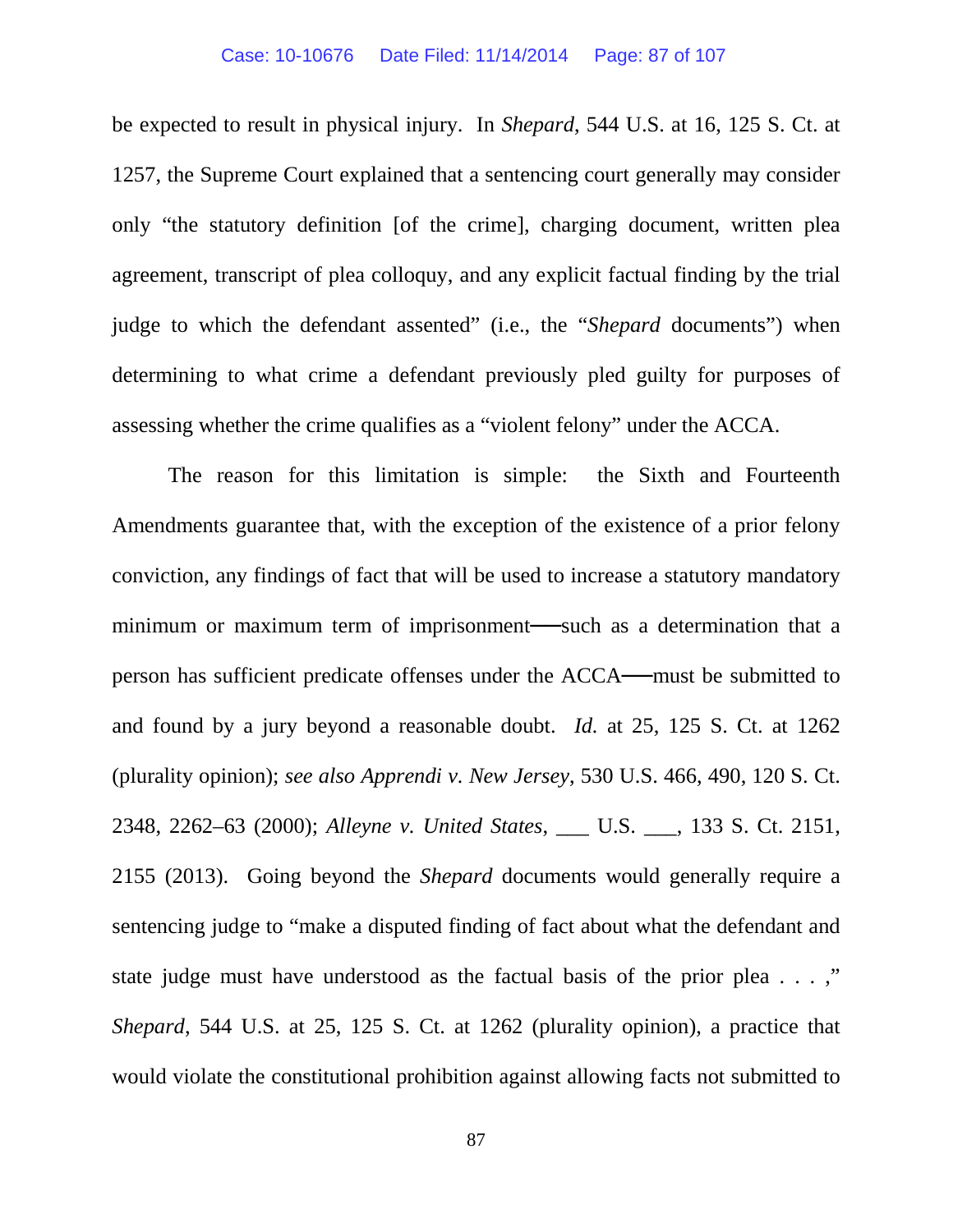be expected to result in physical injury. In *Shepard*, 544 U.S. at 16, 125 S. Ct. at 1257, the Supreme Court explained that a sentencing court generally may consider only "the statutory definition [of the crime], charging document, written plea agreement, transcript of plea colloquy, and any explicit factual finding by the trial judge to which the defendant assented" (i.e., the "*Shepard* documents") when determining to what crime a defendant previously pled guilty for purposes of assessing whether the crime qualifies as a "violent felony" under the ACCA.

The reason for this limitation is simple: the Sixth and Fourteenth Amendments guarantee that, with the exception of the existence of a prior felony conviction, any findings of fact that will be used to increase a statutory mandatory minimum or maximum term of imprisonment——such as a determination that a person has sufficient predicate offenses under the ACCA——must be submitted to and found by a jury beyond a reasonable doubt. *Id.* at 25, 125 S. Ct. at 1262 (plurality opinion); *see also Apprendi v. New Jersey*, 530 U.S. 466, 490, 120 S. Ct. 2348, 2262–63 (2000); *Alleyne v. United States*, ___ U.S. ___, 133 S. Ct. 2151, 2155 (2013). Going beyond the *Shepard* documents would generally require a sentencing judge to "make a disputed finding of fact about what the defendant and state judge must have understood as the factual basis of the prior plea . . . ," *Shepard*, 544 U.S. at 25, 125 S. Ct. at 1262 (plurality opinion), a practice that would violate the constitutional prohibition against allowing facts not submitted to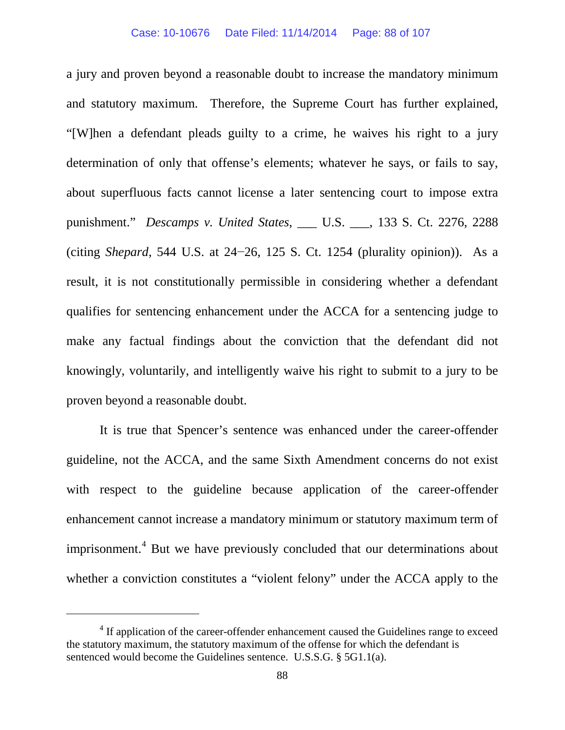a jury and proven beyond a reasonable doubt to increase the mandatory minimum and statutory maximum. Therefore, the Supreme Court has further explained, "[W]hen a defendant pleads guilty to a crime, he waives his right to a jury determination of only that offense's elements; whatever he says, or fails to say, about superfluous facts cannot license a later sentencing court to impose extra punishment." *Descamps v. United States*, ___ U.S. ___, 133 S. Ct. 2276, 2288 (citing *Shepard*, 544 U.S. at 24−26, 125 S. Ct. 1254 (plurality opinion)). As a result, it is not constitutionally permissible in considering whether a defendant qualifies for sentencing enhancement under the ACCA for a sentencing judge to make any factual findings about the conviction that the defendant did not knowingly, voluntarily, and intelligently waive his right to submit to a jury to be proven beyond a reasonable doubt.

It is true that Spencer's sentence was enhanced under the career-offender guideline, not the ACCA, and the same Sixth Amendment concerns do not exist with respect to the guideline because application of the career-offender enhancement cannot increase a mandatory minimum or statutory maximum term of imprisonment.[4] But we have previously concluded that our determinations about whether a conviction constitutes a "violent felony" under the ACCA apply to the

---

[4] If application of the career-offender enhancement caused the Guidelines range to exceed the statutory maximum, the statutory maximum of the offense for which the defendant is sentenced would become the Guidelines sentence. U.S.S.G. § 5G1.1(a).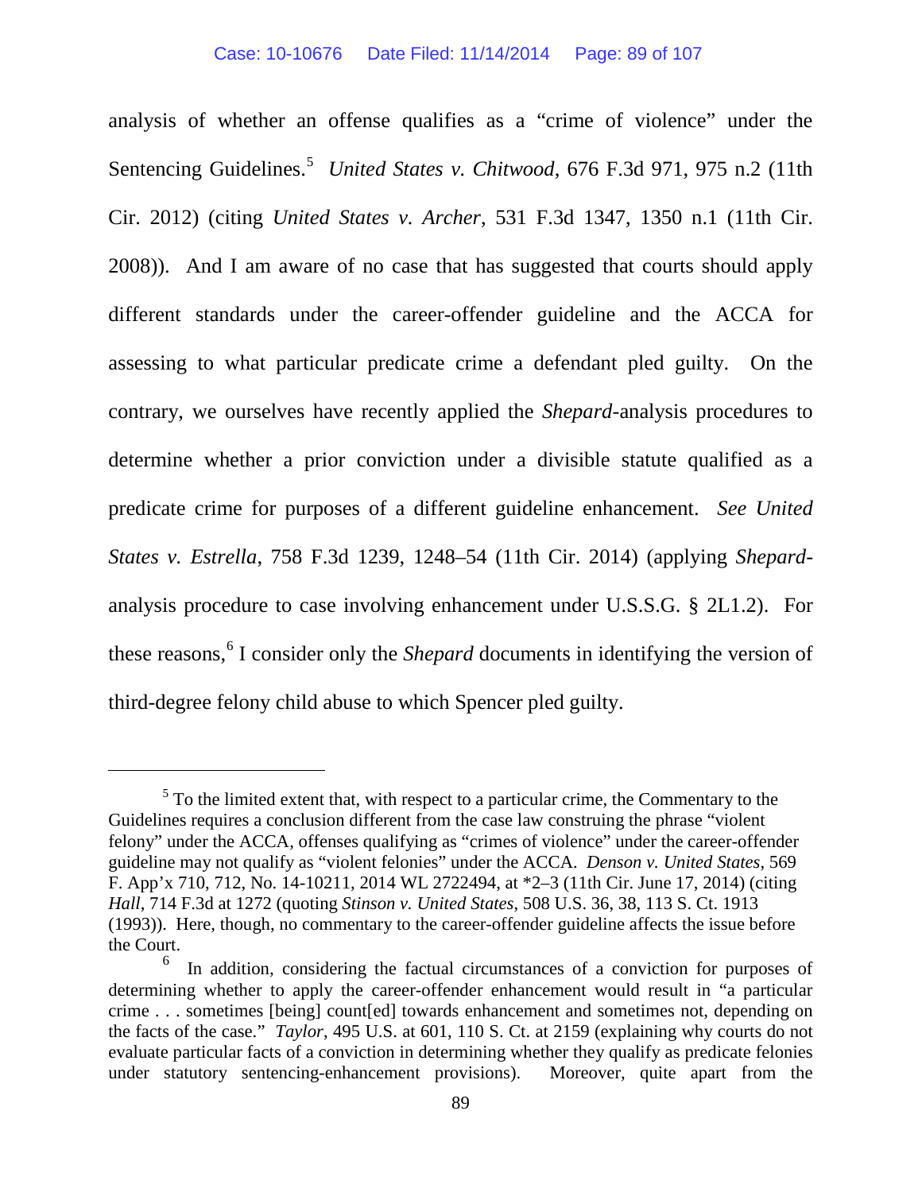analysis of whether an offense qualifies as a "crime of violence" under the Sentencing Guidelines.[5] *United States v. Chitwood*, 676 F.3d 971, 975 n.2 (11th Cir. 2012) (citing *United States v. Archer*, 531 F.3d 1347, 1350 n.1 (11th Cir. 2008)). And I am aware of no case that has suggested that courts should apply different standards under the career-offender guideline and the ACCA for assessing to what particular predicate crime a defendant pled guilty. On the contrary, we ourselves have recently applied the *Shepard*-analysis procedures to determine whether a prior conviction under a divisible statute qualified as a predicate crime for purposes of a different guideline enhancement. *See United States v. Estrella*, 758 F.3d 1239, 1248–54 (11th Cir. 2014) (applying *Shepard*-analysis procedure to case involving enhancement under U.S.S.G. § 2L1.2). For these reasons,[6] I consider only the *Shepard* documents in identifying the version of third-degree felony child abuse to which Spencer pled guilty.

---

[5] To the limited extent that, with respect to a particular crime, the Commentary to the Guidelines requires a conclusion different from the case law construing the phrase "violent felony" under the ACCA, offenses qualifying as "crimes of violence" under the career-offender guideline may not qualify as "violent felonies" under the ACCA. *Denson v. United States*, 569 F. App'x 710, 712, No. 14-10211, 2014 WL 2722494, at *2–3 (11th Cir. June 17, 2014) (citing *Hall*, 714 F.3d at 1272 (quoting *Stinson v. United States*, 508 U.S. 36, 38, 113 S. Ct. 1913 (1993)). Here, though, no commentary to the career-offender guideline affects the issue before the Court.

[6] In addition, considering the factual circumstances of a conviction for purposes of determining whether to apply the career-offender enhancement would result in "a particular crime . . . sometimes [being] count[ed] towards enhancement and sometimes not, depending on the facts of the case." *Taylor*, 495 U.S. at 601, 110 S. Ct. at 2159 (explaining why courts do not evaluate particular facts of a conviction in determining whether they qualify as predicate felonies under statutory sentencing-enhancement provisions). Moreover, quite apart from the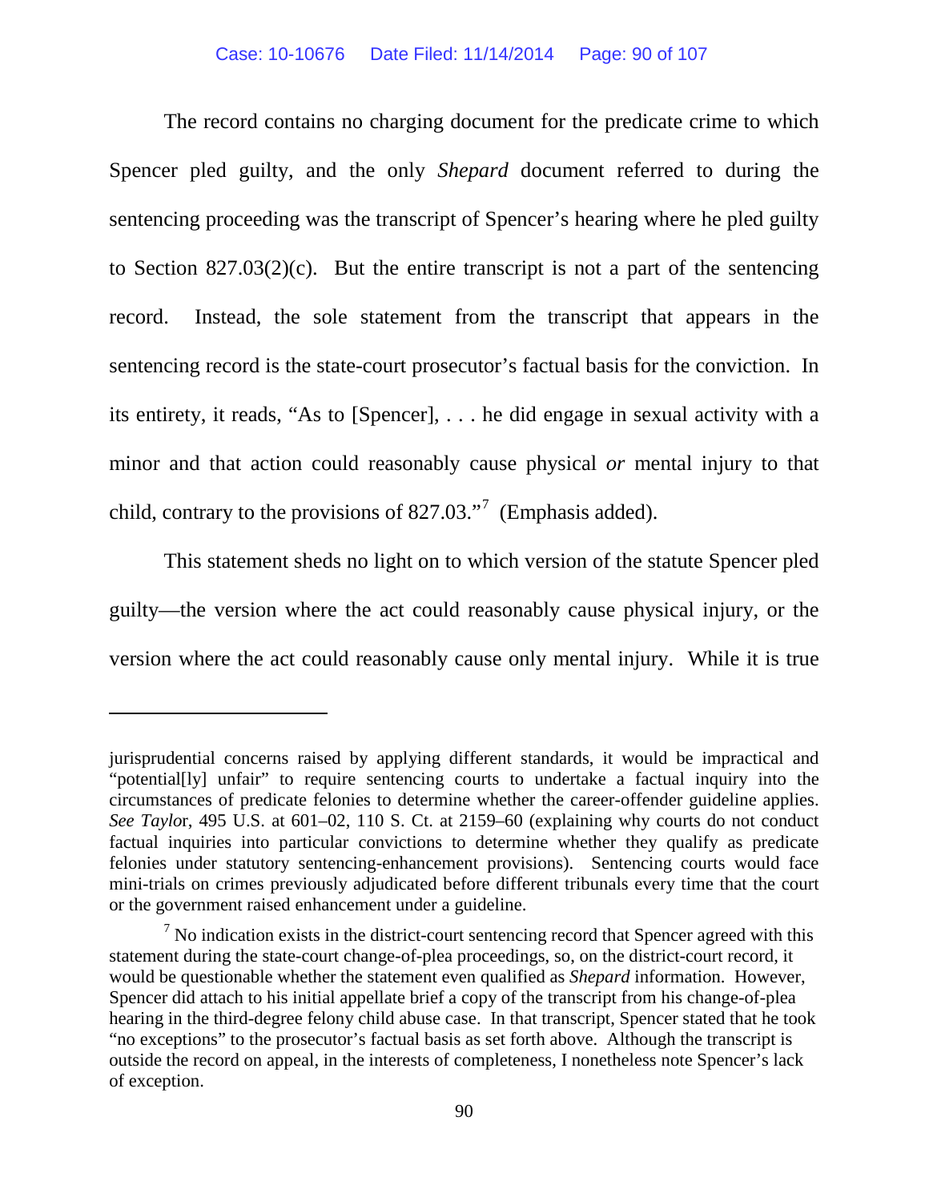The record contains no charging document for the predicate crime to which Spencer pled guilty, and the only *Shepard* document referred to during the sentencing proceeding was the transcript of Spencer's hearing where he pled guilty to Section 827.03(2)(c). But the entire transcript is not a part of the sentencing record. Instead, the sole statement from the transcript that appears in the sentencing record is the state-court prosecutor's factual basis for the conviction. In its entirety, it reads, "As to [Spencer], . . . he did engage in sexual activity with a minor and that action could reasonably cause physical *or* mental injury to that child, contrary to the provisions of 827.03."[7] (Emphasis added).

This statement sheds no light on to which version of the statute Spencer pled guilty—the version where the act could reasonably cause physical injury, or the version where the act could reasonably cause only mental injury. While it is true

---

jurisprudential concerns raised by applying different standards, it would be impractical and "potential[ly] unfair" to require sentencing courts to undertake a factual inquiry into the circumstances of predicate felonies to determine whether the career-offender guideline applies. *See Taylor*, 495 U.S. at 601–02, 110 S. Ct. at 2159–60 (explaining why courts do not conduct factual inquiries into particular convictions to determine whether they qualify as predicate felonies under statutory sentencing-enhancement provisions). Sentencing courts would face mini-trials on crimes previously adjudicated before different tribunals every time that the court or the government raised enhancement under a guideline.

[7] No indication exists in the district-court sentencing record that Spencer agreed with this statement during the state-court change-of-plea proceedings, so, on the district-court record, it would be questionable whether the statement even qualified as *Shepard* information. However, Spencer did attach to his initial appellate brief a copy of the transcript from his change-of-plea hearing in the third-degree felony child abuse case. In that transcript, Spencer stated that he took "no exceptions" to the prosecutor's factual basis as set forth above. Although the transcript is outside the record on appeal, in the interests of completeness, I nonetheless note Spencer's lack of exception.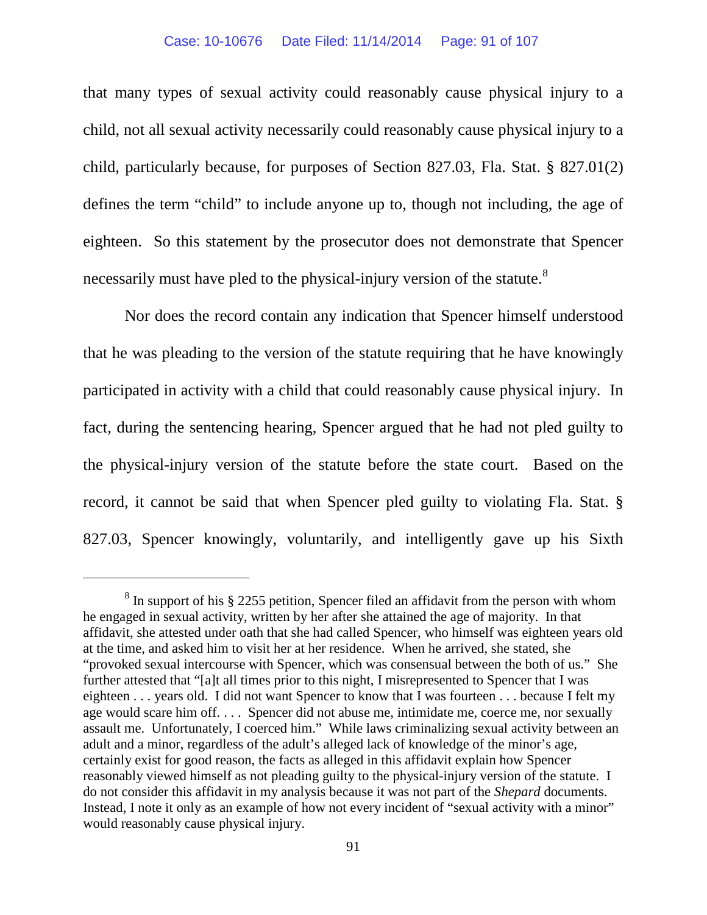that many types of sexual activity could reasonably cause physical injury to a child, not all sexual activity necessarily could reasonably cause physical injury to a child, particularly because, for purposes of Section 827.03, Fla. Stat. § 827.01(2) defines the term "child" to include anyone up to, though not including, the age of eighteen. So this statement by the prosecutor does not demonstrate that Spencer necessarily must have pled to the physical-injury version of the statute.[8]

Nor does the record contain any indication that Spencer himself understood that he was pleading to the version of the statute requiring that he have knowingly participated in activity with a child that could reasonably cause physical injury. In fact, during the sentencing hearing, Spencer argued that he had not pled guilty to the physical-injury version of the statute before the state court. Based on the record, it cannot be said that when Spencer pled guilty to violating Fla. Stat. § 827.03, Spencer knowingly, voluntarily, and intelligently gave up his Sixth

---

[8] In support of his § 2255 petition, Spencer filed an affidavit from the person with whom he engaged in sexual activity, written by her after she attained the age of majority. In that affidavit, she attested under oath that she had called Spencer, who himself was eighteen years old at the time, and asked him to visit her at her residence. When he arrived, she stated, she "provoked sexual intercourse with Spencer, which was consensual between the both of us." She further attested that "[a]t all times prior to this night, I misrepresented to Spencer that I was eighteen . . . years old. I did not want Spencer to know that I was fourteen . . . because I felt my age would scare him off. . . . Spencer did not abuse me, intimidate me, coerce me, nor sexually assault me. Unfortunately, I coerced him." While laws criminalizing sexual activity between an adult and a minor, regardless of the adult's alleged lack of knowledge of the minor's age, certainly exist for good reason, the facts as alleged in this affidavit explain how Spencer reasonably viewed himself as not pleading guilty to the physical-injury version of the statute. I do not consider this affidavit in my analysis because it was not part of the *Shepard* documents. Instead, I note it only as an example of how not every incident of "sexual activity with a minor" would reasonably cause physical injury.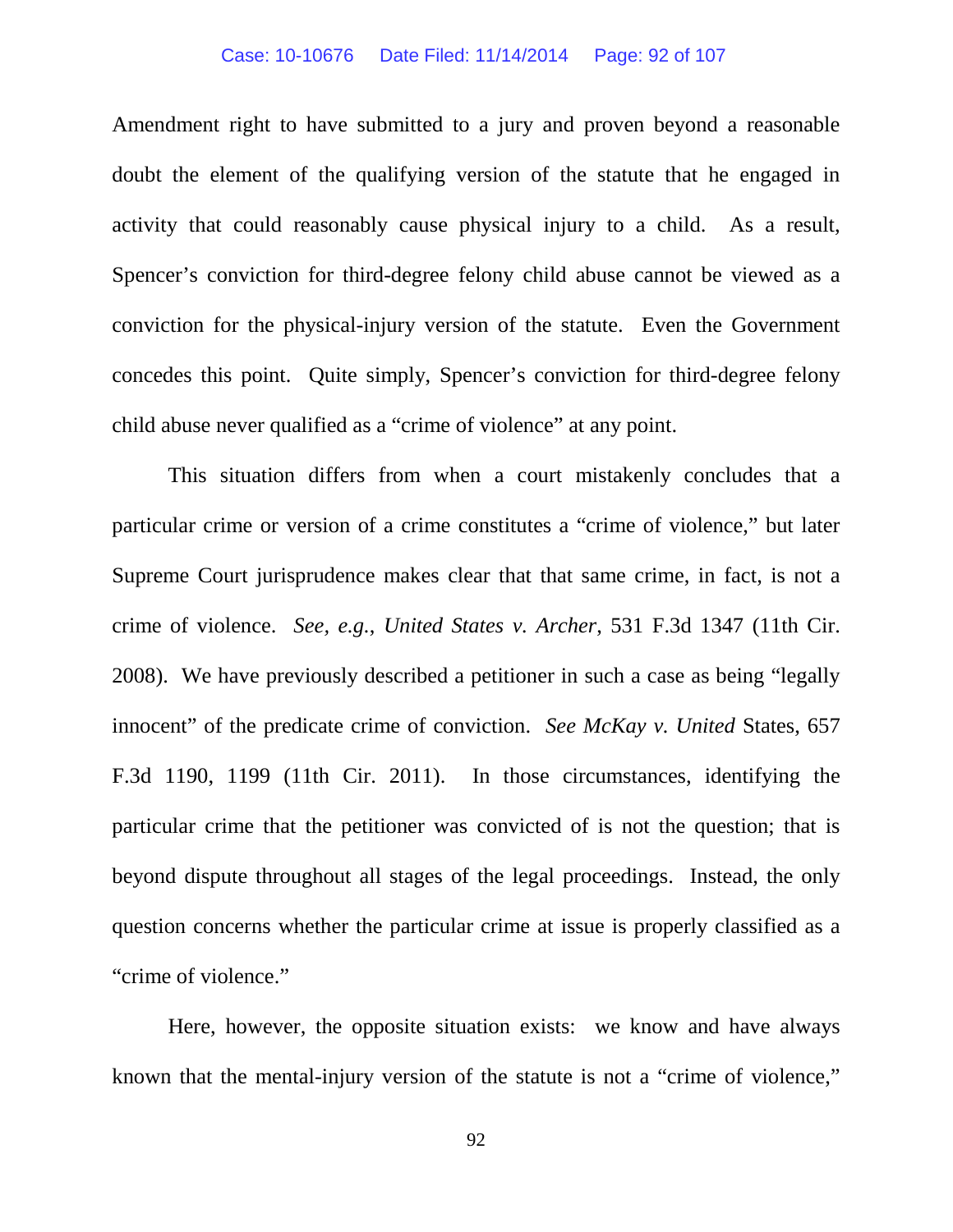Amendment right to have submitted to a jury and proven beyond a reasonable doubt the element of the qualifying version of the statute that he engaged in activity that could reasonably cause physical injury to a child. As a result, Spencer's conviction for third-degree felony child abuse cannot be viewed as a conviction for the physical-injury version of the statute. Even the Government concedes this point. Quite simply, Spencer's conviction for third-degree felony child abuse never qualified as a "crime of violence" at any point.

This situation differs from when a court mistakenly concludes that a particular crime or version of a crime constitutes a "crime of violence," but later Supreme Court jurisprudence makes clear that that same crime, in fact, is not a crime of violence. *See, e.g.*, *United States v. Archer*, 531 F.3d 1347 (11th Cir. 2008). We have previously described a petitioner in such a case as being "legally innocent" of the predicate crime of conviction. *See McKay v. United* States, 657 F.3d 1190, 1199 (11th Cir. 2011). In those circumstances, identifying the particular crime that the petitioner was convicted of is not the question; that is beyond dispute throughout all stages of the legal proceedings. Instead, the only question concerns whether the particular crime at issue is properly classified as a "crime of violence."

Here, however, the opposite situation exists: we know and have always known that the mental-injury version of the statute is not a "crime of violence,"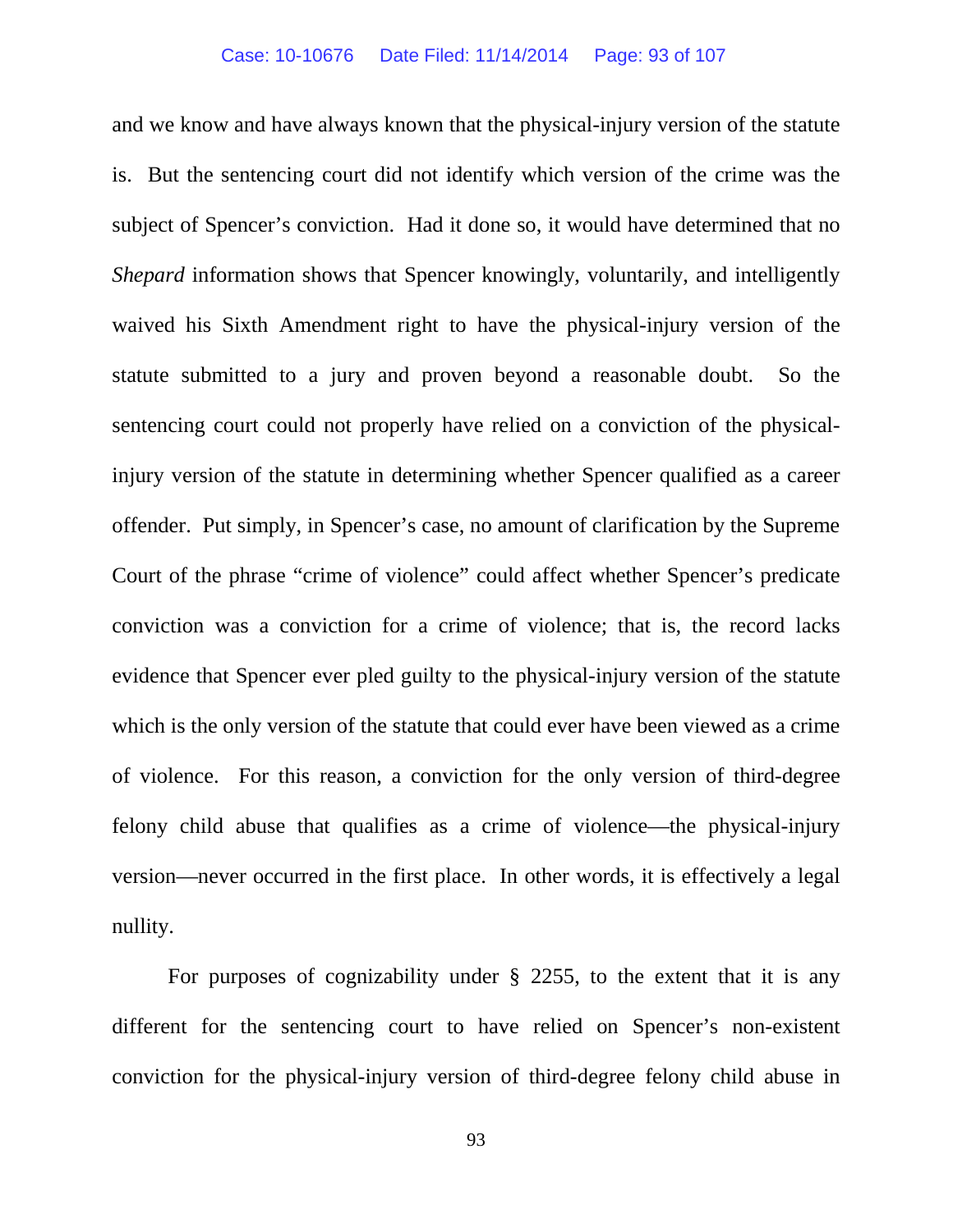and we know and have always known that the physical-injury version of the statute is. But the sentencing court did not identify which version of the crime was the subject of Spencer's conviction. Had it done so, it would have determined that no *Shepard* information shows that Spencer knowingly, voluntarily, and intelligently waived his Sixth Amendment right to have the physical-injury version of the statute submitted to a jury and proven beyond a reasonable doubt. So the sentencing court could not properly have relied on a conviction of the physical-injury version of the statute in determining whether Spencer qualified as a career offender. Put simply, in Spencer's case, no amount of clarification by the Supreme Court of the phrase "crime of violence" could affect whether Spencer's predicate conviction was a conviction for a crime of violence; that is, the record lacks evidence that Spencer ever pled guilty to the physical-injury version of the statute which is the only version of the statute that could ever have been viewed as a crime of violence. For this reason, a conviction for the only version of third-degree felony child abuse that qualifies as a crime of violence—the physical-injury version—never occurred in the first place. In other words, it is effectively a legal nullity.

For purposes of cognizability under § 2255, to the extent that it is any different for the sentencing court to have relied on Spencer's non-existent conviction for the physical-injury version of third-degree felony child abuse in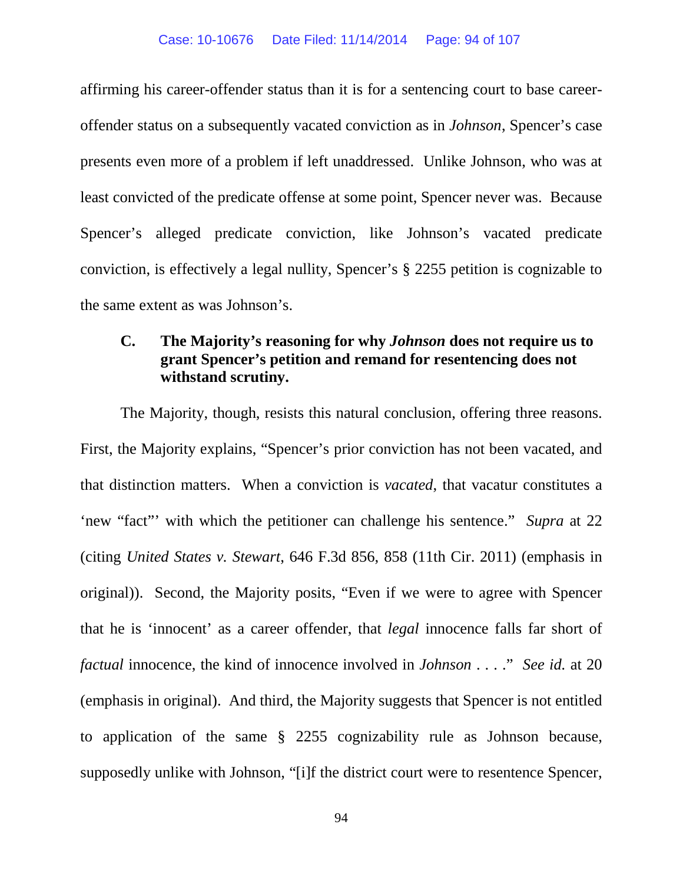affirming his career-offender status than it is for a sentencing court to base career-offender status on a subsequently vacated conviction as in *Johnson*, Spencer's case presents even more of a problem if left unaddressed. Unlike Johnson, who was at least convicted of the predicate offense at some point, Spencer never was. Because Spencer's alleged predicate conviction, like Johnson's vacated predicate conviction, is effectively a legal nullity, Spencer's § 2255 petition is cognizable to the same extent as was Johnson's.

### C. The Majority's reasoning for why *Johnson* does not require us to grant Spencer's petition and remand for resentencing does not withstand scrutiny.

The Majority, though, resists this natural conclusion, offering three reasons. First, the Majority explains, "Spencer's prior conviction has not been vacated, and that distinction matters. When a conviction is *vacated*, that vacatur constitutes a 'new "fact"' with which the petitioner can challenge his sentence." *Supra* at 22 (citing *United States v. Stewart*, 646 F.3d 856, 858 (11th Cir. 2011) (emphasis in original)). Second, the Majority posits, "Even if we were to agree with Spencer that he is 'innocent' as a career offender, that *legal* innocence falls far short of *factual* innocence, the kind of innocence involved in *Johnson* . . . ." *See id.* at 20 (emphasis in original). And third, the Majority suggests that Spencer is not entitled to application of the same § 2255 cognizability rule as Johnson because, supposedly unlike with Johnson, "[i]f the district court were to resentence Spencer,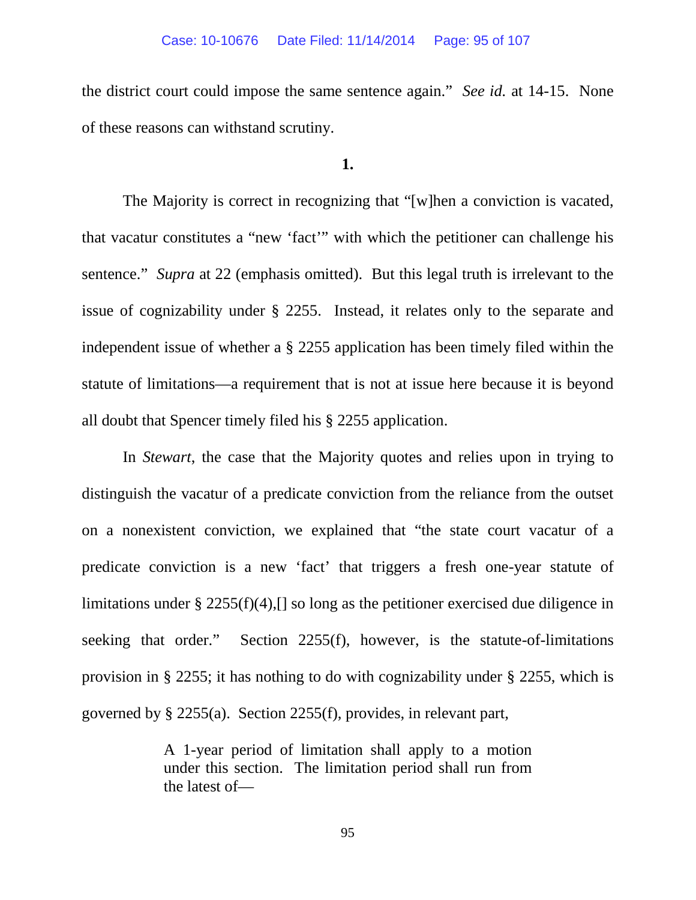the district court could impose the same sentence again." *See id.* at 14-15. None of these reasons can withstand scrutiny.

**1.**

The Majority is correct in recognizing that "[w]hen a conviction is vacated, that vacatur constitutes a "new 'fact'" with which the petitioner can challenge his sentence." *Supra* at 22 (emphasis omitted). But this legal truth is irrelevant to the issue of cognizability under § 2255. Instead, it relates only to the separate and independent issue of whether a § 2255 application has been timely filed within the statute of limitations—a requirement that is not at issue here because it is beyond all doubt that Spencer timely filed his § 2255 application.

In *Stewart*, the case that the Majority quotes and relies upon in trying to distinguish the vacatur of a predicate conviction from the reliance from the outset on a nonexistent conviction, we explained that "the state court vacatur of a predicate conviction is a new 'fact' that triggers a fresh one-year statute of limitations under § 2255(f)(4),[] so long as the petitioner exercised due diligence in seeking that order." Section 2255(f), however, is the statute-of-limitations provision in § 2255; it has nothing to do with cognizability under § 2255, which is governed by § 2255(a). Section 2255(f), provides, in relevant part,

> A 1-year period of limitation shall apply to a motion under this section. The limitation period shall run from the latest of—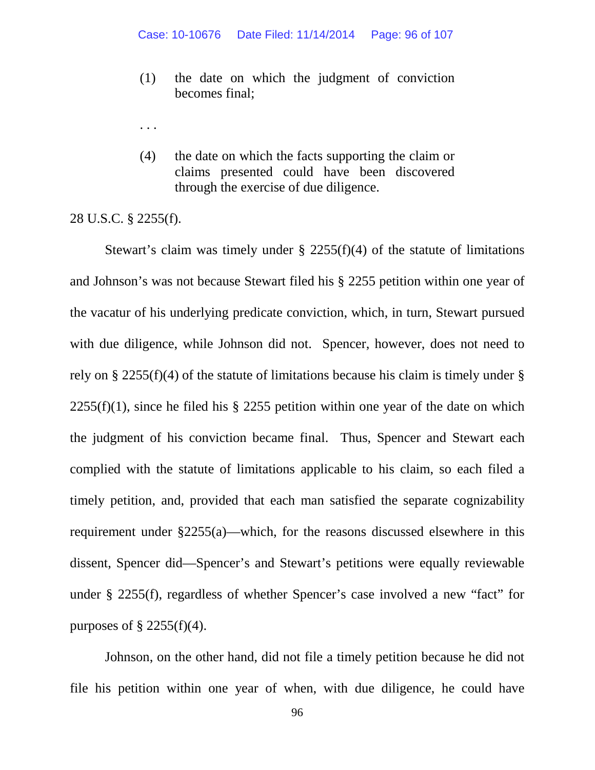> (1) the date on which the judgment of conviction becomes final;
>
> . . .
>
> (4) the date on which the facts supporting the claim or claims presented could have been discovered through the exercise of due diligence.

28 U.S.C. § 2255(f).

Stewart's claim was timely under § 2255(f)(4) of the statute of limitations and Johnson's was not because Stewart filed his § 2255 petition within one year of the vacatur of his underlying predicate conviction, which, in turn, Stewart pursued with due diligence, while Johnson did not. Spencer, however, does not need to rely on § 2255(f)(4) of the statute of limitations because his claim is timely under § 2255(f)(1), since he filed his § 2255 petition within one year of the date on which the judgment of his conviction became final. Thus, Spencer and Stewart each complied with the statute of limitations applicable to his claim, so each filed a timely petition, and, provided that each man satisfied the separate cognizability requirement under §2255(a)—which, for the reasons discussed elsewhere in this dissent, Spencer did—Spencer's and Stewart's petitions were equally reviewable under § 2255(f), regardless of whether Spencer's case involved a new "fact" for purposes of § 2255(f)(4).

Johnson, on the other hand, did not file a timely petition because he did not file his petition within one year of when, with due diligence, he could have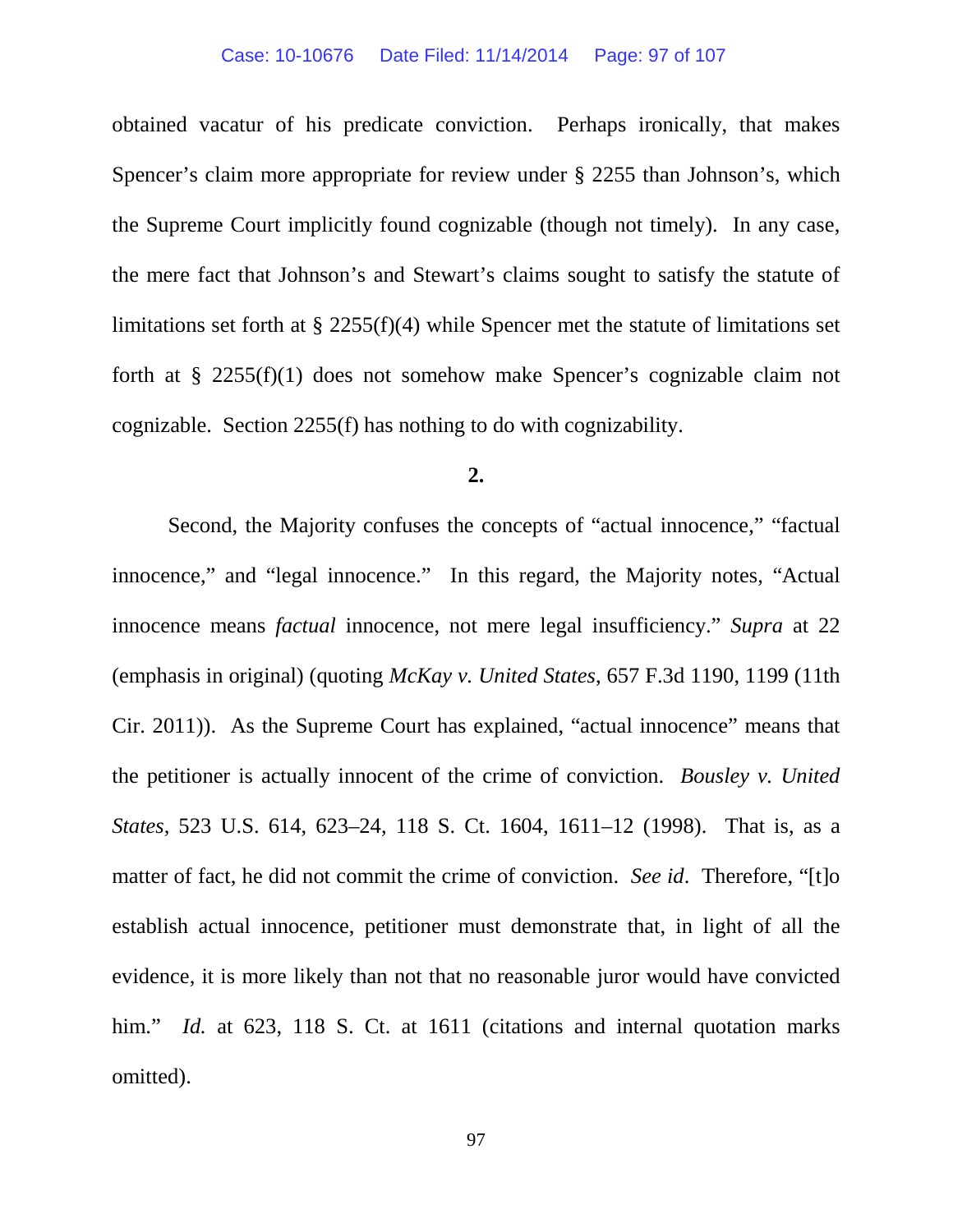obtained vacatur of his predicate conviction. Perhaps ironically, that makes Spencer's claim more appropriate for review under § 2255 than Johnson's, which the Supreme Court implicitly found cognizable (though not timely). In any case, the mere fact that Johnson's and Stewart's claims sought to satisfy the statute of limitations set forth at § 2255(f)(4) while Spencer met the statute of limitations set forth at § 2255(f)(1) does not somehow make Spencer's cognizable claim not cognizable. Section 2255(f) has nothing to do with cognizability.

**2.**

Second, the Majority confuses the concepts of "actual innocence," "factual innocence," and "legal innocence." In this regard, the Majority notes, "Actual innocence means *factual* innocence, not mere legal insufficiency." *Supra* at 22 (emphasis in original) (quoting *McKay v. United States*, 657 F.3d 1190, 1199 (11th Cir. 2011)). As the Supreme Court has explained, "actual innocence" means that the petitioner is actually innocent of the crime of conviction. *Bousley v. United States*, 523 U.S. 614, 623–24, 118 S. Ct. 1604, 1611–12 (1998). That is, as a matter of fact, he did not commit the crime of conviction. *See id*. Therefore, "[t]o establish actual innocence, petitioner must demonstrate that, in light of all the evidence, it is more likely than not that no reasonable juror would have convicted him." *Id.* at 623, 118 S. Ct. at 1611 (citations and internal quotation marks omitted).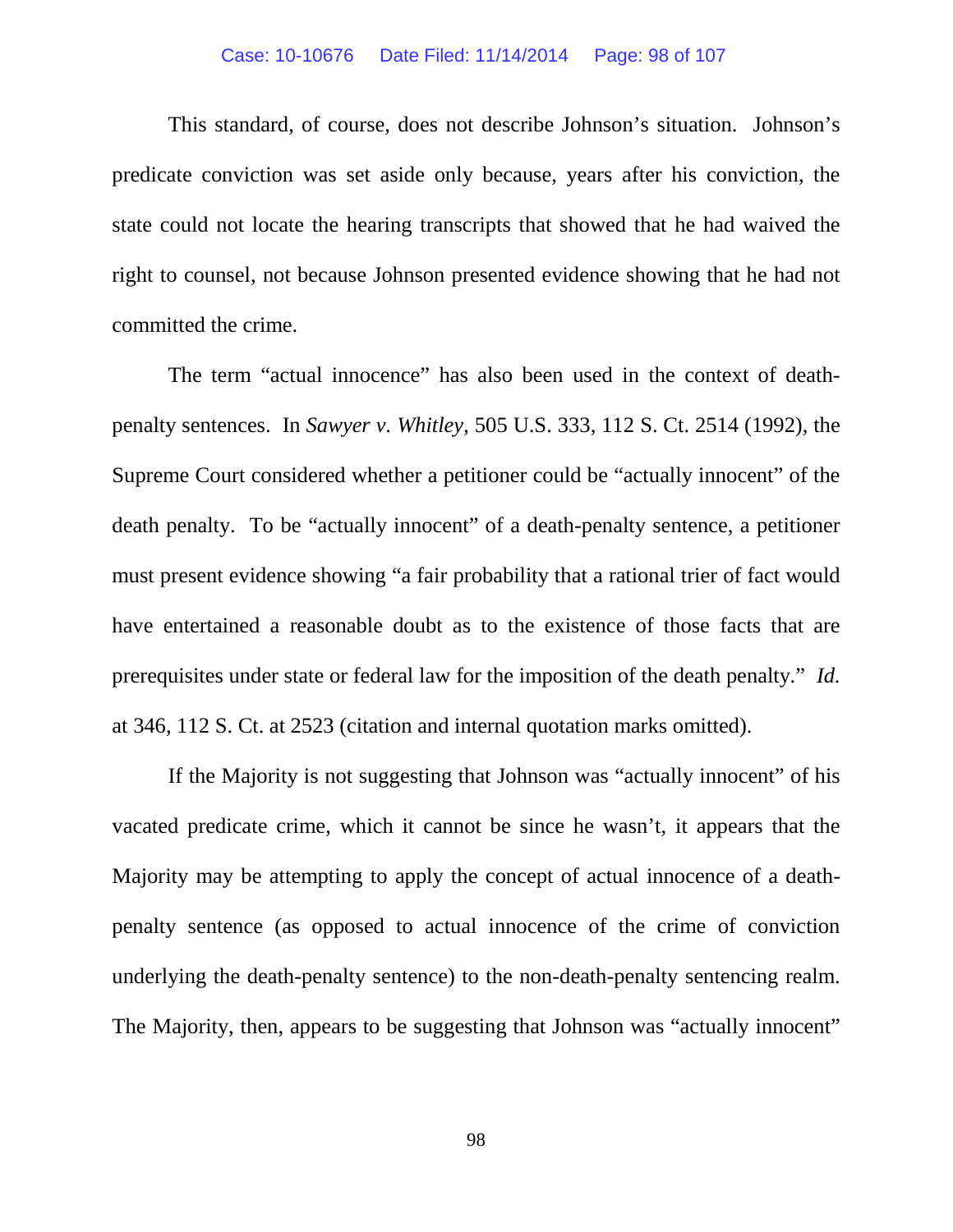This standard, of course, does not describe Johnson's situation. Johnson's predicate conviction was set aside only because, years after his conviction, the state could not locate the hearing transcripts that showed that he had waived the right to counsel, not because Johnson presented evidence showing that he had not committed the crime.

The term "actual innocence" has also been used in the context of death-penalty sentences. In *Sawyer v. Whitley*, 505 U.S. 333, 112 S. Ct. 2514 (1992), the Supreme Court considered whether a petitioner could be "actually innocent" of the death penalty. To be "actually innocent" of a death-penalty sentence, a petitioner must present evidence showing "a fair probability that a rational trier of fact would have entertained a reasonable doubt as to the existence of those facts that are prerequisites under state or federal law for the imposition of the death penalty." *Id.* at 346, 112 S. Ct. at 2523 (citation and internal quotation marks omitted).

If the Majority is not suggesting that Johnson was "actually innocent" of his vacated predicate crime, which it cannot be since he wasn't, it appears that the Majority may be attempting to apply the concept of actual innocence of a death-penalty sentence (as opposed to actual innocence of the crime of conviction underlying the death-penalty sentence) to the non-death-penalty sentencing realm. The Majority, then, appears to be suggesting that Johnson was "actually innocent"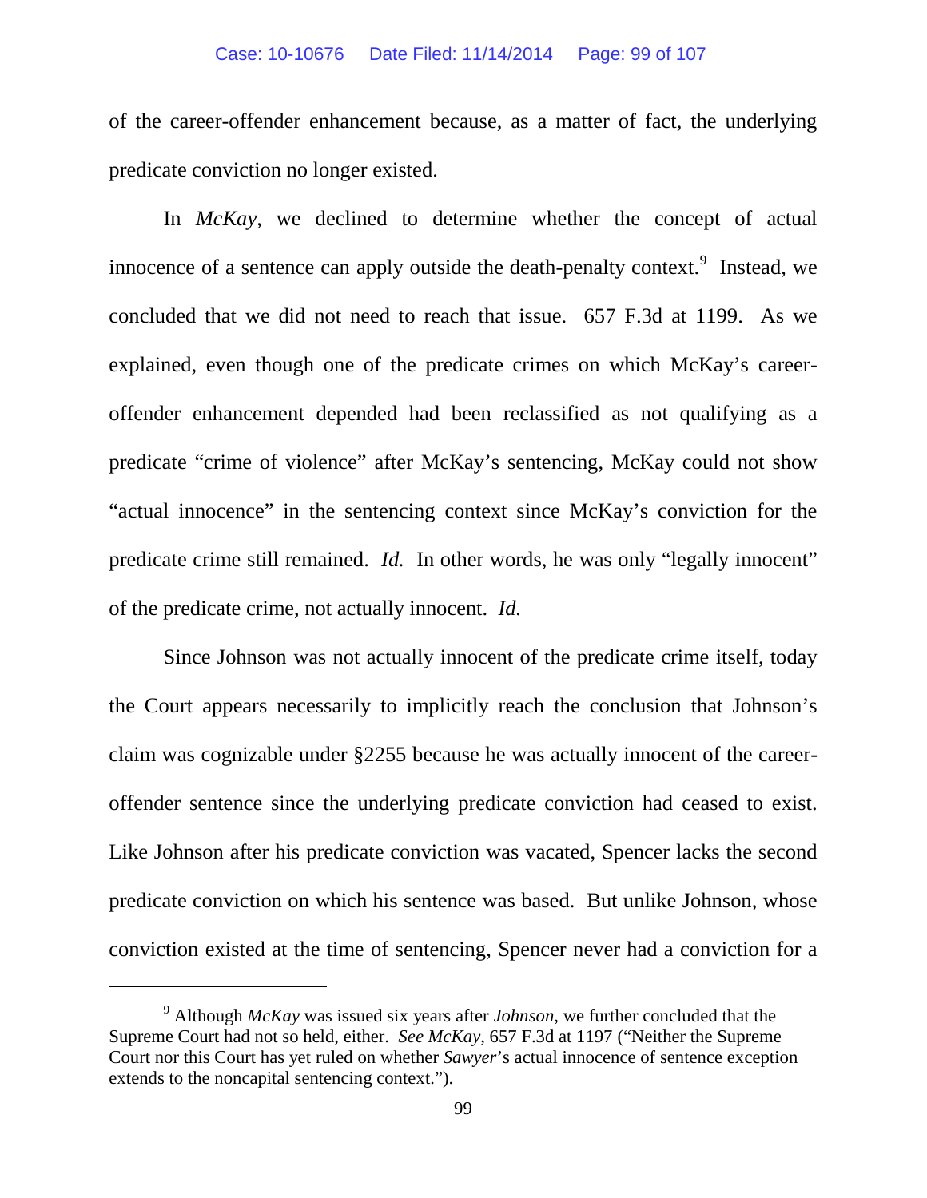of the career-offender enhancement because, as a matter of fact, the underlying predicate conviction no longer existed.

In *McKay*, we declined to determine whether the concept of actual innocence of a sentence can apply outside the death-penalty context.[9] Instead, we concluded that we did not need to reach that issue. 657 F.3d at 1199. As we explained, even though one of the predicate crimes on which McKay's career-offender enhancement depended had been reclassified as not qualifying as a predicate "crime of violence" after McKay's sentencing, McKay could not show "actual innocence" in the sentencing context since McKay's conviction for the predicate crime still remained. *Id.* In other words, he was only "legally innocent" of the predicate crime, not actually innocent. *Id.*

Since Johnson was not actually innocent of the predicate crime itself, today the Court appears necessarily to implicitly reach the conclusion that Johnson's claim was cognizable under §2255 because he was actually innocent of the career-offender sentence since the underlying predicate conviction had ceased to exist. Like Johnson after his predicate conviction was vacated, Spencer lacks the second predicate conviction on which his sentence was based. But unlike Johnson, whose conviction existed at the time of sentencing, Spencer never had a conviction for a

---

[9] Although *McKay* was issued six years after *Johnson*, we further concluded that the Supreme Court had not so held, either. *See McKay*, 657 F.3d at 1197 ("Neither the Supreme Court nor this Court has yet ruled on whether *Sawyer*'s actual innocence of sentence exception extends to the noncapital sentencing context.").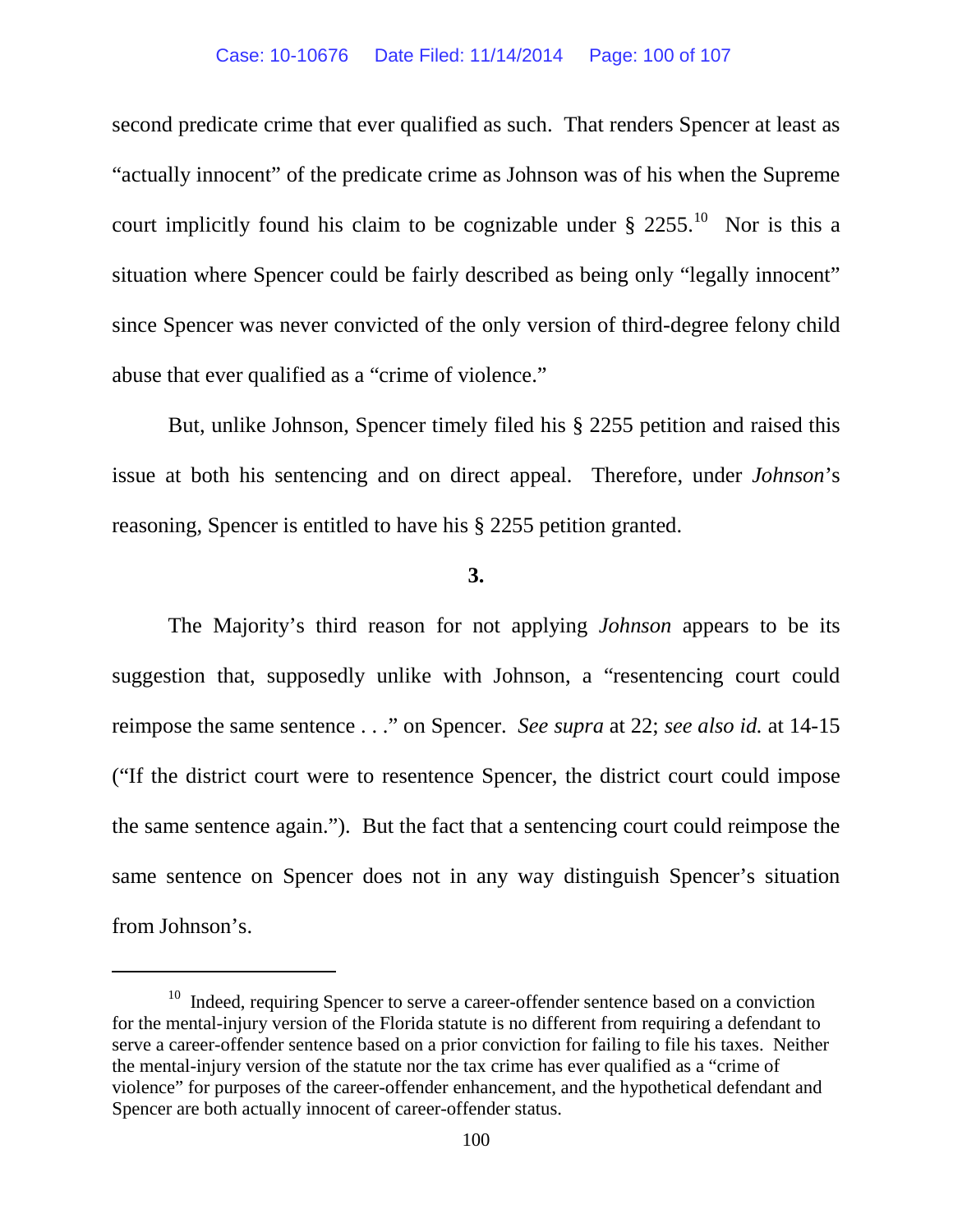second predicate crime that ever qualified as such. That renders Spencer at least as "actually innocent" of the predicate crime as Johnson was of his when the Supreme court implicitly found his claim to be cognizable under § 2255.[10] Nor is this a situation where Spencer could be fairly described as being only "legally innocent" since Spencer was never convicted of the only version of third-degree felony child abuse that ever qualified as a "crime of violence."

But, unlike Johnson, Spencer timely filed his § 2255 petition and raised this issue at both his sentencing and on direct appeal. Therefore, under *Johnson*'s reasoning, Spencer is entitled to have his § 2255 petition granted.

**3.**

The Majority's third reason for not applying *Johnson* appears to be its suggestion that, supposedly unlike with Johnson, a "resentencing court could reimpose the same sentence . . ." on Spencer. *See supra* at 22; *see also id.* at 14-15 ("If the district court were to resentence Spencer, the district court could impose the same sentence again."). But the fact that a sentencing court could reimpose the same sentence on Spencer does not in any way distinguish Spencer's situation from Johnson's.

---

[10] Indeed, requiring Spencer to serve a career-offender sentence based on a conviction for the mental-injury version of the Florida statute is no different from requiring a defendant to serve a career-offender sentence based on a prior conviction for failing to file his taxes. Neither the mental-injury version of the statute nor the tax crime has ever qualified as a "crime of violence" for purposes of the career-offender enhancement, and the hypothetical defendant and Spencer are both actually innocent of career-offender status.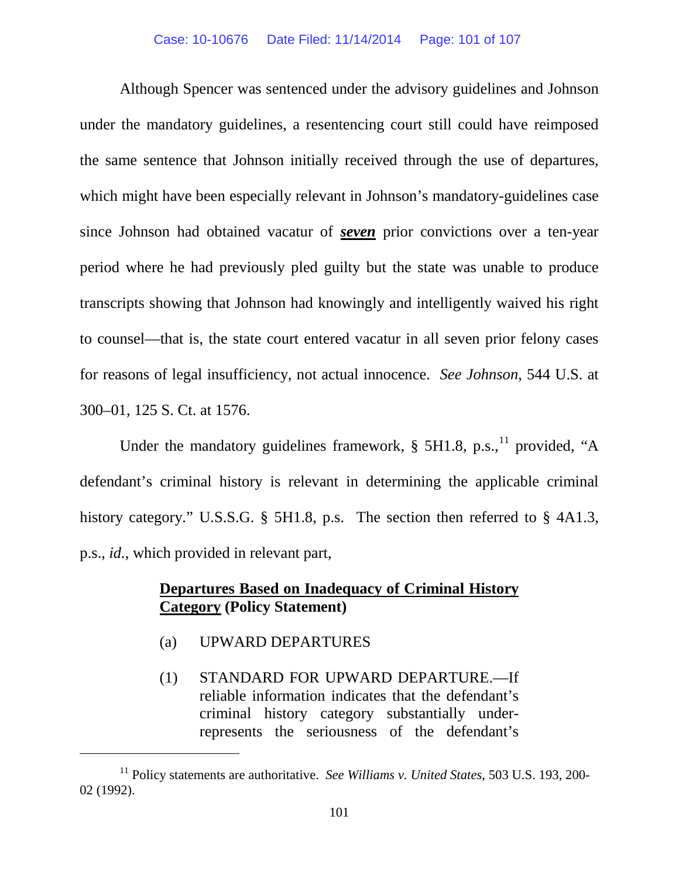Although Spencer was sentenced under the advisory guidelines and Johnson under the mandatory guidelines, a resentencing court still could have reimposed the same sentence that Johnson initially received through the use of departures, which might have been especially relevant in Johnson's mandatory-guidelines case since Johnson had obtained vacatur of ***seven*** prior convictions over a ten-year period where he had previously pled guilty but the state was unable to produce transcripts showing that Johnson had knowingly and intelligently waived his right to counsel—that is, the state court entered vacatur in all seven prior felony cases for reasons of legal insufficiency, not actual innocence. *See Johnson*, 544 U.S. at 300–01, 125 S. Ct. at 1576.

Under the mandatory guidelines framework, § 5H1.8, p.s.,[11] provided, "A defendant's criminal history is relevant in determining the applicable criminal history category." U.S.S.G. § 5H1.8, p.s. The section then referred to § 4A1.3, p.s., *id.*, which provided in relevant part,

> **Departures Based on Inadequacy of Criminal History Category (Policy Statement)**
>
> (a) UPWARD DEPARTURES
>
> (1) STANDARD FOR UPWARD DEPARTURE.—If reliable information indicates that the defendant's criminal history category substantially under-represents the seriousness of the defendant's

[11] Policy statements are authoritative. *See Williams v. United States*, 503 U.S. 193, 200-02 (1992).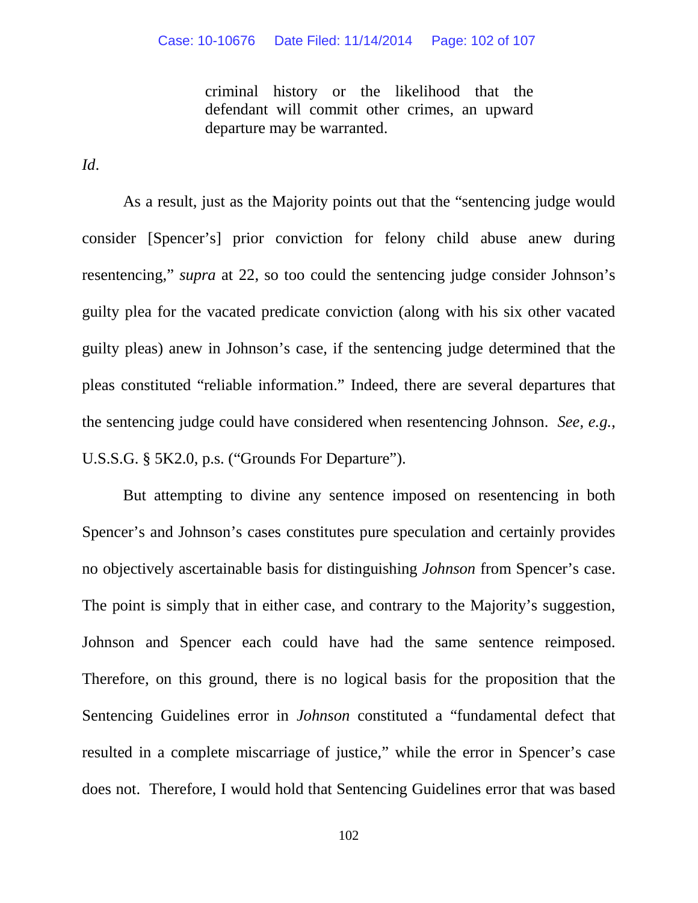> criminal history or the likelihood that the defendant will commit other crimes, an upward departure may be warranted.

*Id*.

As a result, just as the Majority points out that the "sentencing judge would consider [Spencer's] prior conviction for felony child abuse anew during resentencing," *supra* at 22, so too could the sentencing judge consider Johnson's guilty plea for the vacated predicate conviction (along with his six other vacated guilty pleas) anew in Johnson's case, if the sentencing judge determined that the pleas constituted "reliable information." Indeed, there are several departures that the sentencing judge could have considered when resentencing Johnson. *See, e.g.*, U.S.S.G. § 5K2.0, p.s. ("Grounds For Departure").

But attempting to divine any sentence imposed on resentencing in both Spencer's and Johnson's cases constitutes pure speculation and certainly provides no objectively ascertainable basis for distinguishing *Johnson* from Spencer's case. The point is simply that in either case, and contrary to the Majority's suggestion, Johnson and Spencer each could have had the same sentence reimposed. Therefore, on this ground, there is no logical basis for the proposition that the Sentencing Guidelines error in *Johnson* constituted a "fundamental defect that resulted in a complete miscarriage of justice," while the error in Spencer's case does not. Therefore, I would hold that Sentencing Guidelines error that was based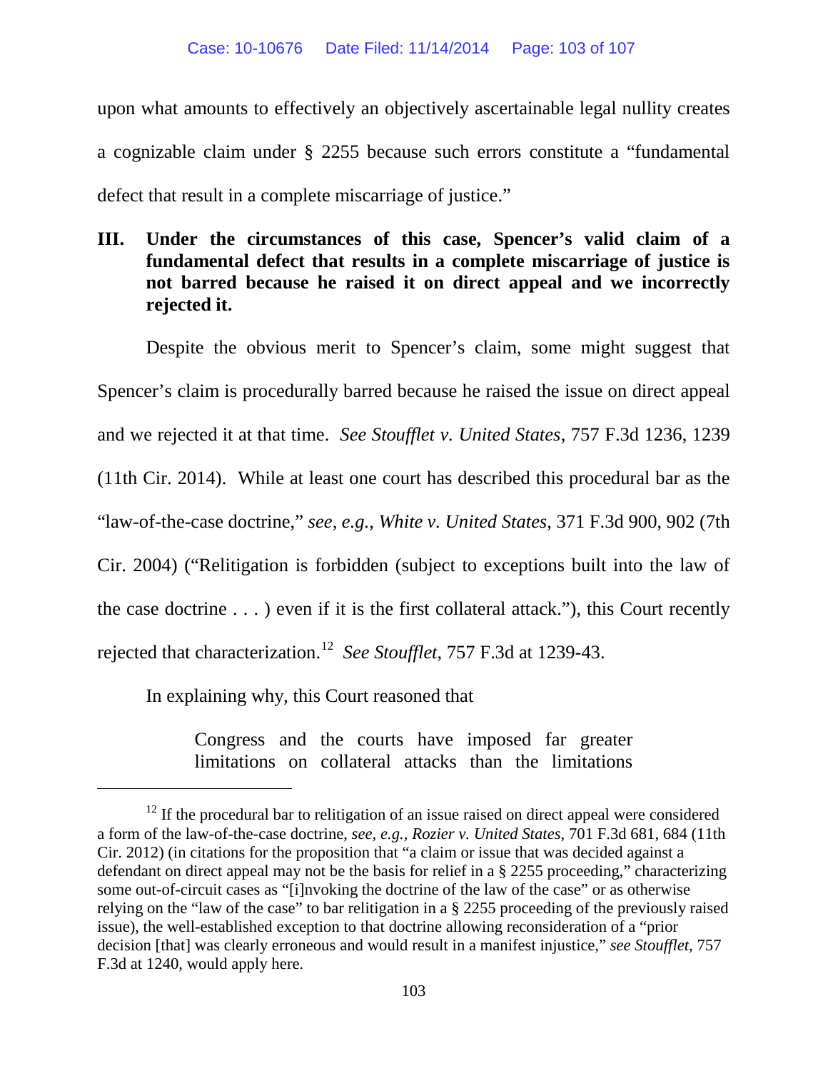upon what amounts to effectively an objectively ascertainable legal nullity creates a cognizable claim under § 2255 because such errors constitute a "fundamental defect that result in a complete miscarriage of justice."

## III. Under the circumstances of this case, Spencer's valid claim of a fundamental defect that results in a complete miscarriage of justice is not barred because he raised it on direct appeal and we incorrectly rejected it.

Despite the obvious merit to Spencer's claim, some might suggest that Spencer's claim is procedurally barred because he raised the issue on direct appeal and we rejected it at that time. *See Stoufflet v. United States*, 757 F.3d 1236, 1239 (11th Cir. 2014). While at least one court has described this procedural bar as the "law-of-the-case doctrine," *see, e.g., White v. United States*, 371 F.3d 900, 902 (7th Cir. 2004) ("Relitigation is forbidden (subject to exceptions built into the law of the case doctrine . . . ) even if it is the first collateral attack."), this Court recently rejected that characterization.[12] *See Stoufflet*, 757 F.3d at 1239-43.

In explaining why, this Court reasoned that

> Congress and the courts have imposed far greater limitations on collateral attacks than the limitations

---

[12] If the procedural bar to relitigation of an issue raised on direct appeal were considered a form of the law-of-the-case doctrine, *see, e.g., Rozier v. United States*, 701 F.3d 681, 684 (11th Cir. 2012) (in citations for the proposition that "a claim or issue that was decided against a defendant on direct appeal may not be the basis for relief in a § 2255 proceeding," characterizing some out-of-circuit cases as "[i]nvoking the doctrine of the law of the case" or as otherwise relying on the "law of the case" to bar relitigation in a § 2255 proceeding of the previously raised issue), the well-established exception to that doctrine allowing reconsideration of a "prior decision [that] was clearly erroneous and would result in a manifest injustice," *see Stoufflet*, 757 F.3d at 1240, would apply here.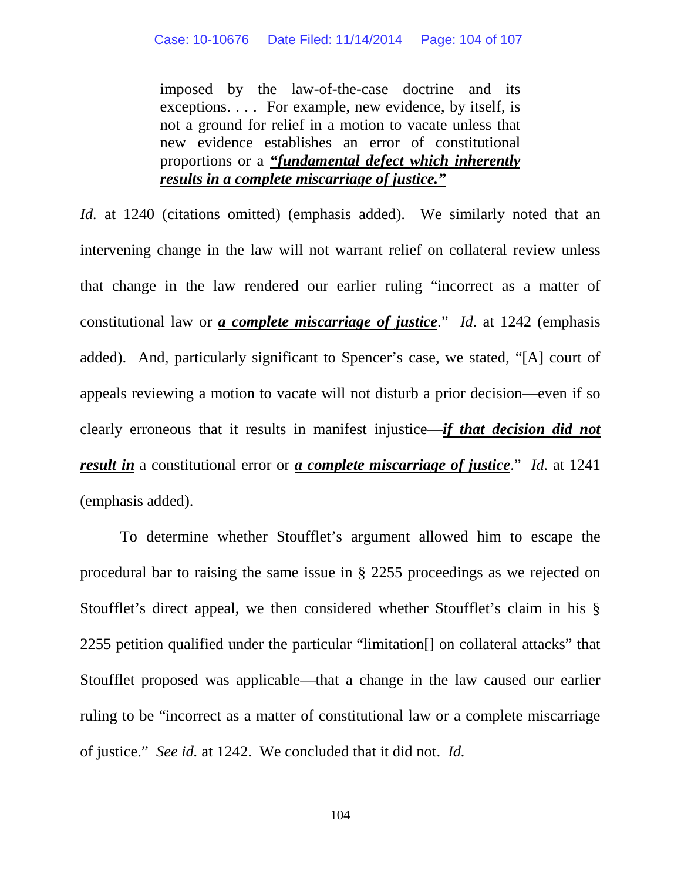> imposed by the law-of-the-case doctrine and its exceptions. . . . For example, new evidence, by itself, is not a ground for relief in a motion to vacate unless that new evidence establishes an error of constitutional proportions or a ***<u>"fundamental defect which inherently results in a complete miscarriage of justice."</u>***

*Id.* at 1240 (citations omitted) (emphasis added). We similarly noted that an intervening change in the law will not warrant relief on collateral review unless that change in the law rendered our earlier ruling "incorrect as a matter of constitutional law or ***<u>a complete miscarriage of justice</u>***." *Id.* at 1242 (emphasis added). And, particularly significant to Spencer's case, we stated, "[A] court of appeals reviewing a motion to vacate will not disturb a prior decision—even if so clearly erroneous that it results in manifest injustice—***<u>if that decision did not result in</u>*** a constitutional error or ***<u>a complete miscarriage of justice</u>***." *Id.* at 1241 (emphasis added).

To determine whether Stoufflet's argument allowed him to escape the procedural bar to raising the same issue in § 2255 proceedings as we rejected on Stoufflet's direct appeal, we then considered whether Stoufflet's claim in his § 2255 petition qualified under the particular "limitation[] on collateral attacks" that Stoufflet proposed was applicable—that a change in the law caused our earlier ruling to be "incorrect as a matter of constitutional law or a complete miscarriage of justice." *See id.* at 1242. We concluded that it did not. *Id.*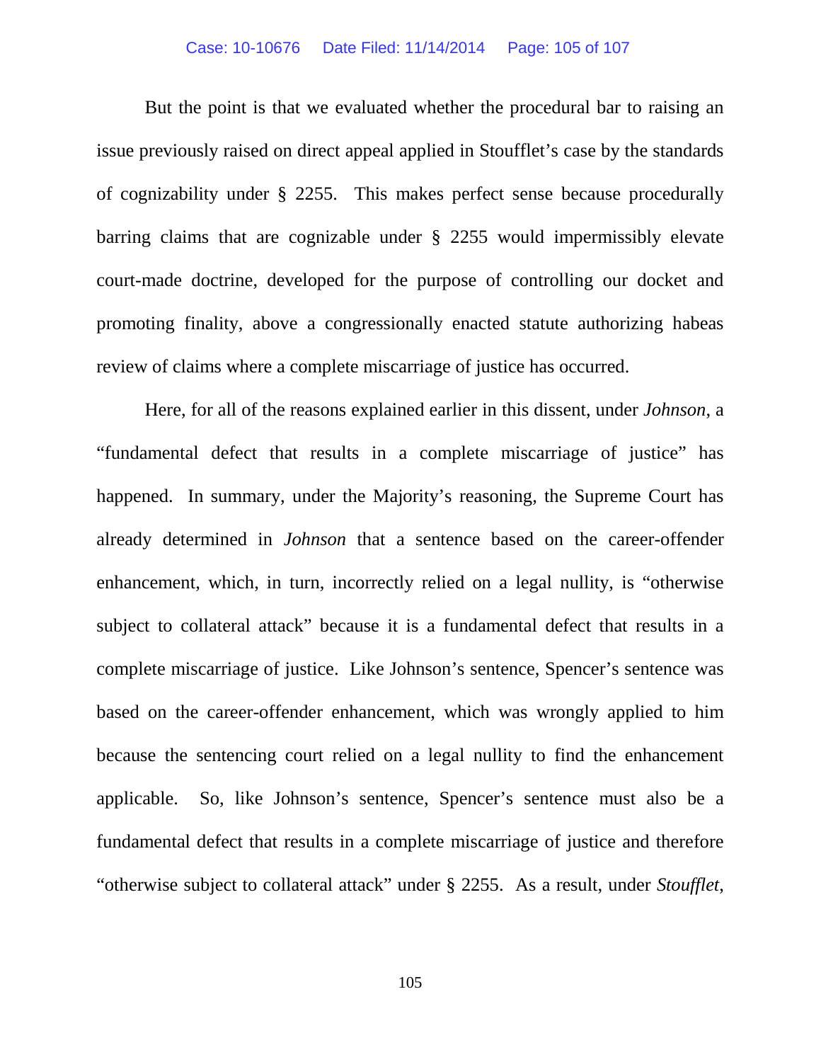But the point is that we evaluated whether the procedural bar to raising an issue previously raised on direct appeal applied in Stoufflet's case by the standards of cognizability under § 2255. This makes perfect sense because procedurally barring claims that are cognizable under § 2255 would impermissibly elevate court-made doctrine, developed for the purpose of controlling our docket and promoting finality, above a congressionally enacted statute authorizing habeas review of claims where a complete miscarriage of justice has occurred.

Here, for all of the reasons explained earlier in this dissent, under *Johnson*, a "fundamental defect that results in a complete miscarriage of justice" has happened. In summary, under the Majority's reasoning, the Supreme Court has already determined in *Johnson* that a sentence based on the career-offender enhancement, which, in turn, incorrectly relied on a legal nullity, is "otherwise subject to collateral attack" because it is a fundamental defect that results in a complete miscarriage of justice. Like Johnson's sentence, Spencer's sentence was based on the career-offender enhancement, which was wrongly applied to him because the sentencing court relied on a legal nullity to find the enhancement applicable. So, like Johnson's sentence, Spencer's sentence must also be a fundamental defect that results in a complete miscarriage of justice and therefore "otherwise subject to collateral attack" under § 2255. As a result, under *Stoufflet*,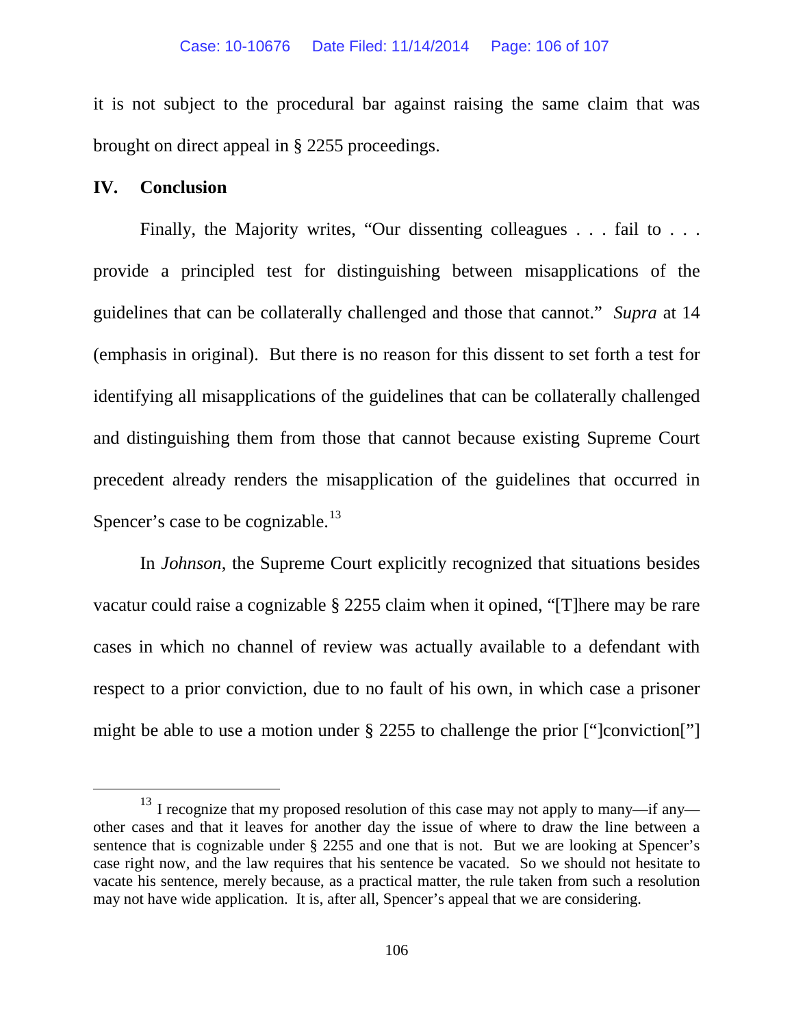it is not subject to the procedural bar against raising the same claim that was brought on direct appeal in § 2255 proceedings.

## IV. Conclusion

Finally, the Majority writes, "Our dissenting colleagues . . . fail to . . . provide a principled test for distinguishing between misapplications of the guidelines that can be collaterally challenged and those that cannot." *Supra* at 14 (emphasis in original). But there is no reason for this dissent to set forth a test for identifying all misapplications of the guidelines that can be collaterally challenged and distinguishing them from those that cannot because existing Supreme Court precedent already renders the misapplication of the guidelines that occurred in Spencer's case to be cognizable.[13]

In *Johnson*, the Supreme Court explicitly recognized that situations besides vacatur could raise a cognizable § 2255 claim when it opined, "[T]here may be rare cases in which no channel of review was actually available to a defendant with respect to a prior conviction, due to no fault of his own, in which case a prisoner might be able to use a motion under § 2255 to challenge the prior ["]conviction["]

[13] I recognize that my proposed resolution of this case may not apply to many—if any—other cases and that it leaves for another day the issue of where to draw the line between a sentence that is cognizable under § 2255 and one that is not. But we are looking at Spencer's case right now, and the law requires that his sentence be vacated. So we should not hesitate to vacate his sentence, merely because, as a practical matter, the rule taken from such a resolution may not have wide application. It is, after all, Spencer's appeal that we are considering.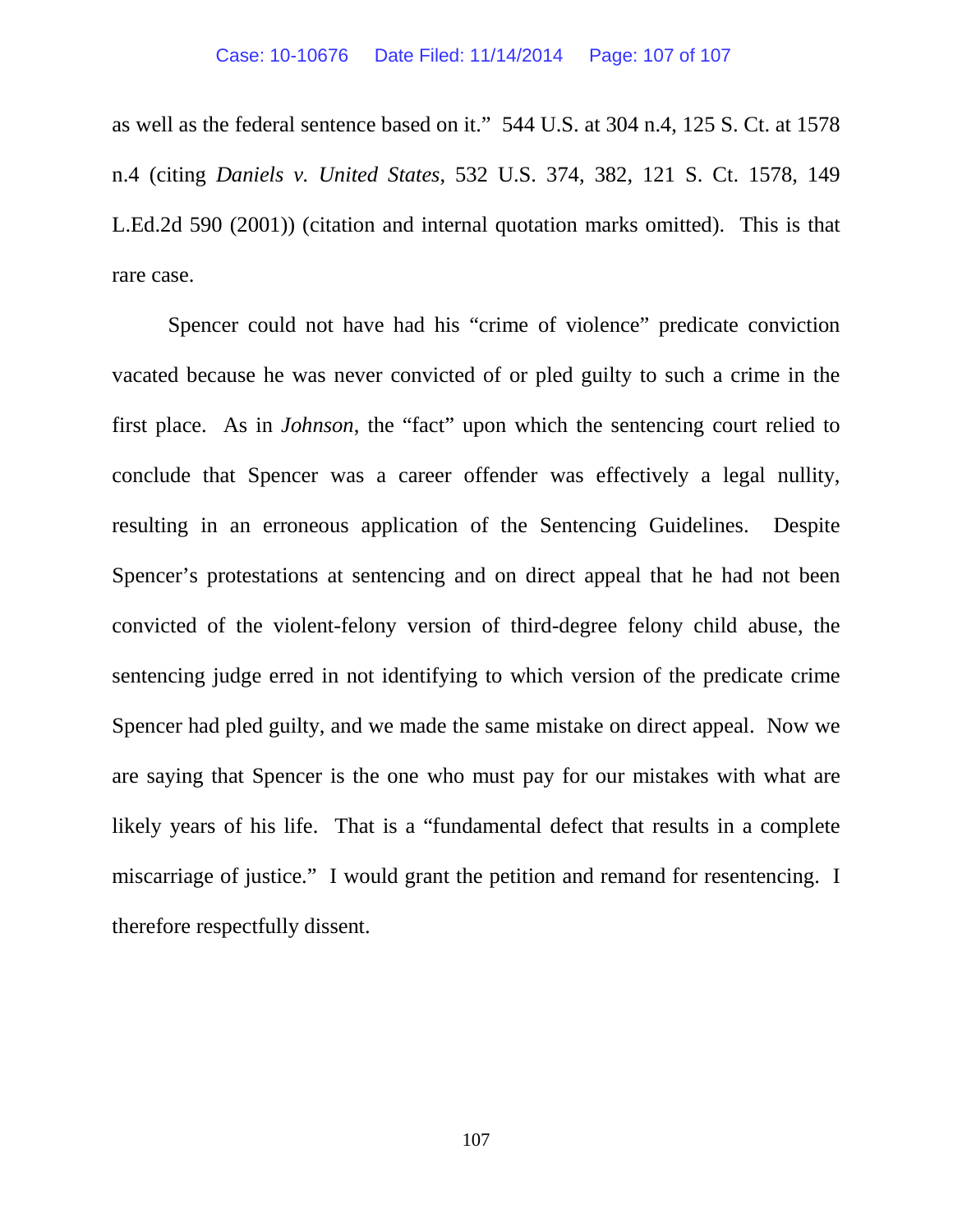as well as the federal sentence based on it." 544 U.S. at 304 n.4, 125 S. Ct. at 1578 n.4 (citing *Daniels v. United States*, 532 U.S. 374, 382, 121 S. Ct. 1578, 149 L.Ed.2d 590 (2001)) (citation and internal quotation marks omitted). This is that rare case.

Spencer could not have had his "crime of violence" predicate conviction vacated because he was never convicted of or pled guilty to such a crime in the first place. As in *Johnson*, the "fact" upon which the sentencing court relied to conclude that Spencer was a career offender was effectively a legal nullity, resulting in an erroneous application of the Sentencing Guidelines. Despite Spencer's protestations at sentencing and on direct appeal that he had not been convicted of the violent-felony version of third-degree felony child abuse, the sentencing judge erred in not identifying to which version of the predicate crime Spencer had pled guilty, and we made the same mistake on direct appeal. Now we are saying that Spencer is the one who must pay for our mistakes with what are likely years of his life. That is a "fundamental defect that results in a complete miscarriage of justice." I would grant the petition and remand for resentencing. I therefore respectfully dissent.